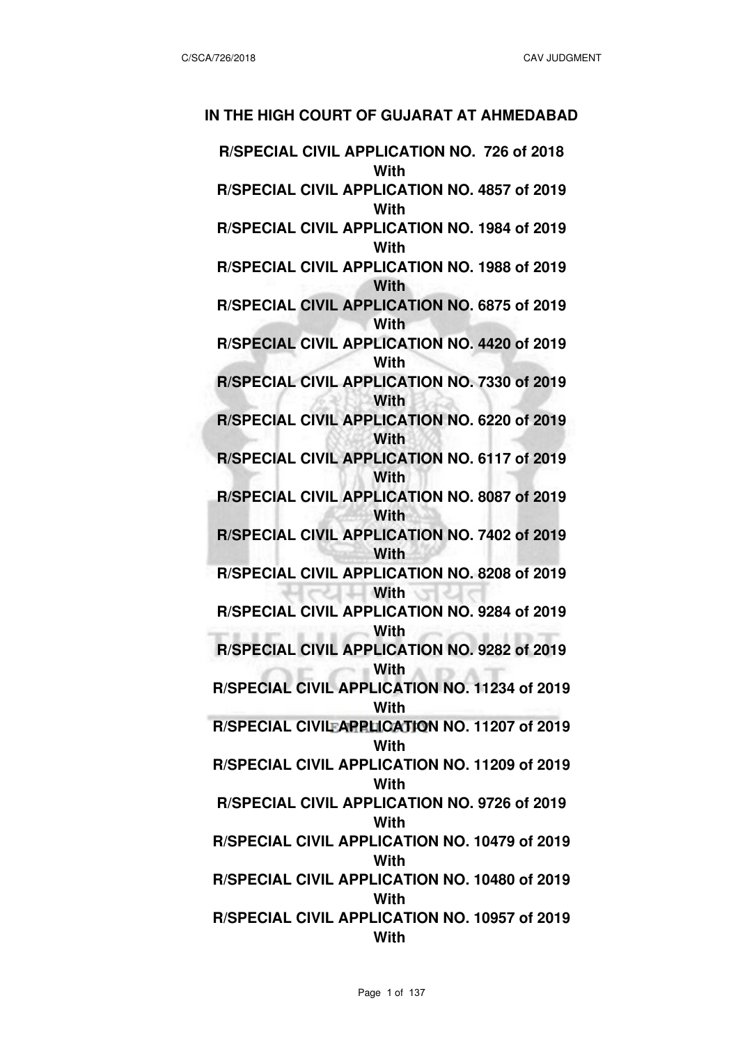# IN THE HIGH COURT OF GUJARAT AT AHMEDABAD

**R/SPECIAL CIVIL APPLICATION NO. 726 of 2018**
**With**
**R/SPECIAL CIVIL APPLICATION NO. 4857 of 2019**
**With**
**R/SPECIAL CIVIL APPLICATION NO. 1984 of 2019**
**With**
**R/SPECIAL CIVIL APPLICATION NO. 1988 of 2019**
**With**
**R/SPECIAL CIVIL APPLICATION NO. 6875 of 2019**
**With**
**R/SPECIAL CIVIL APPLICATION NO. 4420 of 2019**
**With**
**R/SPECIAL CIVIL APPLICATION NO. 7330 of 2019**
**With**
**R/SPECIAL CIVIL APPLICATION NO. 6220 of 2019**
**With**
**R/SPECIAL CIVIL APPLICATION NO. 6117 of 2019**
**With**
**R/SPECIAL CIVIL APPLICATION NO. 8087 of 2019**
**With**
**R/SPECIAL CIVIL APPLICATION NO. 7402 of 2019**
**With**
**R/SPECIAL CIVIL APPLICATION NO. 8208 of 2019**
**With**
**R/SPECIAL CIVIL APPLICATION NO. 9284 of 2019**
**With**
**R/SPECIAL CIVIL APPLICATION NO. 9282 of 2019**
**With**
**R/SPECIAL CIVIL APPLICATION NO. 11234 of 2019**
**With**
**R/SPECIAL CIVIL APPLICATION NO. 11207 of 2019**
**With**
**R/SPECIAL CIVIL APPLICATION NO. 11209 of 2019**
**With**
**R/SPECIAL CIVIL APPLICATION NO. 9726 of 2019**
**With**
**R/SPECIAL CIVIL APPLICATION NO. 10479 of 2019**
**With**
**R/SPECIAL CIVIL APPLICATION NO. 10480 of 2019**
**With**
**R/SPECIAL CIVIL APPLICATION NO. 10957 of 2019**
**With**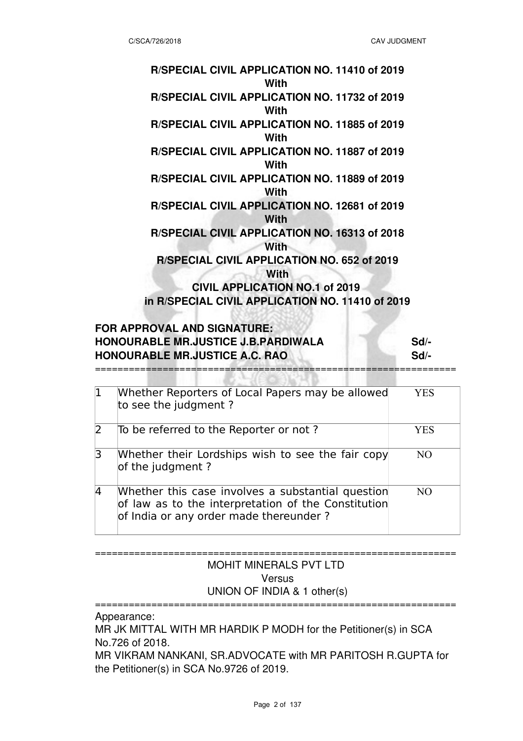**R/SPECIAL CIVIL APPLICATION NO. 11410 of 2019**
**With**
**R/SPECIAL CIVIL APPLICATION NO. 11732 of 2019**
**With**
**R/SPECIAL CIVIL APPLICATION NO. 11885 of 2019**
**With**
**R/SPECIAL CIVIL APPLICATION NO. 11887 of 2019**
**With**
**R/SPECIAL CIVIL APPLICATION NO. 11889 of 2019**
**With**
**R/SPECIAL CIVIL APPLICATION NO. 12681 of 2019**
**With**
**R/SPECIAL CIVIL APPLICATION NO. 16313 of 2018**
**With**
**R/SPECIAL CIVIL APPLICATION NO. 652 of 2019**
**With**
**CIVIL APPLICATION NO.1 of 2019**
**in R/SPECIAL CIVIL APPLICATION NO. 11410 of 2019**

**FOR APPROVAL AND SIGNATURE:**
**HONOURABLE MR.JUSTICE J.B.PARDIWALA** Sd/-
**HONOURABLE MR.JUSTICE A.C. RAO** Sd/-

==========================================================

| | | |
|---|---|---|
| 1 | Whether Reporters of Local Papers may be allowed to see the judgment ? | YES |
| 2 | To be referred to the Reporter or not ? | YES |
| 3 | Whether their Lordships wish to see the fair copy of the judgment ? | NO |
| 4 | Whether this case involves a substantial question of law as to the interpretation of the Constitution of India or any order made thereunder ? | NO |

==========================================================

MOHIT MINERALS PVT LTD
Versus
UNION OF INDIA & 1 other(s)

==========================================================

Appearance:
MR JK MITTAL WITH MR HARDIK P MODH for the Petitioner(s) in SCA No.726 of 2018.
MR VIKRAM NANKANI, SR.ADVOCATE with MR PARITOSH R.GUPTA for the Petitioner(s) in SCA No.9726 of 2019.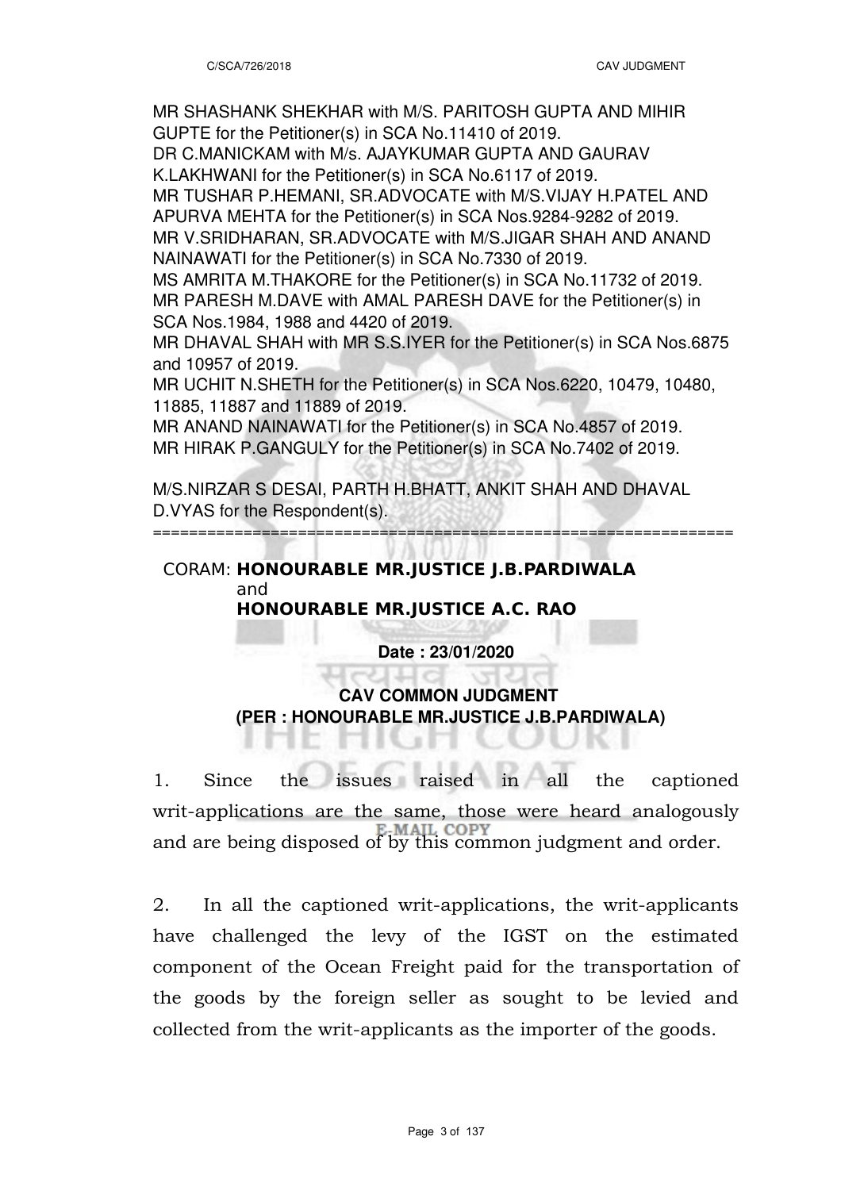MR SHASHANK SHEKHAR with M/S. PARITOSH GUPTA AND MIHIR GUPTE for the Petitioner(s) in SCA No.11410 of 2019.
DR C.MANICKAM with M/s. AJAYKUMAR GUPTA AND GAURAV K.LAKHWANI for the Petitioner(s) in SCA No.6117 of 2019.
MR TUSHAR P.HEMANI, SR.ADVOCATE with M/S.VIJAY H.PATEL AND APURVA MEHTA for the Petitioner(s) in SCA Nos.9284-9282 of 2019.
MR V.SRIDHARAN, SR.ADVOCATE with M/S.JIGAR SHAH AND ANAND NAINAWATI for the Petitioner(s) in SCA No.7330 of 2019.
MS AMRITA M.THAKORE for the Petitioner(s) in SCA No.11732 of 2019.
MR PARESH M.DAVE with AMAL PARESH DAVE for the Petitioner(s) in SCA Nos.1984, 1988 and 4420 of 2019.
MR DHAVAL SHAH with MR S.S.IYER for the Petitioner(s) in SCA Nos.6875 and 10957 of 2019.
MR UCHIT N.SHETH for the Petitioner(s) in SCA Nos.6220, 10479, 10480, 11885, 11887 and 11889 of 2019.
MR ANAND NAINAWATI for the Petitioner(s) in SCA No.4857 of 2019.
MR HIRAK P.GANGULY for the Petitioner(s) in SCA No.7402 of 2019.

M/S.NIRZAR S DESAI, PARTH H.BHATT, ANKIT SHAH AND DHAVAL D.VYAS for the Respondent(s).

================================================================

CORAM: **HONOURABLE MR.JUSTICE J.B.PARDIWALA**
and
**HONOURABLE MR.JUSTICE A.C. RAO**

**Date : 23/01/2020**

**CAV COMMON JUDGMENT**
**(PER : HONOURABLE MR.JUSTICE J.B.PARDIWALA)**

1. Since the issues raised in all the captioned writ-applications are the same, those were heard analogously and are being disposed of by this common judgment and order.

2. In all the captioned writ-applications, the writ-applicants have challenged the levy of the IGST on the estimated component of the Ocean Freight paid for the transportation of the goods by the foreign seller as sought to be levied and collected from the writ-applicants as the importer of the goods.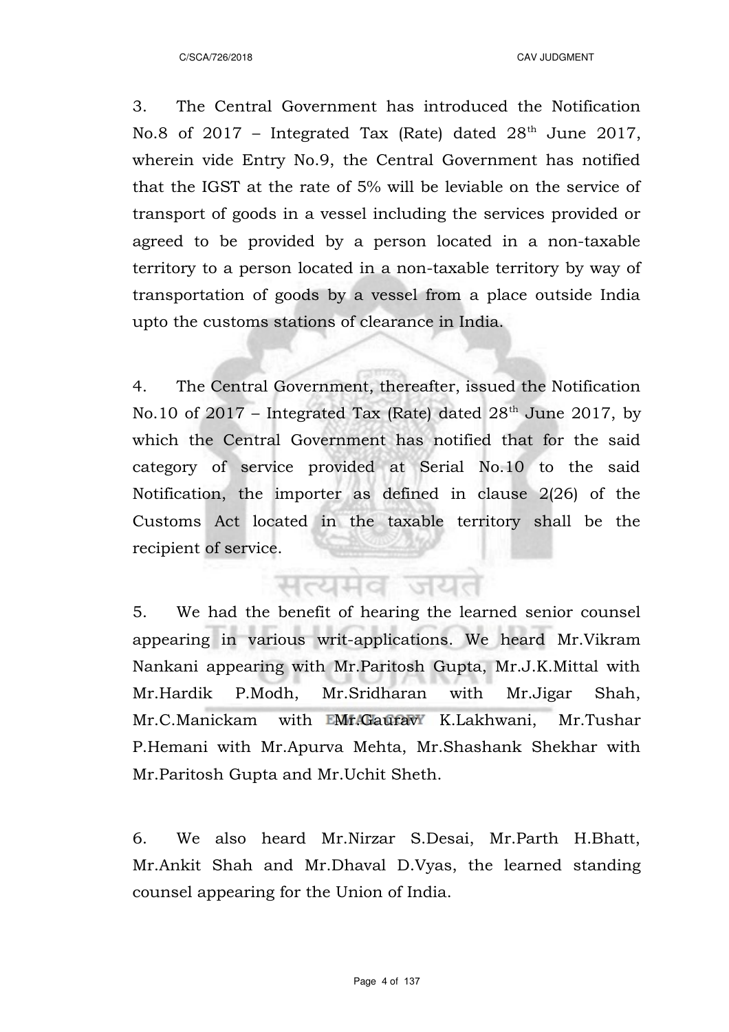3. The Central Government has introduced the Notification No.8 of 2017 – Integrated Tax (Rate) dated 28th June 2017, wherein vide Entry No.9, the Central Government has notified that the IGST at the rate of 5% will be leviable on the service of transport of goods in a vessel including the services provided or agreed to be provided by a person located in a non-taxable territory to a person located in a non-taxable territory by way of transportation of goods by a vessel from a place outside India upto the customs stations of clearance in India.

4. The Central Government, thereafter, issued the Notification No.10 of 2017 – Integrated Tax (Rate) dated 28th June 2017, by which the Central Government has notified that for the said category of service provided at Serial No.10 to the said Notification, the importer as defined in clause 2(26) of the Customs Act located in the taxable territory shall be the recipient of service.

5. We had the benefit of hearing the learned senior counsel appearing in various writ-applications. We heard Mr.Vikram Nankani appearing with Mr.Paritosh Gupta, Mr.J.K.Mittal with Mr.Hardik P.Modh, Mr.Sridharan with Mr.Jigar Shah, Mr.C.Manickam with Mr.Gaurav K.Lakhwani, Mr.Tushar P.Hemani with Mr.Apurva Mehta, Mr.Shashank Shekhar with Mr.Paritosh Gupta and Mr.Uchit Sheth.

6. We also heard Mr.Nirzar S.Desai, Mr.Parth H.Bhatt, Mr.Ankit Shah and Mr.Dhaval D.Vyas, the learned standing counsel appearing for the Union of India.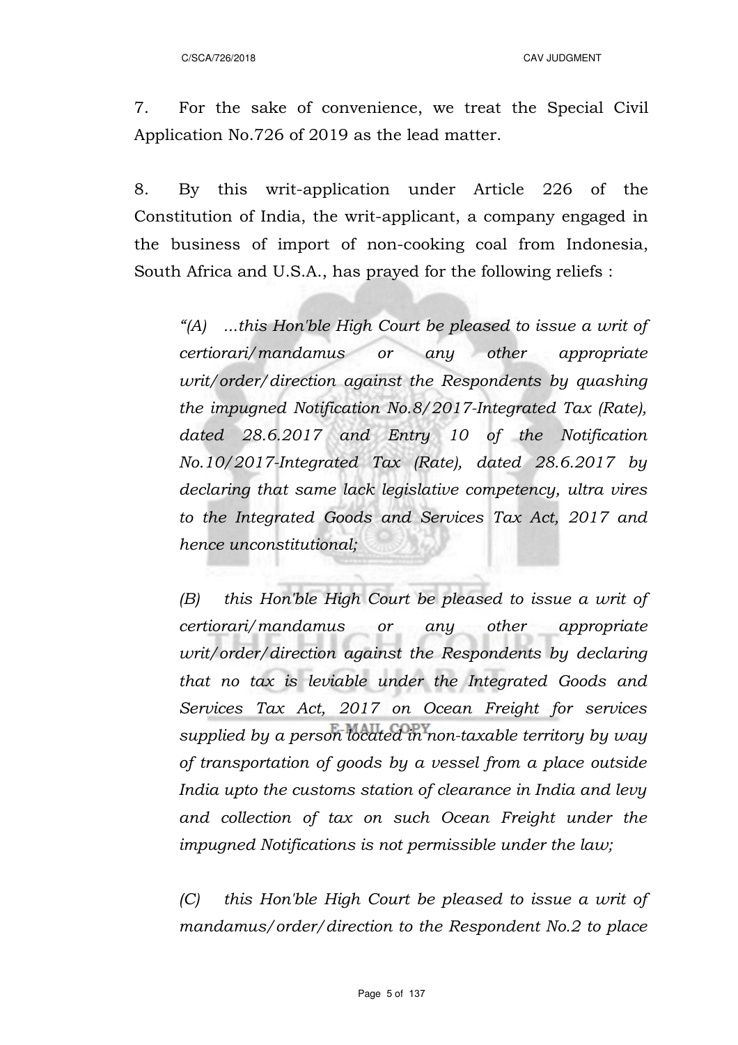7. For the sake of convenience, we treat the Special Civil Application No.726 of 2019 as the lead matter.

8. By this writ-application under Article 226 of the Constitution of India, the writ-applicant, a company engaged in the business of import of non-cooking coal from Indonesia, South Africa and U.S.A., has prayed for the following reliefs :

> *"(A) ...this Hon'ble High Court be pleased to issue a writ of certiorari/mandamus or any other appropriate writ/order/direction against the Respondents by quashing the impugned Notification No.8/2017-Integrated Tax (Rate), dated 28.6.2017 and Entry 10 of the Notification No.10/2017-Integrated Tax (Rate), dated 28.6.2017 by declaring that same lack legislative competency, ultra vires to the Integrated Goods and Services Tax Act, 2017 and hence unconstitutional;*
>
> *(B) this Hon'ble High Court be pleased to issue a writ of certiorari/mandamus or any other appropriate writ/order/direction against the Respondents by declaring that no tax is leviable under the Integrated Goods and Services Tax Act, 2017 on Ocean Freight for services supplied by a person located in non-taxable territory by way of transportation of goods by a vessel from a place outside India upto the customs station of clearance in India and levy and collection of tax on such Ocean Freight under the impugned Notifications is not permissible under the law;*
>
> *(C) this Hon'ble High Court be pleased to issue a writ of mandamus/order/direction to the Respondent No.2 to place*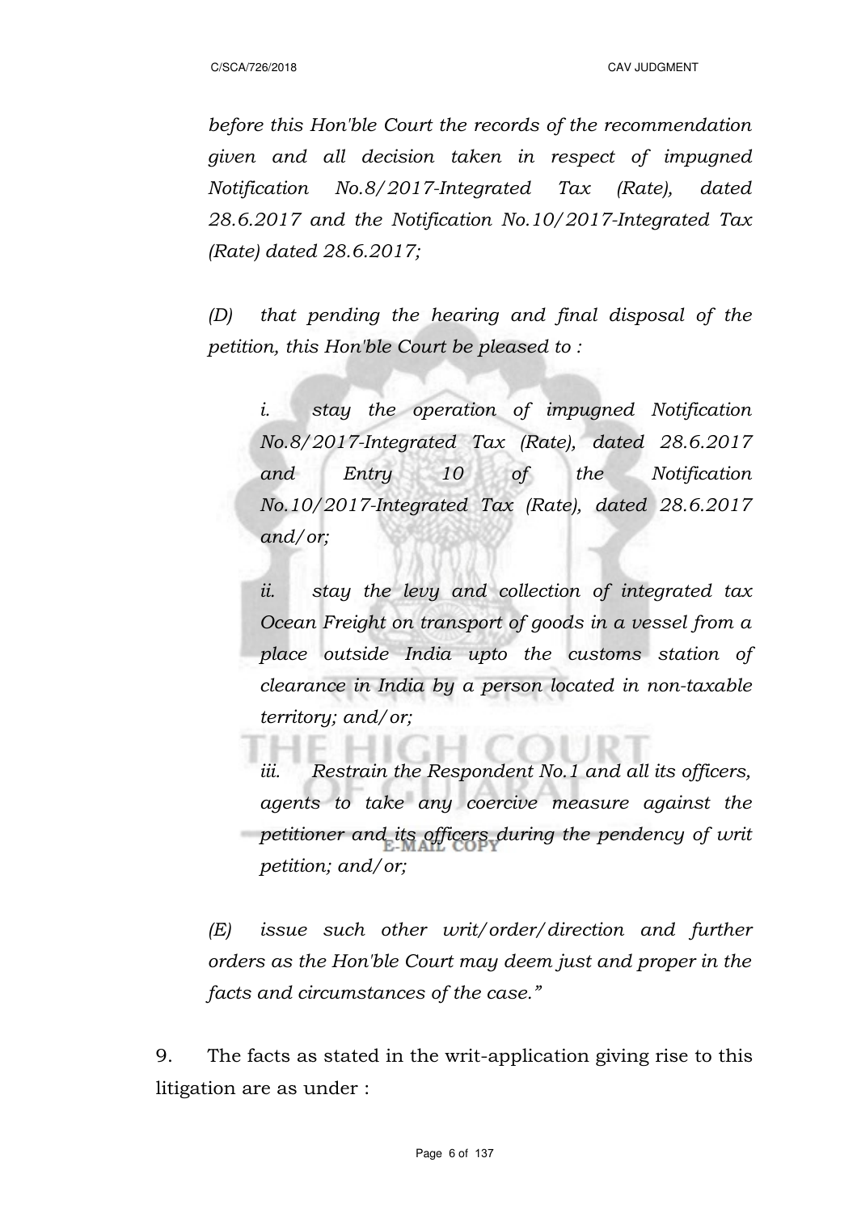*before this Hon'ble Court the records of the recommendation given and all decision taken in respect of impugned Notification No.8/2017-Integrated Tax (Rate), dated 28.6.2017 and the Notification No.10/2017-Integrated Tax (Rate) dated 28.6.2017;*

*(D) that pending the hearing and final disposal of the petition, this Hon'ble Court be pleased to :*

> *i. stay the operation of impugned Notification No.8/2017-Integrated Tax (Rate), dated 28.6.2017 and Entry 10 of the Notification No.10/2017-Integrated Tax (Rate), dated 28.6.2017 and/or;*
>
> *ii. stay the levy and collection of integrated tax Ocean Freight on transport of goods in a vessel from a place outside India upto the customs station of clearance in India by a person located in non-taxable territory; and/or;*
>
> *iii. Restrain the Respondent No.1 and all its officers, agents to take any coercive measure against the petitioner and its officers during the pendency of writ petition; and/or;*

*(E) issue such other writ/order/direction and further orders as the Hon'ble Court may deem just and proper in the facts and circumstances of the case."*

9. The facts as stated in the writ-application giving rise to this litigation are as under :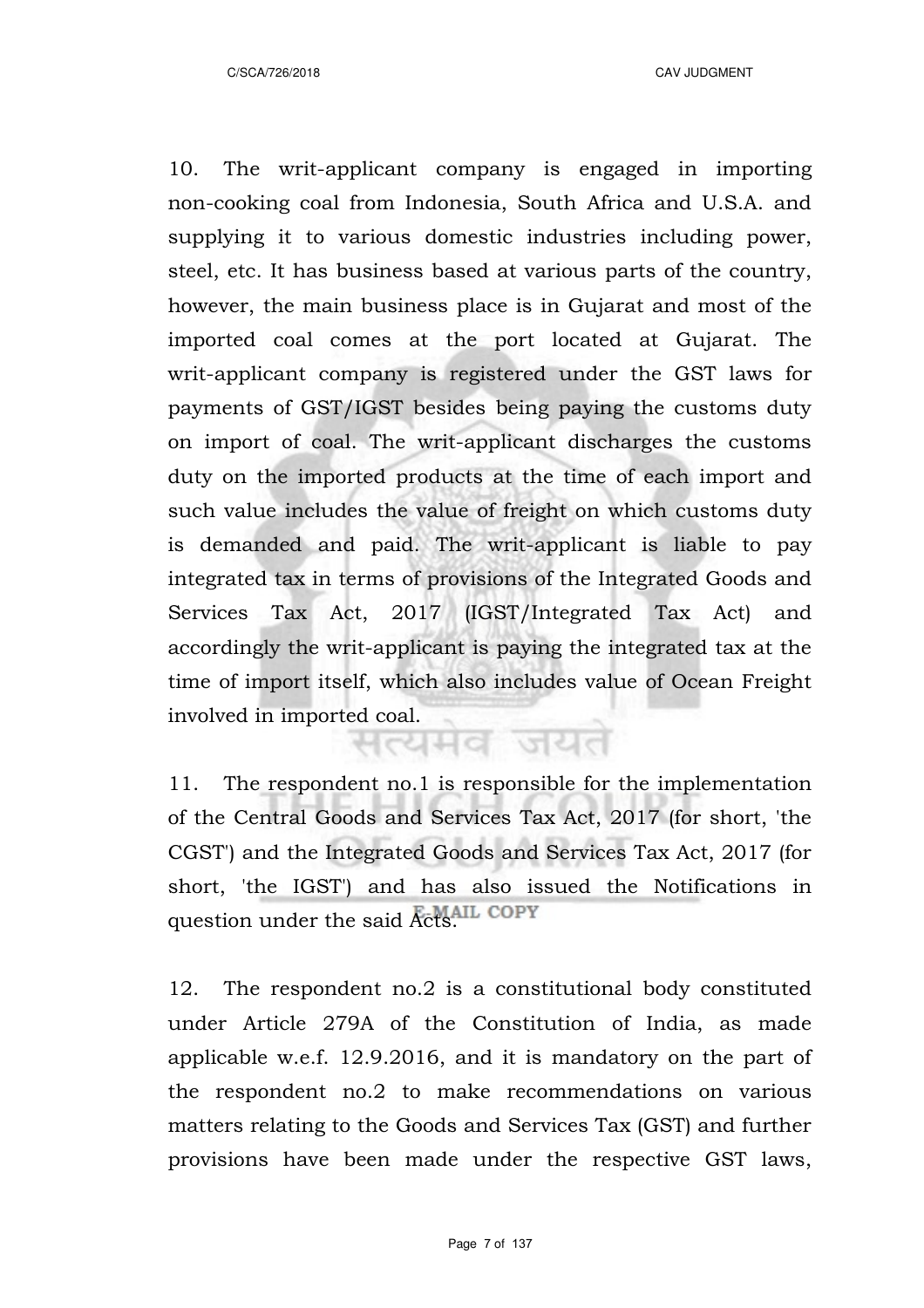10. The writ-applicant company is engaged in importing non-cooking coal from Indonesia, South Africa and U.S.A. and supplying it to various domestic industries including power, steel, etc. It has business based at various parts of the country, however, the main business place is in Gujarat and most of the imported coal comes at the port located at Gujarat. The writ-applicant company is registered under the GST laws for payments of GST/IGST besides being paying the customs duty on import of coal. The writ-applicant discharges the customs duty on the imported products at the time of each import and such value includes the value of freight on which customs duty is demanded and paid. The writ-applicant is liable to pay integrated tax in terms of provisions of the Integrated Goods and Services Tax Act, 2017 (IGST/Integrated Tax Act) and accordingly the writ-applicant is paying the integrated tax at the time of import itself, which also includes value of Ocean Freight involved in imported coal.

11. The respondent no.1 is responsible for the implementation of the Central Goods and Services Tax Act, 2017 (for short, 'the CGST') and the Integrated Goods and Services Tax Act, 2017 (for short, 'the IGST') and has also issued the Notifications in question under the said Acts.

12. The respondent no.2 is a constitutional body constituted under Article 279A of the Constitution of India, as made applicable w.e.f. 12.9.2016, and it is mandatory on the part of the respondent no.2 to make recommendations on various matters relating to the Goods and Services Tax (GST) and further provisions have been made under the respective GST laws,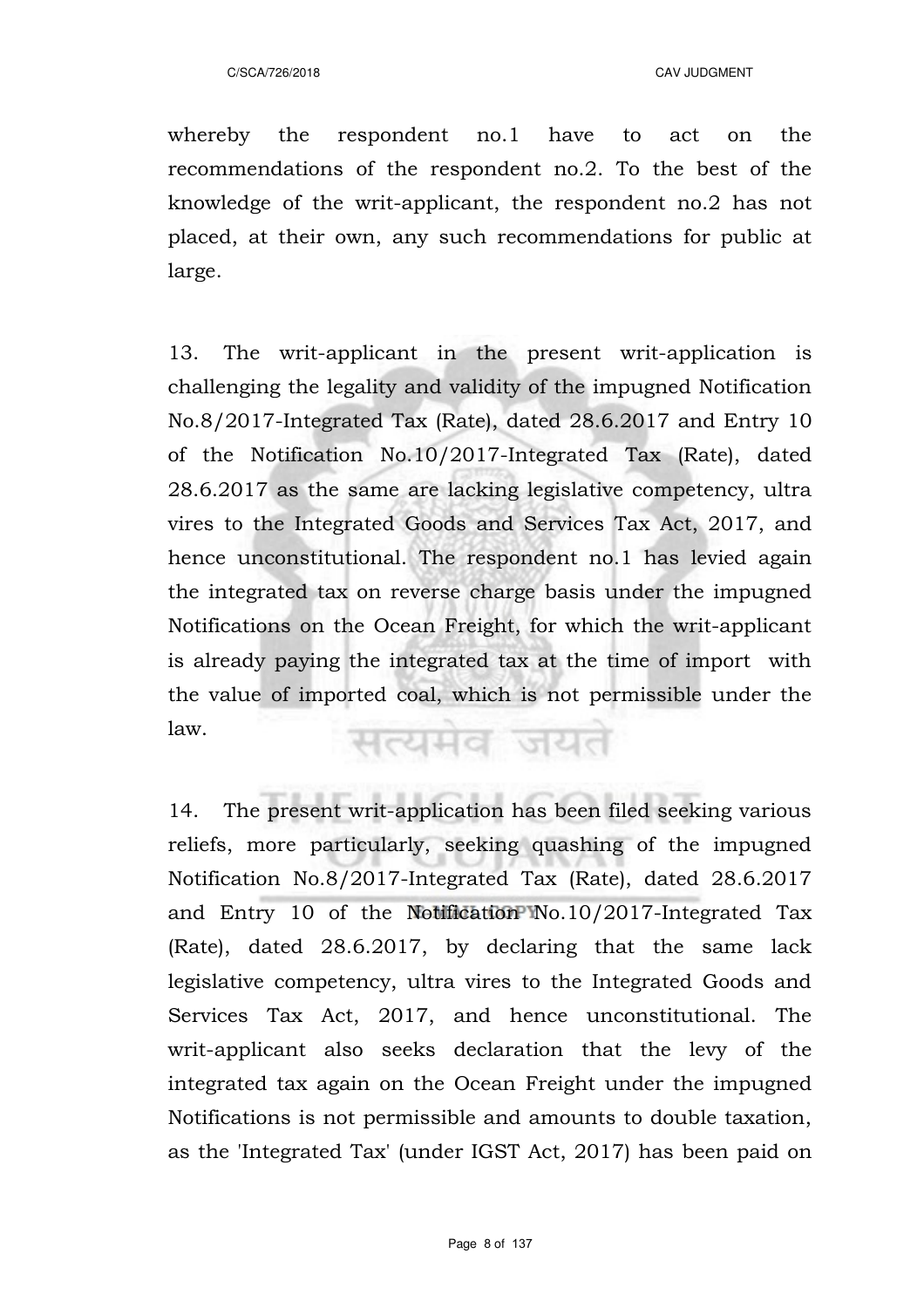whereby the respondent no.1 have to act on the recommendations of the respondent no.2. To the best of the knowledge of the writ-applicant, the respondent no.2 has not placed, at their own, any such recommendations for public at large.

13. The writ-applicant in the present writ-application is challenging the legality and validity of the impugned Notification No.8/2017-Integrated Tax (Rate), dated 28.6.2017 and Entry 10 of the Notification No.10/2017-Integrated Tax (Rate), dated 28.6.2017 as the same are lacking legislative competency, ultra vires to the Integrated Goods and Services Tax Act, 2017, and hence unconstitutional. The respondent no.1 has levied again the integrated tax on reverse charge basis under the impugned Notifications on the Ocean Freight, for which the writ-applicant is already paying the integrated tax at the time of import with the value of imported coal, which is not permissible under the law.

14. The present writ-application has been filed seeking various reliefs, more particularly, seeking quashing of the impugned Notification No.8/2017-Integrated Tax (Rate), dated 28.6.2017 and Entry 10 of the Notification No.10/2017-Integrated Tax (Rate), dated 28.6.2017, by declaring that the same lack legislative competency, ultra vires to the Integrated Goods and Services Tax Act, 2017, and hence unconstitutional. The writ-applicant also seeks declaration that the levy of the integrated tax again on the Ocean Freight under the impugned Notifications is not permissible and amounts to double taxation, as the 'Integrated Tax' (under IGST Act, 2017) has been paid on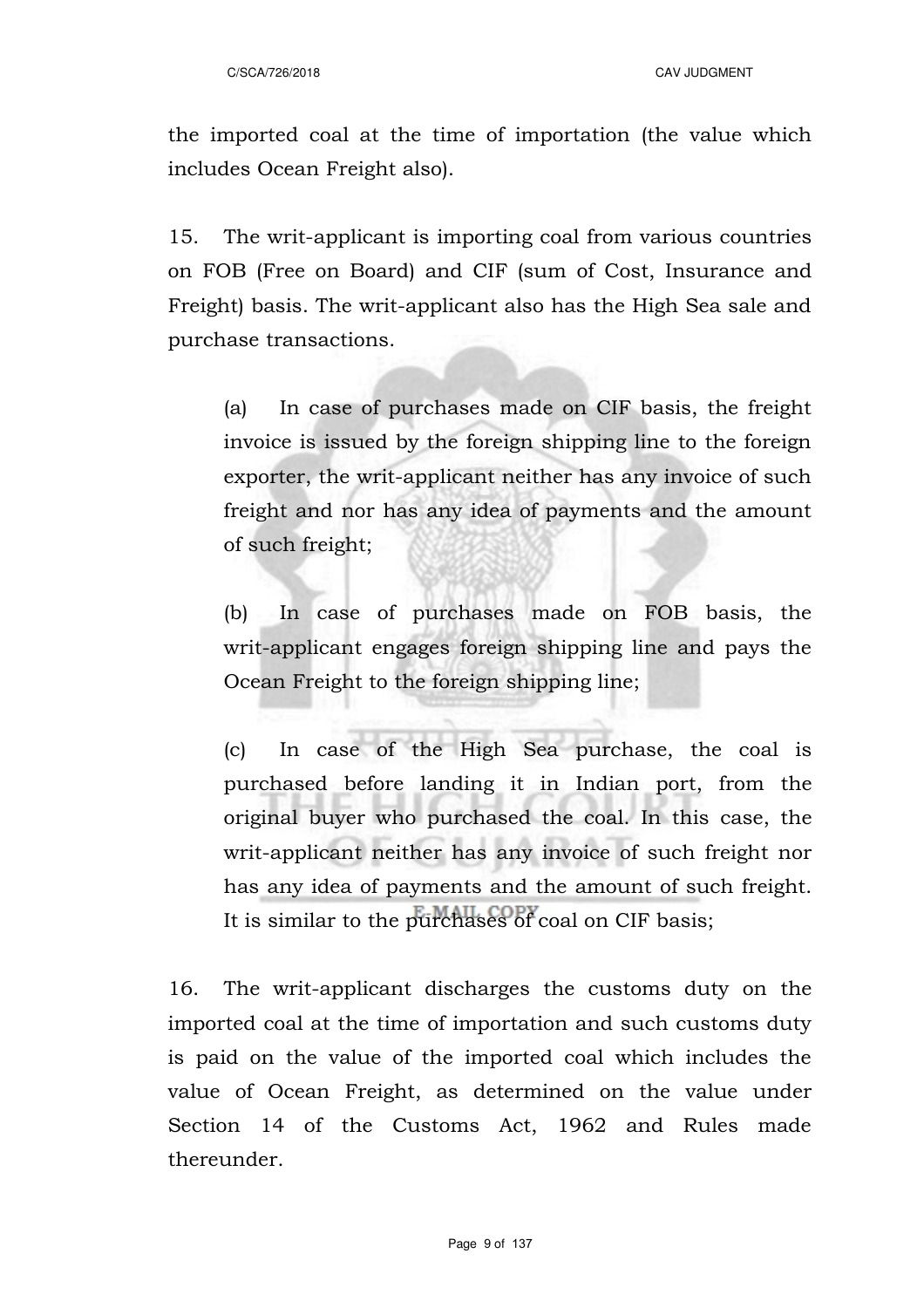the imported coal at the time of importation (the value which includes Ocean Freight also).

15. The writ-applicant is importing coal from various countries on FOB (Free on Board) and CIF (sum of Cost, Insurance and Freight) basis. The writ-applicant also has the High Sea sale and purchase transactions.

(a) In case of purchases made on CIF basis, the freight invoice is issued by the foreign shipping line to the foreign exporter, the writ-applicant neither has any invoice of such freight and nor has any idea of payments and the amount of such freight;

(b) In case of purchases made on FOB basis, the writ-applicant engages foreign shipping line and pays the Ocean Freight to the foreign shipping line;

(c) In case of the High Sea purchase, the coal is purchased before landing it in Indian port, from the original buyer who purchased the coal. In this case, the writ-applicant neither has any invoice of such freight nor has any idea of payments and the amount of such freight. It is similar to the purchases of coal on CIF basis;

16. The writ-applicant discharges the customs duty on the imported coal at the time of importation and such customs duty is paid on the value of the imported coal which includes the value of Ocean Freight, as determined on the value under Section 14 of the Customs Act, 1962 and Rules made thereunder.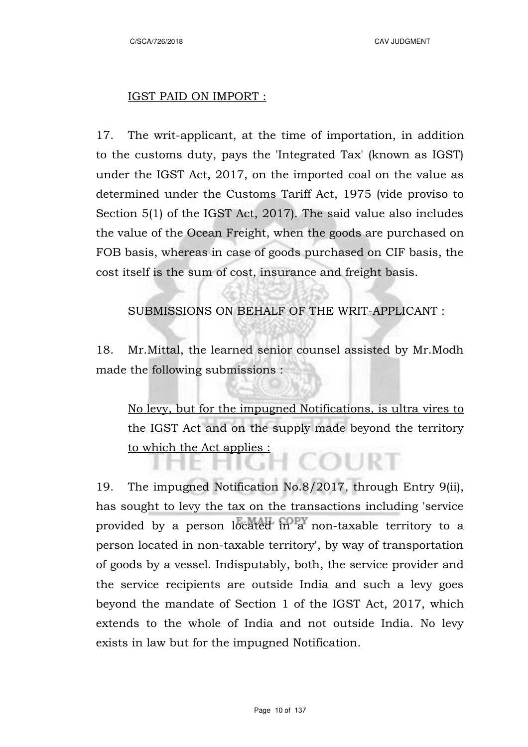IGST PAID ON IMPORT :

17. The writ-applicant, at the time of importation, in addition to the customs duty, pays the 'Integrated Tax' (known as IGST) under the IGST Act, 2017, on the imported coal on the value as determined under the Customs Tariff Act, 1975 (vide proviso to Section 5(1) of the IGST Act, 2017). The said value also includes the value of the Ocean Freight, when the goods are purchased on FOB basis, whereas in case of goods purchased on CIF basis, the cost itself is the sum of cost, insurance and freight basis.

SUBMISSIONS ON BEHALF OF THE WRIT-APPLICANT :

18. Mr.Mittal, the learned senior counsel assisted by Mr.Modh made the following submissions :

No levy, but for the impugned Notifications, is ultra vires to the IGST Act and on the supply made beyond the territory to which the Act applies :

19. The impugned Notification No.8/2017, through Entry 9(ii), has sought to levy the tax on the transactions including 'service provided by a person located in a non-taxable territory to a person located in non-taxable territory', by way of transportation of goods by a vessel. Indisputably, both, the service provider and the service recipients are outside India and such a levy goes beyond the mandate of Section 1 of the IGST Act, 2017, which extends to the whole of India and not outside India. No levy exists in law but for the impugned Notification.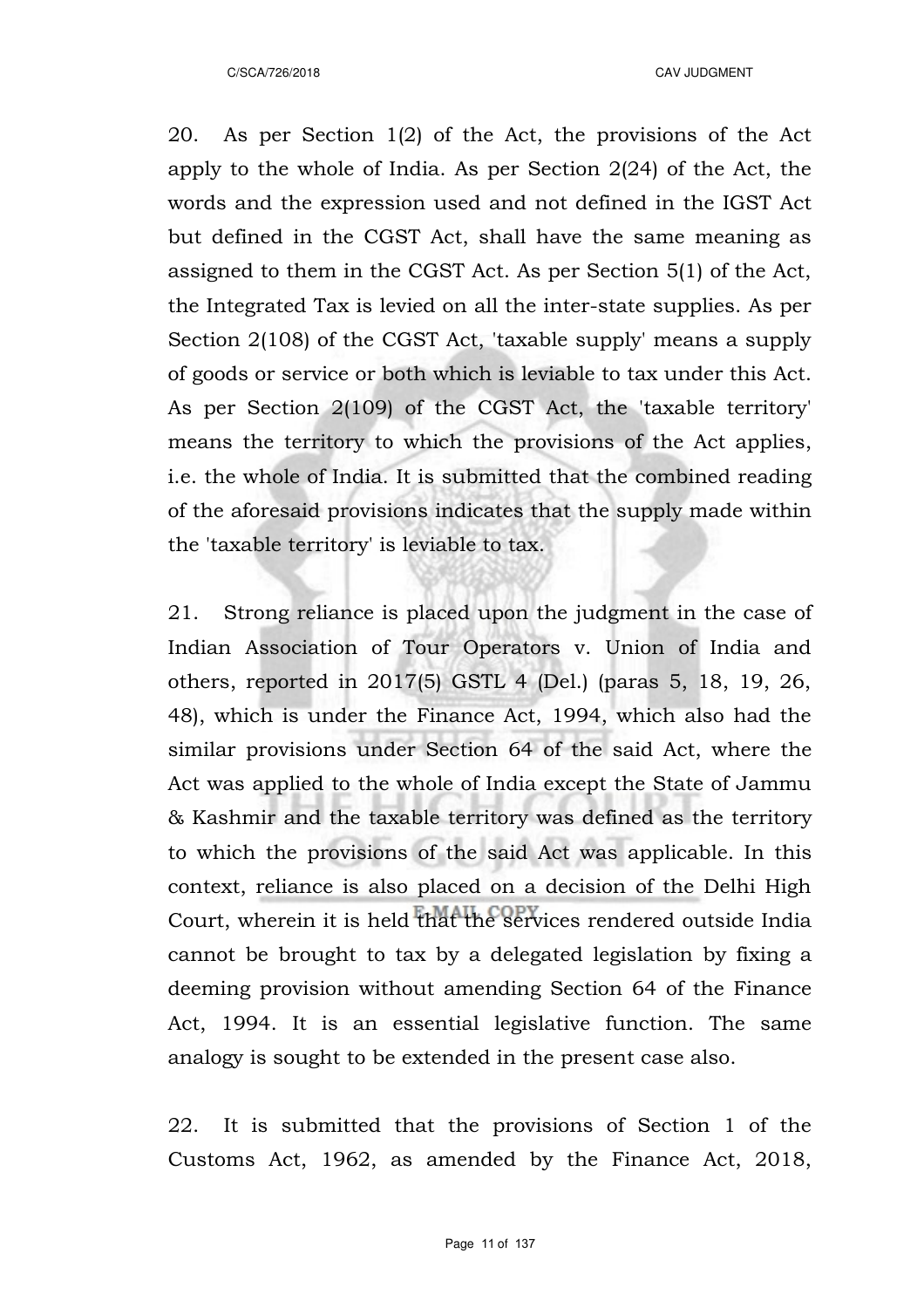20. As per Section 1(2) of the Act, the provisions of the Act apply to the whole of India. As per Section 2(24) of the Act, the words and the expression used and not defined in the IGST Act but defined in the CGST Act, shall have the same meaning as assigned to them in the CGST Act. As per Section 5(1) of the Act, the Integrated Tax is levied on all the inter-state supplies. As per Section 2(108) of the CGST Act, 'taxable supply' means a supply of goods or service or both which is leviable to tax under this Act. As per Section 2(109) of the CGST Act, the 'taxable territory' means the territory to which the provisions of the Act applies, i.e. the whole of India. It is submitted that the combined reading of the aforesaid provisions indicates that the supply made within the 'taxable territory' is leviable to tax.

21. Strong reliance is placed upon the judgment in the case of Indian Association of Tour Operators v. Union of India and others, reported in 2017(5) GSTL 4 (Del.) (paras 5, 18, 19, 26, 48), which is under the Finance Act, 1994, which also had the similar provisions under Section 64 of the said Act, where the Act was applied to the whole of India except the State of Jammu & Kashmir and the taxable territory was defined as the territory to which the provisions of the said Act was applicable. In this context, reliance is also placed on a decision of the Delhi High Court, wherein it is held that the services rendered outside India cannot be brought to tax by a delegated legislation by fixing a deeming provision without amending Section 64 of the Finance Act, 1994. It is an essential legislative function. The same analogy is sought to be extended in the present case also.

22. It is submitted that the provisions of Section 1 of the Customs Act, 1962, as amended by the Finance Act, 2018,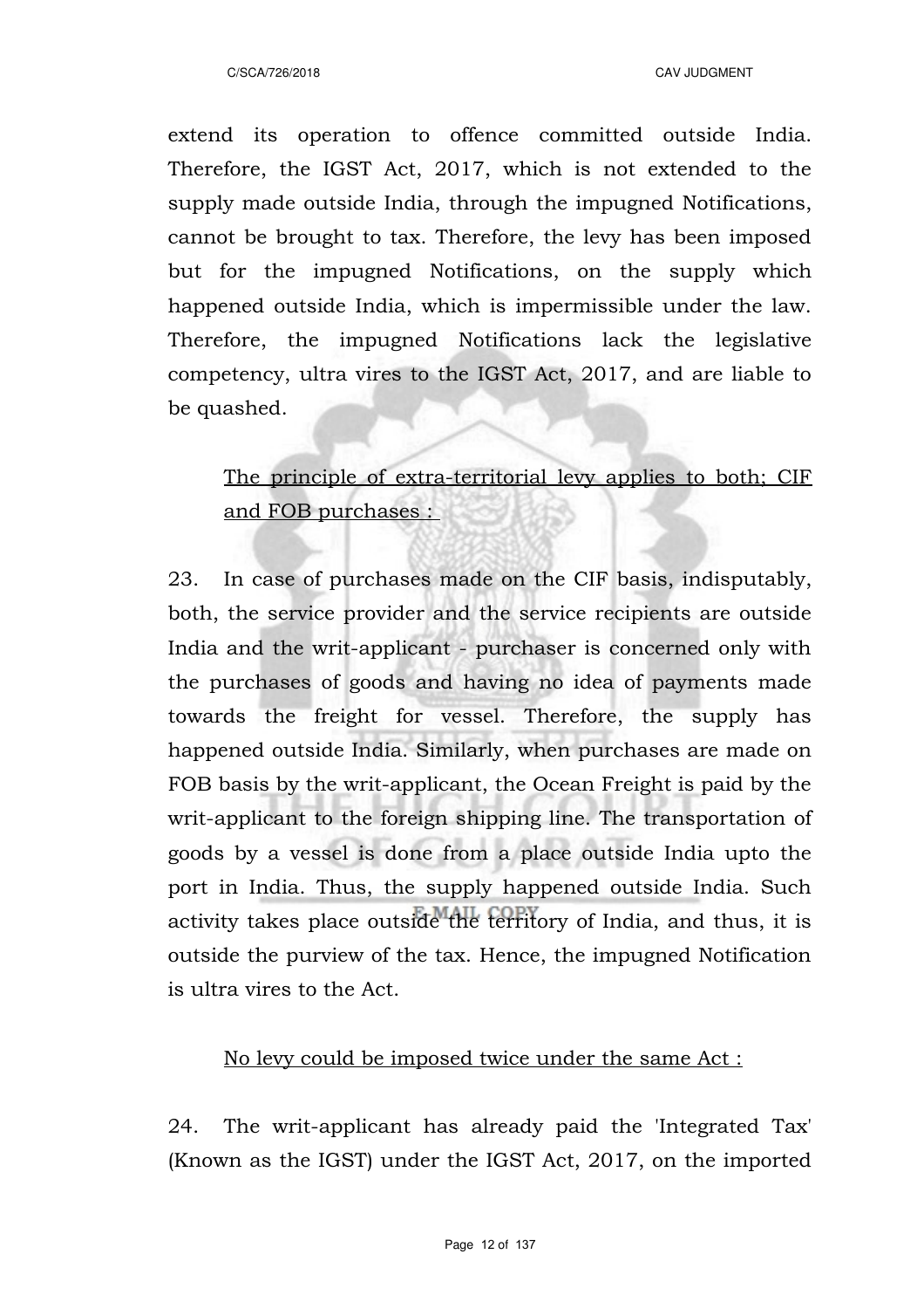extend its operation to offence committed outside India. Therefore, the IGST Act, 2017, which is not extended to the supply made outside India, through the impugned Notifications, cannot be brought to tax. Therefore, the levy has been imposed but for the impugned Notifications, on the supply which happened outside India, which is impermissible under the law. Therefore, the impugned Notifications lack the legislative competency, ultra vires to the IGST Act, 2017, and are liable to be quashed.

<u>The principle of extra-territorial levy applies to both; CIF and FOB purchases :</u>

23. In case of purchases made on the CIF basis, indisputably, both, the service provider and the service recipients are outside India and the writ-applicant - purchaser is concerned only with the purchases of goods and having no idea of payments made towards the freight for vessel. Therefore, the supply has happened outside India. Similarly, when purchases are made on FOB basis by the writ-applicant, the Ocean Freight is paid by the writ-applicant to the foreign shipping line. The transportation of goods by a vessel is done from a place outside India upto the port in India. Thus, the supply happened outside India. Such activity takes place outside the territory of India, and thus, it is outside the purview of the tax. Hence, the impugned Notification is ultra vires to the Act.

<u>No levy could be imposed twice under the same Act :</u>

24. The writ-applicant has already paid the 'Integrated Tax' (Known as the IGST) under the IGST Act, 2017, on the imported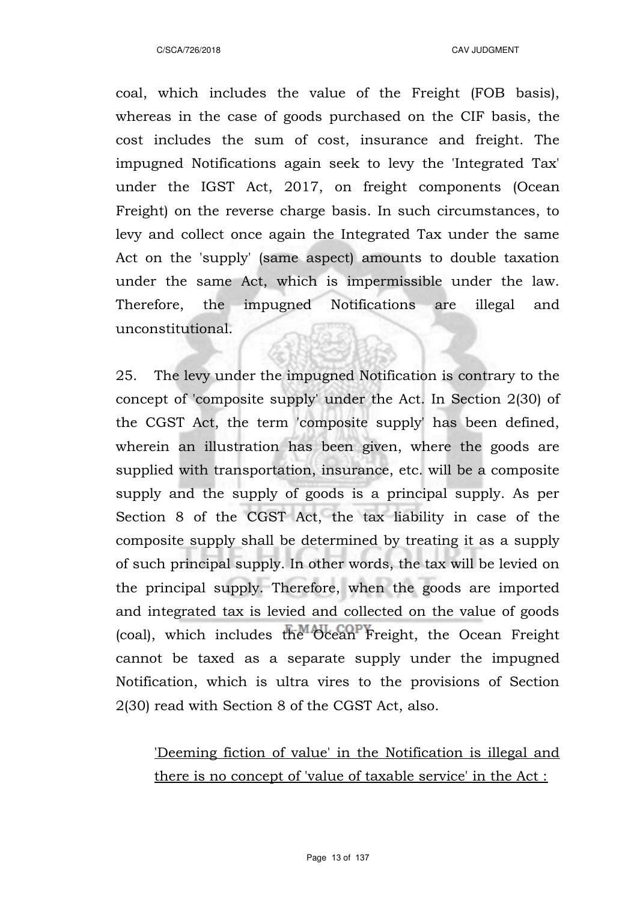coal, which includes the value of the Freight (FOB basis), whereas in the case of goods purchased on the CIF basis, the cost includes the sum of cost, insurance and freight. The impugned Notifications again seek to levy the 'Integrated Tax' under the IGST Act, 2017, on freight components (Ocean Freight) on the reverse charge basis. In such circumstances, to levy and collect once again the Integrated Tax under the same Act on the 'supply' (same aspect) amounts to double taxation under the same Act, which is impermissible under the law. Therefore, the impugned Notifications are illegal and unconstitutional.

25. The levy under the impugned Notification is contrary to the concept of 'composite supply' under the Act. In Section 2(30) of the CGST Act, the term 'composite supply' has been defined, wherein an illustration has been given, where the goods are supplied with transportation, insurance, etc. will be a composite supply and the supply of goods is a principal supply. As per Section 8 of the CGST Act, the tax liability in case of the composite supply shall be determined by treating it as a supply of such principal supply. In other words, the tax will be levied on the principal supply. Therefore, when the goods are imported and integrated tax is levied and collected on the value of goods (coal), which includes the Ocean Freight, the Ocean Freight cannot be taxed as a separate supply under the impugned Notification, which is ultra vires to the provisions of Section 2(30) read with Section 8 of the CGST Act, also.

<u>'Deeming fiction of value' in the Notification is illegal and there is no concept of 'value of taxable service' in the Act :</u>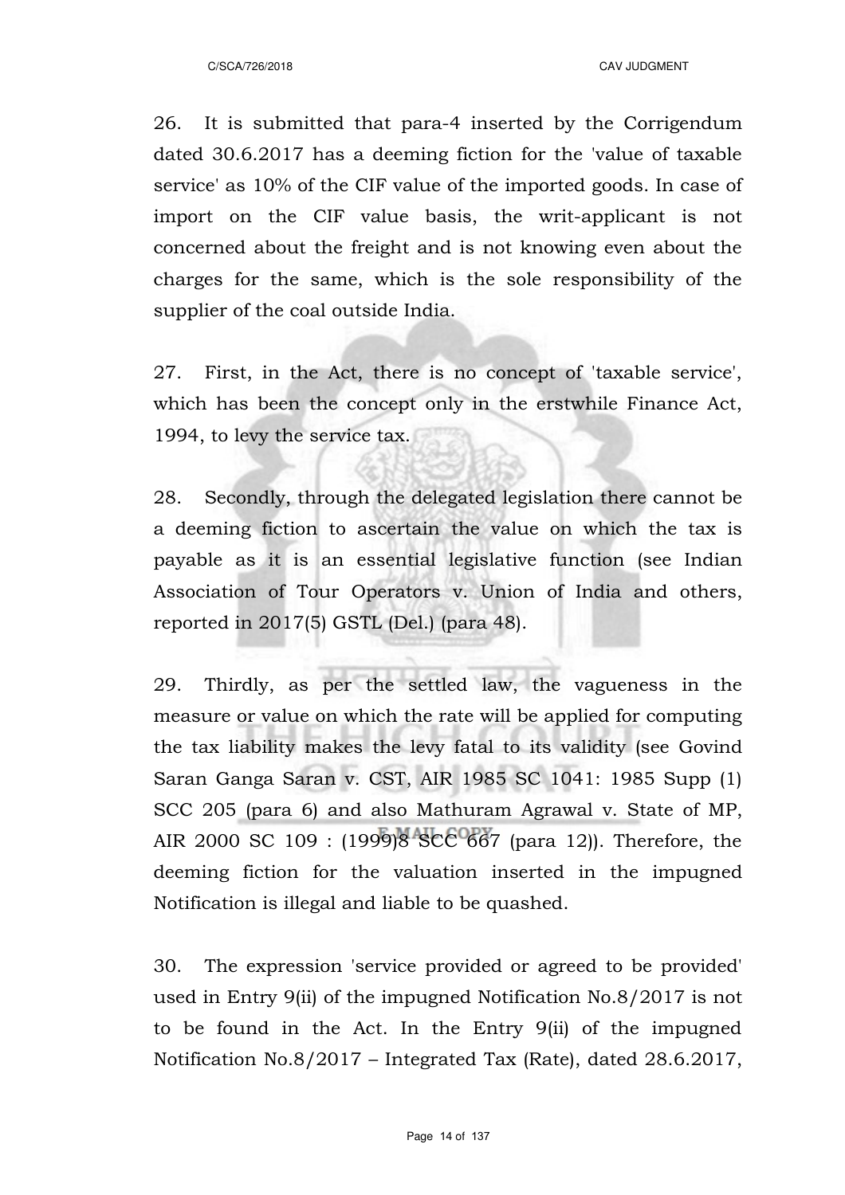26. It is submitted that para-4 inserted by the Corrigendum dated 30.6.2017 has a deeming fiction for the 'value of taxable service' as 10% of the CIF value of the imported goods. In case of import on the CIF value basis, the writ-applicant is not concerned about the freight and is not knowing even about the charges for the same, which is the sole responsibility of the supplier of the coal outside India.

27. First, in the Act, there is no concept of 'taxable service', which has been the concept only in the erstwhile Finance Act, 1994, to levy the service tax.

28. Secondly, through the delegated legislation there cannot be a deeming fiction to ascertain the value on which the tax is payable as it is an essential legislative function (see Indian Association of Tour Operators v. Union of India and others, reported in 2017(5) GSTL (Del.) (para 48).

29. Thirdly, as per the settled law, the vagueness in the measure or value on which the rate will be applied for computing the tax liability makes the levy fatal to its validity (see Govind Saran Ganga Saran v. CST, AIR 1985 SC 1041: 1985 Supp (1) SCC 205 (para 6) and also Mathuram Agrawal v. State of MP, AIR 2000 SC 109 : (1999)8 SCC 667 (para 12)). Therefore, the deeming fiction for the valuation inserted in the impugned Notification is illegal and liable to be quashed.

30. The expression 'service provided or agreed to be provided' used in Entry 9(ii) of the impugned Notification No.8/2017 is not to be found in the Act. In the Entry 9(ii) of the impugned Notification No.8/2017 – Integrated Tax (Rate), dated 28.6.2017,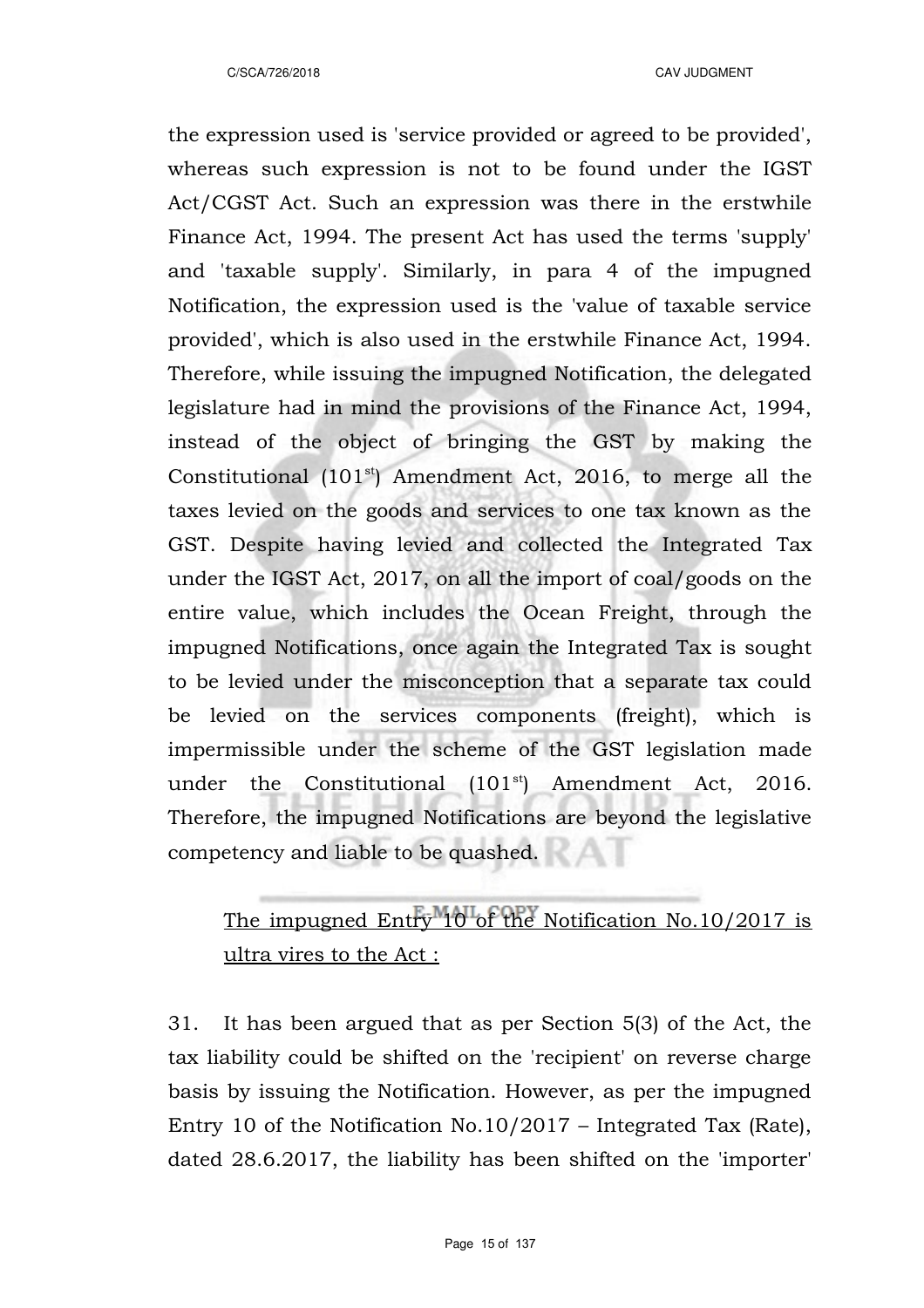the expression used is 'service provided or agreed to be provided', whereas such expression is not to be found under the IGST Act/CGST Act. Such an expression was there in the erstwhile Finance Act, 1994. The present Act has used the terms 'supply' and 'taxable supply'. Similarly, in para 4 of the impugned Notification, the expression used is the 'value of taxable service provided', which is also used in the erstwhile Finance Act, 1994. Therefore, while issuing the impugned Notification, the delegated legislature had in mind the provisions of the Finance Act, 1994, instead of the object of bringing the GST by making the Constitutional (101st) Amendment Act, 2016, to merge all the taxes levied on the goods and services to one tax known as the GST. Despite having levied and collected the Integrated Tax under the IGST Act, 2017, on all the import of coal/goods on the entire value, which includes the Ocean Freight, through the impugned Notifications, once again the Integrated Tax is sought to be levied under the misconception that a separate tax could be levied on the services components (freight), which is impermissible under the scheme of the GST legislation made under the Constitutional (101st) Amendment Act, 2016. Therefore, the impugned Notifications are beyond the legislative competency and liable to be quashed.

The impugned Entry 10 of the Notification No.10/2017 is ultra vires to the Act :

31. It has been argued that as per Section 5(3) of the Act, the tax liability could be shifted on the 'recipient' on reverse charge basis by issuing the Notification. However, as per the impugned Entry 10 of the Notification No.10/2017 – Integrated Tax (Rate), dated 28.6.2017, the liability has been shifted on the 'importer'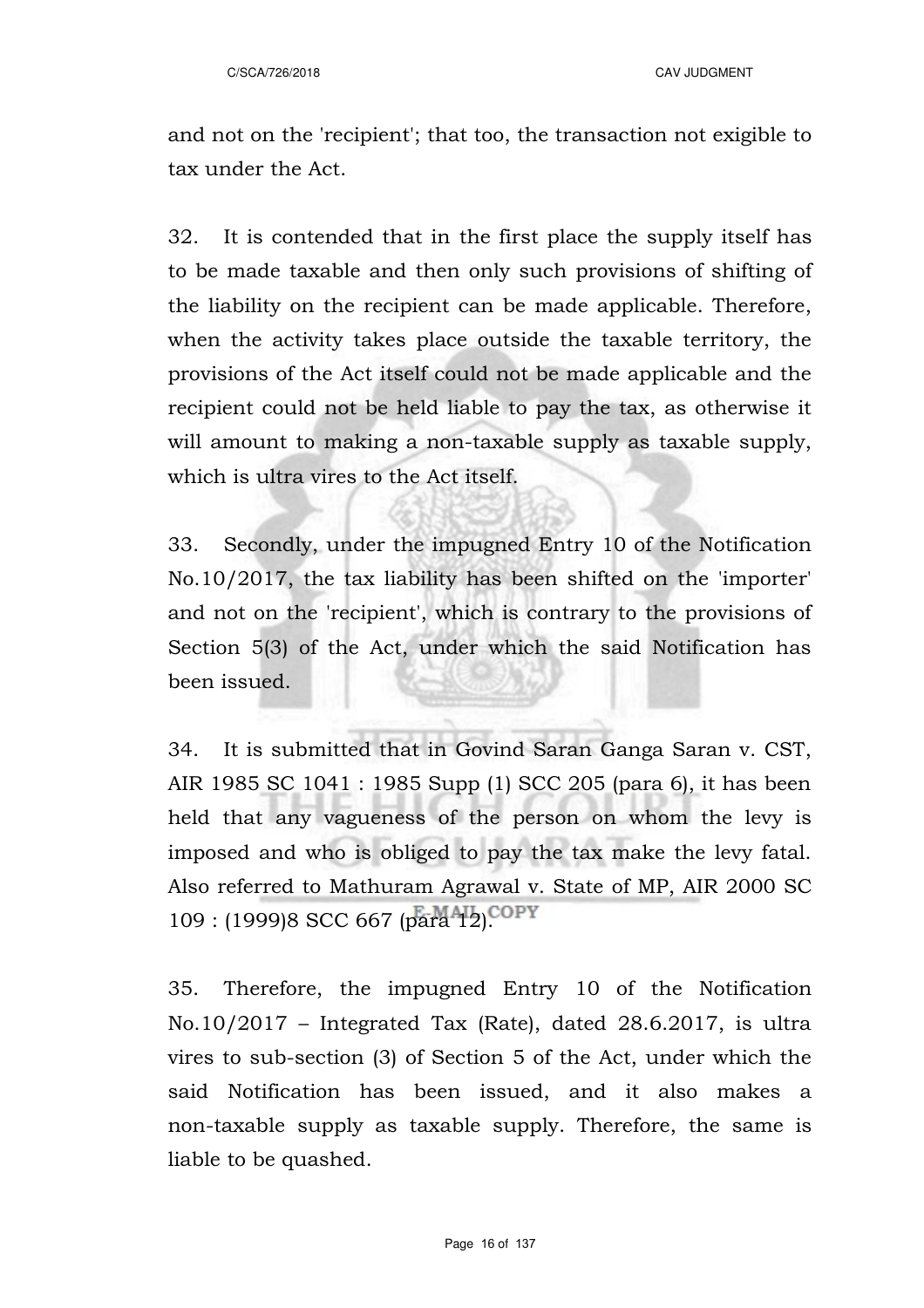and not on the 'recipient'; that too, the transaction not exigible to tax under the Act.

32. It is contended that in the first place the supply itself has to be made taxable and then only such provisions of shifting of the liability on the recipient can be made applicable. Therefore, when the activity takes place outside the taxable territory, the provisions of the Act itself could not be made applicable and the recipient could not be held liable to pay the tax, as otherwise it will amount to making a non-taxable supply as taxable supply, which is ultra vires to the Act itself.

33. Secondly, under the impugned Entry 10 of the Notification No.10/2017, the tax liability has been shifted on the 'importer' and not on the 'recipient', which is contrary to the provisions of Section 5(3) of the Act, under which the said Notification has been issued.

34. It is submitted that in Govind Saran Ganga Saran v. CST, AIR 1985 SC 1041 : 1985 Supp (1) SCC 205 (para 6), it has been held that any vagueness of the person on whom the levy is imposed and who is obliged to pay the tax make the levy fatal. Also referred to Mathuram Agrawal v. State of MP, AIR 2000 SC 109 : (1999)8 SCC 667 (para 12).

35. Therefore, the impugned Entry 10 of the Notification No.10/2017 – Integrated Tax (Rate), dated 28.6.2017, is ultra vires to sub-section (3) of Section 5 of the Act, under which the said Notification has been issued, and it also makes a non-taxable supply as taxable supply. Therefore, the same is liable to be quashed.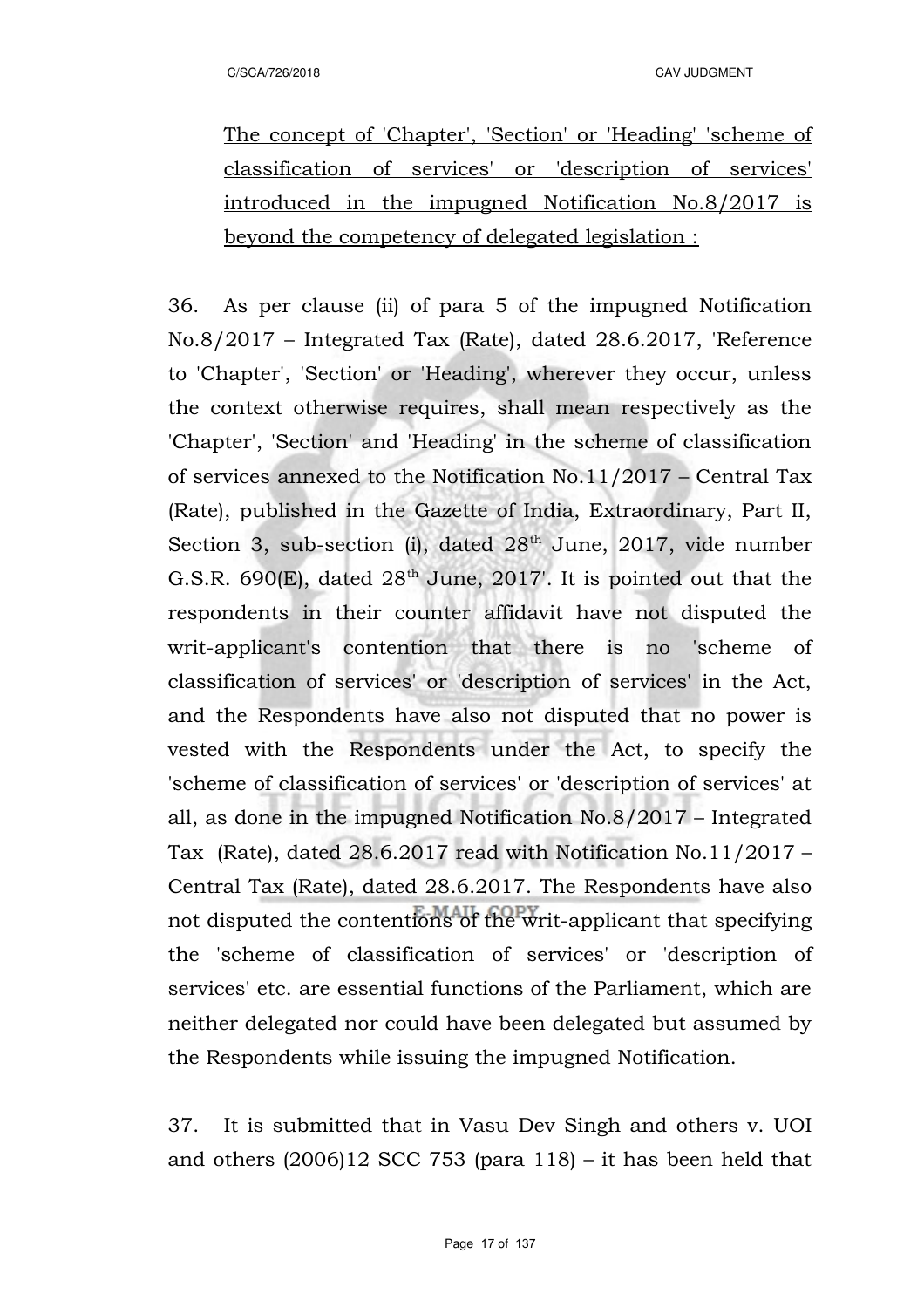The concept of 'Chapter', 'Section' or 'Heading' 'scheme of classification of services' or 'description of services' introduced in the impugned Notification No.8/2017 is beyond the competency of delegated legislation :

36. As per clause (ii) of para 5 of the impugned Notification No.8/2017 – Integrated Tax (Rate), dated 28.6.2017, 'Reference to 'Chapter', 'Section' or 'Heading', wherever they occur, unless the context otherwise requires, shall mean respectively as the 'Chapter', 'Section' and 'Heading' in the scheme of classification of services annexed to the Notification No.11/2017 – Central Tax (Rate), published in the Gazette of India, Extraordinary, Part II, Section 3, sub-section (i), dated 28th June, 2017, vide number G.S.R. 690(E), dated 28th June, 2017'. It is pointed out that the respondents in their counter affidavit have not disputed the writ-applicant's contention that there is no 'scheme of classification of services' or 'description of services' in the Act, and the Respondents have also not disputed that no power is vested with the Respondents under the Act, to specify the 'scheme of classification of services' or 'description of services' at all, as done in the impugned Notification No.8/2017 – Integrated Tax (Rate), dated 28.6.2017 read with Notification No.11/2017 – Central Tax (Rate), dated 28.6.2017. The Respondents have also not disputed the contentions of the writ-applicant that specifying the 'scheme of classification of services' or 'description of services' etc. are essential functions of the Parliament, which are neither delegated nor could have been delegated but assumed by the Respondents while issuing the impugned Notification.

37. It is submitted that in Vasu Dev Singh and others v. UOI and others (2006)12 SCC 753 (para 118) – it has been held that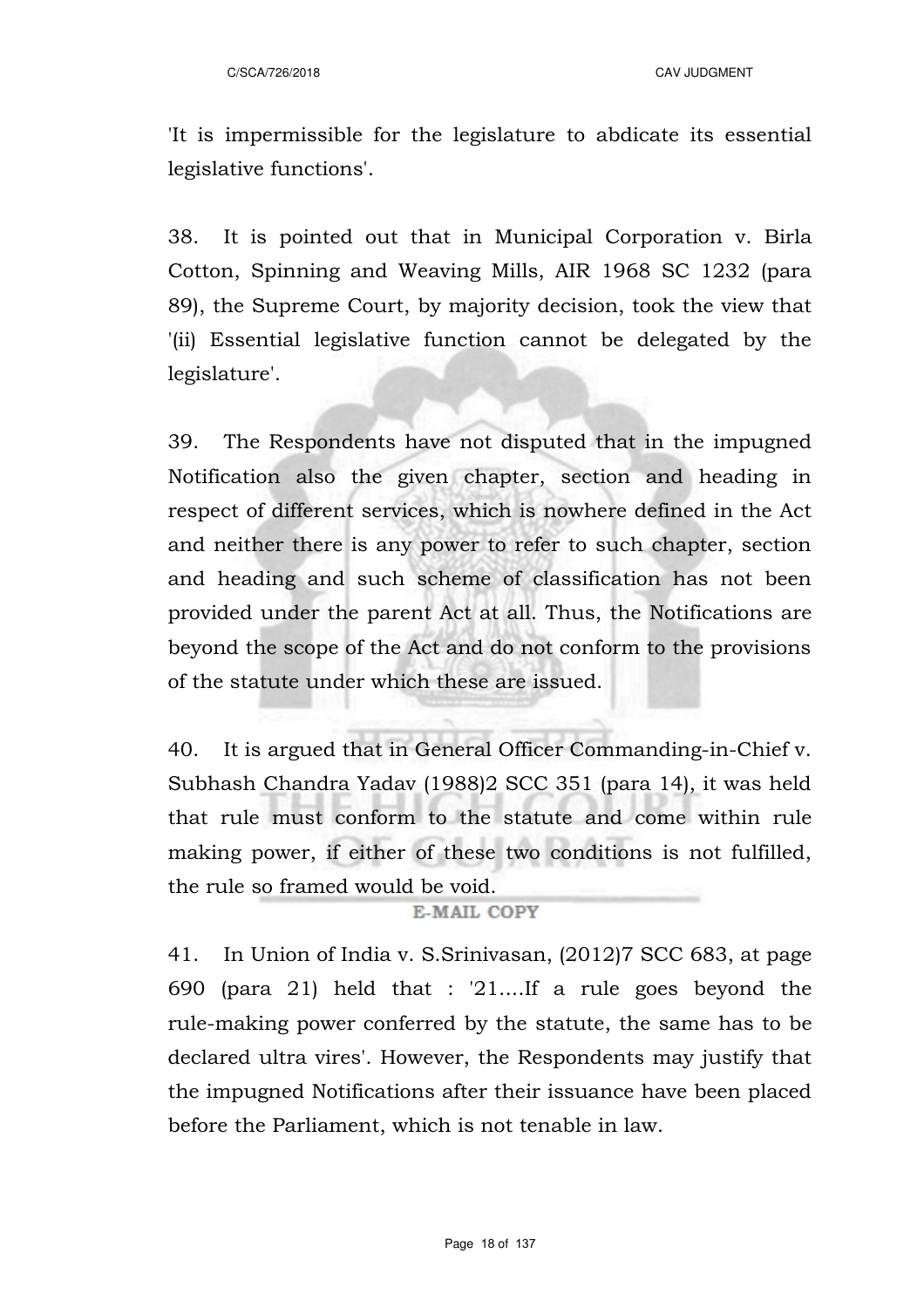'It is impermissible for the legislature to abdicate its essential legislative functions'.

38. It is pointed out that in Municipal Corporation v. Birla Cotton, Spinning and Weaving Mills, AIR 1968 SC 1232 (para 89), the Supreme Court, by majority decision, took the view that '(ii) Essential legislative function cannot be delegated by the legislature'.

39. The Respondents have not disputed that in the impugned Notification also the given chapter, section and heading in respect of different services, which is nowhere defined in the Act and neither there is any power to refer to such chapter, section and heading and such scheme of classification has not been provided under the parent Act at all. Thus, the Notifications are beyond the scope of the Act and do not conform to the provisions of the statute under which these are issued.

40. It is argued that in General Officer Commanding-in-Chief v. Subhash Chandra Yadav (1988)2 SCC 351 (para 14), it was held that rule must conform to the statute and come within rule making power, if either of these two conditions is not fulfilled, the rule so framed would be void.

41. In Union of India v. S.Srinivasan, (2012)7 SCC 683, at page 690 (para 21) held that : '21....If a rule goes beyond the rule-making power conferred by the statute, the same has to be declared ultra vires'. However, the Respondents may justify that the impugned Notifications after their issuance have been placed before the Parliament, which is not tenable in law.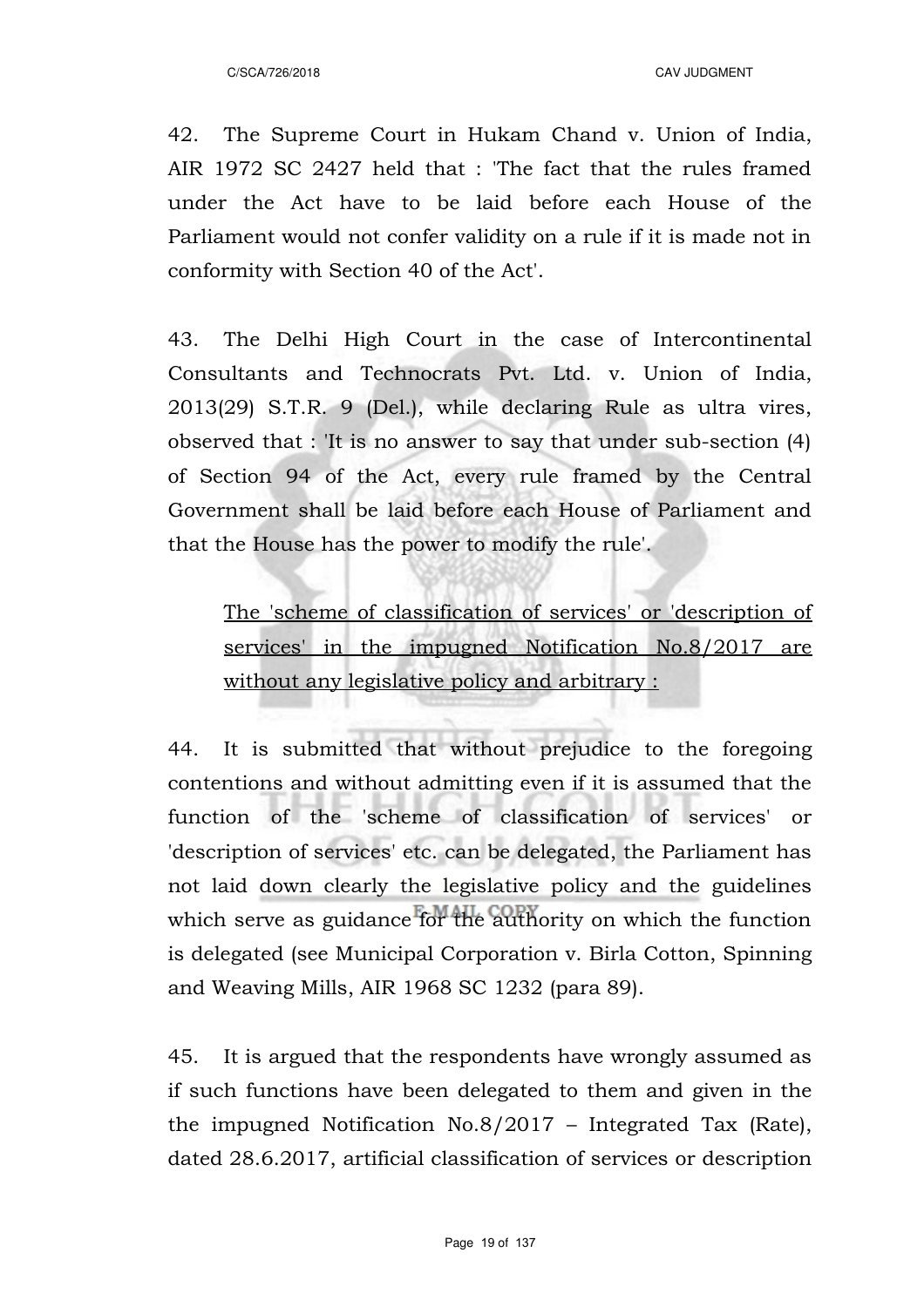42. The Supreme Court in Hukam Chand v. Union of India, AIR 1972 SC 2427 held that : 'The fact that the rules framed under the Act have to be laid before each House of the Parliament would not confer validity on a rule if it is made not in conformity with Section 40 of the Act'.

43. The Delhi High Court in the case of Intercontinental Consultants and Technocrats Pvt. Ltd. v. Union of India, 2013(29) S.T.R. 9 (Del.), while declaring Rule as ultra vires, observed that : 'It is no answer to say that under sub-section (4) of Section 94 of the Act, every rule framed by the Central Government shall be laid before each House of Parliament and that the House has the power to modify the rule'.

<u>The 'scheme of classification of services' or 'description of services' in the impugned Notification No.8/2017 are without any legislative policy and arbitrary :</u>

44. It is submitted that without prejudice to the foregoing contentions and without admitting even if it is assumed that the function of the 'scheme of classification of services' or 'description of services' etc. can be delegated, the Parliament has not laid down clearly the legislative policy and the guidelines which serve as guidance for the authority on which the function is delegated (see Municipal Corporation v. Birla Cotton, Spinning and Weaving Mills, AIR 1968 SC 1232 (para 89).

45. It is argued that the respondents have wrongly assumed as if such functions have been delegated to them and given in the the impugned Notification No.8/2017 – Integrated Tax (Rate), dated 28.6.2017, artificial classification of services or description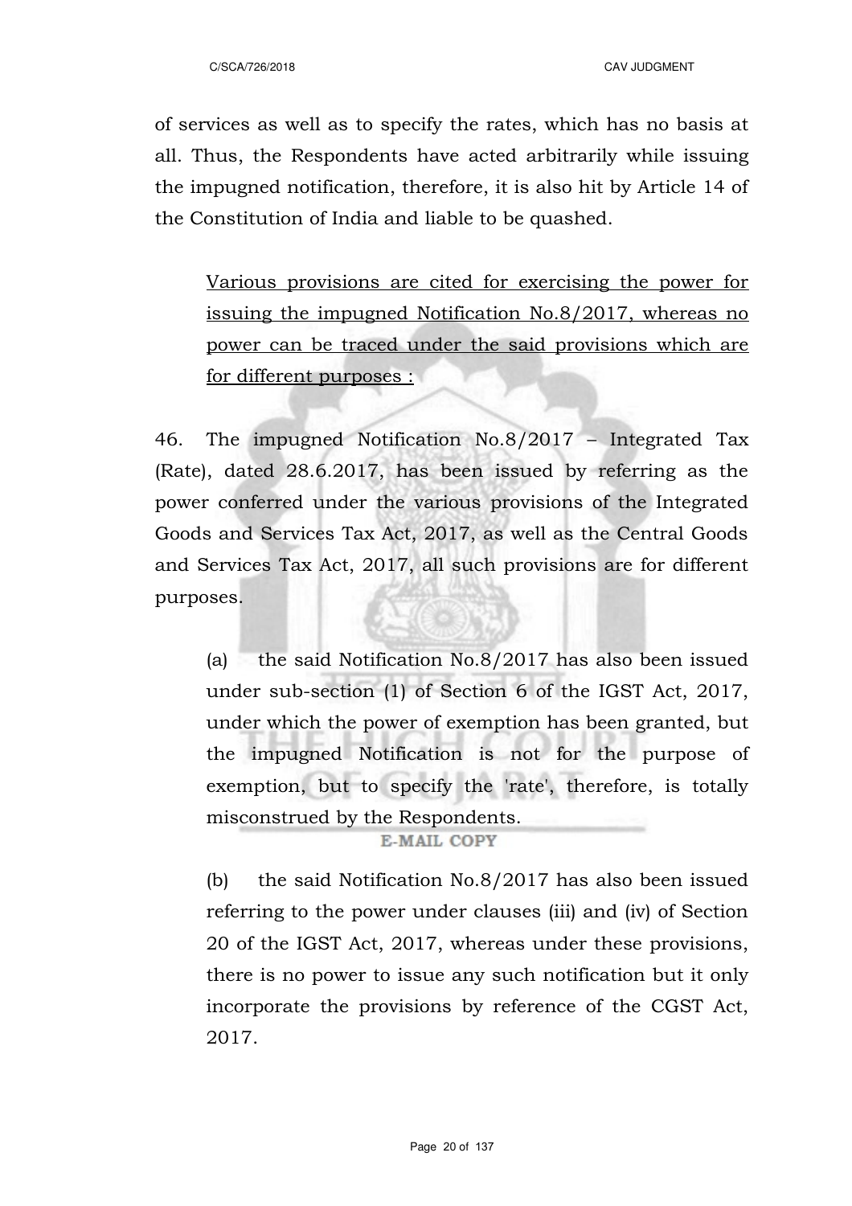of services as well as to specify the rates, which has no basis at all. Thus, the Respondents have acted arbitrarily while issuing the impugned notification, therefore, it is also hit by Article 14 of the Constitution of India and liable to be quashed.

<u>Various provisions are cited for exercising the power for issuing the impugned Notification No.8/2017, whereas no power can be traced under the said provisions which are for different purposes :</u>

46. The impugned Notification No.8/2017 – Integrated Tax (Rate), dated 28.6.2017, has been issued by referring as the power conferred under the various provisions of the Integrated Goods and Services Tax Act, 2017, as well as the Central Goods and Services Tax Act, 2017, all such provisions are for different purposes.

(a) the said Notification No.8/2017 has also been issued under sub-section (1) of Section 6 of the IGST Act, 2017, under which the power of exemption has been granted, but the impugned Notification is not for the purpose of exemption, but to specify the 'rate', therefore, is totally misconstrued by the Respondents.

(b) the said Notification No.8/2017 has also been issued referring to the power under clauses (iii) and (iv) of Section 20 of the IGST Act, 2017, whereas under these provisions, there is no power to issue any such notification but it only incorporate the provisions by reference of the CGST Act, 2017.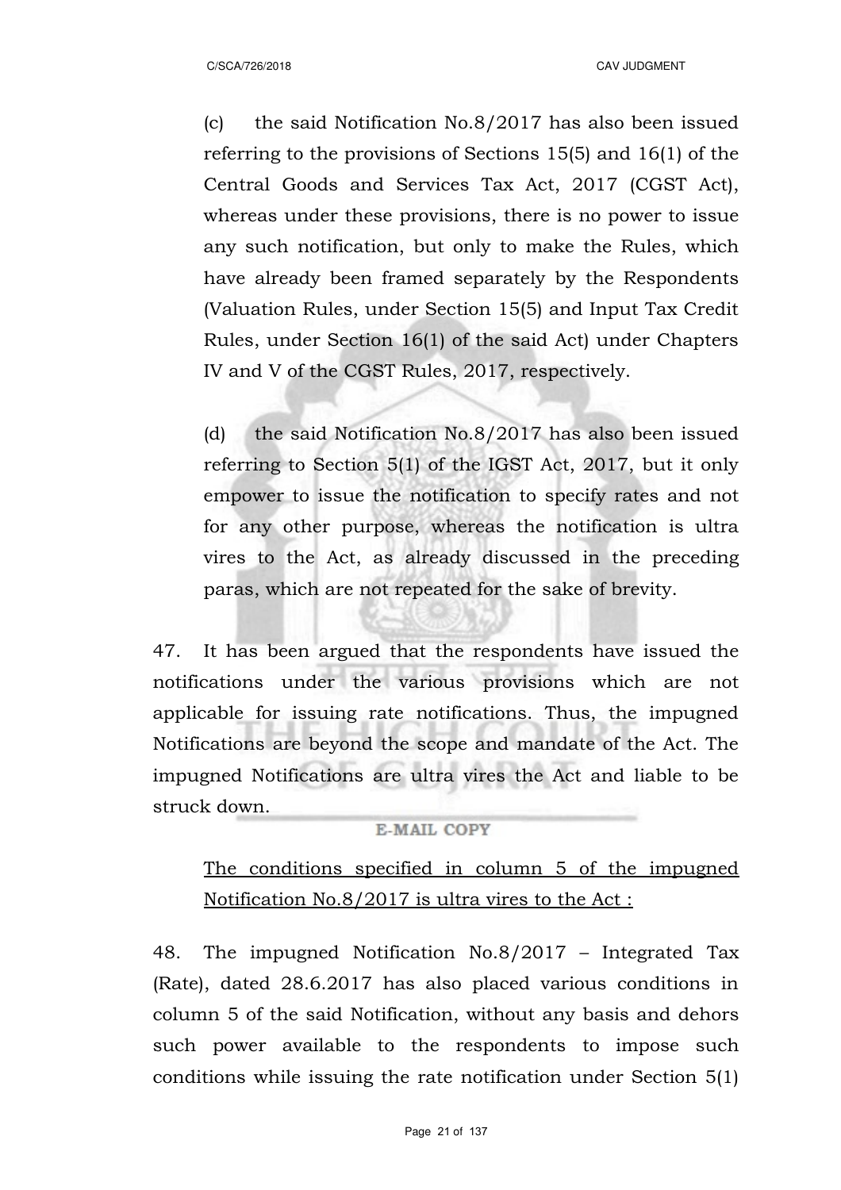(c) the said Notification No.8/2017 has also been issued referring to the provisions of Sections 15(5) and 16(1) of the Central Goods and Services Tax Act, 2017 (CGST Act), whereas under these provisions, there is no power to issue any such notification, but only to make the Rules, which have already been framed separately by the Respondents (Valuation Rules, under Section 15(5) and Input Tax Credit Rules, under Section 16(1) of the said Act) under Chapters IV and V of the CGST Rules, 2017, respectively.

(d) the said Notification No.8/2017 has also been issued referring to Section 5(1) of the IGST Act, 2017, but it only empower to issue the notification to specify rates and not for any other purpose, whereas the notification is ultra vires to the Act, as already discussed in the preceding paras, which are not repeated for the sake of brevity.

47. It has been argued that the respondents have issued the notifications under the various provisions which are not applicable for issuing rate notifications. Thus, the impugned Notifications are beyond the scope and mandate of the Act. The impugned Notifications are ultra vires the Act and liable to be struck down.

<u>The conditions specified in column 5 of the impugned Notification No.8/2017 is ultra vires to the Act :</u>

48. The impugned Notification No.8/2017 – Integrated Tax (Rate), dated 28.6.2017 has also placed various conditions in column 5 of the said Notification, without any basis and dehors such power available to the respondents to impose such conditions while issuing the rate notification under Section 5(1)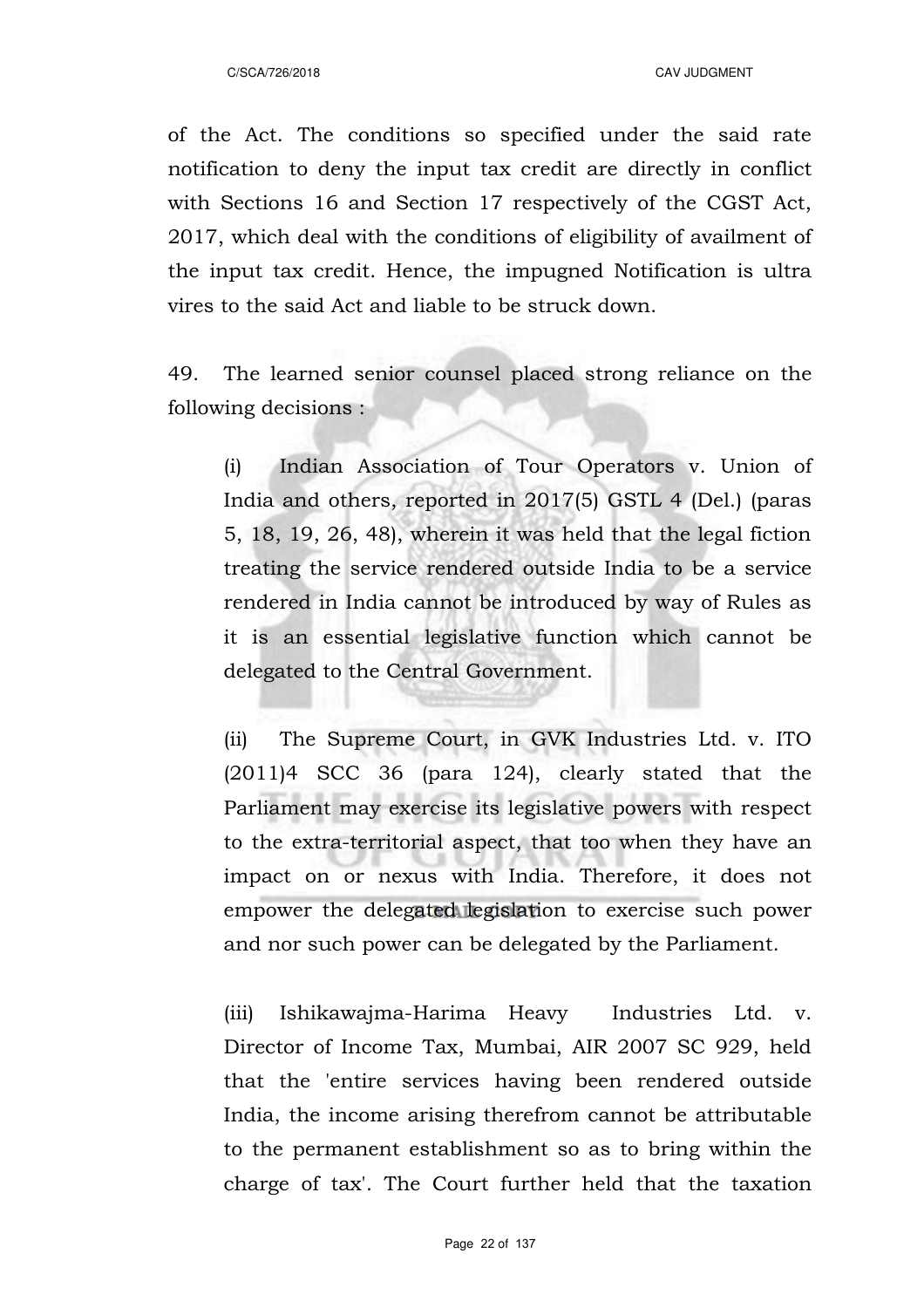of the Act. The conditions so specified under the said rate notification to deny the input tax credit are directly in conflict with Sections 16 and Section 17 respectively of the CGST Act, 2017, which deal with the conditions of eligibility of availment of the input tax credit. Hence, the impugned Notification is ultra vires to the said Act and liable to be struck down.

49. The learned senior counsel placed strong reliance on the following decisions :

(i) Indian Association of Tour Operators v. Union of India and others, reported in 2017(5) GSTL 4 (Del.) (paras 5, 18, 19, 26, 48), wherein it was held that the legal fiction treating the service rendered outside India to be a service rendered in India cannot be introduced by way of Rules as it is an essential legislative function which cannot be delegated to the Central Government.

(ii) The Supreme Court, in GVK Industries Ltd. v. ITO (2011)4 SCC 36 (para 124), clearly stated that the Parliament may exercise its legislative powers with respect to the extra-territorial aspect, that too when they have an impact on or nexus with India. Therefore, it does not empower the delegated legislation to exercise such power and nor such power can be delegated by the Parliament.

(iii) Ishikawajma-Harima Heavy Industries Ltd. v. Director of Income Tax, Mumbai, AIR 2007 SC 929, held that the 'entire services having been rendered outside India, the income arising therefrom cannot be attributable to the permanent establishment so as to bring within the charge of tax'. The Court further held that the taxation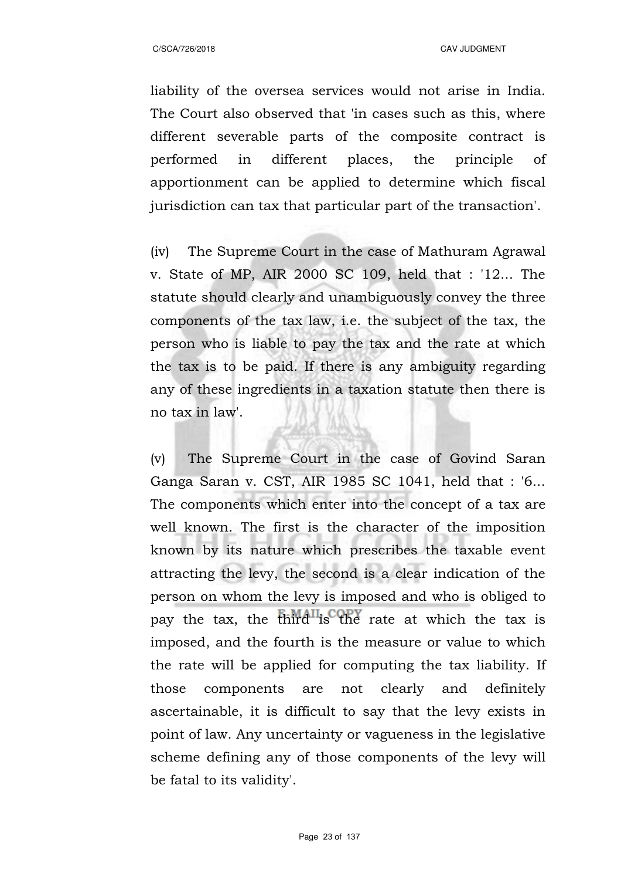liability of the oversea services would not arise in India. The Court also observed that 'in cases such as this, where different severable parts of the composite contract is performed in different places, the principle of apportionment can be applied to determine which fiscal jurisdiction can tax that particular part of the transaction'.

(iv) The Supreme Court in the case of Mathuram Agrawal v. State of MP, AIR 2000 SC 109, held that : '12... The statute should clearly and unambiguously convey the three components of the tax law, i.e. the subject of the tax, the person who is liable to pay the tax and the rate at which the tax is to be paid. If there is any ambiguity regarding any of these ingredients in a taxation statute then there is no tax in law'.

(v) The Supreme Court in the case of Govind Saran Ganga Saran v. CST, AIR 1985 SC 1041, held that : '6... The components which enter into the concept of a tax are well known. The first is the character of the imposition known by its nature which prescribes the taxable event attracting the levy, the second is a clear indication of the person on whom the levy is imposed and who is obliged to pay the tax, the third is the rate at which the tax is imposed, and the fourth is the measure or value to which the rate will be applied for computing the tax liability. If those components are not clearly and definitely ascertainable, it is difficult to say that the levy exists in point of law. Any uncertainty or vagueness in the legislative scheme defining any of those components of the levy will be fatal to its validity'.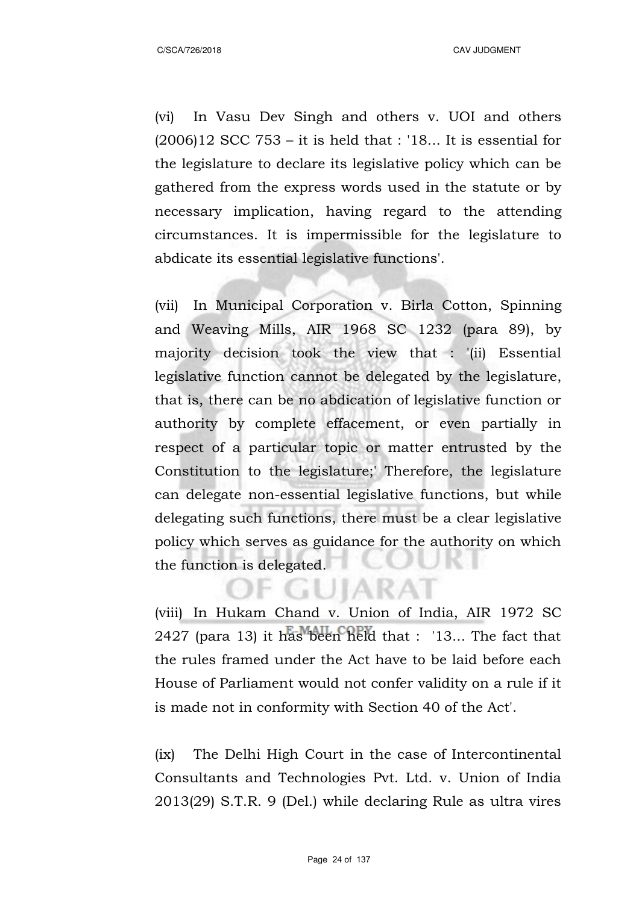(vi) In Vasu Dev Singh and others v. UOI and others (2006)12 SCC 753 – it is held that : '18... It is essential for the legislature to declare its legislative policy which can be gathered from the express words used in the statute or by necessary implication, having regard to the attending circumstances. It is impermissible for the legislature to abdicate its essential legislative functions'.

(vii) In Municipal Corporation v. Birla Cotton, Spinning and Weaving Mills, AIR 1968 SC 1232 (para 89), by majority decision took the view that : '(ii) Essential legislative function cannot be delegated by the legislature, that is, there can be no abdication of legislative function or authority by complete effacement, or even partially in respect of a particular topic or matter entrusted by the Constitution to the legislature;' Therefore, the legislature can delegate non-essential legislative functions, but while delegating such functions, there must be a clear legislative policy which serves as guidance for the authority on which the function is delegated.

(viii) In Hukam Chand v. Union of India, AIR 1972 SC 2427 (para 13) it has been held that : '13... The fact that the rules framed under the Act have to be laid before each House of Parliament would not confer validity on a rule if it is made not in conformity with Section 40 of the Act'.

(ix) The Delhi High Court in the case of Intercontinental Consultants and Technologies Pvt. Ltd. v. Union of India 2013(29) S.T.R. 9 (Del.) while declaring Rule as ultra vires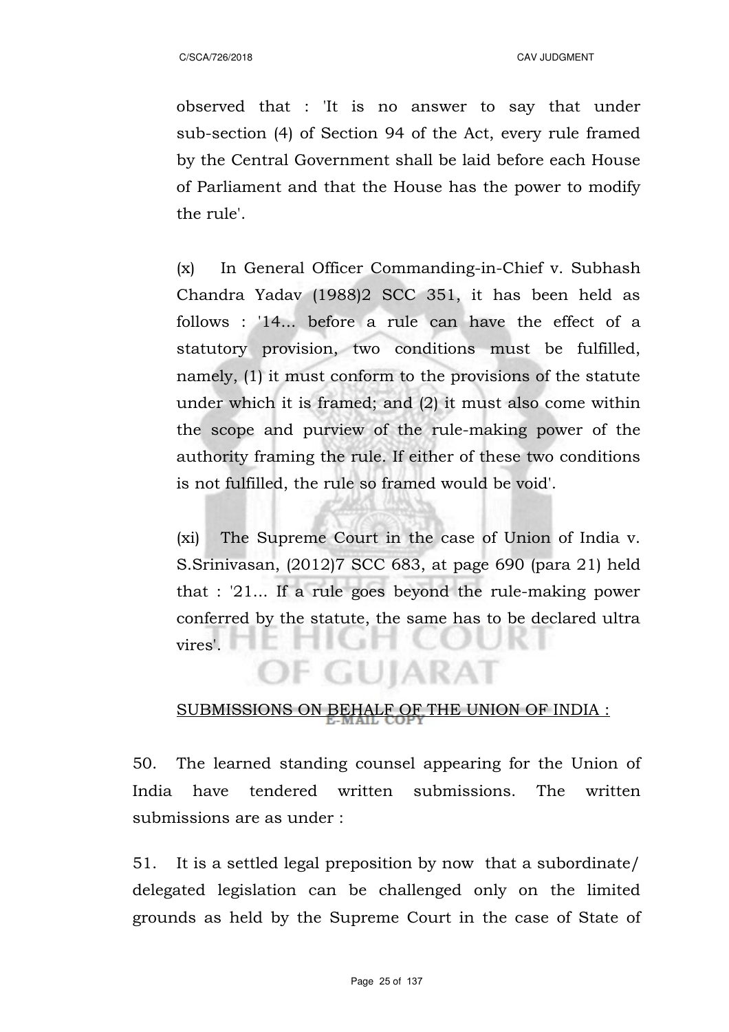observed that : 'It is no answer to say that under sub-section (4) of Section 94 of the Act, every rule framed by the Central Government shall be laid before each House of Parliament and that the House has the power to modify the rule'.

(x) In General Officer Commanding-in-Chief v. Subhash Chandra Yadav (1988)2 SCC 351, it has been held as follows : '14... before a rule can have the effect of a statutory provision, two conditions must be fulfilled, namely, (1) it must conform to the provisions of the statute under which it is framed; and (2) it must also come within the scope and purview of the rule-making power of the authority framing the rule. If either of these two conditions is not fulfilled, the rule so framed would be void'.

(xi) The Supreme Court in the case of Union of India v. S.Srinivasan, (2012)7 SCC 683, at page 690 (para 21) held that : '21... If a rule goes beyond the rule-making power conferred by the statute, the same has to be declared ultra vires'.

<u>SUBMISSIONS ON BEHALF OF THE UNION OF INDIA :</u>

50. The learned standing counsel appearing for the Union of India have tendered written submissions. The written submissions are as under :

51. It is a settled legal preposition by now that a subordinate/ delegated legislation can be challenged only on the limited grounds as held by the Supreme Court in the case of State of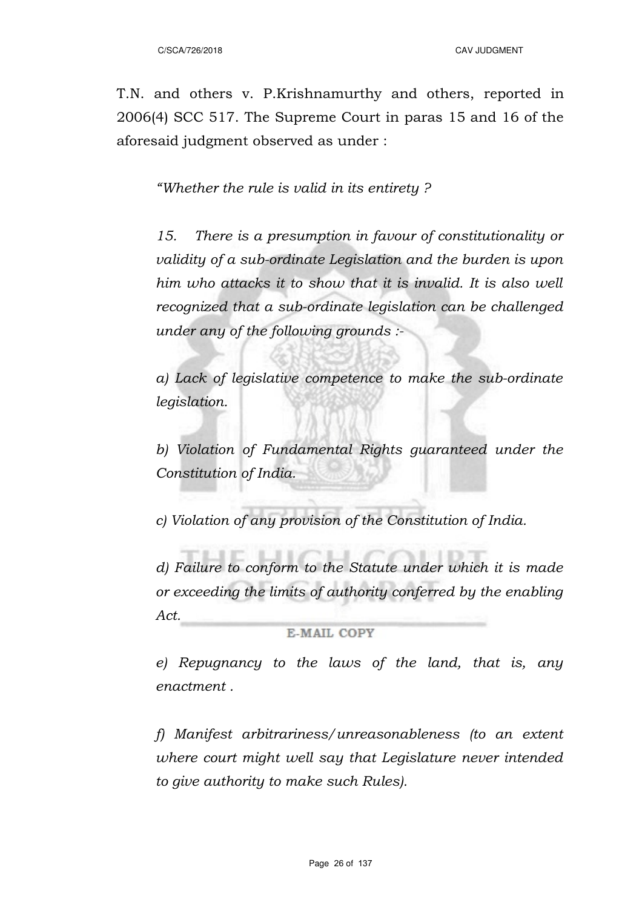T.N. and others v. P.Krishnamurthy and others, reported in 2006(4) SCC 517. The Supreme Court in paras 15 and 16 of the aforesaid judgment observed as under :

*"Whether the rule is valid in its entirety ?*

*15. There is a presumption in favour of constitutionality or validity of a sub-ordinate Legislation and the burden is upon him who attacks it to show that it is invalid. It is also well recognized that a sub-ordinate legislation can be challenged under any of the following grounds :-*

*a) Lack of legislative competence to make the sub-ordinate legislation.*

*b) Violation of Fundamental Rights guaranteed under the Constitution of India.*

*c) Violation of any provision of the Constitution of India.*

*d) Failure to conform to the Statute under which it is made or exceeding the limits of authority conferred by the enabling Act.*

*e) Repugnancy to the laws of the land, that is, any enactment .*

*f) Manifest arbitrariness/unreasonableness (to an extent where court might well say that Legislature never intended to give authority to make such Rules).*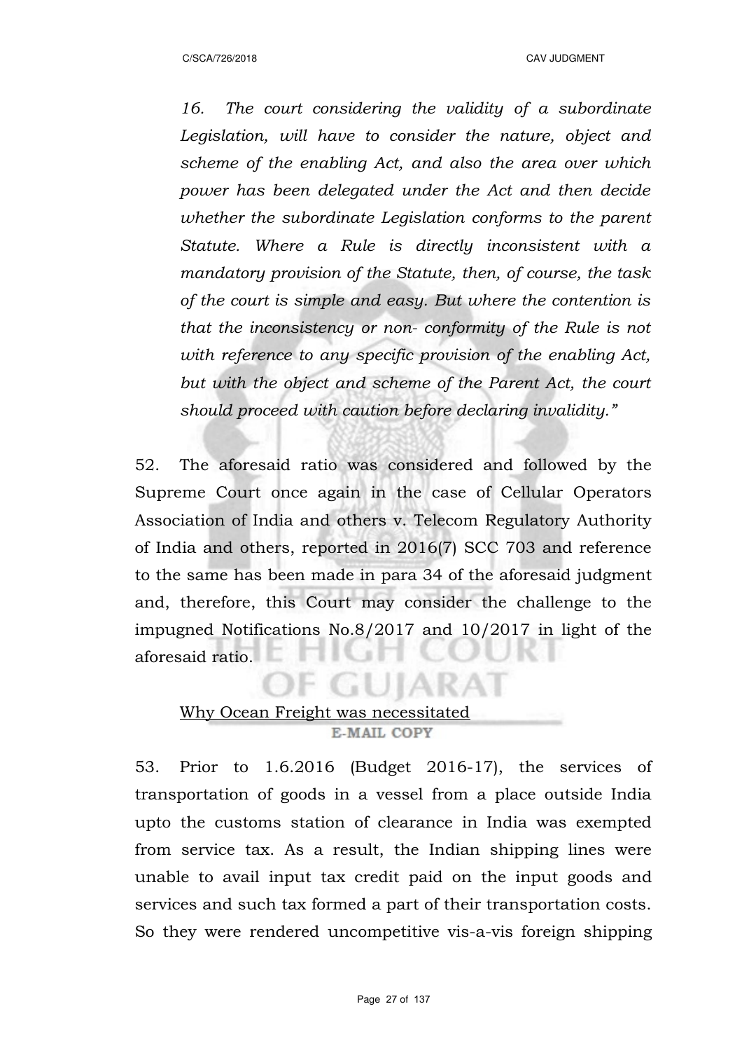*16. The court considering the validity of a subordinate Legislation, will have to consider the nature, object and scheme of the enabling Act, and also the area over which power has been delegated under the Act and then decide whether the subordinate Legislation conforms to the parent Statute. Where a Rule is directly inconsistent with a mandatory provision of the Statute, then, of course, the task of the court is simple and easy. But where the contention is that the inconsistency or non- conformity of the Rule is not with reference to any specific provision of the enabling Act, but with the object and scheme of the Parent Act, the court should proceed with caution before declaring invalidity."*

52. The aforesaid ratio was considered and followed by the Supreme Court once again in the case of Cellular Operators Association of India and others v. Telecom Regulatory Authority of India and others, reported in 2016(7) SCC 703 and reference to the same has been made in para 34 of the aforesaid judgment and, therefore, this Court may consider the challenge to the impugned Notifications No.8/2017 and 10/2017 in light of the aforesaid ratio.

Why Ocean Freight was necessitated

53. Prior to 1.6.2016 (Budget 2016-17), the services of transportation of goods in a vessel from a place outside India upto the customs station of clearance in India was exempted from service tax. As a result, the Indian shipping lines were unable to avail input tax credit paid on the input goods and services and such tax formed a part of their transportation costs. So they were rendered uncompetitive vis-a-vis foreign shipping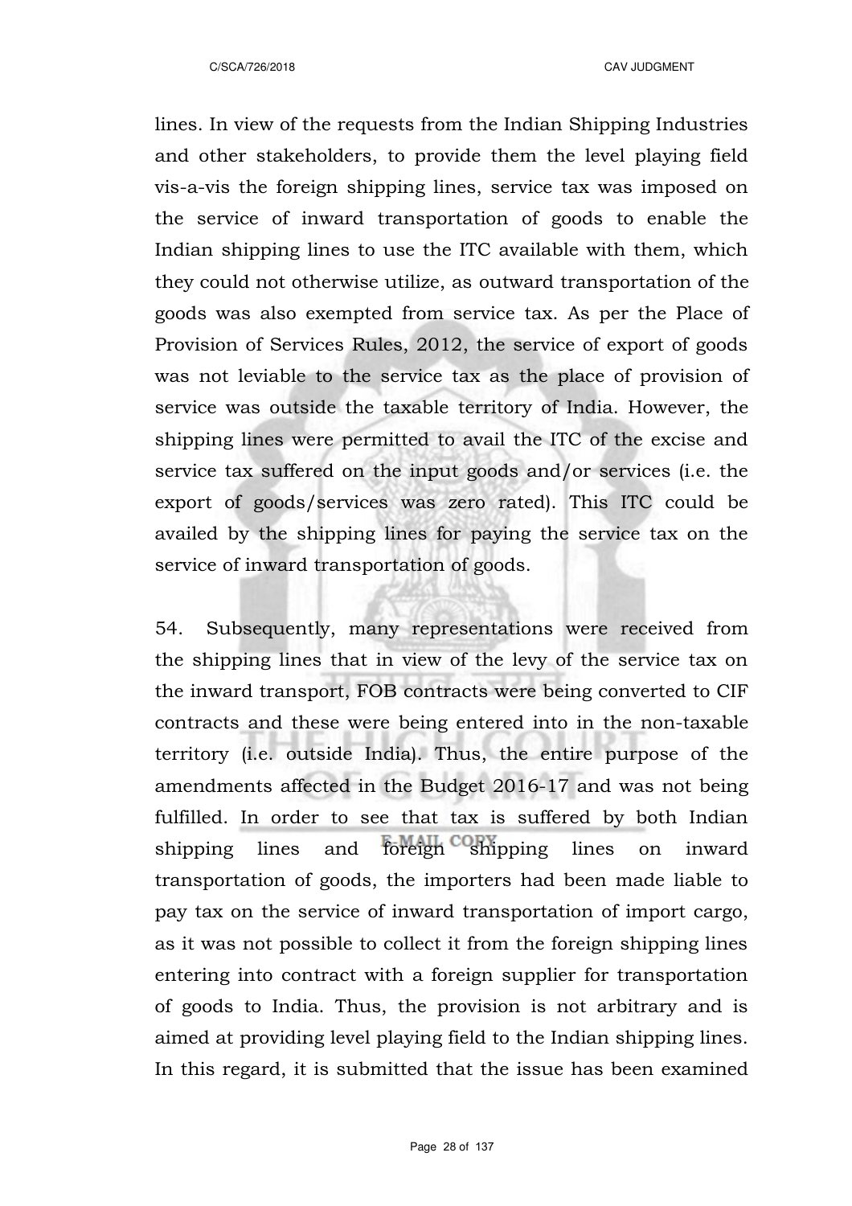lines. In view of the requests from the Indian Shipping Industries and other stakeholders, to provide them the level playing field vis-a-vis the foreign shipping lines, service tax was imposed on the service of inward transportation of goods to enable the Indian shipping lines to use the ITC available with them, which they could not otherwise utilize, as outward transportation of the goods was also exempted from service tax. As per the Place of Provision of Services Rules, 2012, the service of export of goods was not leviable to the service tax as the place of provision of service was outside the taxable territory of India. However, the shipping lines were permitted to avail the ITC of the excise and service tax suffered on the input goods and/or services (i.e. the export of goods/services was zero rated). This ITC could be availed by the shipping lines for paying the service tax on the service of inward transportation of goods.

54. Subsequently, many representations were received from the shipping lines that in view of the levy of the service tax on the inward transport, FOB contracts were being converted to CIF contracts and these were being entered into in the non-taxable territory (i.e. outside India). Thus, the entire purpose of the amendments affected in the Budget 2016-17 and was not being fulfilled. In order to see that tax is suffered by both Indian shipping lines and foreign shipping lines on inward transportation of goods, the importers had been made liable to pay tax on the service of inward transportation of import cargo, as it was not possible to collect it from the foreign shipping lines entering into contract with a foreign supplier for transportation of goods to India. Thus, the provision is not arbitrary and is aimed at providing level playing field to the Indian shipping lines. In this regard, it is submitted that the issue has been examined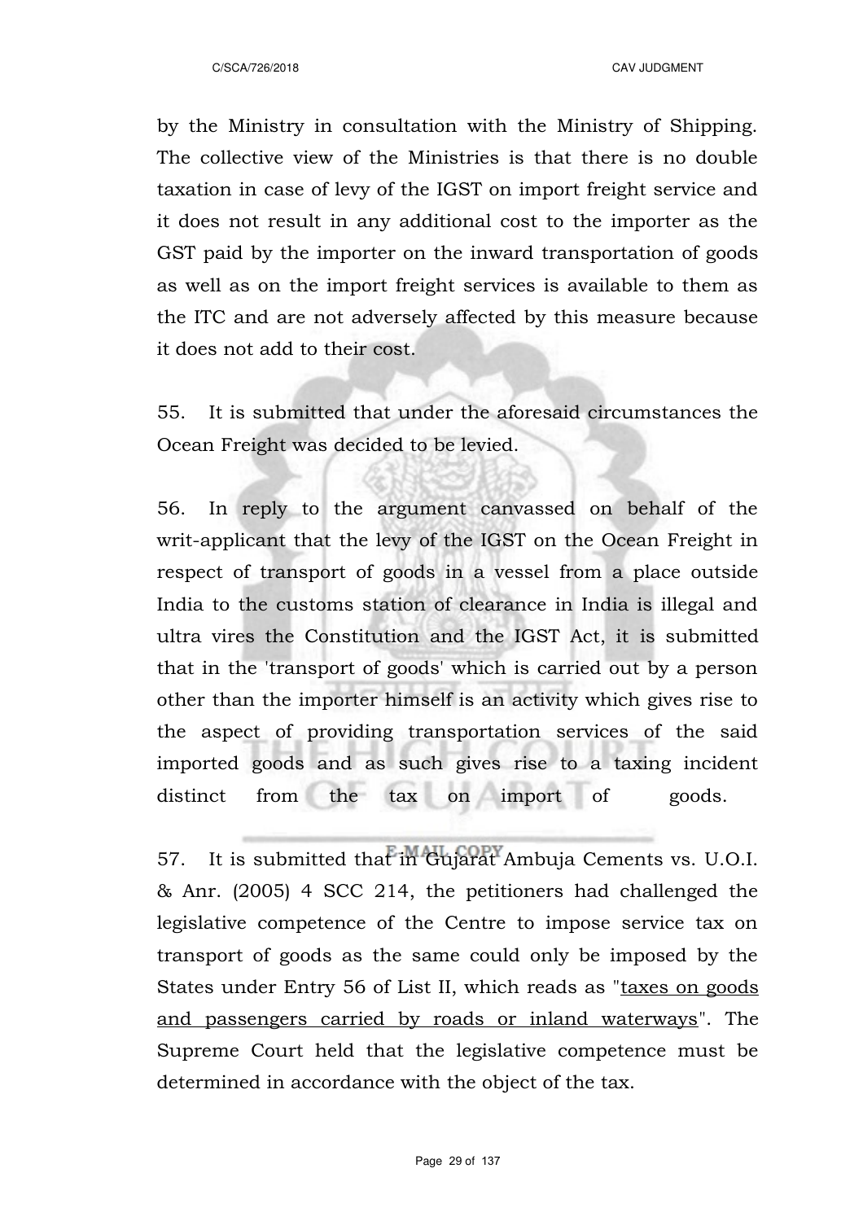by the Ministry in consultation with the Ministry of Shipping. The collective view of the Ministries is that there is no double taxation in case of levy of the IGST on import freight service and it does not result in any additional cost to the importer as the GST paid by the importer on the inward transportation of goods as well as on the import freight services is available to them as the ITC and are not adversely affected by this measure because it does not add to their cost.

55. It is submitted that under the aforesaid circumstances the Ocean Freight was decided to be levied.

56. In reply to the argument canvassed on behalf of the writ-applicant that the levy of the IGST on the Ocean Freight in respect of transport of goods in a vessel from a place outside India to the customs station of clearance in India is illegal and ultra vires the Constitution and the IGST Act, it is submitted that in the 'transport of goods' which is carried out by a person other than the importer himself is an activity which gives rise to the aspect of providing transportation services of the said imported goods and as such gives rise to a taxing incident distinct from the tax on import of goods.

57. It is submitted that in Gujarat Ambuja Cements vs. U.O.I. & Anr. (2005) 4 SCC 214, the petitioners had challenged the legislative competence of the Centre to impose service tax on transport of goods as the same could only be imposed by the States under Entry 56 of List II, which reads as "taxes on goods and passengers carried by roads or inland waterways". The Supreme Court held that the legislative competence must be determined in accordance with the object of the tax.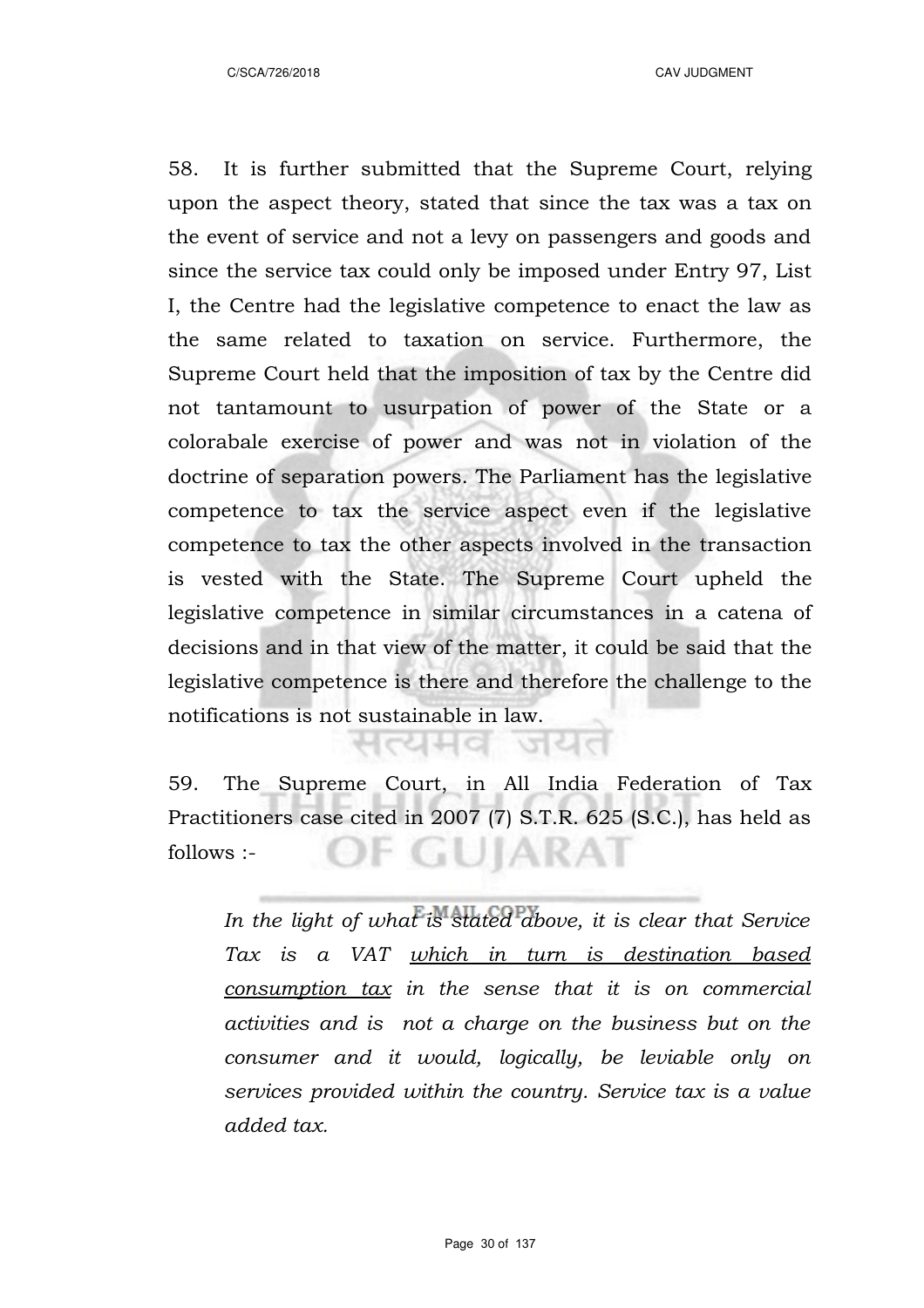58. It is further submitted that the Supreme Court, relying upon the aspect theory, stated that since the tax was a tax on the event of service and not a levy on passengers and goods and since the service tax could only be imposed under Entry 97, List I, the Centre had the legislative competence to enact the law as the same related to taxation on service. Furthermore, the Supreme Court held that the imposition of tax by the Centre did not tantamount to usurpation of power of the State or a colorabale exercise of power and was not in violation of the doctrine of separation powers. The Parliament has the legislative competence to tax the service aspect even if the legislative competence to tax the other aspects involved in the transaction is vested with the State. The Supreme Court upheld the legislative competence in similar circumstances in a catena of decisions and in that view of the matter, it could be said that the legislative competence is there and therefore the challenge to the notifications is not sustainable in law.

59. The Supreme Court, in All India Federation of Tax Practitioners case cited in 2007 (7) S.T.R. 625 (S.C.), has held as follows :-

> *In the light of what is stated above, it is clear that Service Tax is a VAT <u>which in turn is destination based consumption tax</u> in the sense that it is on commercial activities and is not a charge on the business but on the consumer and it would, logically, be leviable only on services provided within the country. Service tax is a value added tax.*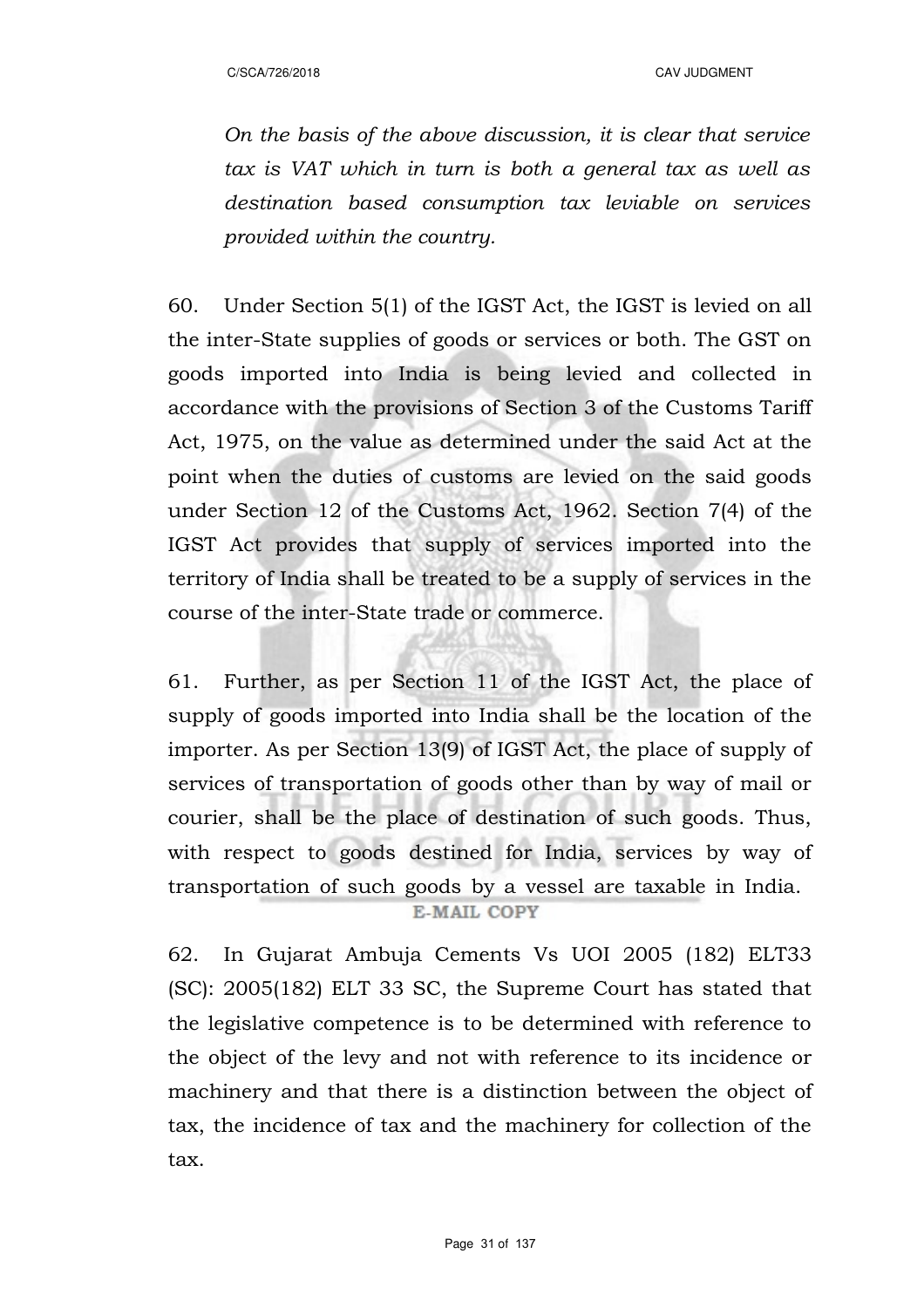*On the basis of the above discussion, it is clear that service tax is VAT which in turn is both a general tax as well as destination based consumption tax leviable on services provided within the country.*

60. Under Section 5(1) of the IGST Act, the IGST is levied on all the inter-State supplies of goods or services or both. The GST on goods imported into India is being levied and collected in accordance with the provisions of Section 3 of the Customs Tariff Act, 1975, on the value as determined under the said Act at the point when the duties of customs are levied on the said goods under Section 12 of the Customs Act, 1962. Section 7(4) of the IGST Act provides that supply of services imported into the territory of India shall be treated to be a supply of services in the course of the inter-State trade or commerce.

61. Further, as per Section 11 of the IGST Act, the place of supply of goods imported into India shall be the location of the importer. As per Section 13(9) of IGST Act, the place of supply of services of transportation of goods other than by way of mail or courier, shall be the place of destination of such goods. Thus, with respect to goods destined for India, services by way of transportation of such goods by a vessel are taxable in India.

62. In Gujarat Ambuja Cements Vs UOI 2005 (182) ELT33 (SC): 2005(182) ELT 33 SC, the Supreme Court has stated that the legislative competence is to be determined with reference to the object of the levy and not with reference to its incidence or machinery and that there is a distinction between the object of tax, the incidence of tax and the machinery for collection of the tax.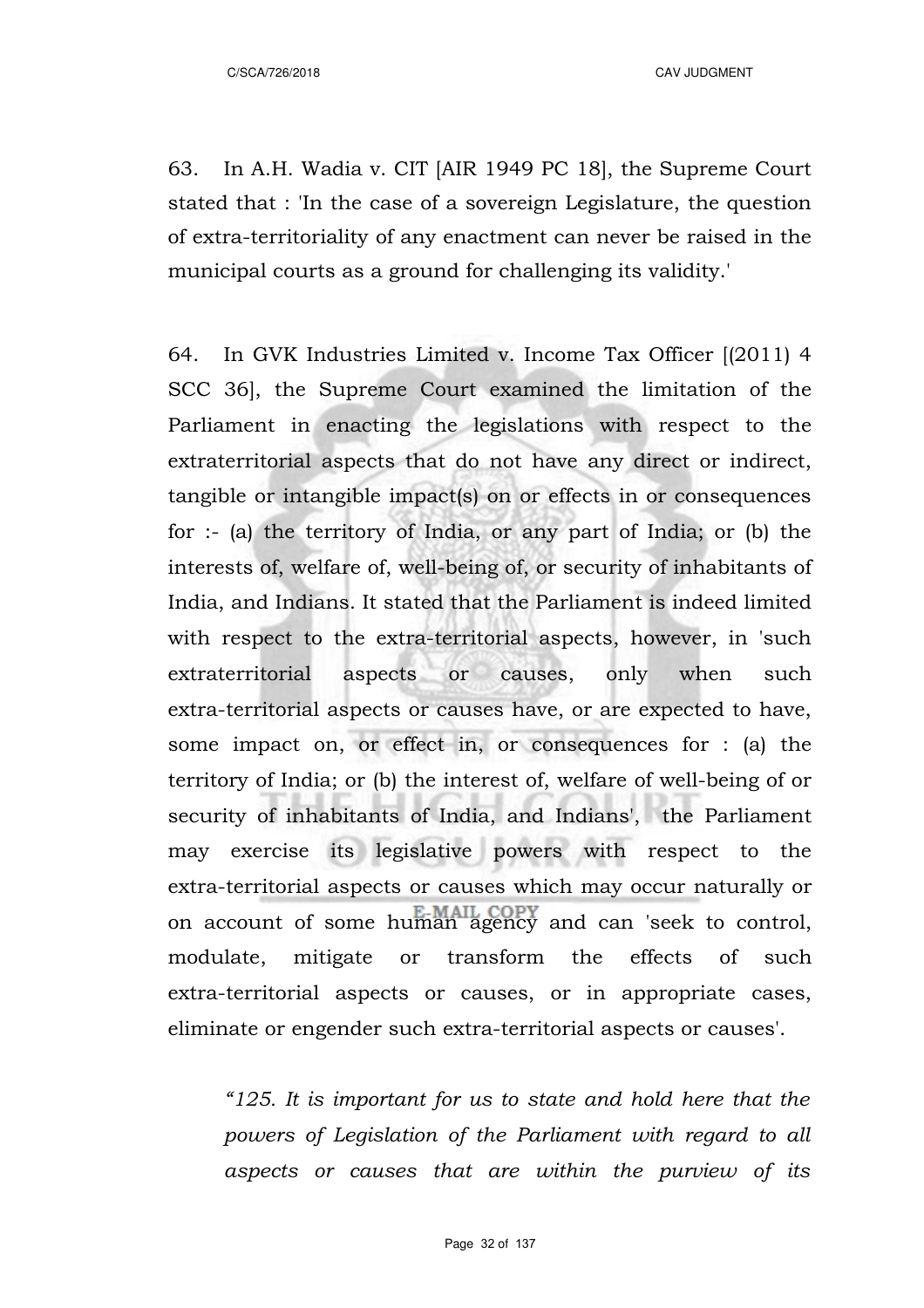63. In A.H. Wadia v. CIT [AIR 1949 PC 18], the Supreme Court stated that : 'In the case of a sovereign Legislature, the question of extra-territoriality of any enactment can never be raised in the municipal courts as a ground for challenging its validity.'

64. In GVK Industries Limited v. Income Tax Officer [(2011) 4 SCC 36], the Supreme Court examined the limitation of the Parliament in enacting the legislations with respect to the extraterritorial aspects that do not have any direct or indirect, tangible or intangible impact(s) on or effects in or consequences for :- (a) the territory of India, or any part of India; or (b) the interests of, welfare of, well-being of, or security of inhabitants of India, and Indians. It stated that the Parliament is indeed limited with respect to the extra-territorial aspects, however, in 'such extraterritorial aspects or causes, only when such extra-territorial aspects or causes have, or are expected to have, some impact on, or effect in, or consequences for : (a) the territory of India; or (b) the interest of, welfare of well-being of or security of inhabitants of India, and Indians', the Parliament may exercise its legislative powers with respect to the extra-territorial aspects or causes which may occur naturally or on account of some human agency and can 'seek to control, modulate, mitigate or transform the effects of such extra-territorial aspects or causes, or in appropriate cases, eliminate or engender such extra-territorial aspects or causes'.

> *"125. It is important for us to state and hold here that the powers of Legislation of the Parliament with regard to all aspects or causes that are within the purview of its*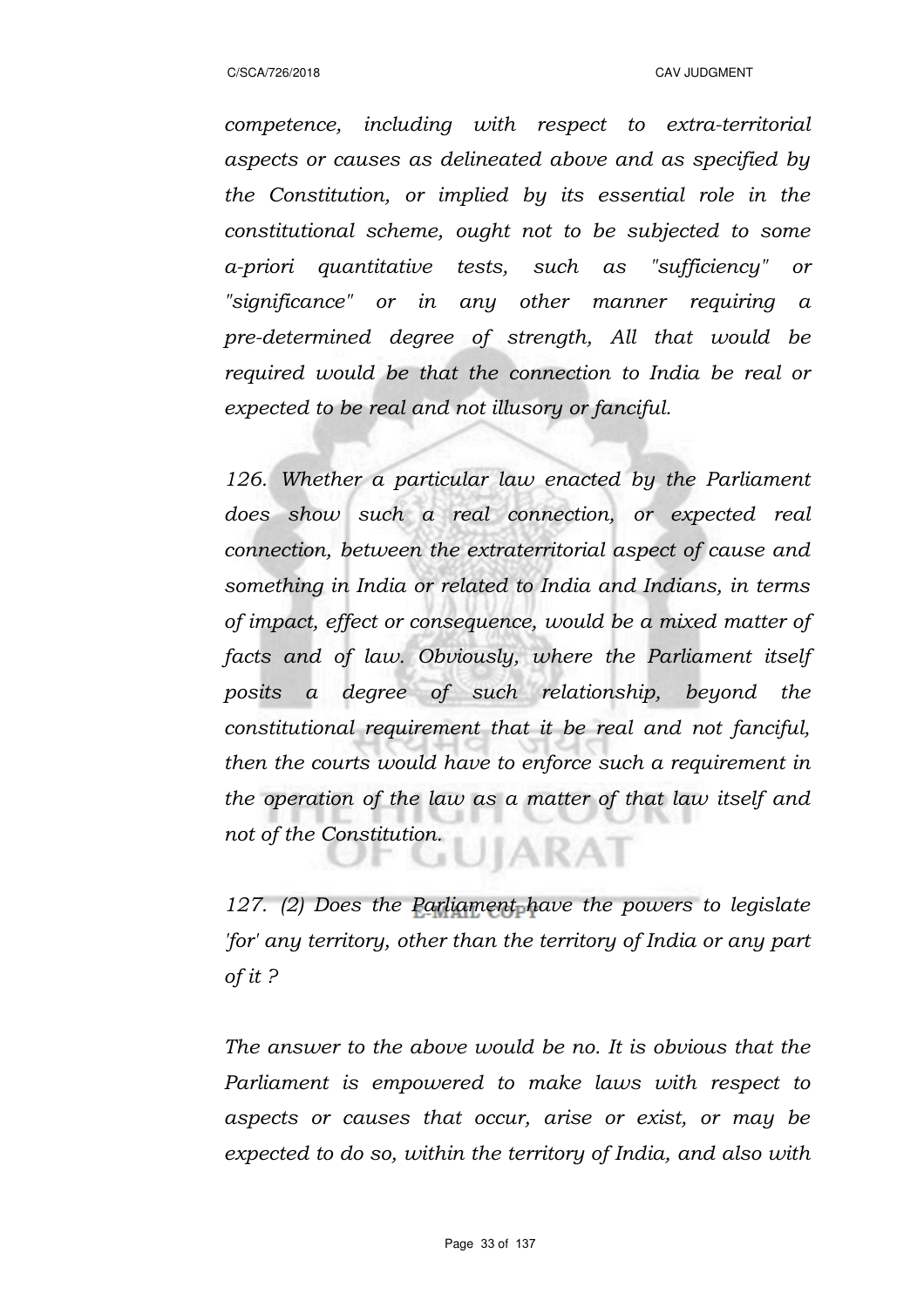*competence, including with respect to extra-territorial aspects or causes as delineated above and as specified by the Constitution, or implied by its essential role in the constitutional scheme, ought not to be subjected to some a-priori quantitative tests, such as "sufficiency" or "significance" or in any other manner requiring a pre-determined degree of strength, All that would be required would be that the connection to India be real or expected to be real and not illusory or fanciful.*

*126. Whether a particular law enacted by the Parliament does show such a real connection, or expected real connection, between the extraterritorial aspect of cause and something in India or related to India and Indians, in terms of impact, effect or consequence, would be a mixed matter of facts and of law. Obviously, where the Parliament itself posits a degree of such relationship, beyond the constitutional requirement that it be real and not fanciful, then the courts would have to enforce such a requirement in the operation of the law as a matter of that law itself and not of the Constitution.*

*127. (2) Does the Parliament have the powers to legislate 'for' any territory, other than the territory of India or any part of it ?*

*The answer to the above would be no. It is obvious that the Parliament is empowered to make laws with respect to aspects or causes that occur, arise or exist, or may be expected to do so, within the territory of India, and also with*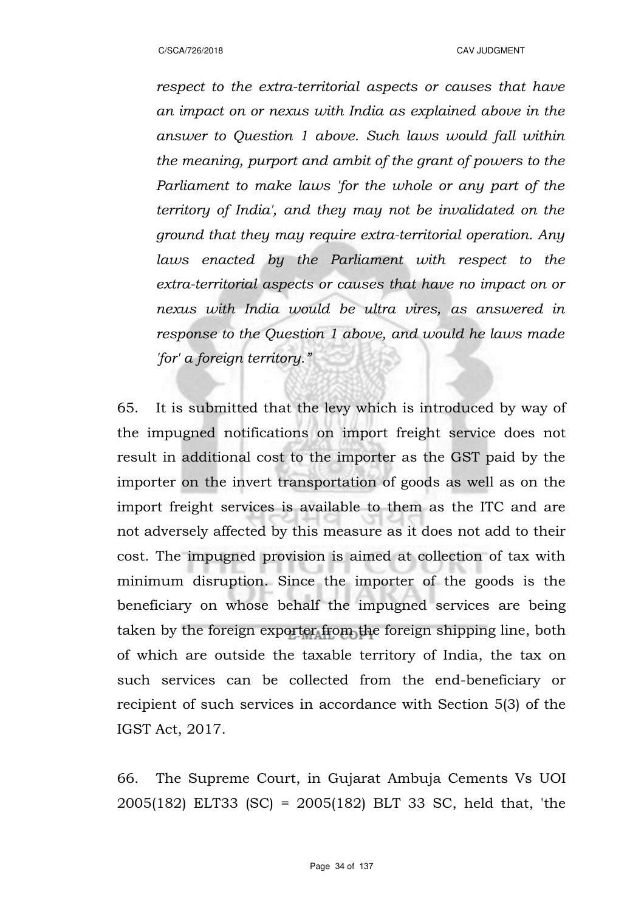*respect to the extra-territorial aspects or causes that have an impact on or nexus with India as explained above in the answer to Question 1 above. Such laws would fall within the meaning, purport and ambit of the grant of powers to the Parliament to make laws 'for the whole or any part of the territory of India', and they may not be invalidated on the ground that they may require extra-territorial operation. Any laws enacted by the Parliament with respect to the extra-territorial aspects or causes that have no impact on or nexus with India would be ultra vires, as answered in response to the Question 1 above, and would he laws made 'for' a foreign territory."*

65. It is submitted that the levy which is introduced by way of the impugned notifications on import freight service does not result in additional cost to the importer as the GST paid by the importer on the invert transportation of goods as well as on the import freight services is available to them as the ITC and are not adversely affected by this measure as it does not add to their cost. The impugned provision is aimed at collection of tax with minimum disruption. Since the importer of the goods is the beneficiary on whose behalf the impugned services are being taken by the foreign exporter from the foreign shipping line, both of which are outside the taxable territory of India, the tax on such services can be collected from the end-beneficiary or recipient of such services in accordance with Section 5(3) of the IGST Act, 2017.

66. The Supreme Court, in Gujarat Ambuja Cements Vs UOI 2005(182) ELT33 (SC) = 2005(182) BLT 33 SC, held that, 'the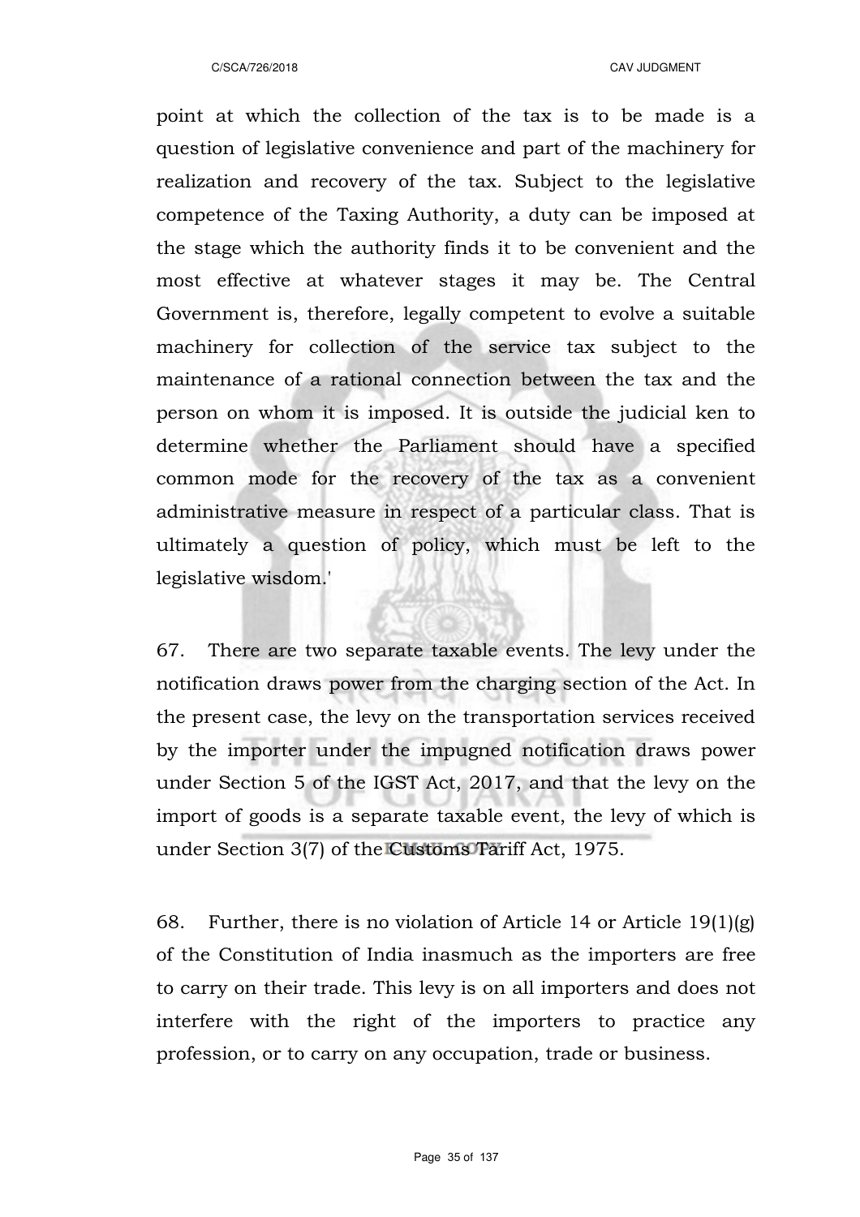point at which the collection of the tax is to be made is a question of legislative convenience and part of the machinery for realization and recovery of the tax. Subject to the legislative competence of the Taxing Authority, a duty can be imposed at the stage which the authority finds it to be convenient and the most effective at whatever stages it may be. The Central Government is, therefore, legally competent to evolve a suitable machinery for collection of the service tax subject to the maintenance of a rational connection between the tax and the person on whom it is imposed. It is outside the judicial ken to determine whether the Parliament should have a specified common mode for the recovery of the tax as a convenient administrative measure in respect of a particular class. That is ultimately a question of policy, which must be left to the legislative wisdom.'

67. There are two separate taxable events. The levy under the notification draws power from the charging section of the Act. In the present case, the levy on the transportation services received by the importer under the impugned notification draws power under Section 5 of the IGST Act, 2017, and that the levy on the import of goods is a separate taxable event, the levy of which is under Section 3(7) of the Customs Tariff Act, 1975.

68. Further, there is no violation of Article 14 or Article 19(1)(g) of the Constitution of India inasmuch as the importers are free to carry on their trade. This levy is on all importers and does not interfere with the right of the importers to practice any profession, or to carry on any occupation, trade or business.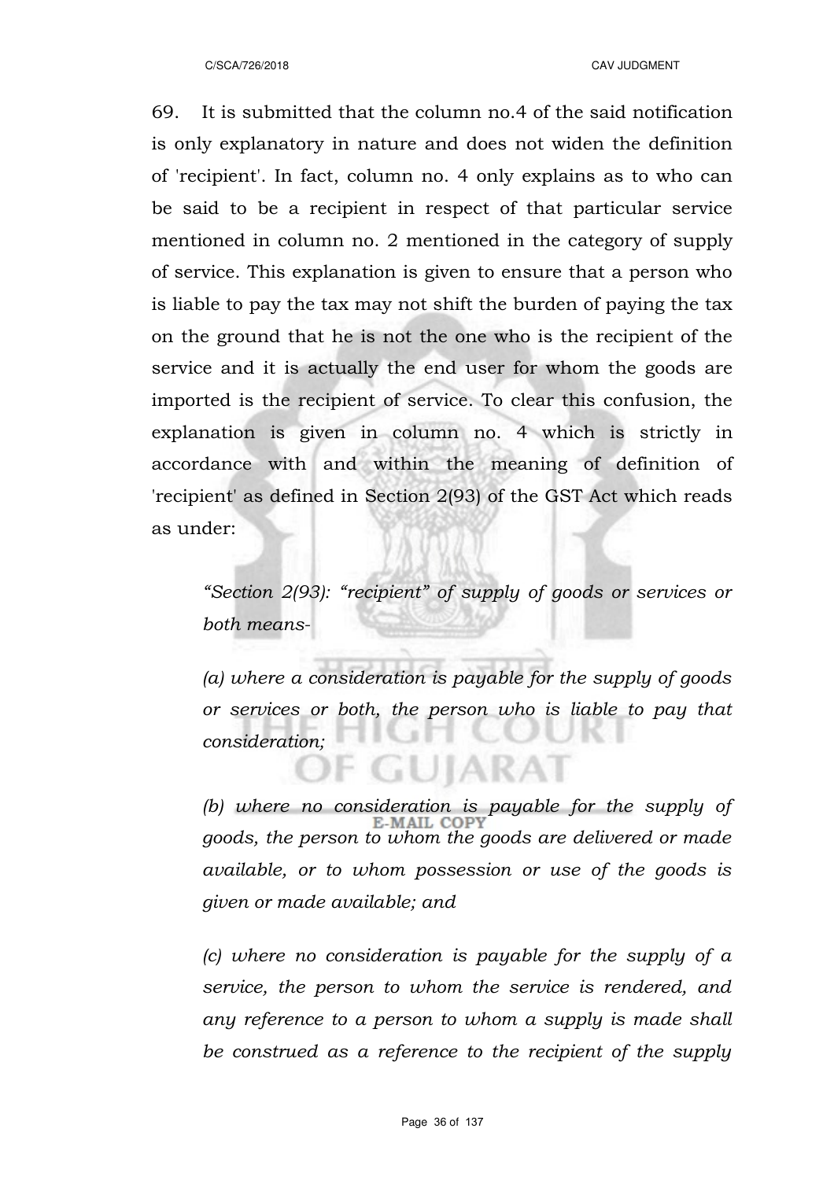69. It is submitted that the column no.4 of the said notification is only explanatory in nature and does not widen the definition of 'recipient'. In fact, column no. 4 only explains as to who can be said to be a recipient in respect of that particular service mentioned in column no. 2 mentioned in the category of supply of service. This explanation is given to ensure that a person who is liable to pay the tax may not shift the burden of paying the tax on the ground that he is not the one who is the recipient of the service and it is actually the end user for whom the goods are imported is the recipient of service. To clear this confusion, the explanation is given in column no. 4 which is strictly in accordance with and within the meaning of definition of 'recipient' as defined in Section 2(93) of the GST Act which reads as under:

> *"Section 2(93): "recipient" of supply of goods or services or both means-*
>
> *(a) where a consideration is payable for the supply of goods or services or both, the person who is liable to pay that consideration;*
>
> *(b) where no consideration is payable for the supply of goods, the person to whom the goods are delivered or made available, or to whom possession or use of the goods is given or made available; and*
>
> *(c) where no consideration is payable for the supply of a service, the person to whom the service is rendered, and any reference to a person to whom a supply is made shall be construed as a reference to the recipient of the supply*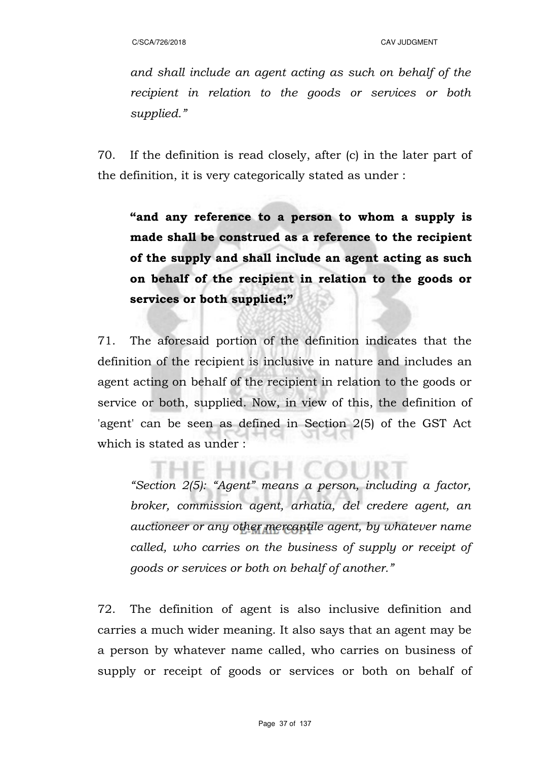*and shall include an agent acting as such on behalf of the recipient in relation to the goods or services or both supplied."*

70. If the definition is read closely, after (c) in the later part of the definition, it is very categorically stated as under :

> **"and any reference to a person to whom a supply is made shall be construed as a reference to the recipient of the supply and shall include an agent acting as such on behalf of the recipient in relation to the goods or services or both supplied;"**

71. The aforesaid portion of the definition indicates that the definition of the recipient is inclusive in nature and includes an agent acting on behalf of the recipient in relation to the goods or service or both, supplied. Now, in view of this, the definition of 'agent' can be seen as defined in Section 2(5) of the GST Act which is stated as under :

> *"Section 2(5): "Agent" means a person, including a factor, broker, commission agent, arhatia, del credere agent, an auctioneer or any other mercantile agent, by whatever name called, who carries on the business of supply or receipt of goods or services or both on behalf of another."*

72. The definition of agent is also inclusive definition and carries a much wider meaning. It also says that an agent may be a person by whatever name called, who carries on business of supply or receipt of goods or services or both on behalf of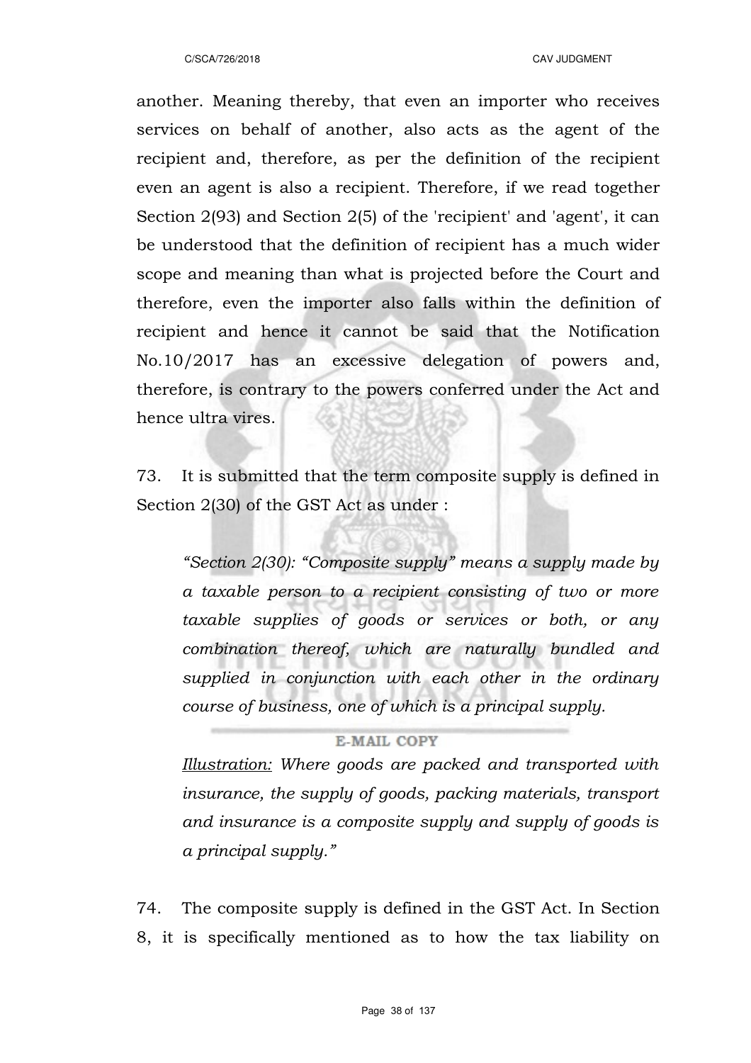another. Meaning thereby, that even an importer who receives services on behalf of another, also acts as the agent of the recipient and, therefore, as per the definition of the recipient even an agent is also a recipient. Therefore, if we read together Section 2(93) and Section 2(5) of the 'recipient' and 'agent', it can be understood that the definition of recipient has a much wider scope and meaning than what is projected before the Court and therefore, even the importer also falls within the definition of recipient and hence it cannot be said that the Notification No.10/2017 has an excessive delegation of powers and, therefore, is contrary to the powers conferred under the Act and hence ultra vires.

73. It is submitted that the term composite supply is defined in Section 2(30) of the GST Act as under :

> *"Section 2(30): "Composite supply" means a supply made by a taxable person to a recipient consisting of two or more taxable supplies of goods or services or both, or any combination thereof, which are naturally bundled and supplied in conjunction with each other in the ordinary course of business, one of which is a principal supply.*
>
> <u>*Illustration:*</u> *Where goods are packed and transported with insurance, the supply of goods, packing materials, transport and insurance is a composite supply and supply of goods is a principal supply."*

74. The composite supply is defined in the GST Act. In Section 8, it is specifically mentioned as to how the tax liability on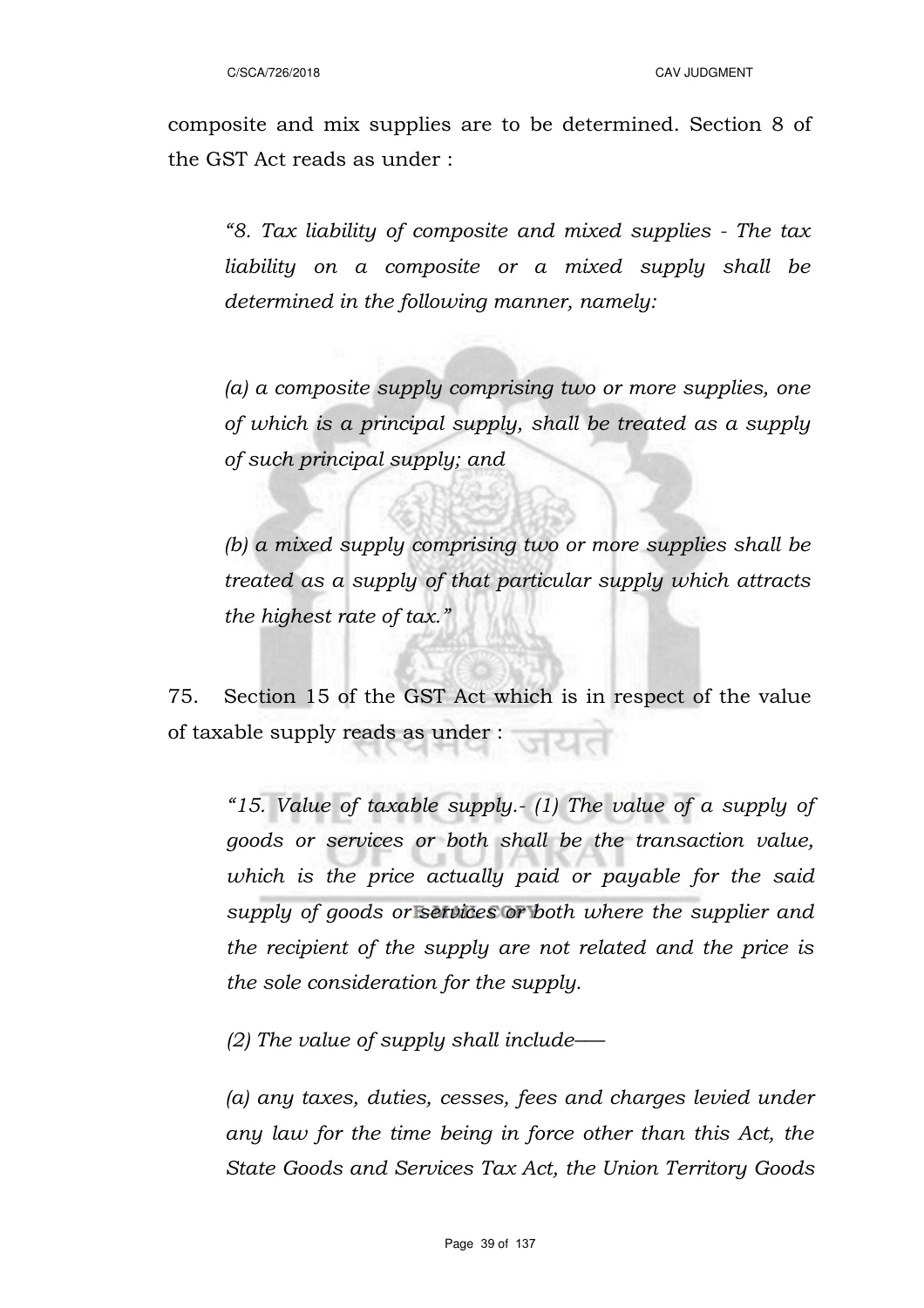composite and mix supplies are to be determined. Section 8 of the GST Act reads as under :

> *"8. Tax liability of composite and mixed supplies - The tax liability on a composite or a mixed supply shall be determined in the following manner, namely:*
>
> *(a) a composite supply comprising two or more supplies, one of which is a principal supply, shall be treated as a supply of such principal supply; and*
>
> *(b) a mixed supply comprising two or more supplies shall be treated as a supply of that particular supply which attracts the highest rate of tax."*

75. Section 15 of the GST Act which is in respect of the value of taxable supply reads as under :

> *"15. Value of taxable supply.- (1) The value of a supply of goods or services or both shall be the transaction value, which is the price actually paid or payable for the said supply of goods or services or both where the supplier and the recipient of the supply are not related and the price is the sole consideration for the supply.*
>
> *(2) The value of supply shall include——*
>
> *(a) any taxes, duties, cesses, fees and charges levied under any law for the time being in force other than this Act, the State Goods and Services Tax Act, the Union Territory Goods*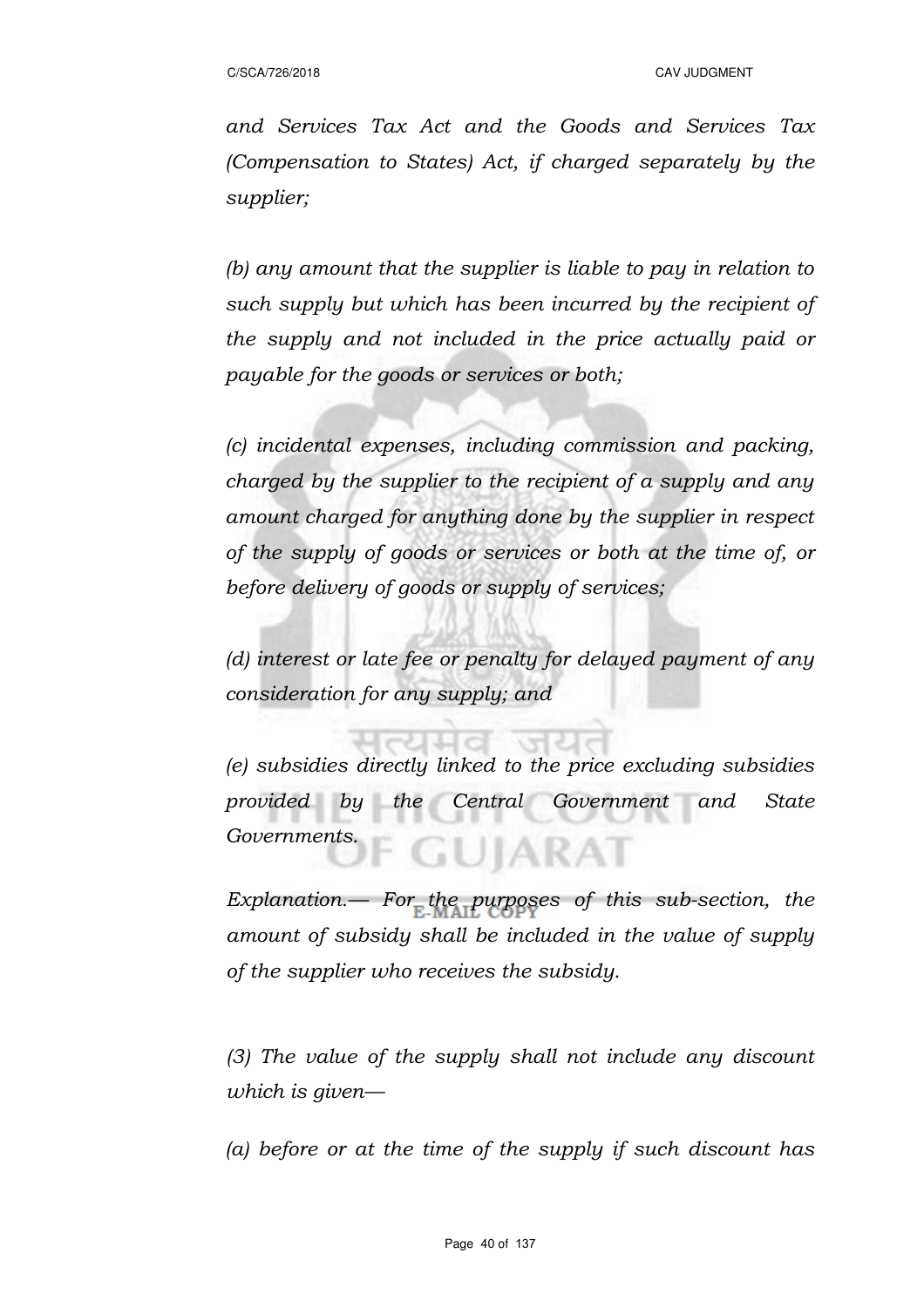*and Services Tax Act and the Goods and Services Tax (Compensation to States) Act, if charged separately by the supplier;*

*(b) any amount that the supplier is liable to pay in relation to such supply but which has been incurred by the recipient of the supply and not included in the price actually paid or payable for the goods or services or both;*

*(c) incidental expenses, including commission and packing, charged by the supplier to the recipient of a supply and any amount charged for anything done by the supplier in respect of the supply of goods or services or both at the time of, or before delivery of goods or supply of services;*

*(d) interest or late fee or penalty for delayed payment of any consideration for any supply; and*

*(e) subsidies directly linked to the price excluding subsidies provided by the Central Government and State Governments.*

*Explanation.— For the purposes of this sub-section, the amount of subsidy shall be included in the value of supply of the supplier who receives the subsidy.*

*(3) The value of the supply shall not include any discount which is given—*

*(a) before or at the time of the supply if such discount has*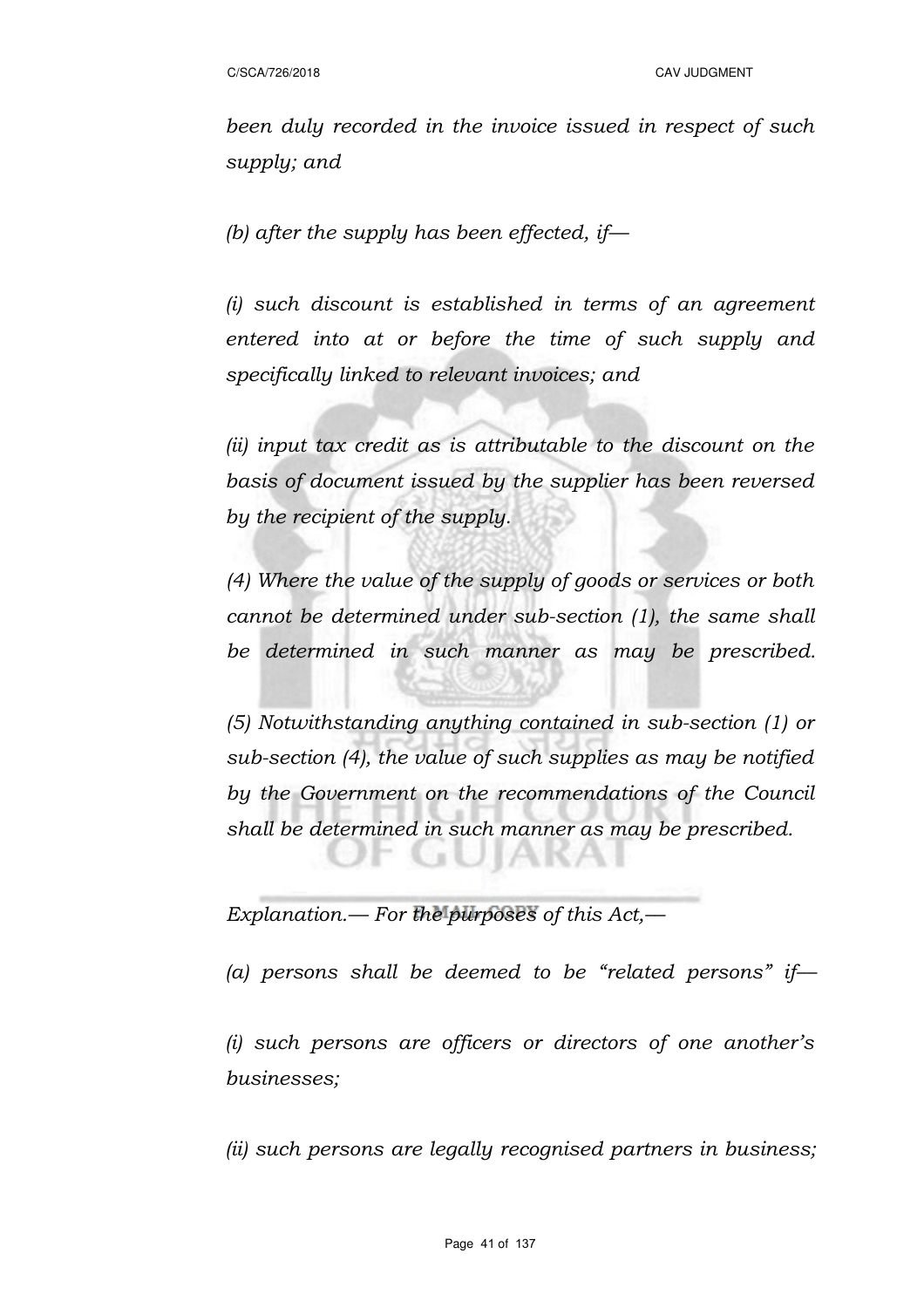*been duly recorded in the invoice issued in respect of such supply; and*

*(b) after the supply has been effected, if—*

*(i) such discount is established in terms of an agreement entered into at or before the time of such supply and specifically linked to relevant invoices; and*

*(ii) input tax credit as is attributable to the discount on the basis of document issued by the supplier has been reversed by the recipient of the supply.*

*(4) Where the value of the supply of goods or services or both cannot be determined under sub-section (1), the same shall be determined in such manner as may be prescribed.*

*(5) Notwithstanding anything contained in sub-section (1) or sub-section (4), the value of such supplies as may be notified by the Government on the recommendations of the Council shall be determined in such manner as may be prescribed.*

*Explanation.— For the purposes of this Act,—*

*(a) persons shall be deemed to be "related persons" if—*

*(i) such persons are officers or directors of one another's businesses;*

*(ii) such persons are legally recognised partners in business;*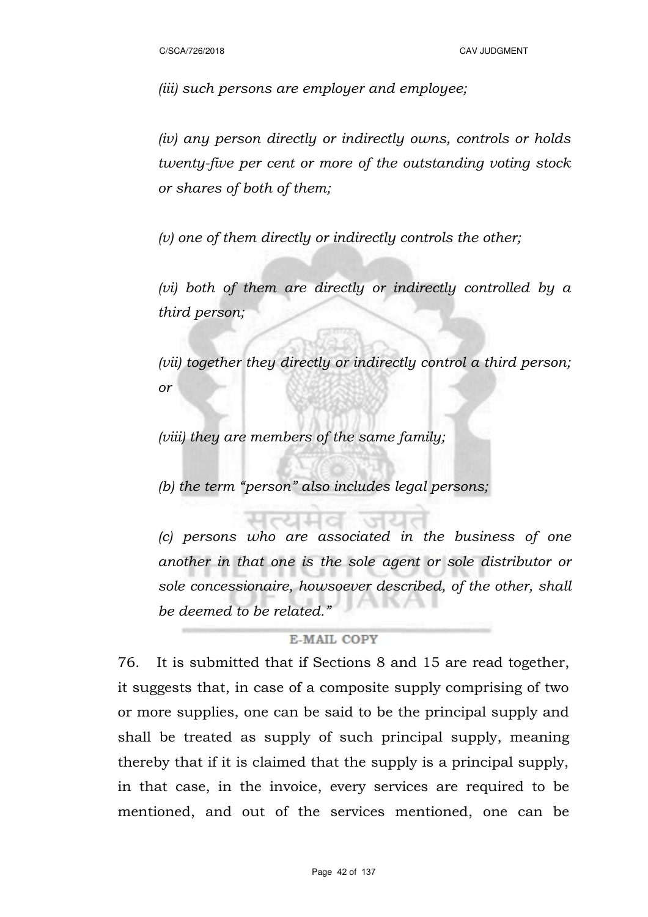*(iii) such persons are employer and employee;*

*(iv) any person directly or indirectly owns, controls or holds twenty-five per cent or more of the outstanding voting stock or shares of both of them;*

*(v) one of them directly or indirectly controls the other;*

*(vi) both of them are directly or indirectly controlled by a third person;*

*(vii) together they directly or indirectly control a third person; or*

*(viii) they are members of the same family;*

*(b) the term "person" also includes legal persons;*

*(c) persons who are associated in the business of one another in that one is the sole agent or sole distributor or sole concessionaire, howsoever described, of the other, shall be deemed to be related."*

76. It is submitted that if Sections 8 and 15 are read together, it suggests that, in case of a composite supply comprising of two or more supplies, one can be said to be the principal supply and shall be treated as supply of such principal supply, meaning thereby that if it is claimed that the supply is a principal supply, in that case, in the invoice, every services are required to be mentioned, and out of the services mentioned, one can be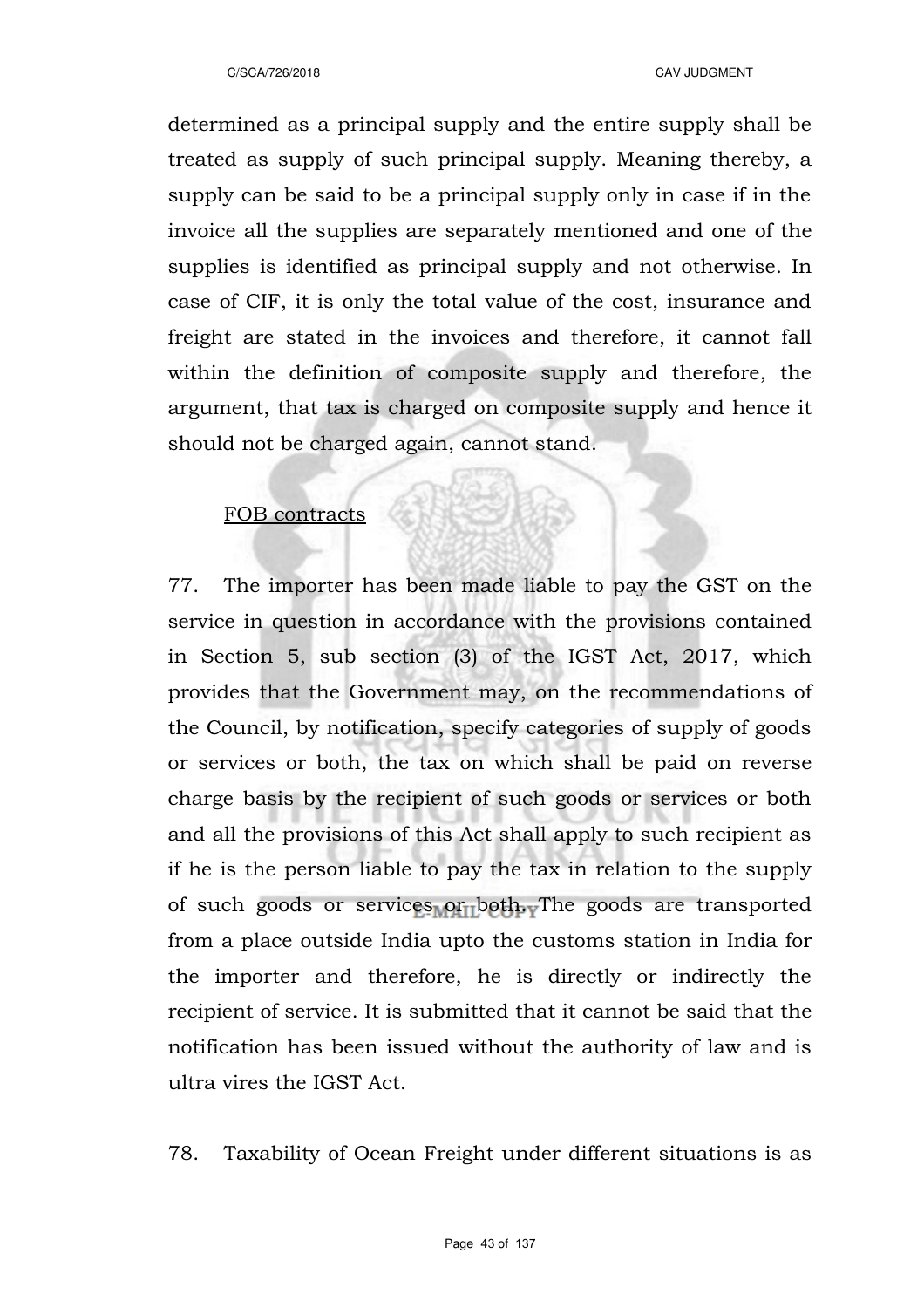determined as a principal supply and the entire supply shall be treated as supply of such principal supply. Meaning thereby, a supply can be said to be a principal supply only in case if in the invoice all the supplies are separately mentioned and one of the supplies is identified as principal supply and not otherwise. In case of CIF, it is only the total value of the cost, insurance and freight are stated in the invoices and therefore, it cannot fall within the definition of composite supply and therefore, the argument, that tax is charged on composite supply and hence it should not be charged again, cannot stand.

<u>FOB contracts</u>

77. The importer has been made liable to pay the GST on the service in question in accordance with the provisions contained in Section 5, sub section (3) of the IGST Act, 2017, which provides that the Government may, on the recommendations of the Council, by notification, specify categories of supply of goods or services or both, the tax on which shall be paid on reverse charge basis by the recipient of such goods or services or both and all the provisions of this Act shall apply to such recipient as if he is the person liable to pay the tax in relation to the supply of such goods or services or both. The goods are transported from a place outside India upto the customs station in India for the importer and therefore, he is directly or indirectly the recipient of service. It is submitted that it cannot be said that the notification has been issued without the authority of law and is ultra vires the IGST Act.

78. Taxability of Ocean Freight under different situations is as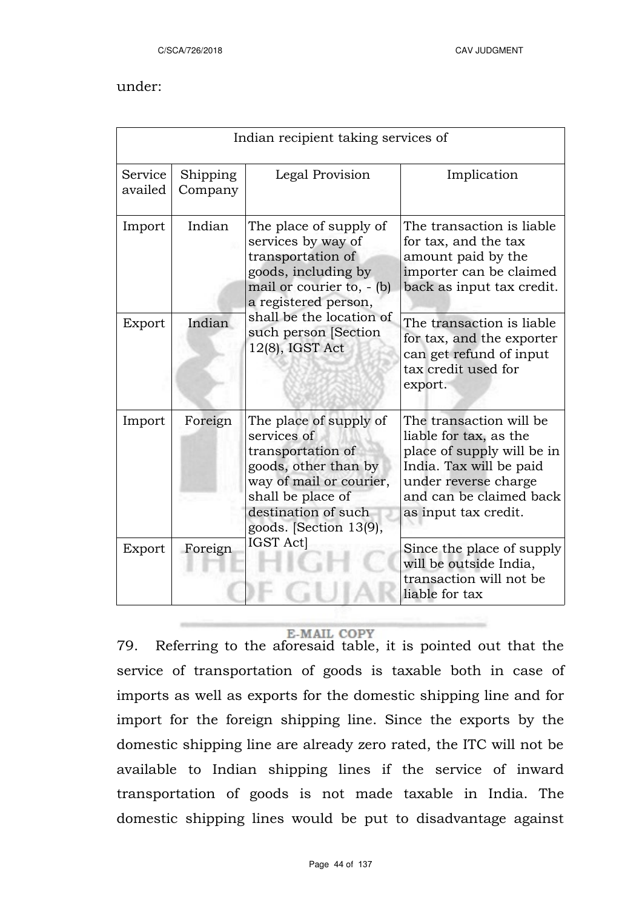under:

| Indian recipient taking services of | | | |
|---|---|---|---|
| Service availed | Shipping Company | Legal Provision | Implication |
| Import | Indian | The place of supply of services by way of transportation of goods, including by mail or courier to, - (b) a registered person, shall be the location of such person [Section 12(8), IGST Act | The transaction is liable for tax, and the tax amount paid by the importer can be claimed back as input tax credit. |
| Export | Indian | | The transaction is liable for tax, and the exporter can get refund of input tax credit used for export. |
| Import | Foreign | The place of supply of services of transportation of goods, other than by way of mail or courier, shall be place of destination of such goods. [Section 13(9), IGST Act] | The transaction will be liable for tax, as the place of supply will be in India. Tax will be paid under reverse charge and can be claimed back as input tax credit. |
| Export | Foreign | | Since the place of supply will be outside India, transaction will not be liable for tax |

79. Referring to the aforesaid table, it is pointed out that the service of transportation of goods is taxable both in case of imports as well as exports for the domestic shipping line and for import for the foreign shipping line. Since the exports by the domestic shipping line are already zero rated, the ITC will not be available to Indian shipping lines if the service of inward transportation of goods is not made taxable in India. The domestic shipping lines would be put to disadvantage against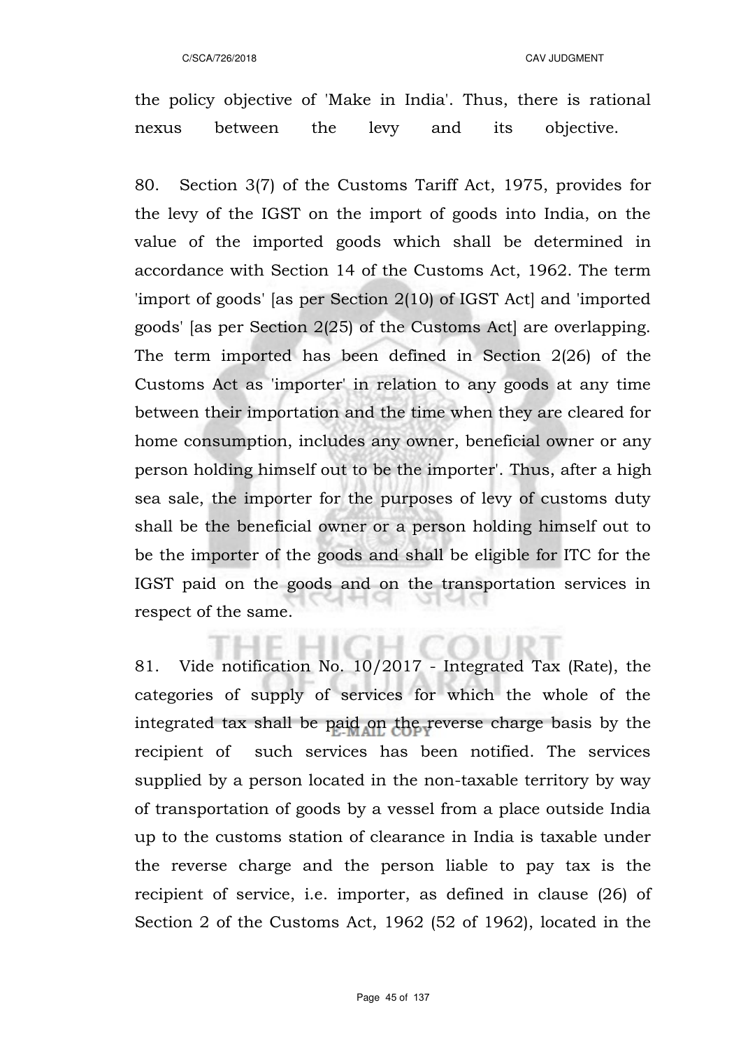the policy objective of 'Make in India'. Thus, there is rational nexus between the levy and its objective.

80. Section 3(7) of the Customs Tariff Act, 1975, provides for the levy of the IGST on the import of goods into India, on the value of the imported goods which shall be determined in accordance with Section 14 of the Customs Act, 1962. The term 'import of goods' [as per Section 2(10) of IGST Act] and 'imported goods' [as per Section 2(25) of the Customs Act] are overlapping. The term imported has been defined in Section 2(26) of the Customs Act as 'importer' in relation to any goods at any time between their importation and the time when they are cleared for home consumption, includes any owner, beneficial owner or any person holding himself out to be the importer'. Thus, after a high sea sale, the importer for the purposes of levy of customs duty shall be the beneficial owner or a person holding himself out to be the importer of the goods and shall be eligible for ITC for the IGST paid on the goods and on the transportation services in respect of the same.

81. Vide notification No. 10/2017 - Integrated Tax (Rate), the categories of supply of services for which the whole of the integrated tax shall be paid on the reverse charge basis by the recipient of such services has been notified. The services supplied by a person located in the non-taxable territory by way of transportation of goods by a vessel from a place outside India up to the customs station of clearance in India is taxable under the reverse charge and the person liable to pay tax is the recipient of service, i.e. importer, as defined in clause (26) of Section 2 of the Customs Act, 1962 (52 of 1962), located in the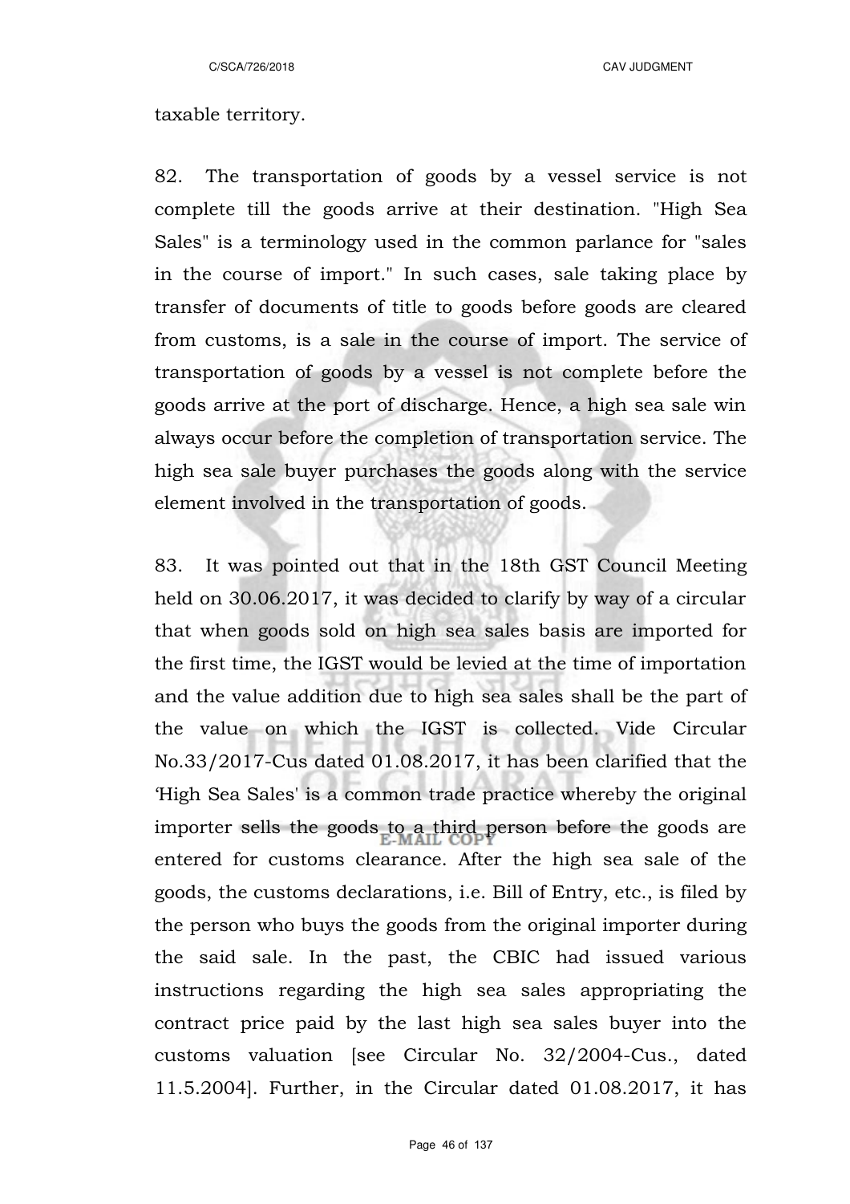taxable territory.

82. The transportation of goods by a vessel service is not complete till the goods arrive at their destination. "High Sea Sales" is a terminology used in the common parlance for "sales in the course of import." In such cases, sale taking place by transfer of documents of title to goods before goods are cleared from customs, is a sale in the course of import. The service of transportation of goods by a vessel is not complete before the goods arrive at the port of discharge. Hence, a high sea sale win always occur before the completion of transportation service. The high sea sale buyer purchases the goods along with the service element involved in the transportation of goods.

83. It was pointed out that in the 18th GST Council Meeting held on 30.06.2017, it was decided to clarify by way of a circular that when goods sold on high sea sales basis are imported for the first time, the IGST would be levied at the time of importation and the value addition due to high sea sales shall be the part of the value on which the IGST is collected. Vide Circular No.33/2017-Cus dated 01.08.2017, it has been clarified that the 'High Sea Sales' is a common trade practice whereby the original importer sells the goods to a third person before the goods are entered for customs clearance. After the high sea sale of the goods, the customs declarations, i.e. Bill of Entry, etc., is filed by the person who buys the goods from the original importer during the said sale. In the past, the CBIC had issued various instructions regarding the high sea sales appropriating the contract price paid by the last high sea sales buyer into the customs valuation [see Circular No. 32/2004-Cus., dated 11.5.2004]. Further, in the Circular dated 01.08.2017, it has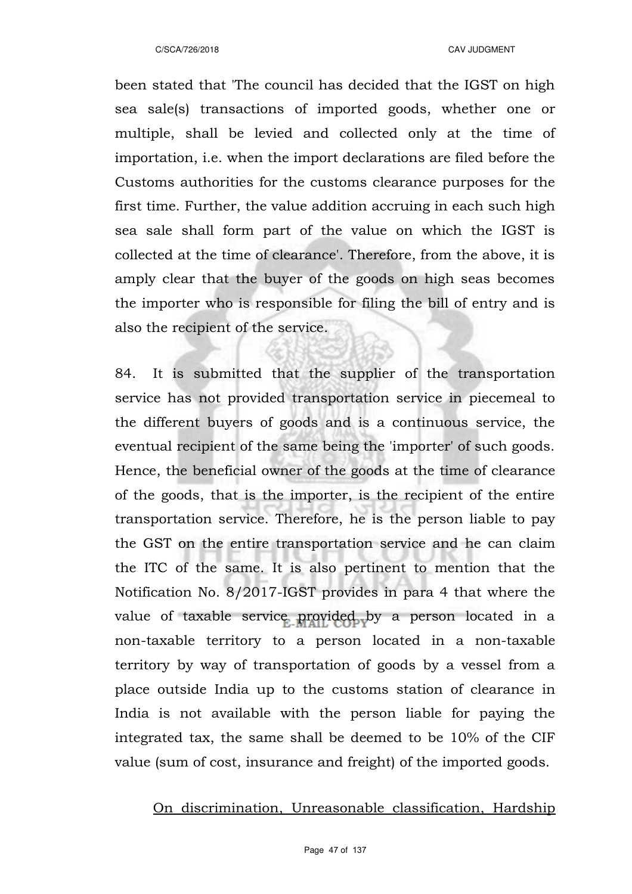been stated that 'The council has decided that the IGST on high sea sale(s) transactions of imported goods, whether one or multiple, shall be levied and collected only at the time of importation, i.e. when the import declarations are filed before the Customs authorities for the customs clearance purposes for the first time. Further, the value addition accruing in each such high sea sale shall form part of the value on which the IGST is collected at the time of clearance'. Therefore, from the above, it is amply clear that the buyer of the goods on high seas becomes the importer who is responsible for filing the bill of entry and is also the recipient of the service.

84. It is submitted that the supplier of the transportation service has not provided transportation service in piecemeal to the different buyers of goods and is a continuous service, the eventual recipient of the same being the 'importer' of such goods. Hence, the beneficial owner of the goods at the time of clearance of the goods, that is the importer, is the recipient of the entire transportation service. Therefore, he is the person liable to pay the GST on the entire transportation service and he can claim the ITC of the same. It is also pertinent to mention that the Notification No. 8/2017-IGST provides in para 4 that where the value of taxable service provided by a person located in a non-taxable territory to a person located in a non-taxable territory by way of transportation of goods by a vessel from a place outside India up to the customs station of clearance in India is not available with the person liable for paying the integrated tax, the same shall be deemed to be 10% of the CIF value (sum of cost, insurance and freight) of the imported goods.

<u>On discrimination, Unreasonable classification, Hardship</u>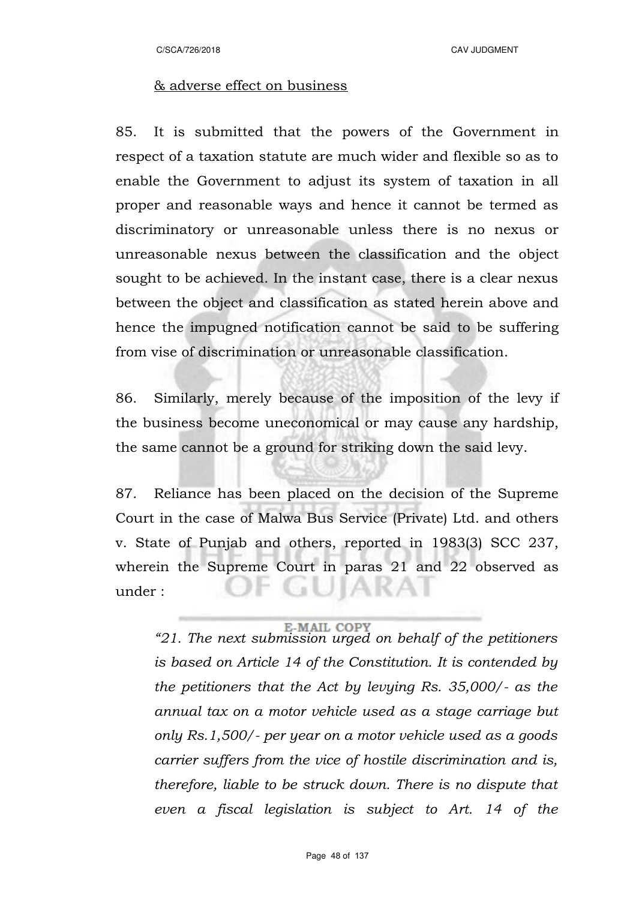<u>& adverse effect on business</u>

85. It is submitted that the powers of the Government in respect of a taxation statute are much wider and flexible so as to enable the Government to adjust its system of taxation in all proper and reasonable ways and hence it cannot be termed as discriminatory or unreasonable unless there is no nexus or unreasonable nexus between the classification and the object sought to be achieved. In the instant case, there is a clear nexus between the object and classification as stated herein above and hence the impugned notification cannot be said to be suffering from vise of discrimination or unreasonable classification.

86. Similarly, merely because of the imposition of the levy if the business become uneconomical or may cause any hardship, the same cannot be a ground for striking down the said levy.

87. Reliance has been placed on the decision of the Supreme Court in the case of Malwa Bus Service (Private) Ltd. and others v. State of Punjab and others, reported in 1983(3) SCC 237, wherein the Supreme Court in paras 21 and 22 observed as under :

> *"21. The next submission urged on behalf of the petitioners is based on Article 14 of the Constitution. It is contended by the petitioners that the Act by levying Rs. 35,000/- as the annual tax on a motor vehicle used as a stage carriage but only Rs.1,500/- per year on a motor vehicle used as a goods carrier suffers from the vice of hostile discrimination and is, therefore, liable to be struck down. There is no dispute that even a fiscal legislation is subject to Art. 14 of the*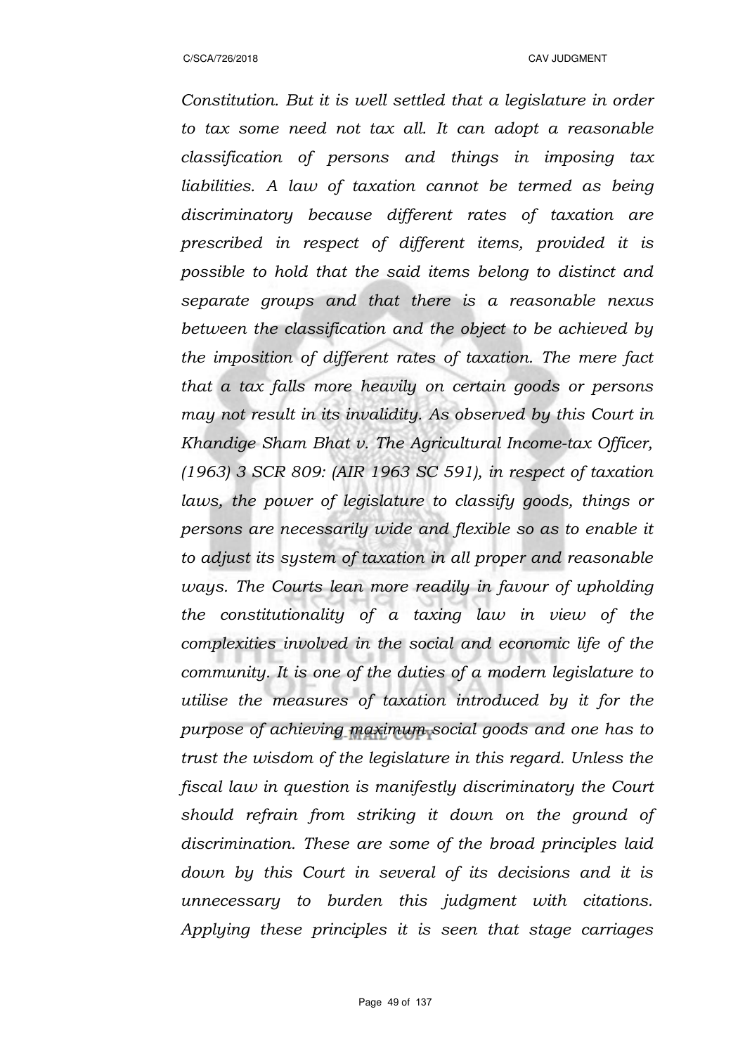*Constitution. But it is well settled that a legislature in order to tax some need not tax all. It can adopt a reasonable classification of persons and things in imposing tax liabilities. A law of taxation cannot be termed as being discriminatory because different rates of taxation are prescribed in respect of different items, provided it is possible to hold that the said items belong to distinct and separate groups and that there is a reasonable nexus between the classification and the object to be achieved by the imposition of different rates of taxation. The mere fact that a tax falls more heavily on certain goods or persons may not result in its invalidity. As observed by this Court in Khandige Sham Bhat v. The Agricultural Income-tax Officer, (1963) 3 SCR 809: (AIR 1963 SC 591), in respect of taxation laws, the power of legislature to classify goods, things or persons are necessarily wide and flexible so as to enable it to adjust its system of taxation in all proper and reasonable ways. The Courts lean more readily in favour of upholding the constitutionality of a taxing law in view of the complexities involved in the social and economic life of the community. It is one of the duties of a modern legislature to utilise the measures of taxation introduced by it for the purpose of achieving maximum social goods and one has to trust the wisdom of the legislature in this regard. Unless the fiscal law in question is manifestly discriminatory the Court should refrain from striking it down on the ground of discrimination. These are some of the broad principles laid down by this Court in several of its decisions and it is unnecessary to burden this judgment with citations. Applying these principles it is seen that stage carriages*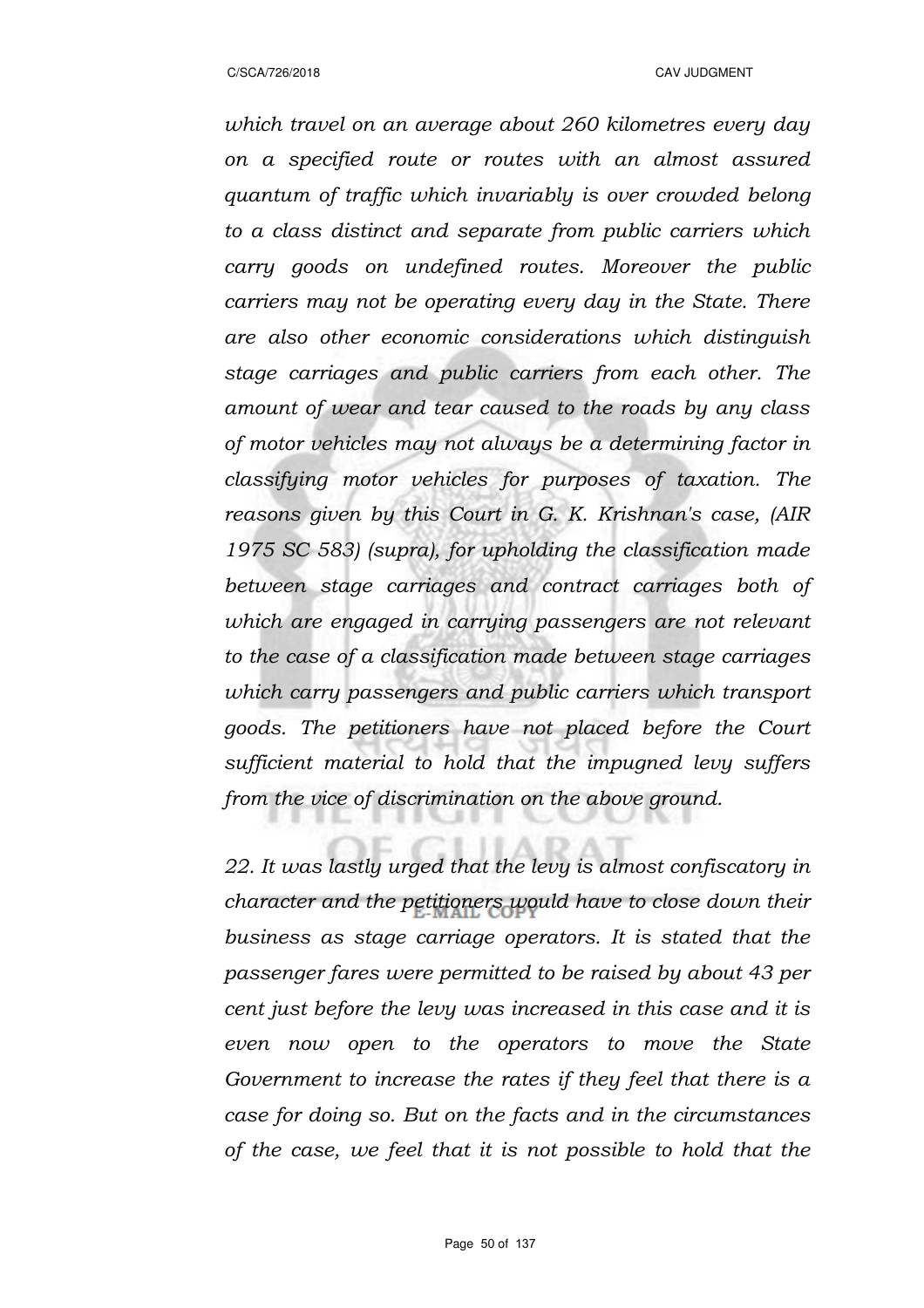*which travel on an average about 260 kilometres every day on a specified route or routes with an almost assured quantum of traffic which invariably is over crowded belong to a class distinct and separate from public carriers which carry goods on undefined routes. Moreover the public carriers may not be operating every day in the State. There are also other economic considerations which distinguish stage carriages and public carriers from each other. The amount of wear and tear caused to the roads by any class of motor vehicles may not always be a determining factor in classifying motor vehicles for purposes of taxation. The reasons given by this Court in G. K. Krishnan's case, (AIR 1975 SC 583) (supra), for upholding the classification made between stage carriages and contract carriages both of which are engaged in carrying passengers are not relevant to the case of a classification made between stage carriages which carry passengers and public carriers which transport goods. The petitioners have not placed before the Court sufficient material to hold that the impugned levy suffers from the vice of discrimination on the above ground.*

*22. It was lastly urged that the levy is almost confiscatory in character and the petitioners would have to close down their business as stage carriage operators. It is stated that the passenger fares were permitted to be raised by about 43 per cent just before the levy was increased in this case and it is even now open to the operators to move the State Government to increase the rates if they feel that there is a case for doing so. But on the facts and in the circumstances of the case, we feel that it is not possible to hold that the*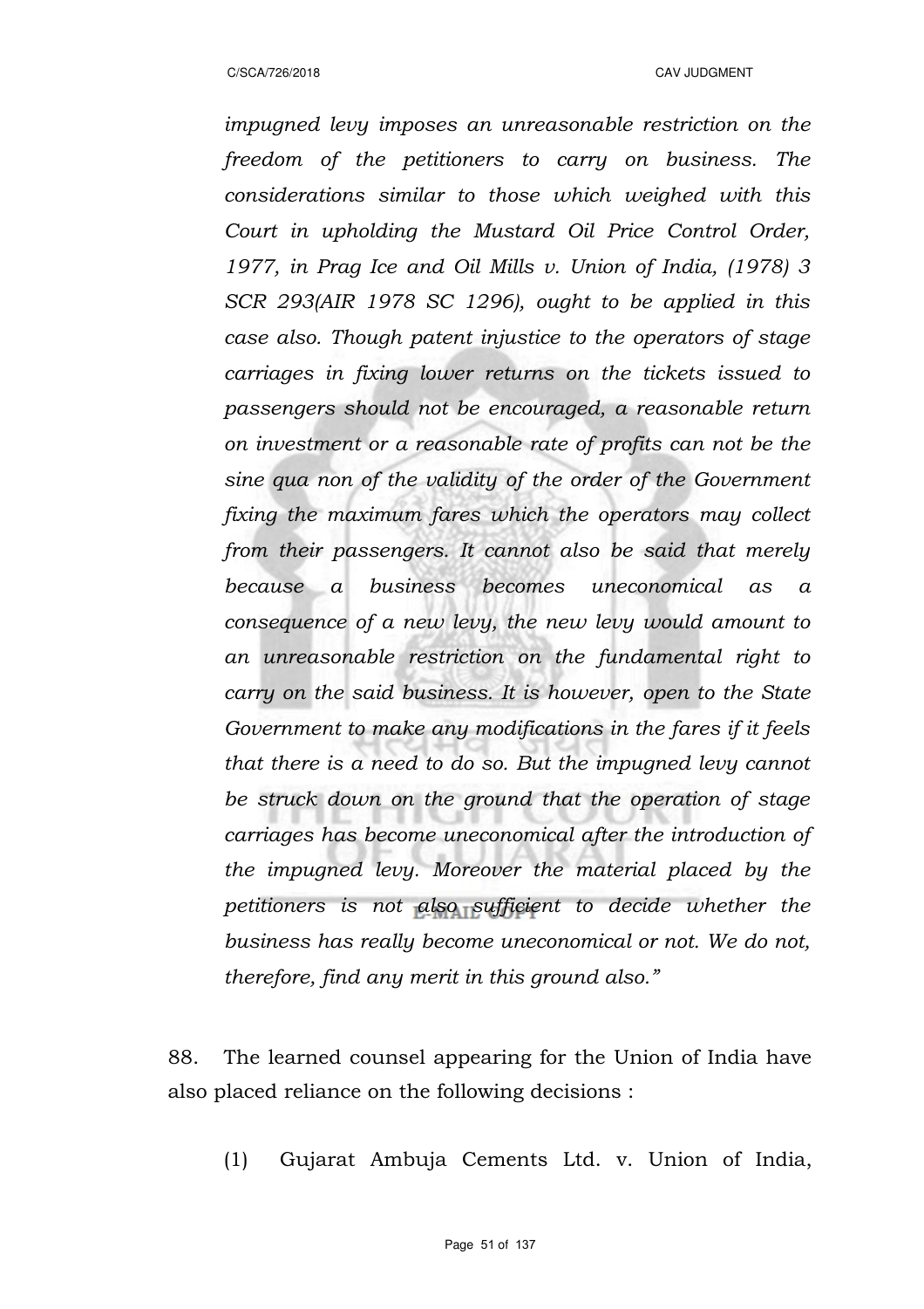*impugned levy imposes an unreasonable restriction on the freedom of the petitioners to carry on business. The considerations similar to those which weighed with this Court in upholding the Mustard Oil Price Control Order, 1977, in Prag Ice and Oil Mills v. Union of India, (1978) 3 SCR 293(AIR 1978 SC 1296), ought to be applied in this case also. Though patent injustice to the operators of stage carriages in fixing lower returns on the tickets issued to passengers should not be encouraged, a reasonable return on investment or a reasonable rate of profits can not be the sine qua non of the validity of the order of the Government fixing the maximum fares which the operators may collect from their passengers. It cannot also be said that merely because a business becomes uneconomical as a consequence of a new levy, the new levy would amount to an unreasonable restriction on the fundamental right to carry on the said business. It is however, open to the State Government to make any modifications in the fares if it feels that there is a need to do so. But the impugned levy cannot be struck down on the ground that the operation of stage carriages has become uneconomical after the introduction of the impugned levy. Moreover the material placed by the petitioners is not also sufficient to decide whether the business has really become uneconomical or not. We do not, therefore, find any merit in this ground also."*

88. The learned counsel appearing for the Union of India have also placed reliance on the following decisions :

(1) Gujarat Ambuja Cements Ltd. v. Union of India,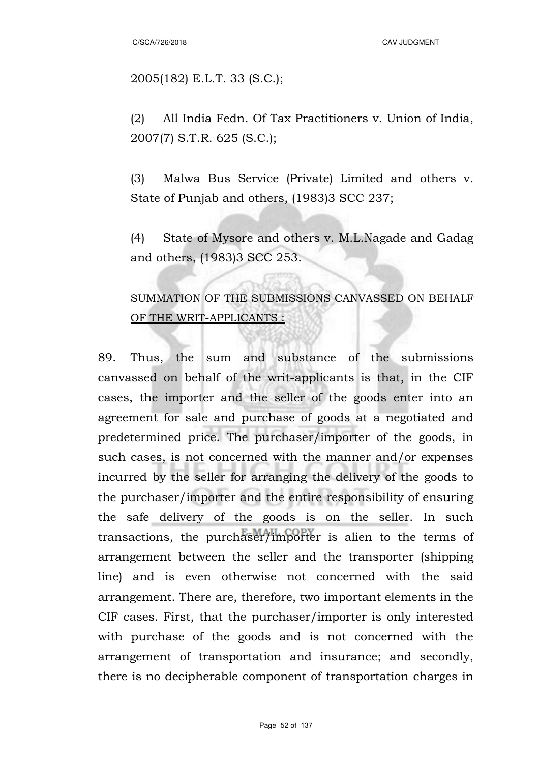2005(182) E.L.T. 33 (S.C.);

(2) All India Fedn. Of Tax Practitioners v. Union of India, 2007(7) S.T.R. 625 (S.C.);

(3) Malwa Bus Service (Private) Limited and others v. State of Punjab and others, (1983)3 SCC 237;

(4) State of Mysore and others v. M.L.Nagade and Gadag and others, (1983)3 SCC 253.

<u>SUMMATION OF THE SUBMISSIONS CANVASSED ON BEHALF OF THE WRIT-APPLICANTS :</u>

89. Thus, the sum and substance of the submissions canvassed on behalf of the writ-applicants is that, in the CIF cases, the importer and the seller of the goods enter into an agreement for sale and purchase of goods at a negotiated and predetermined price. The purchaser/importer of the goods, in such cases, is not concerned with the manner and/or expenses incurred by the seller for arranging the delivery of the goods to the purchaser/importer and the entire responsibility of ensuring the safe delivery of the goods is on the seller. In such transactions, the purchaser/importer is alien to the terms of arrangement between the seller and the transporter (shipping line) and is even otherwise not concerned with the said arrangement. There are, therefore, two important elements in the CIF cases. First, that the purchaser/importer is only interested with purchase of the goods and is not concerned with the arrangement of transportation and insurance; and secondly, there is no decipherable component of transportation charges in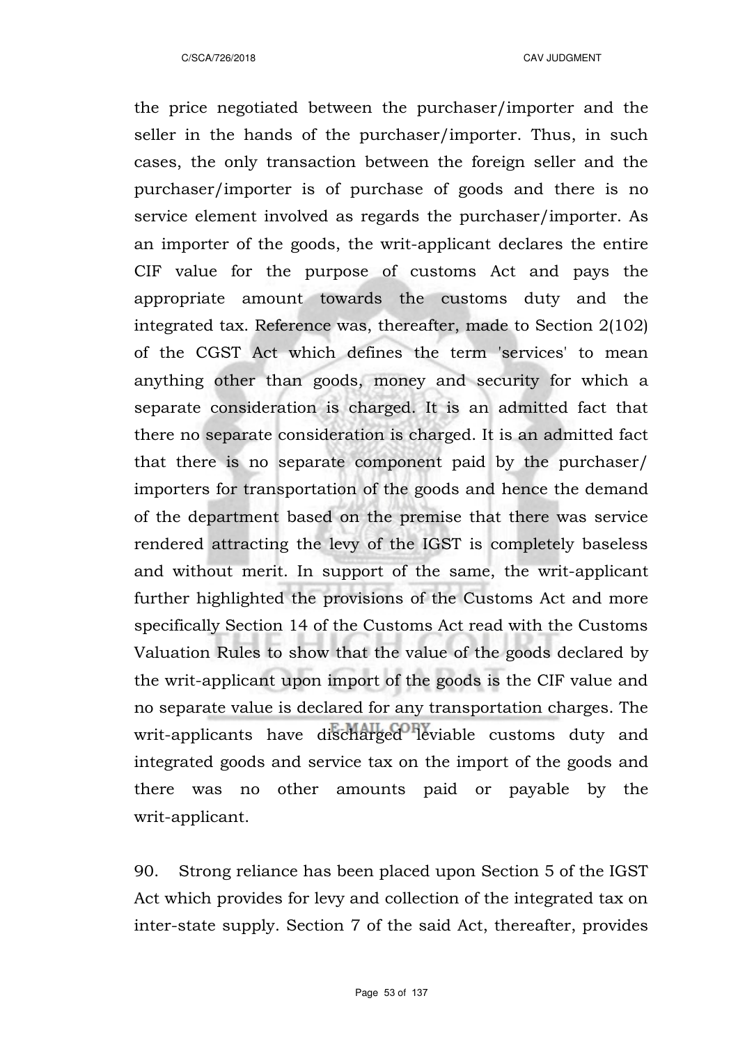the price negotiated between the purchaser/importer and the seller in the hands of the purchaser/importer. Thus, in such cases, the only transaction between the foreign seller and the purchaser/importer is of purchase of goods and there is no service element involved as regards the purchaser/importer. As an importer of the goods, the writ-applicant declares the entire CIF value for the purpose of customs Act and pays the appropriate amount towards the customs duty and the integrated tax. Reference was, thereafter, made to Section 2(102) of the CGST Act which defines the term 'services' to mean anything other than goods, money and security for which a separate consideration is charged. It is an admitted fact that there no separate consideration is charged. It is an admitted fact that there is no separate component paid by the purchaser/ importers for transportation of the goods and hence the demand of the department based on the premise that there was service rendered attracting the levy of the IGST is completely baseless and without merit. In support of the same, the writ-applicant further highlighted the provisions of the Customs Act and more specifically Section 14 of the Customs Act read with the Customs Valuation Rules to show that the value of the goods declared by the writ-applicant upon import of the goods is the CIF value and no separate value is declared for any transportation charges. The writ-applicants have discharged leviable customs duty and integrated goods and service tax on the import of the goods and there was no other amounts paid or payable by the writ-applicant.

90. Strong reliance has been placed upon Section 5 of the IGST Act which provides for levy and collection of the integrated tax on inter-state supply. Section 7 of the said Act, thereafter, provides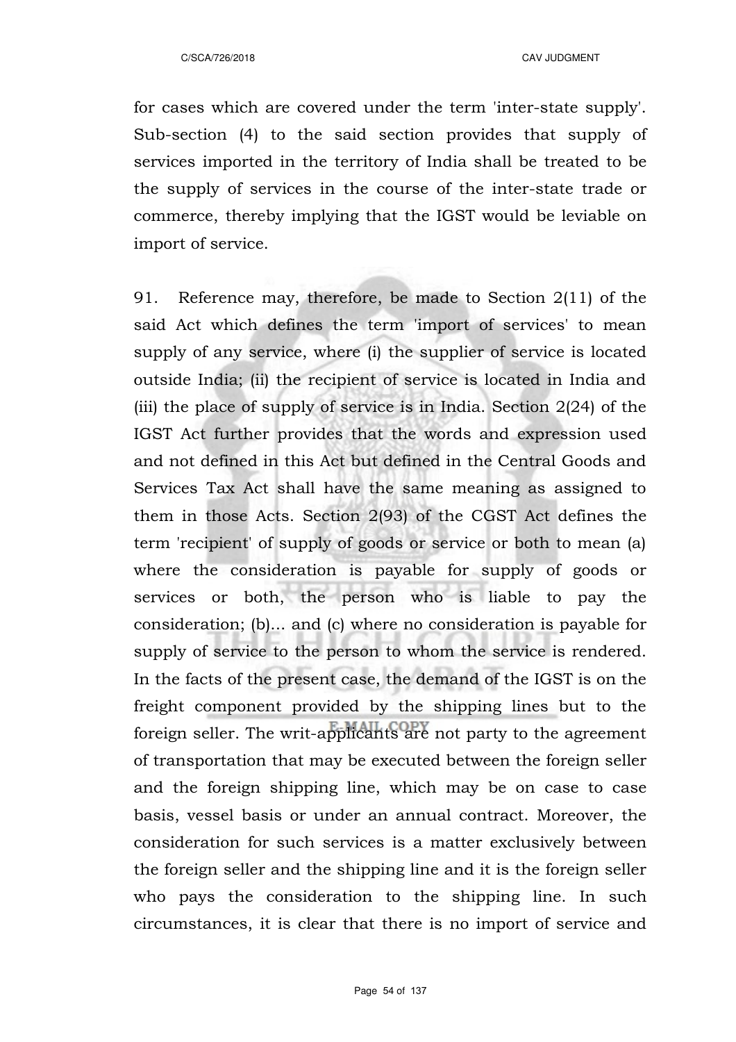for cases which are covered under the term 'inter-state supply'. Sub-section (4) to the said section provides that supply of services imported in the territory of India shall be treated to be the supply of services in the course of the inter-state trade or commerce, thereby implying that the IGST would be leviable on import of service.

91. Reference may, therefore, be made to Section 2(11) of the said Act which defines the term 'import of services' to mean supply of any service, where (i) the supplier of service is located outside India; (ii) the recipient of service is located in India and (iii) the place of supply of service is in India. Section 2(24) of the IGST Act further provides that the words and expression used and not defined in this Act but defined in the Central Goods and Services Tax Act shall have the same meaning as assigned to them in those Acts. Section 2(93) of the CGST Act defines the term 'recipient' of supply of goods or service or both to mean (a) where the consideration is payable for supply of goods or services or both, the person who is liable to pay the consideration; (b)... and (c) where no consideration is payable for supply of service to the person to whom the service is rendered. In the facts of the present case, the demand of the IGST is on the freight component provided by the shipping lines but to the foreign seller. The writ-applicants are not party to the agreement of transportation that may be executed between the foreign seller and the foreign shipping line, which may be on case to case basis, vessel basis or under an annual contract. Moreover, the consideration for such services is a matter exclusively between the foreign seller and the shipping line and it is the foreign seller who pays the consideration to the shipping line. In such circumstances, it is clear that there is no import of service and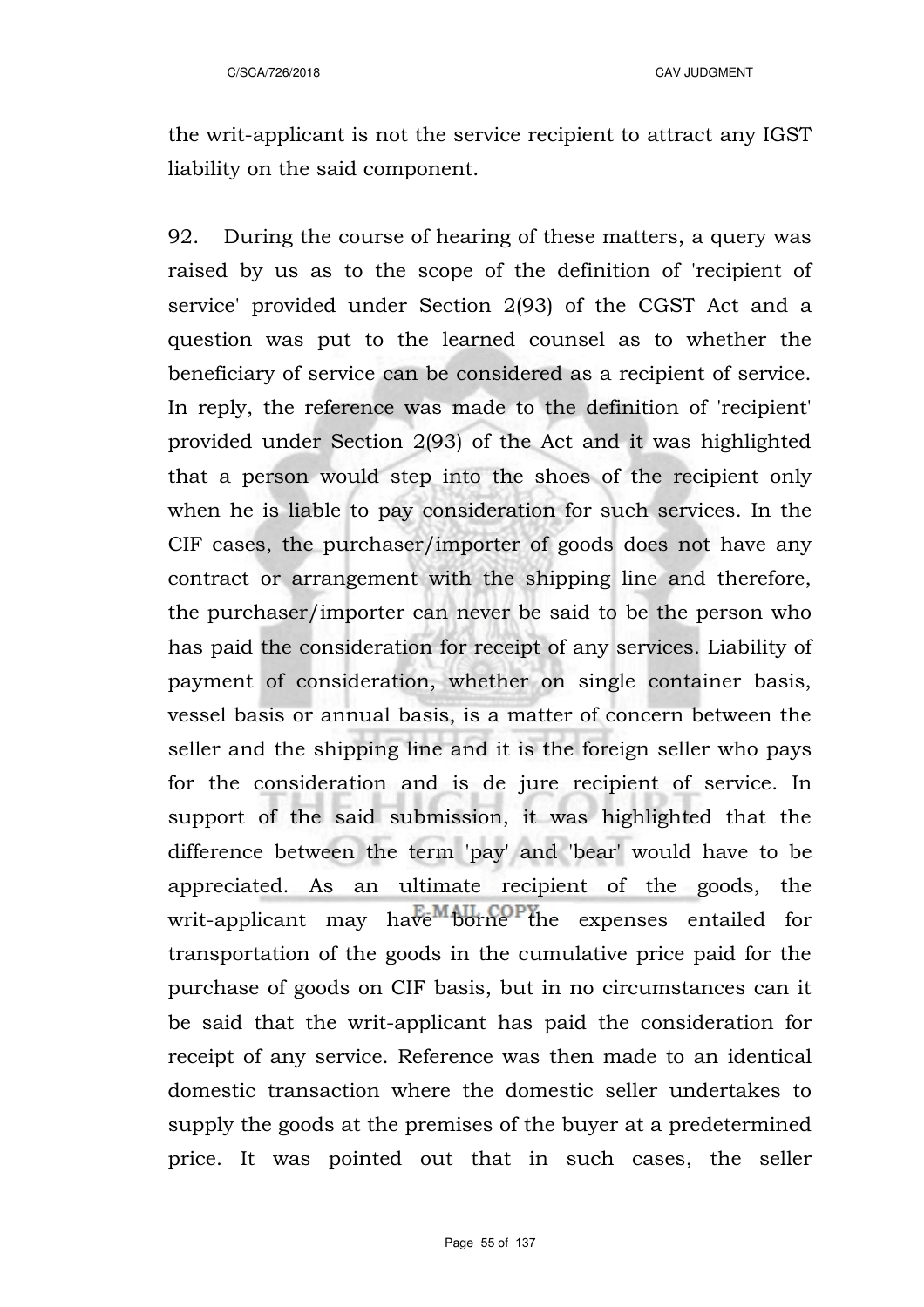the writ-applicant is not the service recipient to attract any IGST liability on the said component.

92. During the course of hearing of these matters, a query was raised by us as to the scope of the definition of 'recipient of service' provided under Section 2(93) of the CGST Act and a question was put to the learned counsel as to whether the beneficiary of service can be considered as a recipient of service. In reply, the reference was made to the definition of 'recipient' provided under Section 2(93) of the Act and it was highlighted that a person would step into the shoes of the recipient only when he is liable to pay consideration for such services. In the CIF cases, the purchaser/importer of goods does not have any contract or arrangement with the shipping line and therefore, the purchaser/importer can never be said to be the person who has paid the consideration for receipt of any services. Liability of payment of consideration, whether on single container basis, vessel basis or annual basis, is a matter of concern between the seller and the shipping line and it is the foreign seller who pays for the consideration and is de jure recipient of service. In support of the said submission, it was highlighted that the difference between the term 'pay' and 'bear' would have to be appreciated. As an ultimate recipient of the goods, the writ-applicant may have borne the expenses entailed for transportation of the goods in the cumulative price paid for the purchase of goods on CIF basis, but in no circumstances can it be said that the writ-applicant has paid the consideration for receipt of any service. Reference was then made to an identical domestic transaction where the domestic seller undertakes to supply the goods at the premises of the buyer at a predetermined price. It was pointed out that in such cases, the seller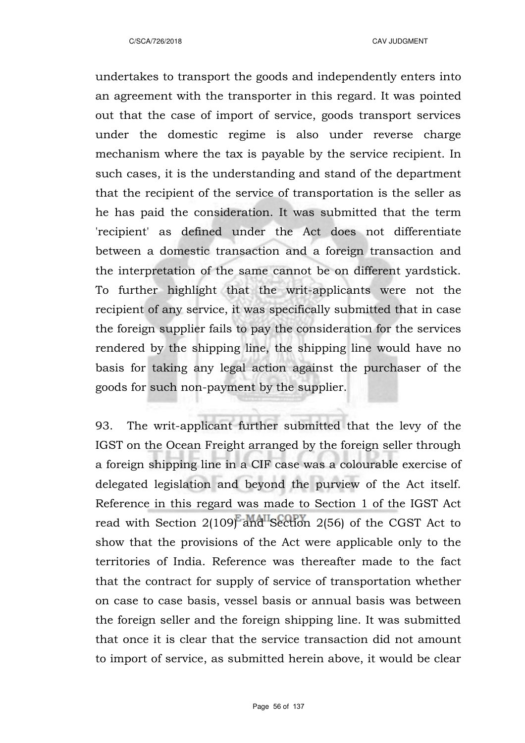undertakes to transport the goods and independently enters into an agreement with the transporter in this regard. It was pointed out that the case of import of service, goods transport services under the domestic regime is also under reverse charge mechanism where the tax is payable by the service recipient. In such cases, it is the understanding and stand of the department that the recipient of the service of transportation is the seller as he has paid the consideration. It was submitted that the term 'recipient' as defined under the Act does not differentiate between a domestic transaction and a foreign transaction and the interpretation of the same cannot be on different yardstick. To further highlight that the writ-applicants were not the recipient of any service, it was specifically submitted that in case the foreign supplier fails to pay the consideration for the services rendered by the shipping line, the shipping line would have no basis for taking any legal action against the purchaser of the goods for such non-payment by the supplier.

93. The writ-applicant further submitted that the levy of the IGST on the Ocean Freight arranged by the foreign seller through a foreign shipping line in a CIF case was a colourable exercise of delegated legislation and beyond the purview of the Act itself. Reference in this regard was made to Section 1 of the IGST Act read with Section 2(109) and Section 2(56) of the CGST Act to show that the provisions of the Act were applicable only to the territories of India. Reference was thereafter made to the fact that the contract for supply of service of transportation whether on case to case basis, vessel basis or annual basis was between the foreign seller and the foreign shipping line. It was submitted that once it is clear that the service transaction did not amount to import of service, as submitted herein above, it would be clear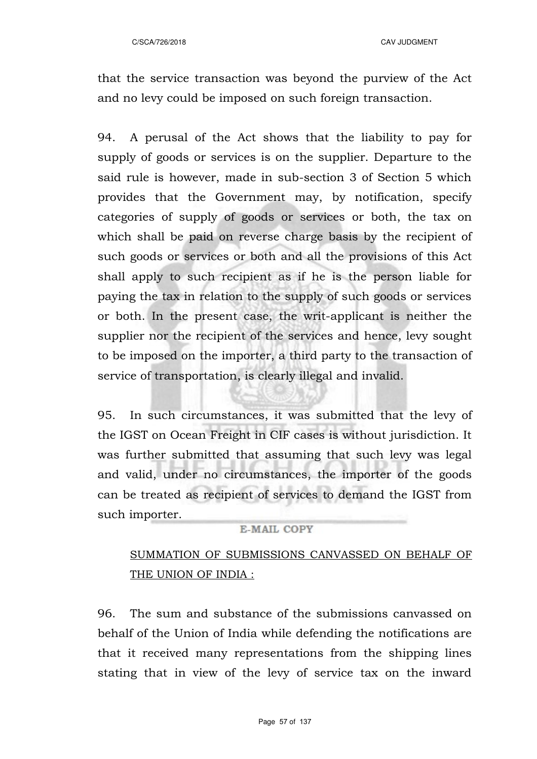that the service transaction was beyond the purview of the Act and no levy could be imposed on such foreign transaction.

94. A perusal of the Act shows that the liability to pay for supply of goods or services is on the supplier. Departure to the said rule is however, made in sub-section 3 of Section 5 which provides that the Government may, by notification, specify categories of supply of goods or services or both, the tax on which shall be paid on reverse charge basis by the recipient of such goods or services or both and all the provisions of this Act shall apply to such recipient as if he is the person liable for paying the tax in relation to the supply of such goods or services or both. In the present case, the writ-applicant is neither the supplier nor the recipient of the services and hence, levy sought to be imposed on the importer, a third party to the transaction of service of transportation, is clearly illegal and invalid.

95. In such circumstances, it was submitted that the levy of the IGST on Ocean Freight in CIF cases is without jurisdiction. It was further submitted that assuming that such levy was legal and valid, under no circumstances, the importer of the goods can be treated as recipient of services to demand the IGST from such importer.

<u>SUMMATION OF SUBMISSIONS CANVASSED ON BEHALF OF THE UNION OF INDIA :</u>

96. The sum and substance of the submissions canvassed on behalf of the Union of India while defending the notifications are that it received many representations from the shipping lines stating that in view of the levy of service tax on the inward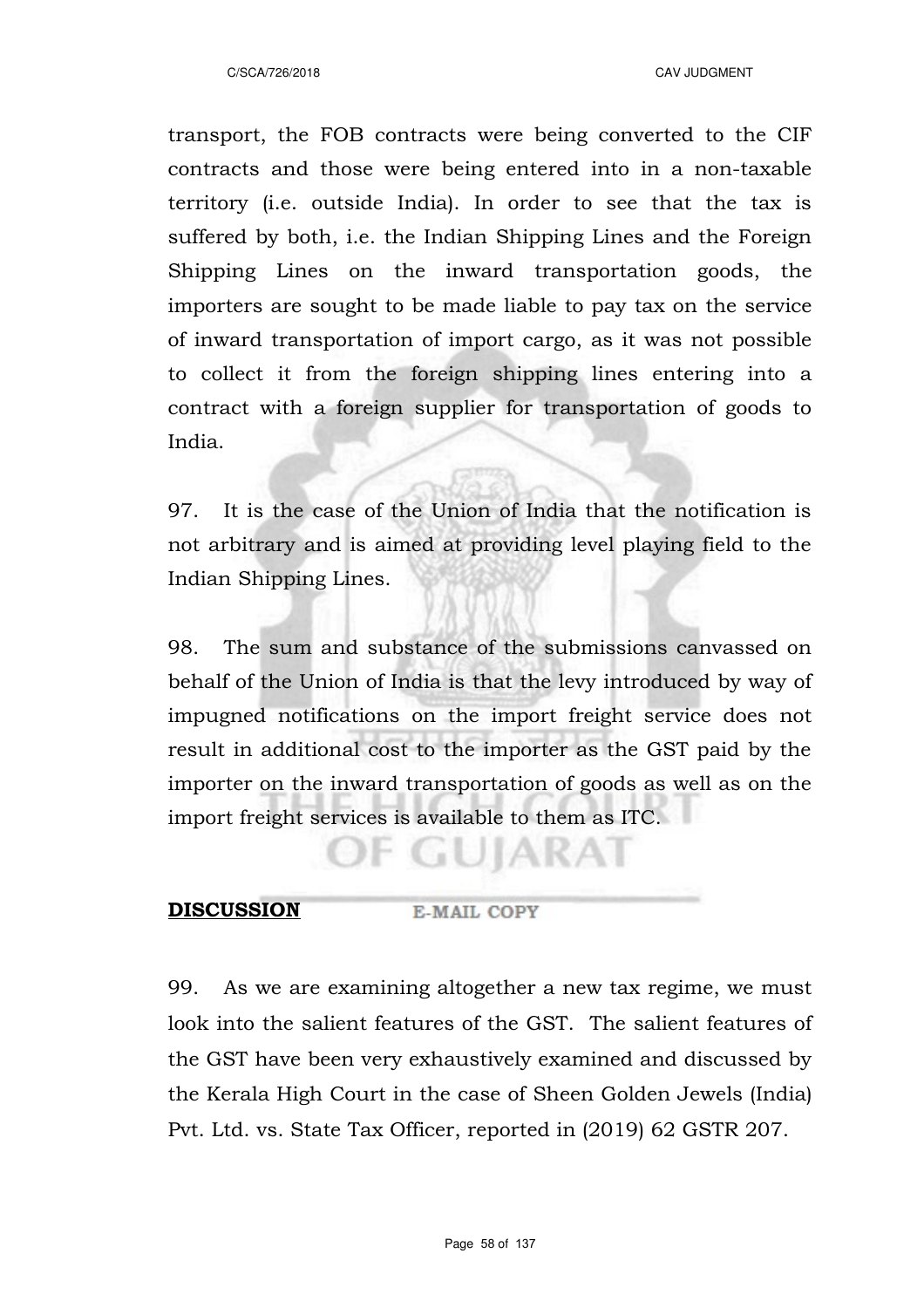transport, the FOB contracts were being converted to the CIF contracts and those were being entered into in a non-taxable territory (i.e. outside India). In order to see that the tax is suffered by both, i.e. the Indian Shipping Lines and the Foreign Shipping Lines on the inward transportation goods, the importers are sought to be made liable to pay tax on the service of inward transportation of import cargo, as it was not possible to collect it from the foreign shipping lines entering into a contract with a foreign supplier for transportation of goods to India.

97. It is the case of the Union of India that the notification is not arbitrary and is aimed at providing level playing field to the Indian Shipping Lines.

98. The sum and substance of the submissions canvassed on behalf of the Union of India is that the levy introduced by way of impugned notifications on the import freight service does not result in additional cost to the importer as the GST paid by the importer on the inward transportation of goods as well as on the import freight services is available to them as ITC.

**DISCUSSION**

99. As we are examining altogether a new tax regime, we must look into the salient features of the GST. The salient features of the GST have been very exhaustively examined and discussed by the Kerala High Court in the case of Sheen Golden Jewels (India) Pvt. Ltd. vs. State Tax Officer, reported in (2019) 62 GSTR 207.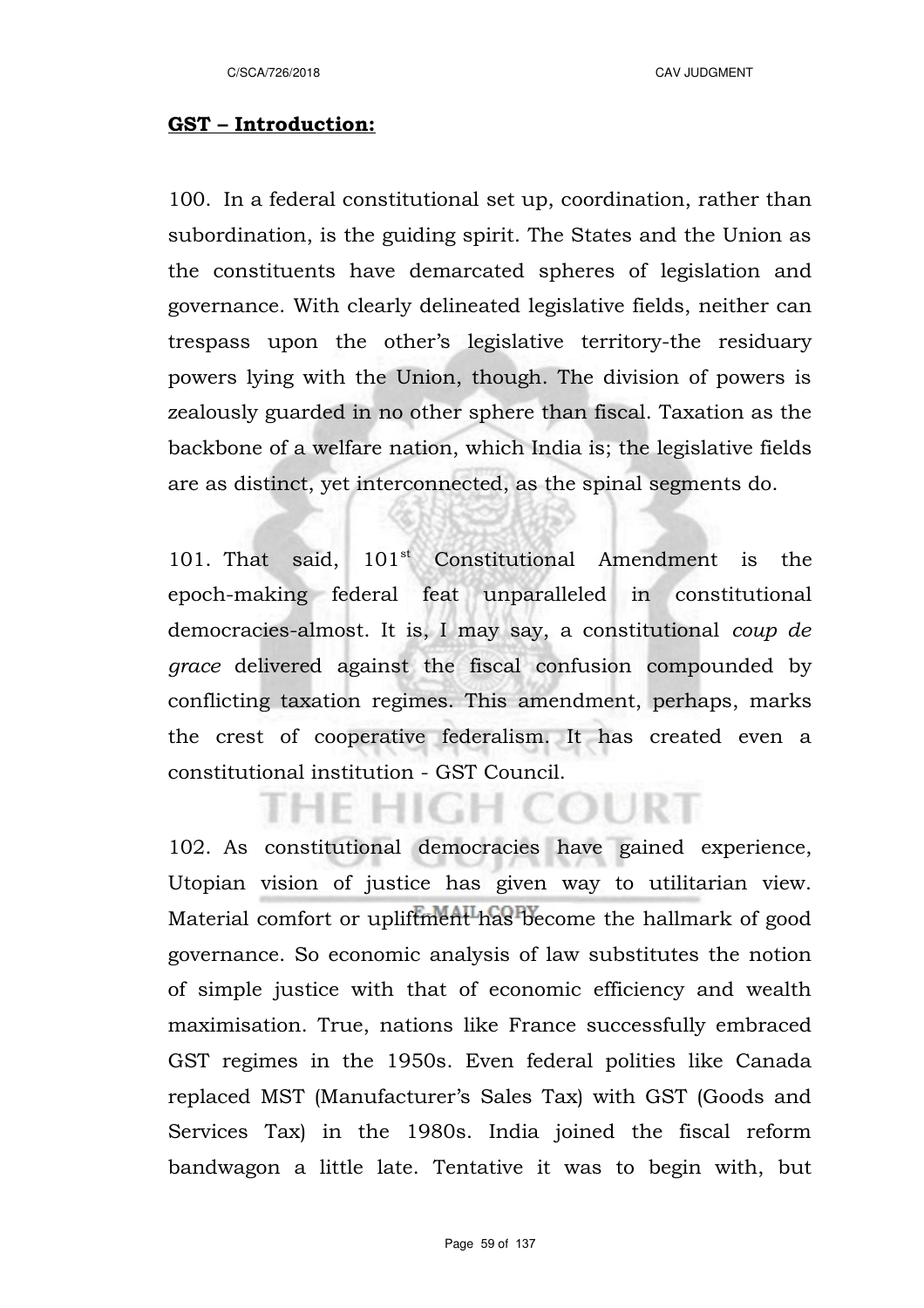**GST – Introduction:**

100. In a federal constitutional set up, coordination, rather than subordination, is the guiding spirit. The States and the Union as the constituents have demarcated spheres of legislation and governance. With clearly delineated legislative fields, neither can trespass upon the other's legislative territory-the residuary powers lying with the Union, though. The division of powers is zealously guarded in no other sphere than fiscal. Taxation as the backbone of a welfare nation, which India is; the legislative fields are as distinct, yet interconnected, as the spinal segments do.

101. That said, 101st Constitutional Amendment is the epoch-making federal feat unparalleled in constitutional democracies-almost. It is, I may say, a constitutional *coup de grace* delivered against the fiscal confusion compounded by conflicting taxation regimes. This amendment, perhaps, marks the crest of cooperative federalism. It has created even a constitutional institution - GST Council.

102. As constitutional democracies have gained experience, Utopian vision of justice has given way to utilitarian view. Material comfort or upliftment has become the hallmark of good governance. So economic analysis of law substitutes the notion of simple justice with that of economic efficiency and wealth maximisation. True, nations like France successfully embraced GST regimes in the 1950s. Even federal polities like Canada replaced MST (Manufacturer's Sales Tax) with GST (Goods and Services Tax) in the 1980s. India joined the fiscal reform bandwagon a little late. Tentative it was to begin with, but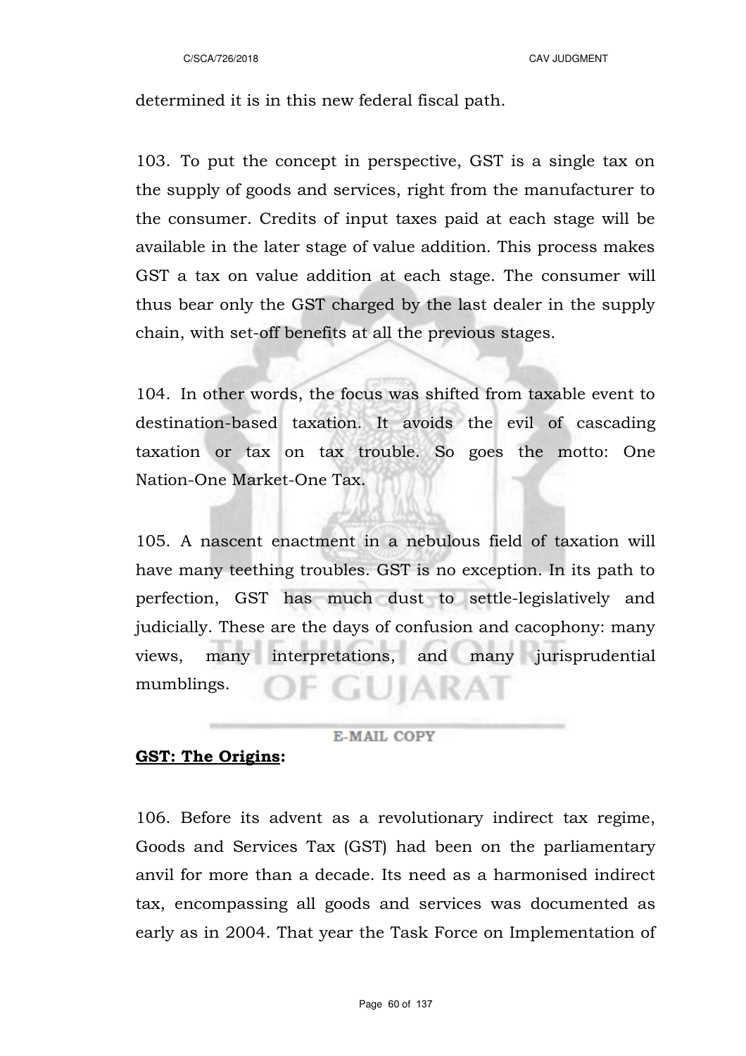determined it is in this new federal fiscal path.

103. To put the concept in perspective, GST is a single tax on the supply of goods and services, right from the manufacturer to the consumer. Credits of input taxes paid at each stage will be available in the later stage of value addition. This process makes GST a tax on value addition at each stage. The consumer will thus bear only the GST charged by the last dealer in the supply chain, with set-off benefits at all the previous stages.

104. In other words, the focus was shifted from taxable event to destination-based taxation. It avoids the evil of cascading taxation or tax on tax trouble. So goes the motto: One Nation-One Market-One Tax.

105. A nascent enactment in a nebulous field of taxation will have many teething troubles. GST is no exception. In its path to perfection, GST has much dust to settle-legislatively and judicially. These are the days of confusion and cacophony: many views, many interpretations, and many jurisprudential mumblings.

**GST: The Origins:**

106. Before its advent as a revolutionary indirect tax regime, Goods and Services Tax (GST) had been on the parliamentary anvil for more than a decade. Its need as a harmonised indirect tax, encompassing all goods and services was documented as early as in 2004. That year the Task Force on Implementation of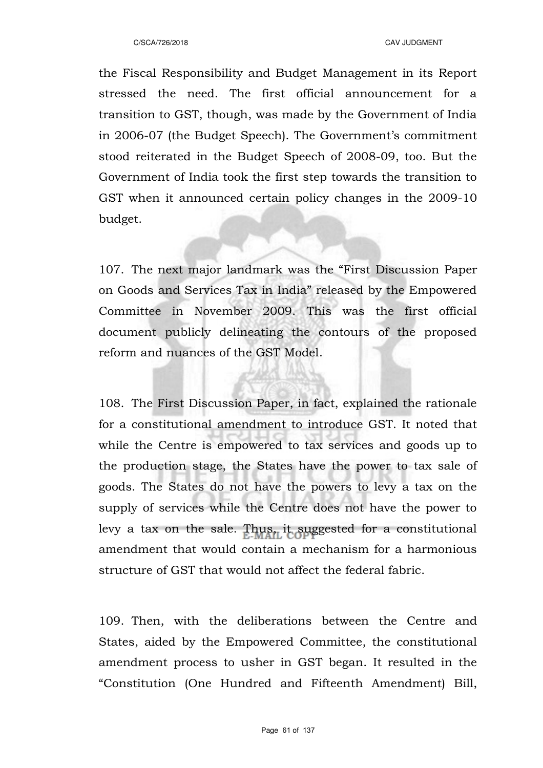the Fiscal Responsibility and Budget Management in its Report stressed the need. The first official announcement for a transition to GST, though, was made by the Government of India in 2006-07 (the Budget Speech). The Government's commitment stood reiterated in the Budget Speech of 2008-09, too. But the Government of India took the first step towards the transition to GST when it announced certain policy changes in the 2009-10 budget.

107. The next major landmark was the "First Discussion Paper on Goods and Services Tax in India" released by the Empowered Committee in November 2009. This was the first official document publicly delineating the contours of the proposed reform and nuances of the GST Model.

108. The First Discussion Paper, in fact, explained the rationale for a constitutional amendment to introduce GST. It noted that while the Centre is empowered to tax services and goods up to the production stage, the States have the power to tax sale of goods. The States do not have the powers to levy a tax on the supply of services while the Centre does not have the power to levy a tax on the sale. Thus, it suggested for a constitutional amendment that would contain a mechanism for a harmonious structure of GST that would not affect the federal fabric.

109. Then, with the deliberations between the Centre and States, aided by the Empowered Committee, the constitutional amendment process to usher in GST began. It resulted in the "Constitution (One Hundred and Fifteenth Amendment) Bill,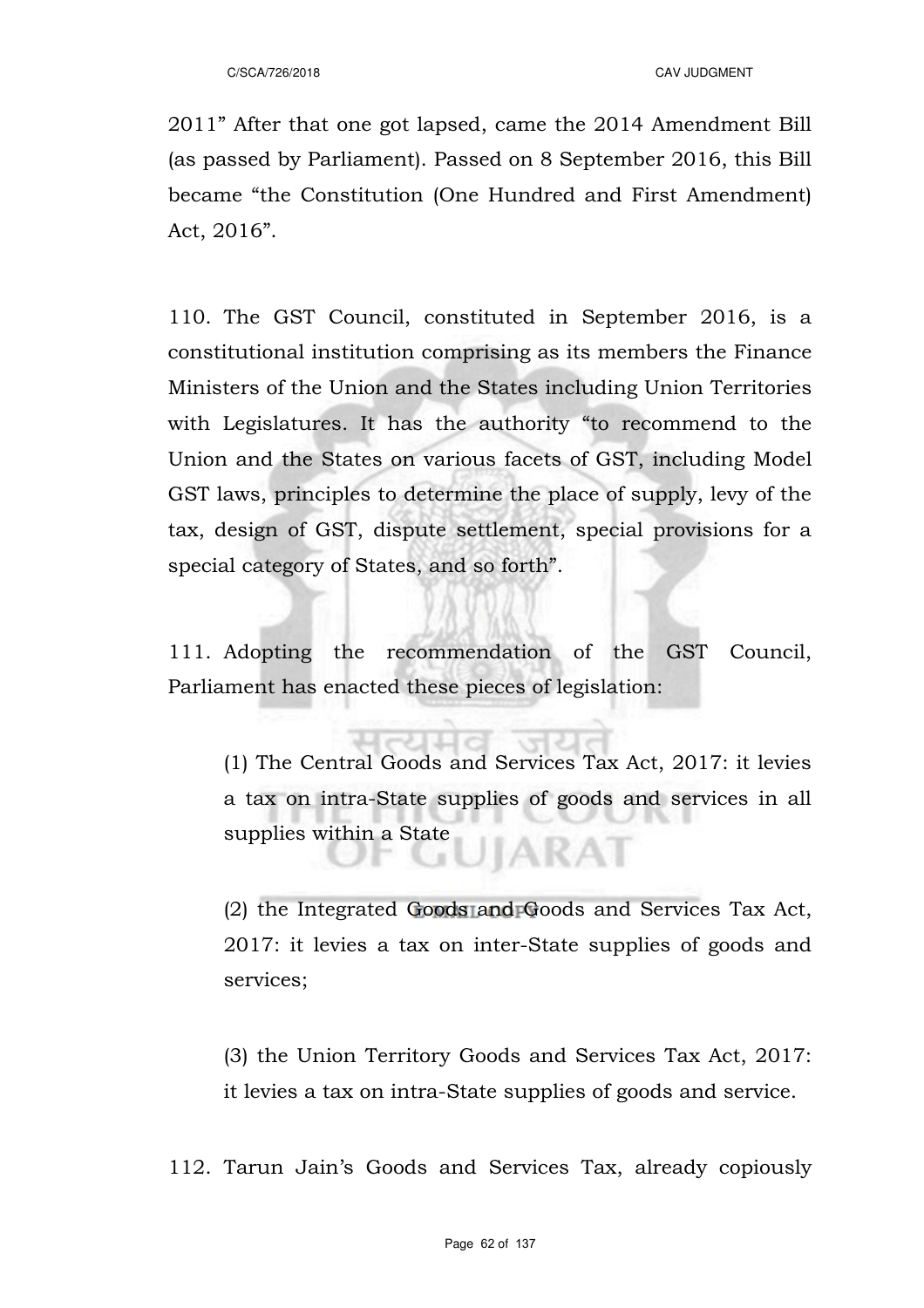2011" After that one got lapsed, came the 2014 Amendment Bill (as passed by Parliament). Passed on 8 September 2016, this Bill became "the Constitution (One Hundred and First Amendment) Act, 2016".

110. The GST Council, constituted in September 2016, is a constitutional institution comprising as its members the Finance Ministers of the Union and the States including Union Territories with Legislatures. It has the authority "to recommend to the Union and the States on various facets of GST, including Model GST laws, principles to determine the place of supply, levy of the tax, design of GST, dispute settlement, special provisions for a special category of States, and so forth".

111. Adopting the recommendation of the GST Council, Parliament has enacted these pieces of legislation:

> (1) The Central Goods and Services Tax Act, 2017: it levies a tax on intra-State supplies of goods and services in all supplies within a State
>
> (2) the Integrated Goods and Goods and Services Tax Act, 2017: it levies a tax on inter-State supplies of goods and services;
>
> (3) the Union Territory Goods and Services Tax Act, 2017: it levies a tax on intra-State supplies of goods and service.

112. Tarun Jain's Goods and Services Tax, already copiously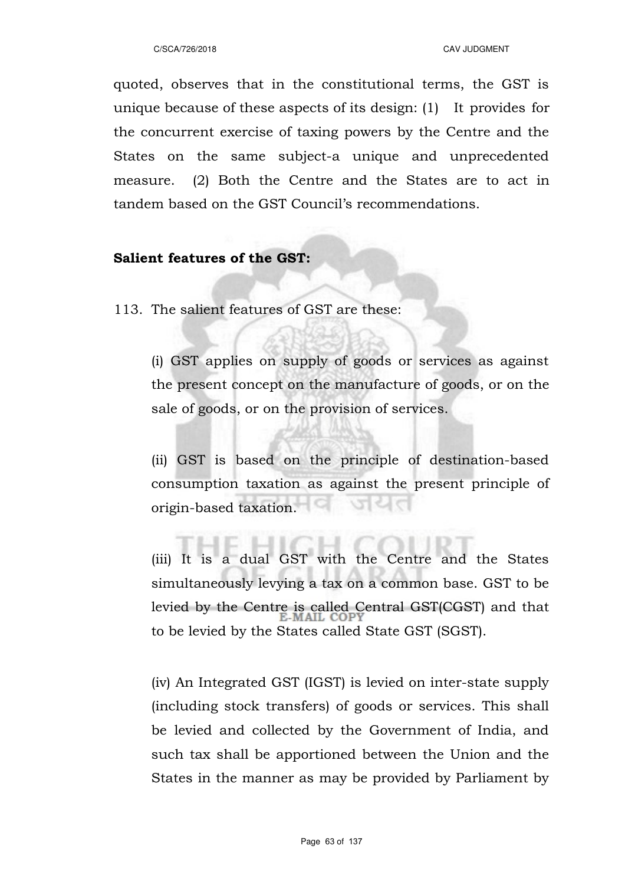quoted, observes that in the constitutional terms, the GST is unique because of these aspects of its design: (1) It provides for the concurrent exercise of taxing powers by the Centre and the States on the same subject-a unique and unprecedented measure. (2) Both the Centre and the States are to act in tandem based on the GST Council's recommendations.

**Salient features of the GST:**

113. The salient features of GST are these:

(i) GST applies on supply of goods or services as against the present concept on the manufacture of goods, or on the sale of goods, or on the provision of services.

(ii) GST is based on the principle of destination-based consumption taxation as against the present principle of origin-based taxation.

(iii) It is a dual GST with the Centre and the States simultaneously levying a tax on a common base. GST to be levied by the Centre is called Central GST(CGST) and that to be levied by the States called State GST (SGST).

(iv) An Integrated GST (IGST) is levied on inter-state supply (including stock transfers) of goods or services. This shall be levied and collected by the Government of India, and such tax shall be apportioned between the Union and the States in the manner as may be provided by Parliament by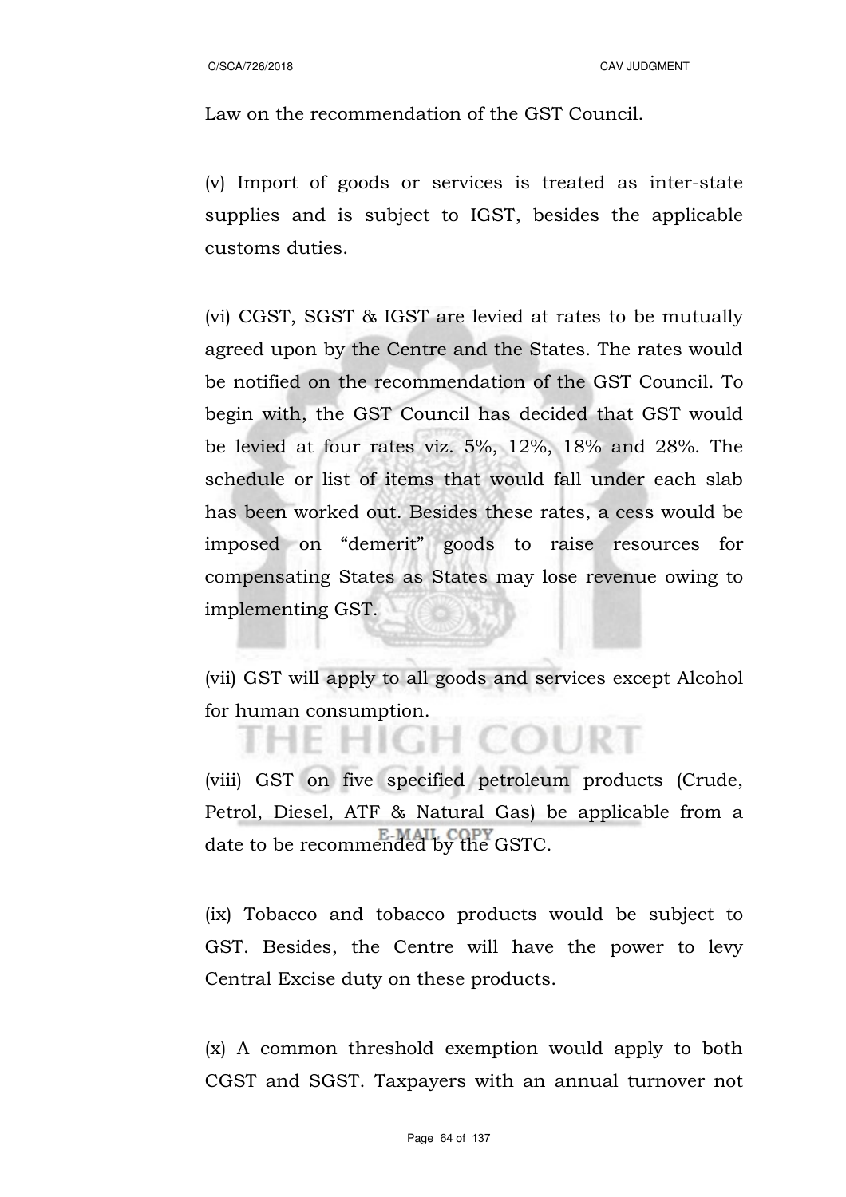Law on the recommendation of the GST Council.

(v) Import of goods or services is treated as inter-state supplies and is subject to IGST, besides the applicable customs duties.

(vi) CGST, SGST & IGST are levied at rates to be mutually agreed upon by the Centre and the States. The rates would be notified on the recommendation of the GST Council. To begin with, the GST Council has decided that GST would be levied at four rates viz. 5%, 12%, 18% and 28%. The schedule or list of items that would fall under each slab has been worked out. Besides these rates, a cess would be imposed on "demerit" goods to raise resources for compensating States as States may lose revenue owing to implementing GST.

(vii) GST will apply to all goods and services except Alcohol for human consumption.

(viii) GST on five specified petroleum products (Crude, Petrol, Diesel, ATF & Natural Gas) be applicable from a date to be recommended by the GSTC.

(ix) Tobacco and tobacco products would be subject to GST. Besides, the Centre will have the power to levy Central Excise duty on these products.

(x) A common threshold exemption would apply to both CGST and SGST. Taxpayers with an annual turnover not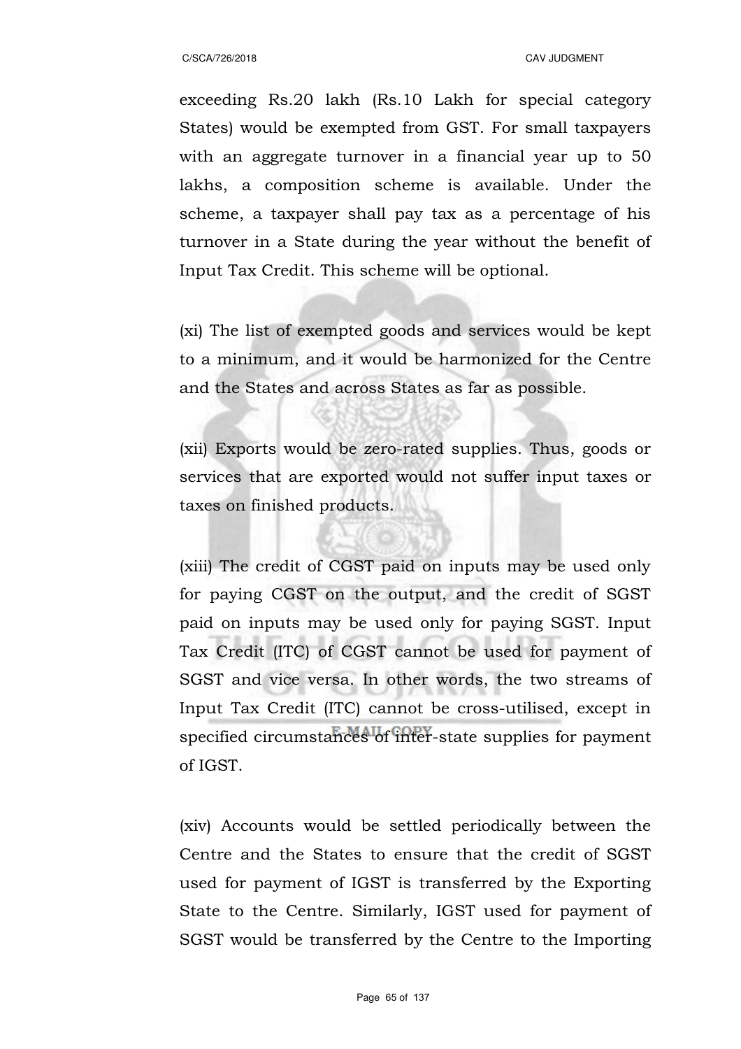exceeding Rs.20 lakh (Rs.10 Lakh for special category States) would be exempted from GST. For small taxpayers with an aggregate turnover in a financial year up to 50 lakhs, a composition scheme is available. Under the scheme, a taxpayer shall pay tax as a percentage of his turnover in a State during the year without the benefit of Input Tax Credit. This scheme will be optional.

(xi) The list of exempted goods and services would be kept to a minimum, and it would be harmonized for the Centre and the States and across States as far as possible.

(xii) Exports would be zero-rated supplies. Thus, goods or services that are exported would not suffer input taxes or taxes on finished products.

(xiii) The credit of CGST paid on inputs may be used only for paying CGST on the output, and the credit of SGST paid on inputs may be used only for paying SGST. Input Tax Credit (ITC) of CGST cannot be used for payment of SGST and vice versa. In other words, the two streams of Input Tax Credit (ITC) cannot be cross-utilised, except in specified circumstances of inter-state supplies for payment of IGST.

(xiv) Accounts would be settled periodically between the Centre and the States to ensure that the credit of SGST used for payment of IGST is transferred by the Exporting State to the Centre. Similarly, IGST used for payment of SGST would be transferred by the Centre to the Importing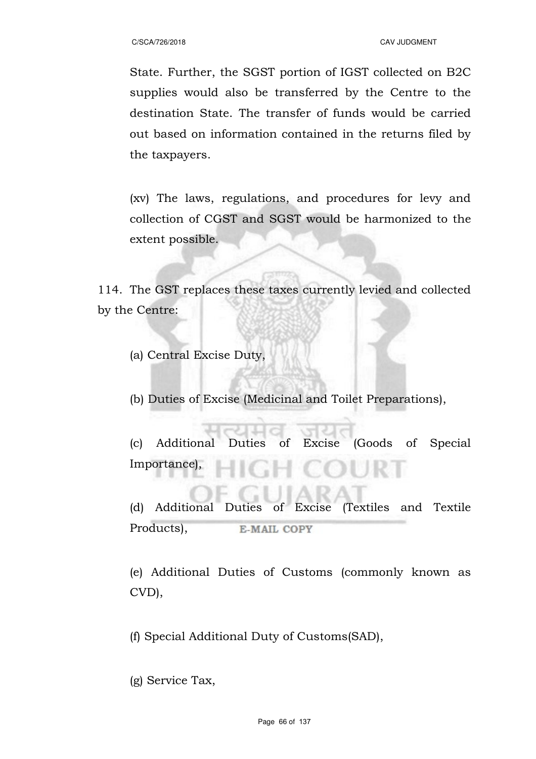State. Further, the SGST portion of IGST collected on B2C supplies would also be transferred by the Centre to the destination State. The transfer of funds would be carried out based on information contained in the returns filed by the taxpayers.

(xv) The laws, regulations, and procedures for levy and collection of CGST and SGST would be harmonized to the extent possible.

114. The GST replaces these taxes currently levied and collected by the Centre:

(a) Central Excise Duty,

(b) Duties of Excise (Medicinal and Toilet Preparations),

(c) Additional Duties of Excise (Goods of Special Importance),

(d) Additional Duties of Excise (Textiles and Textile Products),

(e) Additional Duties of Customs (commonly known as CVD),

(f) Special Additional Duty of Customs(SAD),

(g) Service Tax,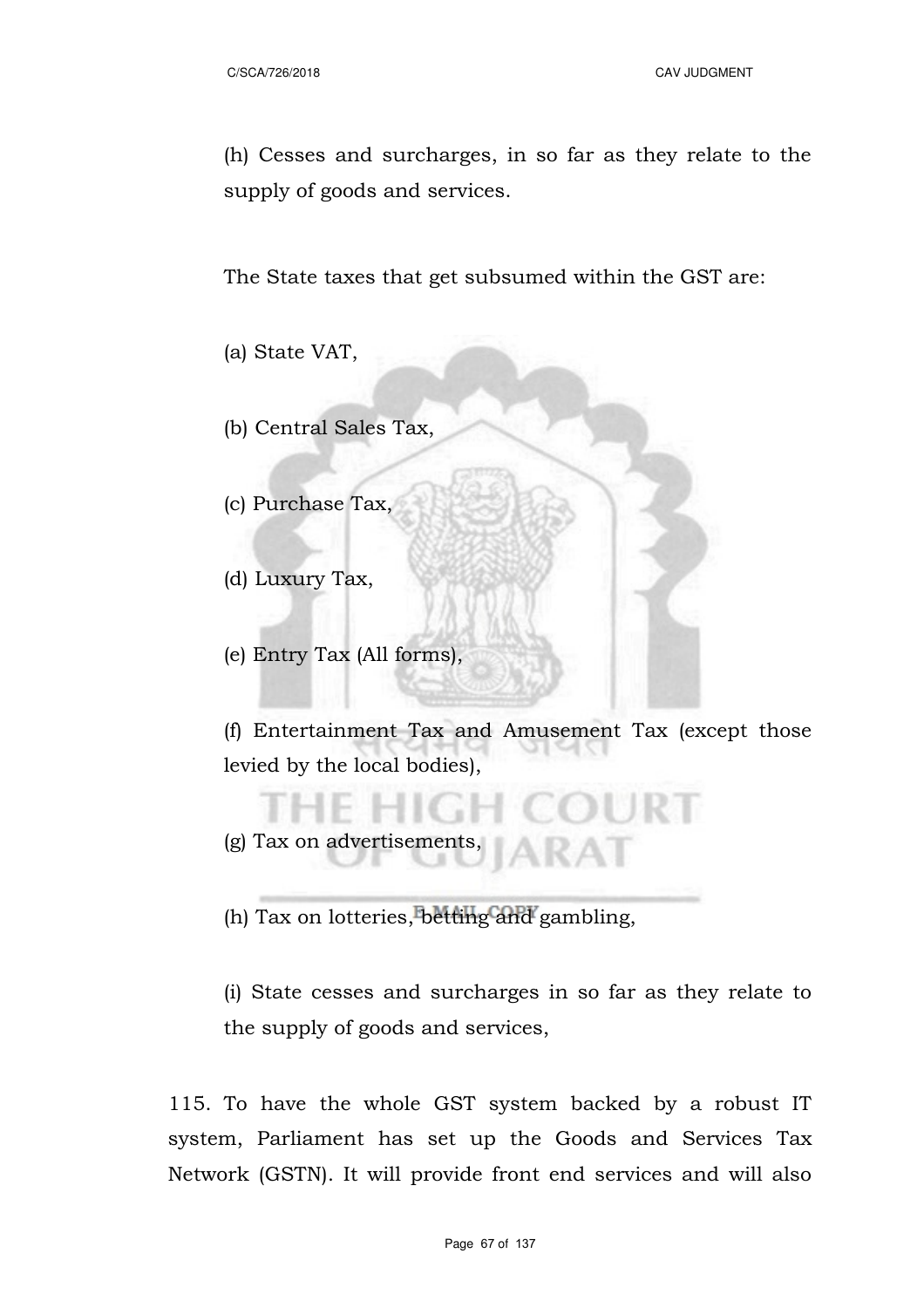(h) Cesses and surcharges, in so far as they relate to the supply of goods and services.

The State taxes that get subsumed within the GST are:

(a) State VAT,

(b) Central Sales Tax,

(c) Purchase Tax,

(d) Luxury Tax,

(e) Entry Tax (All forms),

(f) Entertainment Tax and Amusement Tax (except those levied by the local bodies),

(g) Tax on advertisements,

(h) Tax on lotteries, betting and gambling,

(i) State cesses and surcharges in so far as they relate to the supply of goods and services,

115. To have the whole GST system backed by a robust IT system, Parliament has set up the Goods and Services Tax Network (GSTN). It will provide front end services and will also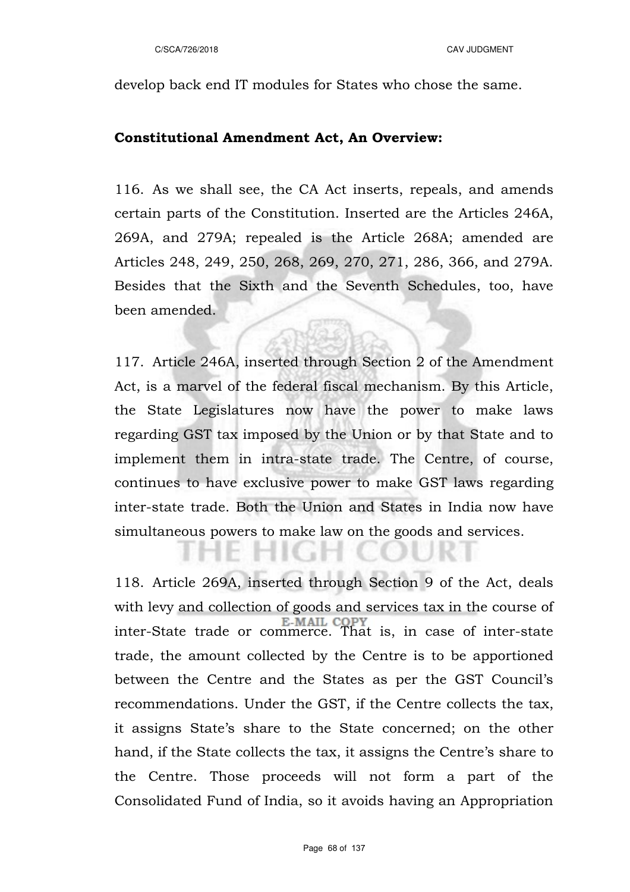develop back end IT modules for States who chose the same.

**Constitutional Amendment Act, An Overview:**

116. As we shall see, the CA Act inserts, repeals, and amends certain parts of the Constitution. Inserted are the Articles 246A, 269A, and 279A; repealed is the Article 268A; amended are Articles 248, 249, 250, 268, 269, 270, 271, 286, 366, and 279A. Besides that the Sixth and the Seventh Schedules, too, have been amended.

117. Article 246A, inserted through Section 2 of the Amendment Act, is a marvel of the federal fiscal mechanism. By this Article, the State Legislatures now have the power to make laws regarding GST tax imposed by the Union or by that State and to implement them in intra-state trade. The Centre, of course, continues to have exclusive power to make GST laws regarding inter-state trade. Both the Union and States in India now have simultaneous powers to make law on the goods and services.

118. Article 269A, inserted through Section 9 of the Act, deals with levy and collection of goods and services tax in the course of inter-State trade or commerce. That is, in case of inter-state trade, the amount collected by the Centre is to be apportioned between the Centre and the States as per the GST Council's recommendations. Under the GST, if the Centre collects the tax, it assigns State's share to the State concerned; on the other hand, if the State collects the tax, it assigns the Centre's share to the Centre. Those proceeds will not form a part of the Consolidated Fund of India, so it avoids having an Appropriation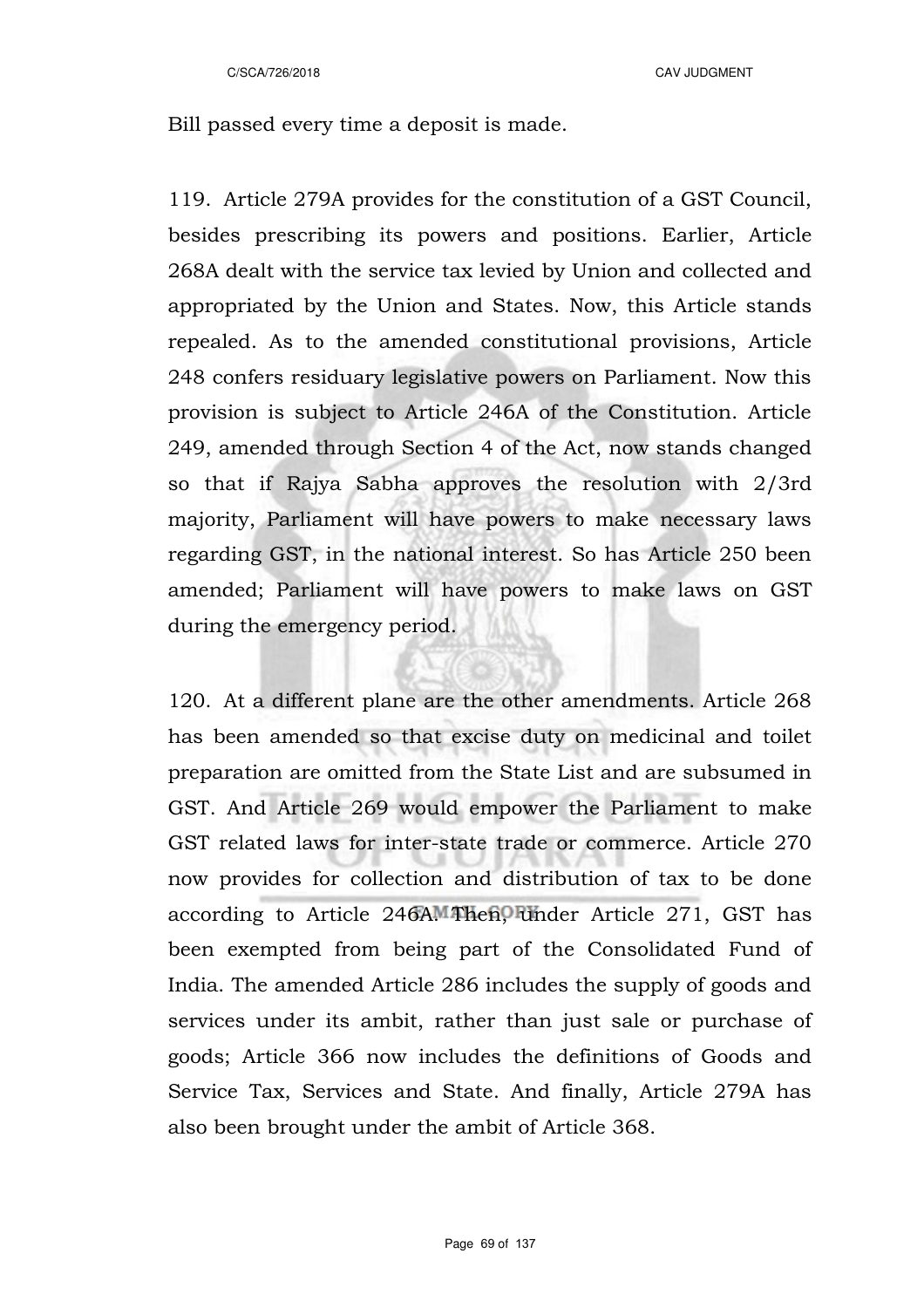Bill passed every time a deposit is made.

119. Article 279A provides for the constitution of a GST Council, besides prescribing its powers and positions. Earlier, Article 268A dealt with the service tax levied by Union and collected and appropriated by the Union and States. Now, this Article stands repealed. As to the amended constitutional provisions, Article 248 confers residuary legislative powers on Parliament. Now this provision is subject to Article 246A of the Constitution. Article 249, amended through Section 4 of the Act, now stands changed so that if Rajya Sabha approves the resolution with 2/3rd majority, Parliament will have powers to make necessary laws regarding GST, in the national interest. So has Article 250 been amended; Parliament will have powers to make laws on GST during the emergency period.

120. At a different plane are the other amendments. Article 268 has been amended so that excise duty on medicinal and toilet preparation are omitted from the State List and are subsumed in GST. And Article 269 would empower the Parliament to make GST related laws for inter-state trade or commerce. Article 270 now provides for collection and distribution of tax to be done according to Article 246A. Then, under Article 271, GST has been exempted from being part of the Consolidated Fund of India. The amended Article 286 includes the supply of goods and services under its ambit, rather than just sale or purchase of goods; Article 366 now includes the definitions of Goods and Service Tax, Services and State. And finally, Article 279A has also been brought under the ambit of Article 368.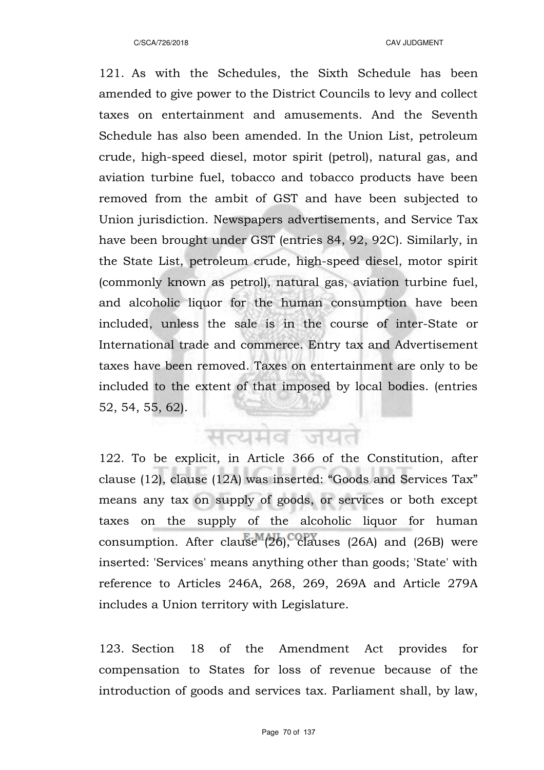121. As with the Schedules, the Sixth Schedule has been amended to give power to the District Councils to levy and collect taxes on entertainment and amusements. And the Seventh Schedule has also been amended. In the Union List, petroleum crude, high-speed diesel, motor spirit (petrol), natural gas, and aviation turbine fuel, tobacco and tobacco products have been removed from the ambit of GST and have been subjected to Union jurisdiction. Newspapers advertisements, and Service Tax have been brought under GST (entries 84, 92, 92C). Similarly, in the State List, petroleum crude, high-speed diesel, motor spirit (commonly known as petrol), natural gas, aviation turbine fuel, and alcoholic liquor for the human consumption have been included, unless the sale is in the course of inter-State or International trade and commerce. Entry tax and Advertisement taxes have been removed. Taxes on entertainment are only to be included to the extent of that imposed by local bodies. (entries 52, 54, 55, 62).

122. To be explicit, in Article 366 of the Constitution, after clause (12), clause (12A) was inserted: “Goods and Services Tax” means any tax on supply of goods, or services or both except taxes on the supply of the alcoholic liquor for human consumption. After clause (26), clauses (26A) and (26B) were inserted: 'Services' means anything other than goods; 'State' with reference to Articles 246A, 268, 269, 269A and Article 279A includes a Union territory with Legislature.

123. Section 18 of the Amendment Act provides for compensation to States for loss of revenue because of the introduction of goods and services tax. Parliament shall, by law,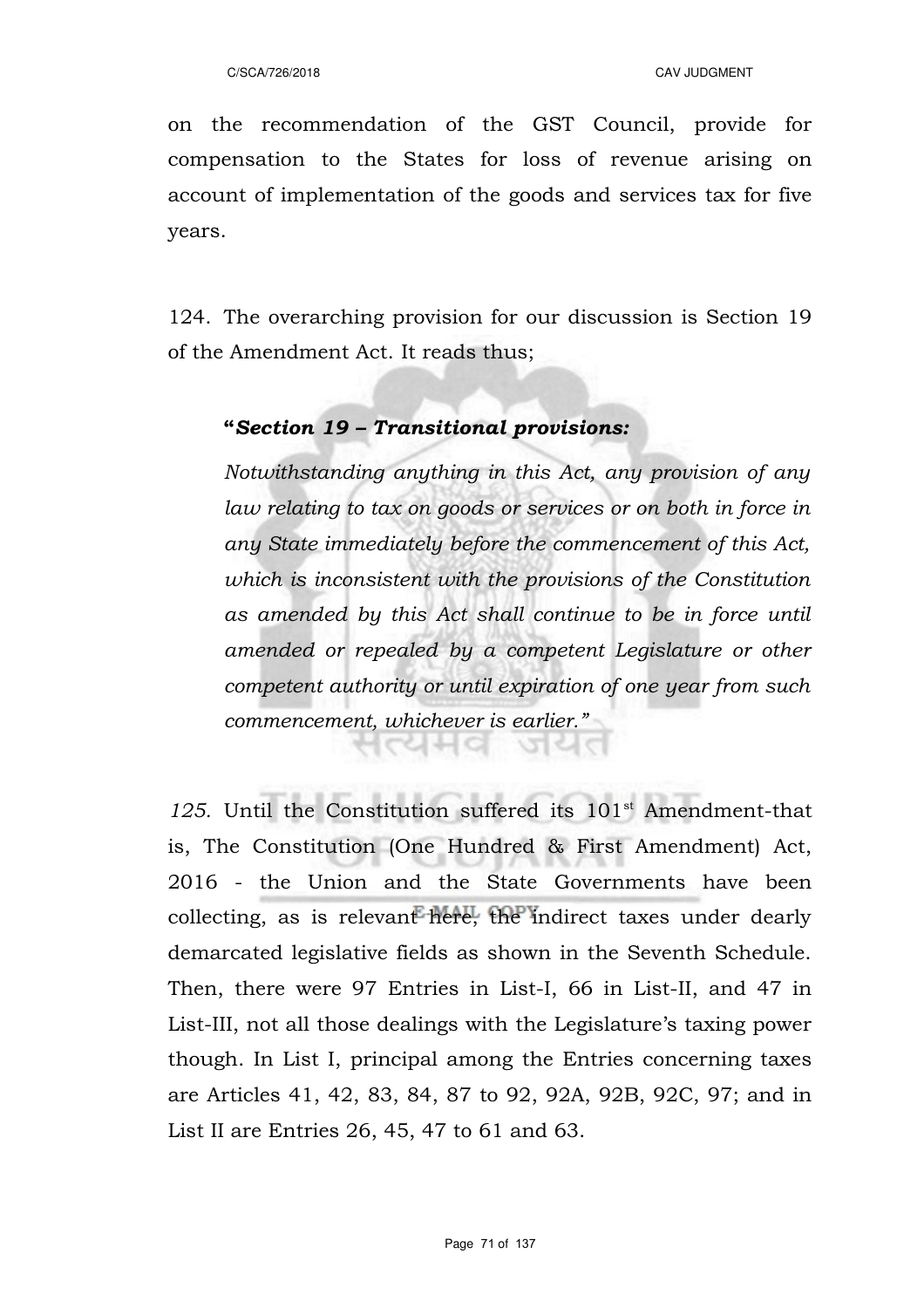on the recommendation of the GST Council, provide for compensation to the States for loss of revenue arising on account of implementation of the goods and services tax for five years.

124. The overarching provision for our discussion is Section 19 of the Amendment Act. It reads thus;

> **"*Section 19 – Transitional provisions:***
>
> *Notwithstanding anything in this Act, any provision of any law relating to tax on goods or services or on both in force in any State immediately before the commencement of this Act, which is inconsistent with the provisions of the Constitution as amended by this Act shall continue to be in force until amended or repealed by a competent Legislature or other competent authority or until expiration of one year from such commencement, whichever is earlier."*

*125.* Until the Constitution suffered its 101st Amendment-that is, The Constitution (One Hundred & First Amendment) Act, 2016 - the Union and the State Governments have been collecting, as is relevant here, the indirect taxes under dearly demarcated legislative fields as shown in the Seventh Schedule. Then, there were 97 Entries in List-I, 66 in List-II, and 47 in List-III, not all those dealings with the Legislature's taxing power though. In List I, principal among the Entries concerning taxes are Articles 41, 42, 83, 84, 87 to 92, 92A, 92B, 92C, 97; and in List II are Entries 26, 45, 47 to 61 and 63.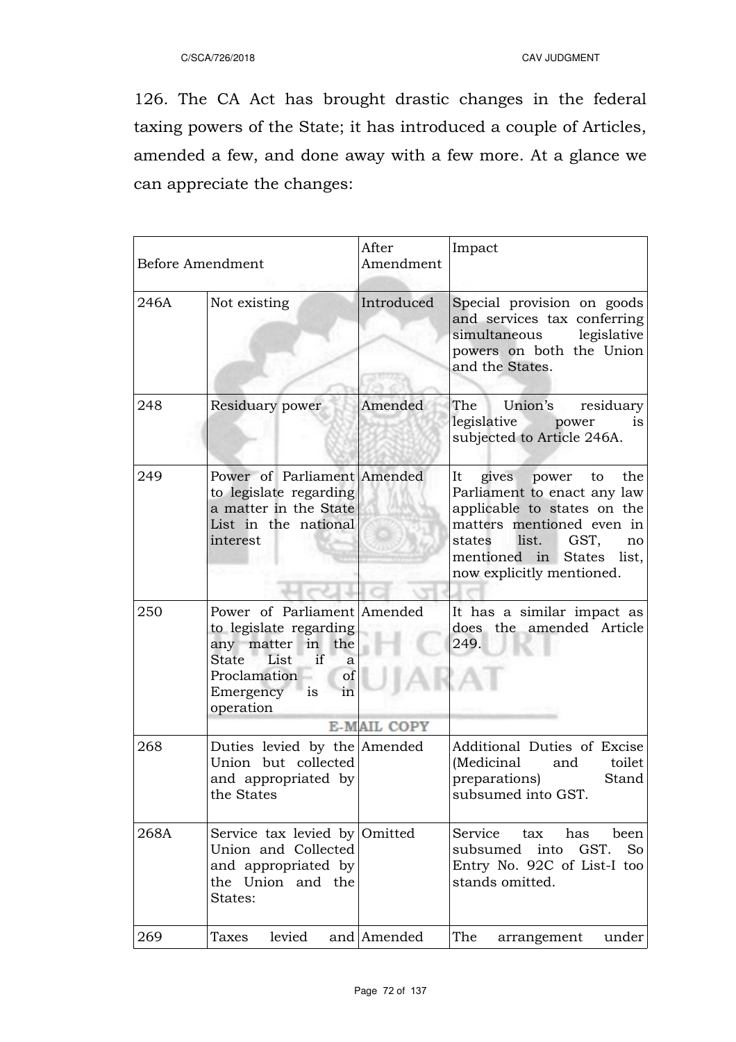126. The CA Act has brought drastic changes in the federal taxing powers of the State; it has introduced a couple of Articles, amended a few, and done away with a few more. At a glance we can appreciate the changes:

| Before Amendment | | After Amendment | Impact |
|---|---|---|---|
| 246A | Not existing | Introduced | Special provision on goods and services tax conferring simultaneous legislative powers on both the Union and the States. |
| 248 | Residuary power | Amended | The Union's residuary legislative power is subjected to Article 246A. |
| 249 | Power of Parliament to legislate regarding a matter in the State List in the national interest | Amended | It gives power to the Parliament to enact any law applicable to states on the matters mentioned even in states list. GST, no mentioned in States list, now explicitly mentioned. |
| 250 | Power of Parliament to legislate regarding any matter in the State List if a Proclamation of Emergency is in operation | Amended | It has a similar impact as does the amended Article 249. |
| 268 | Duties levied by the Union but collected and appropriated by the States | Amended | Additional Duties of Excise (Medicinal and toilet preparations) Stand subsumed into GST. |
| 268A | Service tax levied by Union and Collected and appropriated by the Union and the States: | Omitted | Service tax has been subsumed into GST. So Entry No. 92C of List-I too stands omitted. |
| 269 | Taxes levied and | Amended | The arrangement under |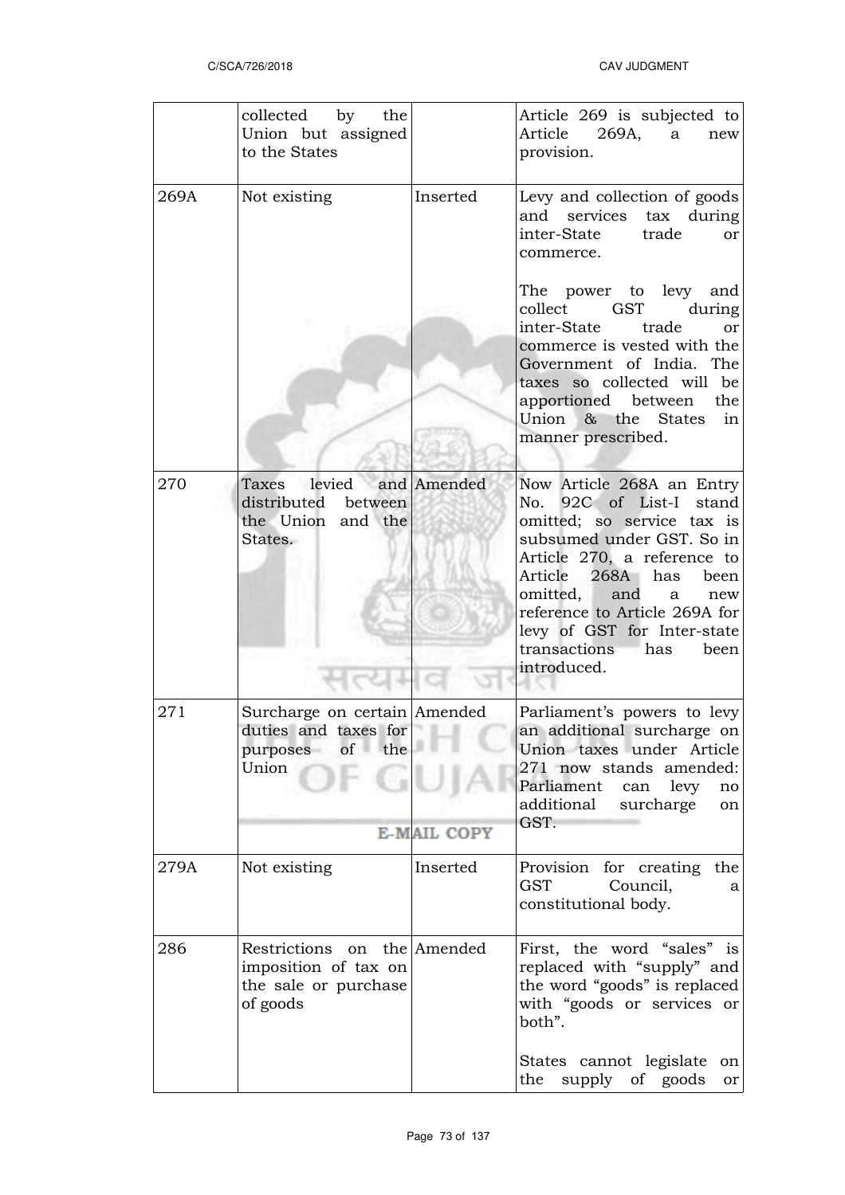| | collected by the Union but assigned to the States | | Article 269 is subjected to Article 269A, a new provision. |
|---|---|---|---|
| 269A | Not existing | Inserted | Levy and collection of goods and services tax during inter-State trade or commerce.<br><br>The power to levy and collect GST during inter-State trade or commerce is vested with the Government of India. The taxes so collected will be apportioned between the Union & the States in manner prescribed. |
| 270 | Taxes levied and distributed between the Union and the States. | Amended | Now Article 268A an Entry No. 92C of List-I stand omitted; so service tax is subsumed under GST. So in Article 270, a reference to Article 268A has been omitted, and a new reference to Article 269A for levy of GST for Inter-state transactions has been introduced. |
| 271 | Surcharge on certain duties and taxes for purposes of the Union | Amended | Parliament's powers to levy an additional surcharge on Union taxes under Article 271 now stands amended: Parliament can levy no additional surcharge on GST. |
| 279A | Not existing | Inserted | Provision for creating the GST Council, a constitutional body. |
| 286 | Restrictions on the imposition of tax on the sale or purchase of goods | Amended | First, the word "sales" is replaced with "supply" and the word "goods" is replaced with "goods or services or both".<br><br>States cannot legislate on the supply of goods or |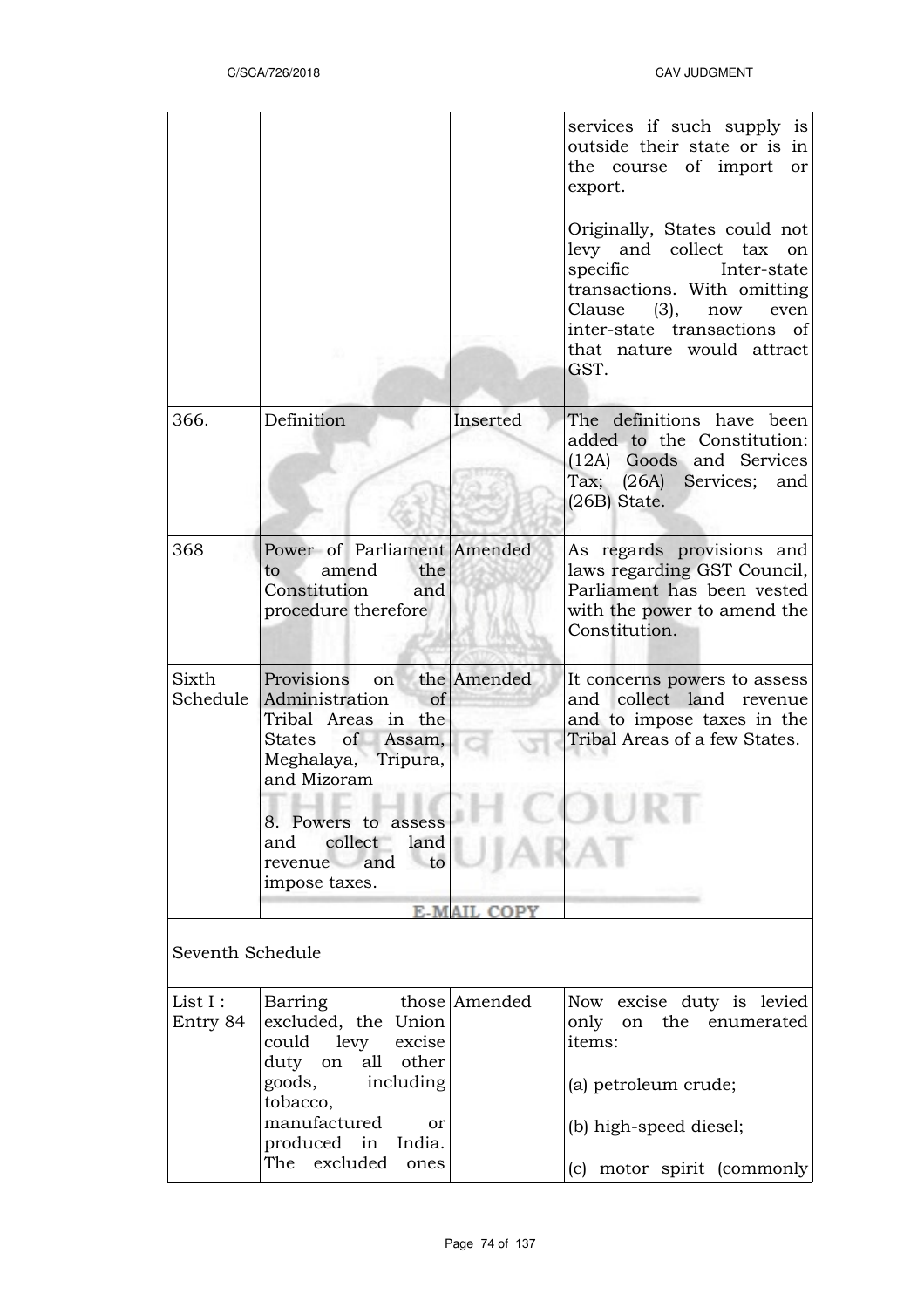| | | | |
|---|---|---|---|
| | | | services if such supply is outside their state or is in the course of import or export.<br><br>Originally, States could not levy and collect tax on specific Inter-state transactions. With omitting Clause (3), now even inter-state transactions of that nature would attract GST. |
| 366. | Definition | Inserted | The definitions have been added to the Constitution: (12A) Goods and Services Tax; (26A) Services; and (26B) State. |
| 368 | Power of Parliament to amend the Constitution and procedure therefore | Amended | As regards provisions and laws regarding GST Council, Parliament has been vested with the power to amend the Constitution. |
| Sixth Schedule | Provisions on the Administration of Tribal Areas in the States of Assam, Meghalaya, Tripura, and Mizoram<br><br>8. Powers to assess and collect land revenue and to impose taxes. | Amended | It concerns powers to assess and collect land revenue and to impose taxes in the Tribal Areas of a few States. |
| Seventh Schedule | | | |
| List I : Entry 84 | Barring those excluded, the Union could levy excise duty on all other goods, including tobacco, manufactured or produced in India. The excluded ones | Amended | Now excise duty is levied only on the enumerated items:<br><br>(a) petroleum crude;<br><br>(b) high-speed diesel;<br><br>(c) motor spirit (commonly |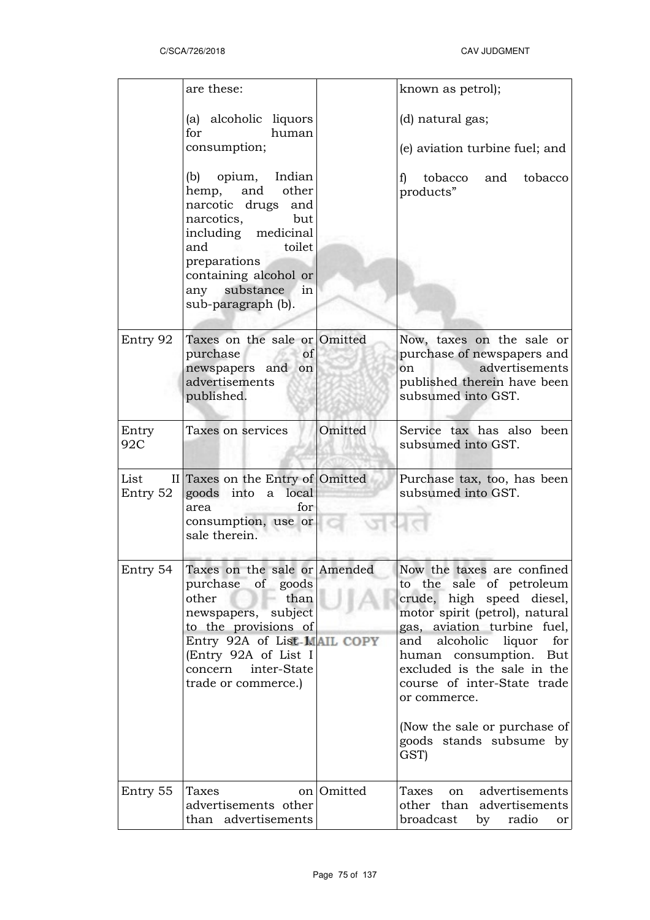| | are these:<br><br>(a) alcoholic liquors for human consumption;<br><br>(b) opium, Indian hemp, and other narcotic drugs and narcotics, but including medicinal and toilet preparations containing alcohol or any substance in sub-paragraph (b). | | known as petrol);<br><br>(d) natural gas;<br><br>(e) aviation turbine fuel; and<br><br>f) tobacco and tobacco products" |
|---|---|---|---|
| Entry 92 | Taxes on the sale or purchase of newspapers and on advertisements published. | Omitted | Now, taxes on the sale or purchase of newspapers and on advertisements published therein have been subsumed into GST. |
| Entry 92C | Taxes on services | Omitted | Service tax has also been subsumed into GST. |
| List II Entry 52 | Taxes on the Entry of goods into a local area for consumption, use or sale therein. | Omitted | Purchase tax, too, has been subsumed into GST. |
| Entry 54 | Taxes on the sale or purchase of goods other than newspapers, subject to the provisions of Entry 92A of List I. (Entry 92A of List I concern inter-State trade or commerce.) | Amended | Now the taxes are confined to the sale of petroleum crude, high speed diesel, motor spirit (petrol), natural gas, aviation turbine fuel, and alcoholic liquor for human consumption. But excluded is the sale in the course of inter-State trade or commerce.<br><br>(Now the sale or purchase of goods stands subsume by GST) |
| Entry 55 | Taxes on advertisements other than advertisements | Omitted | Taxes on advertisements other than advertisements broadcast by radio or |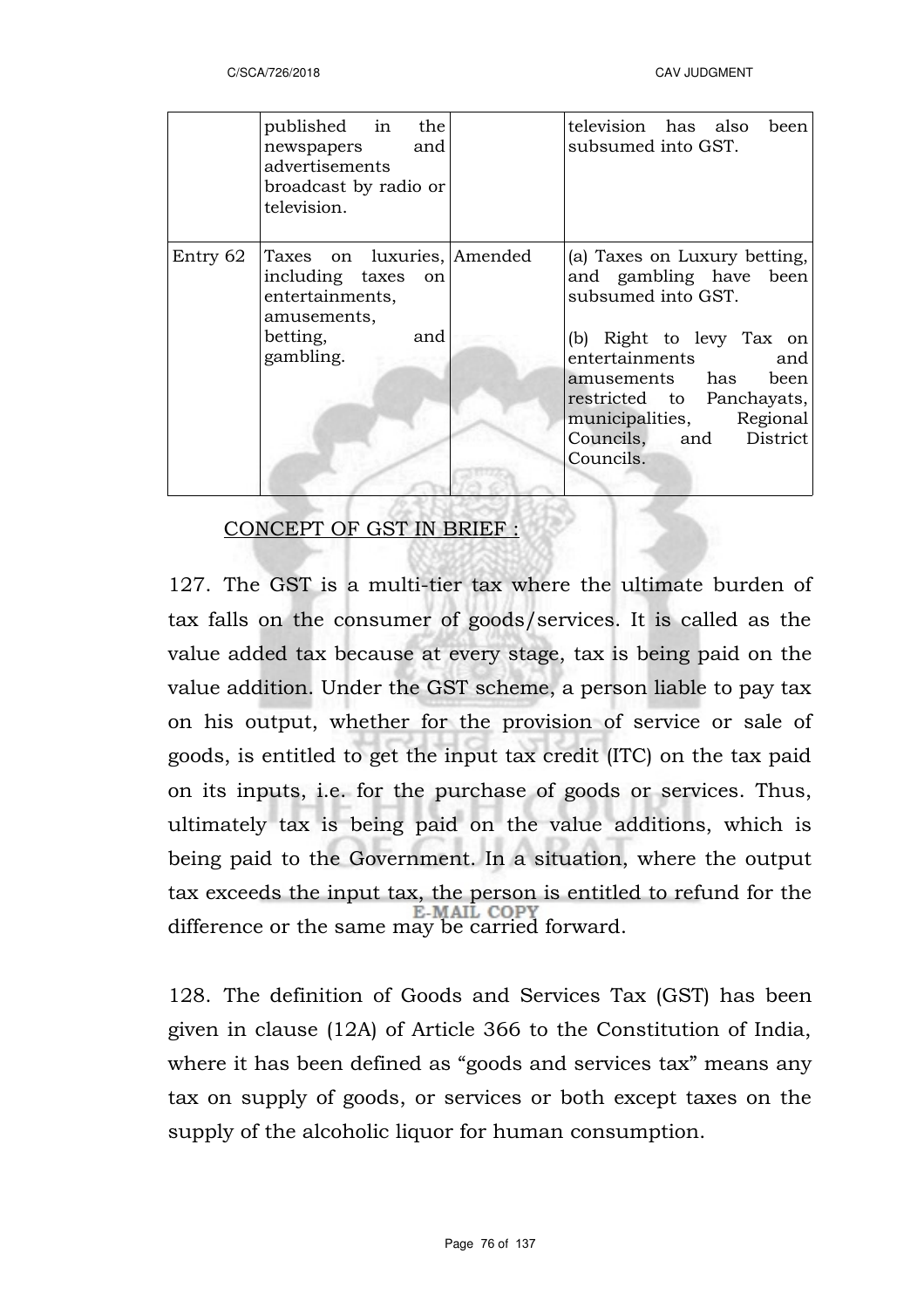| | | | |
|---|---|---|---|
| | published in the newspapers and advertisements broadcast by radio or television. | | television has also been subsumed into GST. |
| Entry 62 | Taxes on luxuries, including taxes on entertainments, amusements, betting, and gambling. | Amended | (a) Taxes on Luxury betting, and gambling have been subsumed into GST.<br><br>(b) Right to levy Tax on entertainments and amusements has been restricted to Panchayats, municipalities, Regional Councils, and District Councils. |

CONCEPT OF GST IN BRIEF :

127. The GST is a multi-tier tax where the ultimate burden of tax falls on the consumer of goods/services. It is called as the value added tax because at every stage, tax is being paid on the value addition. Under the GST scheme, a person liable to pay tax on his output, whether for the provision of service or sale of goods, is entitled to get the input tax credit (ITC) on the tax paid on its inputs, i.e. for the purchase of goods or services. Thus, ultimately tax is being paid on the value additions, which is being paid to the Government. In a situation, where the output tax exceeds the input tax, the person is entitled to refund for the difference or the same may be carried forward.

128. The definition of Goods and Services Tax (GST) has been given in clause (12A) of Article 366 to the Constitution of India, where it has been defined as "goods and services tax" means any tax on supply of goods, or services or both except taxes on the supply of the alcoholic liquor for human consumption.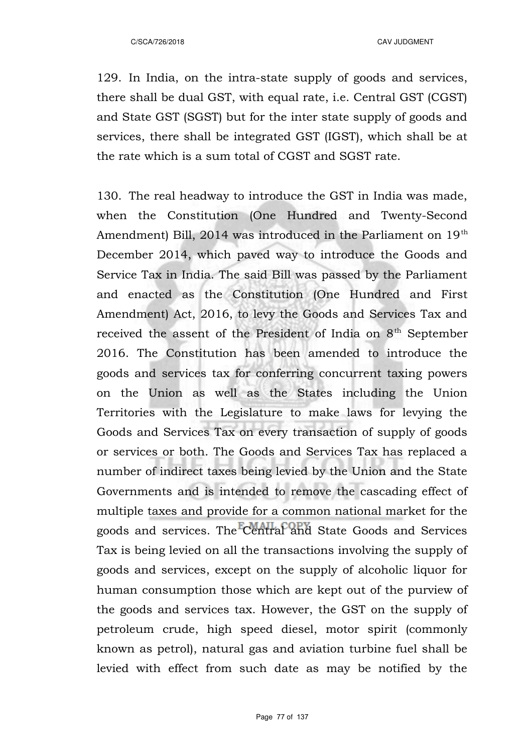129. In India, on the intra-state supply of goods and services, there shall be dual GST, with equal rate, i.e. Central GST (CGST) and State GST (SGST) but for the inter state supply of goods and services, there shall be integrated GST (IGST), which shall be at the rate which is a sum total of CGST and SGST rate.

130. The real headway to introduce the GST in India was made, when the Constitution (One Hundred and Twenty-Second Amendment) Bill, 2014 was introduced in the Parliament on 19th December 2014, which paved way to introduce the Goods and Service Tax in India. The said Bill was passed by the Parliament and enacted as the Constitution (One Hundred and First Amendment) Act, 2016, to levy the Goods and Services Tax and received the assent of the President of India on 8th September 2016. The Constitution has been amended to introduce the goods and services tax for conferring concurrent taxing powers on the Union as well as the States including the Union Territories with the Legislature to make laws for levying the Goods and Services Tax on every transaction of supply of goods or services or both. The Goods and Services Tax has replaced a number of indirect taxes being levied by the Union and the State Governments and is intended to remove the cascading effect of multiple taxes and provide for a common national market for the goods and services. The Central and State Goods and Services Tax is being levied on all the transactions involving the supply of goods and services, except on the supply of alcoholic liquor for human consumption those which are kept out of the purview of the goods and services tax. However, the GST on the supply of petroleum crude, high speed diesel, motor spirit (commonly known as petrol), natural gas and aviation turbine fuel shall be levied with effect from such date as may be notified by the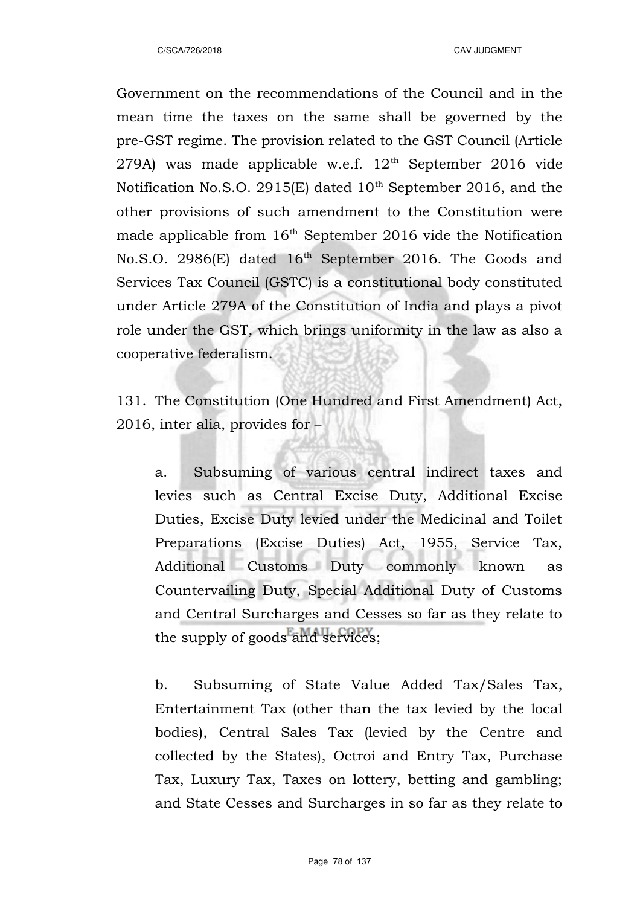Government on the recommendations of the Council and in the mean time the taxes on the same shall be governed by the pre-GST regime. The provision related to the GST Council (Article 279A) was made applicable w.e.f. 12th September 2016 vide Notification No.S.O. 2915(E) dated 10th September 2016, and the other provisions of such amendment to the Constitution were made applicable from 16th September 2016 vide the Notification No.S.O. 2986(E) dated 16th September 2016. The Goods and Services Tax Council (GSTC) is a constitutional body constituted under Article 279A of the Constitution of India and plays a pivot role under the GST, which brings uniformity in the law as also a cooperative federalism.

131. The Constitution (One Hundred and First Amendment) Act, 2016, inter alia, provides for –

a. Subsuming of various central indirect taxes and levies such as Central Excise Duty, Additional Excise Duties, Excise Duty levied under the Medicinal and Toilet Preparations (Excise Duties) Act, 1955, Service Tax, Additional Customs Duty commonly known as Countervailing Duty, Special Additional Duty of Customs and Central Surcharges and Cesses so far as they relate to the supply of goods and services;

b. Subsuming of State Value Added Tax/Sales Tax, Entertainment Tax (other than the tax levied by the local bodies), Central Sales Tax (levied by the Centre and collected by the States), Octroi and Entry Tax, Purchase Tax, Luxury Tax, Taxes on lottery, betting and gambling; and State Cesses and Surcharges in so far as they relate to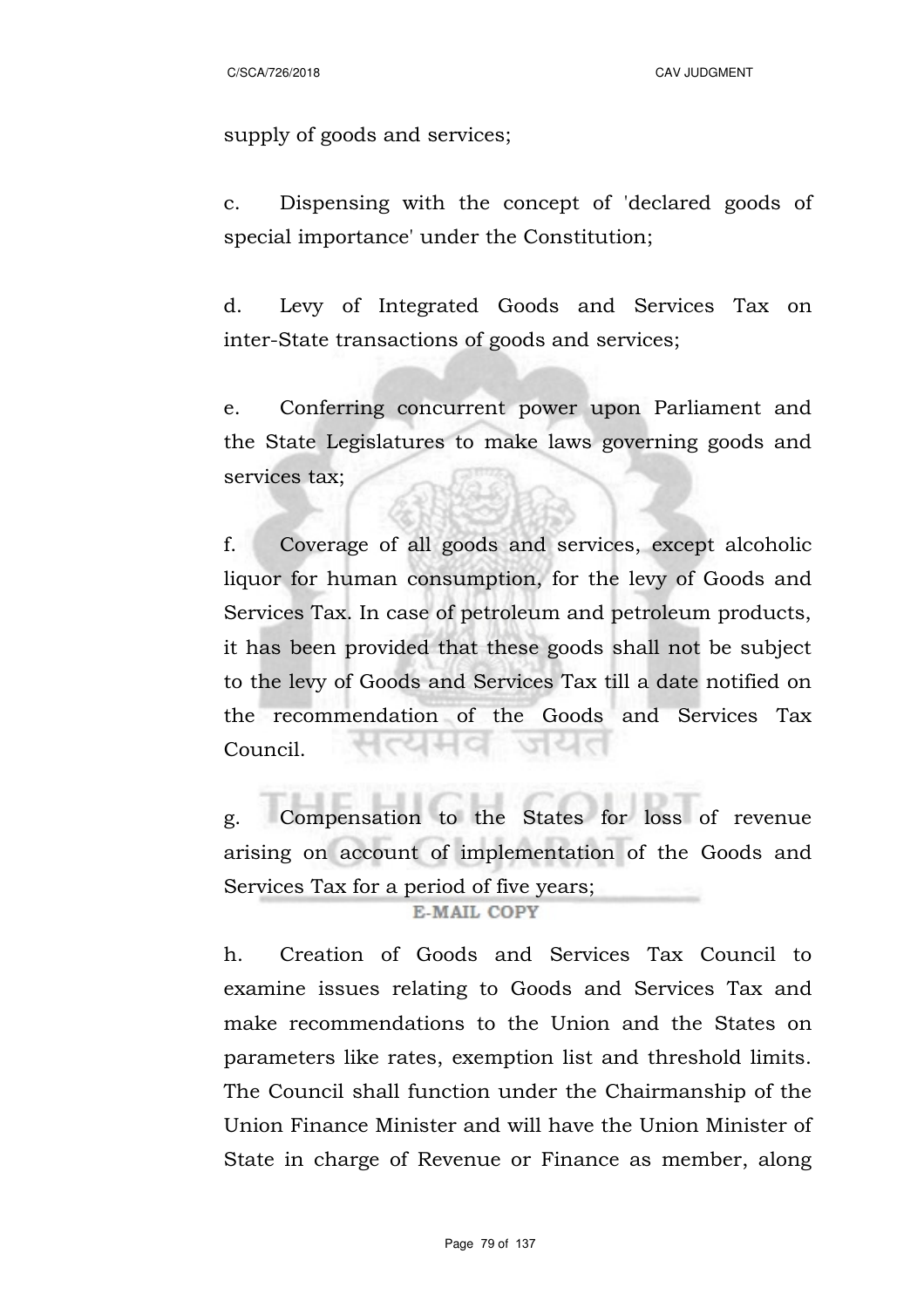supply of goods and services;

c. Dispensing with the concept of 'declared goods of special importance' under the Constitution;

d. Levy of Integrated Goods and Services Tax on inter-State transactions of goods and services;

e. Conferring concurrent power upon Parliament and the State Legislatures to make laws governing goods and services tax;

f. Coverage of all goods and services, except alcoholic liquor for human consumption, for the levy of Goods and Services Tax. In case of petroleum and petroleum products, it has been provided that these goods shall not be subject to the levy of Goods and Services Tax till a date notified on the recommendation of the Goods and Services Tax Council.

g. Compensation to the States for loss of revenue arising on account of implementation of the Goods and Services Tax for a period of five years;

h. Creation of Goods and Services Tax Council to examine issues relating to Goods and Services Tax and make recommendations to the Union and the States on parameters like rates, exemption list and threshold limits. The Council shall function under the Chairmanship of the Union Finance Minister and will have the Union Minister of State in charge of Revenue or Finance as member, along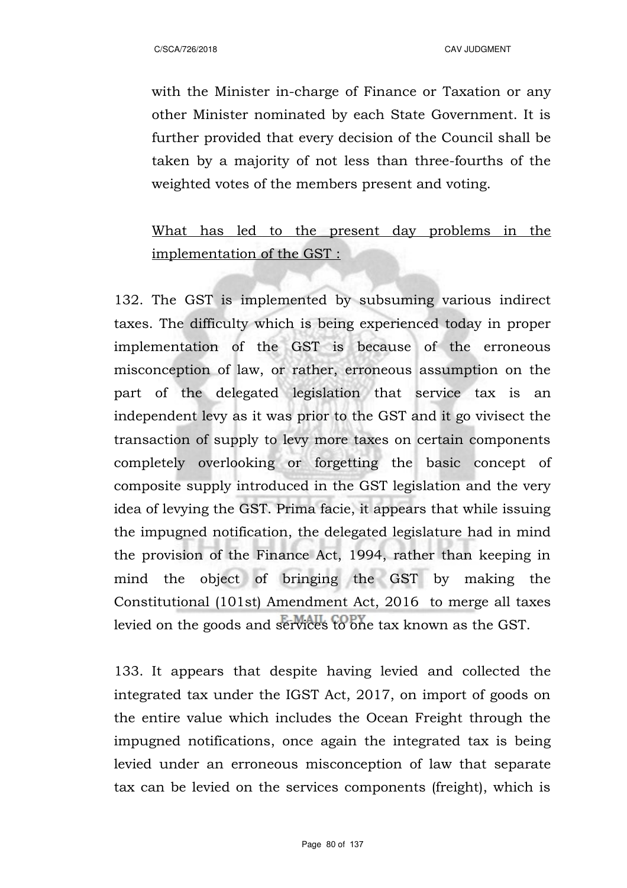with the Minister in-charge of Finance or Taxation or any other Minister nominated by each State Government. It is further provided that every decision of the Council shall be taken by a majority of not less than three-fourths of the weighted votes of the members present and voting.

<u>What has led to the present day problems in the implementation of the GST :</u>

132. The GST is implemented by subsuming various indirect taxes. The difficulty which is being experienced today in proper implementation of the GST is because of the erroneous misconception of law, or rather, erroneous assumption on the part of the delegated legislation that service tax is an independent levy as it was prior to the GST and it go vivisect the transaction of supply to levy more taxes on certain components completely overlooking or forgetting the basic concept of composite supply introduced in the GST legislation and the very idea of levying the GST. Prima facie, it appears that while issuing the impugned notification, the delegated legislature had in mind the provision of the Finance Act, 1994, rather than keeping in mind the object of bringing the GST by making the Constitutional (101st) Amendment Act, 2016 to merge all taxes levied on the goods and services to one tax known as the GST.

133. It appears that despite having levied and collected the integrated tax under the IGST Act, 2017, on import of goods on the entire value which includes the Ocean Freight through the impugned notifications, once again the integrated tax is being levied under an erroneous misconception of law that separate tax can be levied on the services components (freight), which is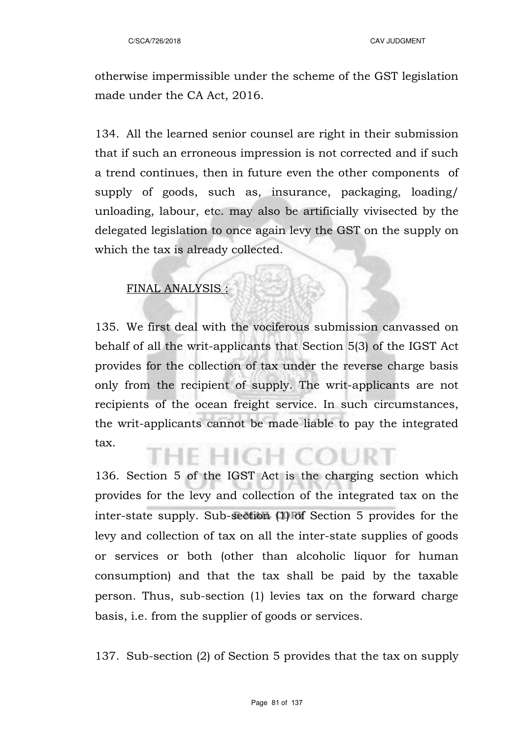otherwise impermissible under the scheme of the GST legislation made under the CA Act, 2016.

134. All the learned senior counsel are right in their submission that if such an erroneous impression is not corrected and if such a trend continues, then in future even the other components of supply of goods, such as, insurance, packaging, loading/ unloading, labour, etc. may also be artificially vivisected by the delegated legislation to once again levy the GST on the supply on which the tax is already collected.

<u>FINAL ANALYSIS :</u>

135. We first deal with the vociferous submission canvassed on behalf of all the writ-applicants that Section 5(3) of the IGST Act provides for the collection of tax under the reverse charge basis only from the recipient of supply. The writ-applicants are not recipients of the ocean freight service. In such circumstances, the writ-applicants cannot be made liable to pay the integrated tax.

136. Section 5 of the IGST Act is the charging section which provides for the levy and collection of the integrated tax on the inter-state supply. Sub-section (1) of Section 5 provides for the levy and collection of tax on all the inter-state supplies of goods or services or both (other than alcoholic liquor for human consumption) and that the tax shall be paid by the taxable person. Thus, sub-section (1) levies tax on the forward charge basis, i.e. from the supplier of goods or services.

137. Sub-section (2) of Section 5 provides that the tax on supply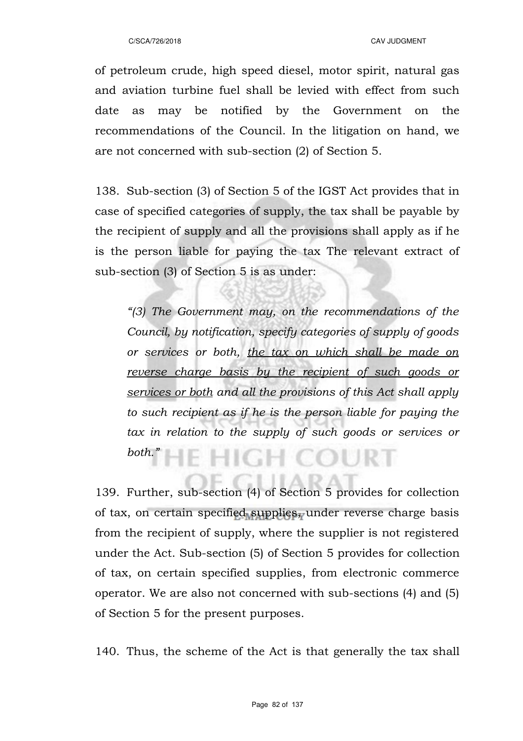of petroleum crude, high speed diesel, motor spirit, natural gas and aviation turbine fuel shall be levied with effect from such date as may be notified by the Government on the recommendations of the Council. In the litigation on hand, we are not concerned with sub-section (2) of Section 5.

138. Sub-section (3) of Section 5 of the IGST Act provides that in case of specified categories of supply, the tax shall be payable by the recipient of supply and all the provisions shall apply as if he is the person liable for paying the tax The relevant extract of sub-section (3) of Section 5 is as under:

> *"(3) The Government may, on the recommendations of the Council, by notification, specify categories of supply of goods or services or both, <u>the tax on which shall be made on reverse charge basis by the recipient of such goods or services or both</u> and all the provisions of this Act shall apply to such recipient as if he is the person liable for paying the tax in relation to the supply of such goods or services or both."*

139. Further, sub-section (4) of Section 5 provides for collection of tax, on certain specified supplies, under reverse charge basis from the recipient of supply, where the supplier is not registered under the Act. Sub-section (5) of Section 5 provides for collection of tax, on certain specified supplies, from electronic commerce operator. We are also not concerned with sub-sections (4) and (5) of Section 5 for the present purposes.

140. Thus, the scheme of the Act is that generally the tax shall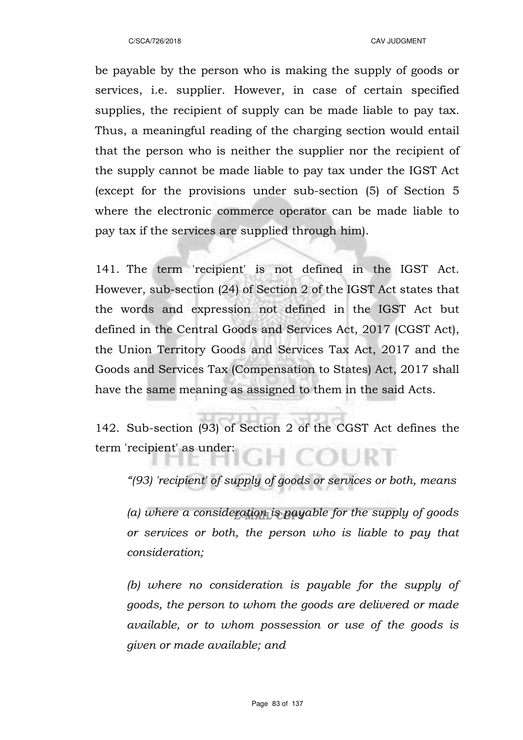be payable by the person who is making the supply of goods or services, i.e. supplier. However, in case of certain specified supplies, the recipient of supply can be made liable to pay tax. Thus, a meaningful reading of the charging section would entail that the person who is neither the supplier nor the recipient of the supply cannot be made liable to pay tax under the IGST Act (except for the provisions under sub-section (5) of Section 5 where the electronic commerce operator can be made liable to pay tax if the services are supplied through him).

141. The term 'recipient' is not defined in the IGST Act. However, sub-section (24) of Section 2 of the IGST Act states that the words and expression not defined in the IGST Act but defined in the Central Goods and Services Act, 2017 (CGST Act), the Union Territory Goods and Services Tax Act, 2017 and the Goods and Services Tax (Compensation to States) Act, 2017 shall have the same meaning as assigned to them in the said Acts.

142. Sub-section (93) of Section 2 of the CGST Act defines the term 'recipient' as under:

> *"(93) 'recipient' of supply of goods or services or both, means*
>
> *(a) where a consideration is payable for the supply of goods or services or both, the person who is liable to pay that consideration;*
>
> *(b) where no consideration is payable for the supply of goods, the person to whom the goods are delivered or made available, or to whom possession or use of the goods is given or made available; and*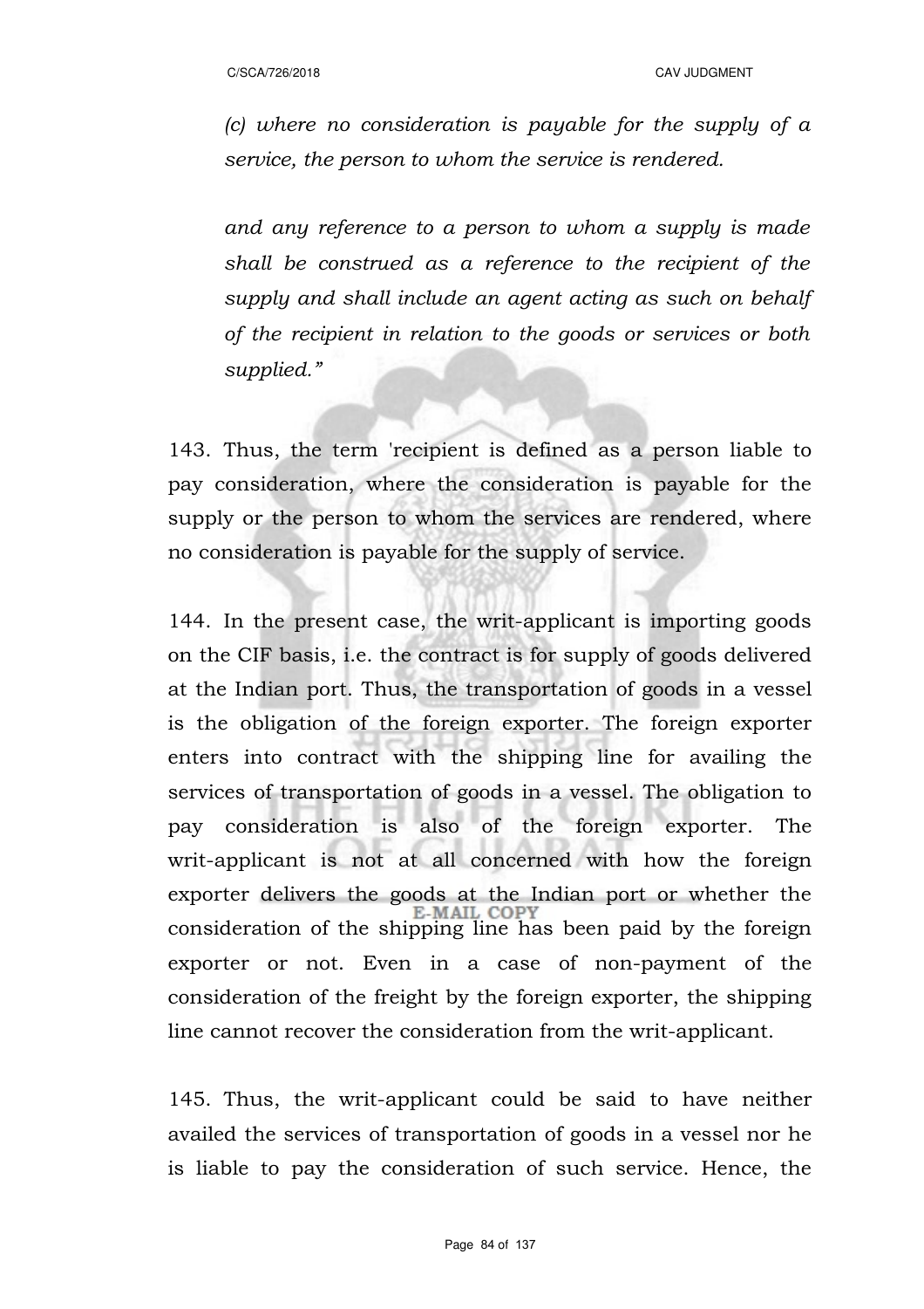*(c) where no consideration is payable for the supply of a service, the person to whom the service is rendered.*

*and any reference to a person to whom a supply is made shall be construed as a reference to the recipient of the supply and shall include an agent acting as such on behalf of the recipient in relation to the goods or services or both supplied."*

143. Thus, the term 'recipient is defined as a person liable to pay consideration, where the consideration is payable for the supply or the person to whom the services are rendered, where no consideration is payable for the supply of service.

144. In the present case, the writ-applicant is importing goods on the CIF basis, i.e. the contract is for supply of goods delivered at the Indian port. Thus, the transportation of goods in a vessel is the obligation of the foreign exporter. The foreign exporter enters into contract with the shipping line for availing the services of transportation of goods in a vessel. The obligation to pay consideration is also of the foreign exporter. The writ-applicant is not at all concerned with how the foreign exporter delivers the goods at the Indian port or whether the consideration of the shipping line has been paid by the foreign exporter or not. Even in a case of non-payment of the consideration of the freight by the foreign exporter, the shipping line cannot recover the consideration from the writ-applicant.

145. Thus, the writ-applicant could be said to have neither availed the services of transportation of goods in a vessel nor he is liable to pay the consideration of such service. Hence, the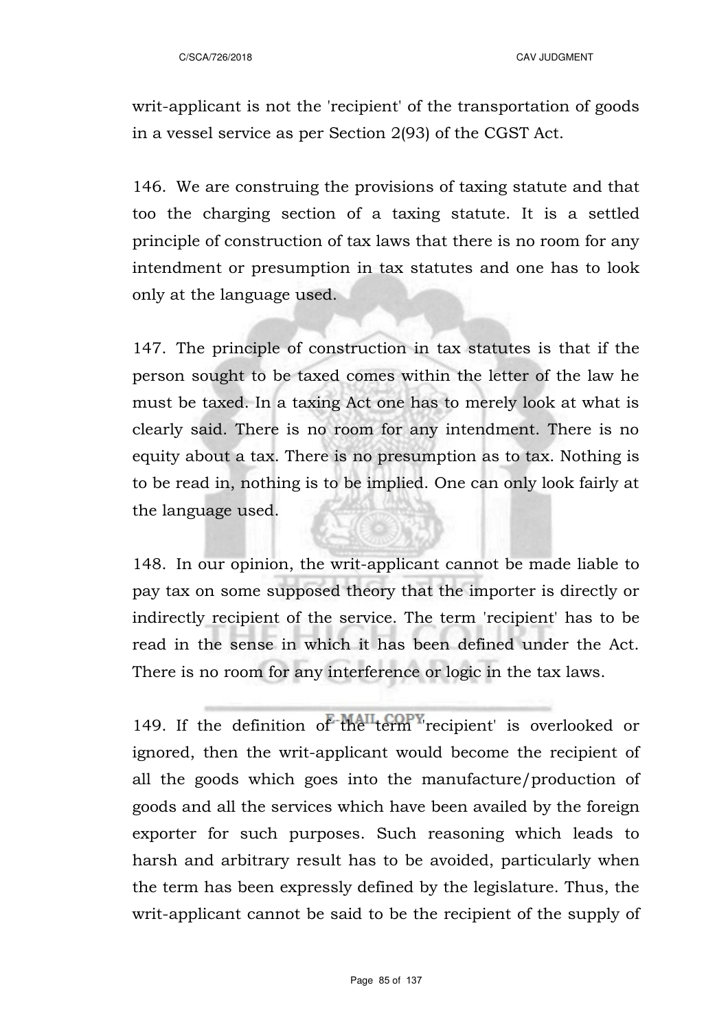writ-applicant is not the 'recipient' of the transportation of goods in a vessel service as per Section 2(93) of the CGST Act.

146. We are construing the provisions of taxing statute and that too the charging section of a taxing statute. It is a settled principle of construction of tax laws that there is no room for any intendment or presumption in tax statutes and one has to look only at the language used.

147. The principle of construction in tax statutes is that if the person sought to be taxed comes within the letter of the law he must be taxed. In a taxing Act one has to merely look at what is clearly said. There is no room for any intendment. There is no equity about a tax. There is no presumption as to tax. Nothing is to be read in, nothing is to be implied. One can only look fairly at the language used.

148. In our opinion, the writ-applicant cannot be made liable to pay tax on some supposed theory that the importer is directly or indirectly recipient of the service. The term 'recipient' has to be read in the sense in which it has been defined under the Act. There is no room for any interference or logic in the tax laws.

149. If the definition of the term 'recipient' is overlooked or ignored, then the writ-applicant would become the recipient of all the goods which goes into the manufacture/production of goods and all the services which have been availed by the foreign exporter for such purposes. Such reasoning which leads to harsh and arbitrary result has to be avoided, particularly when the term has been expressly defined by the legislature. Thus, the writ-applicant cannot be said to be the recipient of the supply of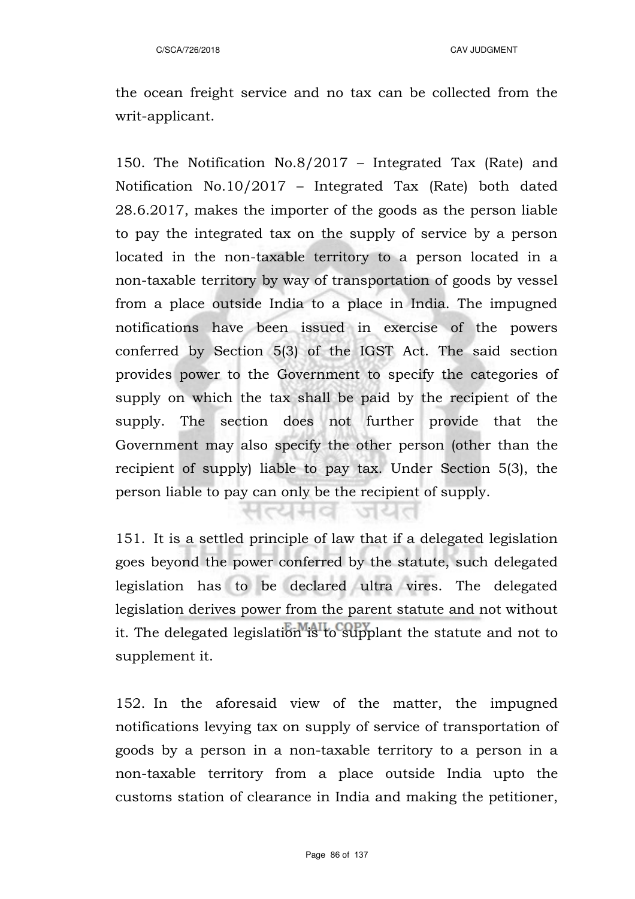the ocean freight service and no tax can be collected from the writ-applicant.

150. The Notification No.8/2017 – Integrated Tax (Rate) and Notification No.10/2017 – Integrated Tax (Rate) both dated 28.6.2017, makes the importer of the goods as the person liable to pay the integrated tax on the supply of service by a person located in the non-taxable territory to a person located in a non-taxable territory by way of transportation of goods by vessel from a place outside India to a place in India. The impugned notifications have been issued in exercise of the powers conferred by Section 5(3) of the IGST Act. The said section provides power to the Government to specify the categories of supply on which the tax shall be paid by the recipient of the supply. The section does not further provide that the Government may also specify the other person (other than the recipient of supply) liable to pay tax. Under Section 5(3), the person liable to pay can only be the recipient of supply.

151. It is a settled principle of law that if a delegated legislation goes beyond the power conferred by the statute, such delegated legislation has to be declared ultra vires. The delegated legislation derives power from the parent statute and not without it. The delegated legislation is to supplant the statute and not to supplement it.

152. In the aforesaid view of the matter, the impugned notifications levying tax on supply of service of transportation of goods by a person in a non-taxable territory to a person in a non-taxable territory from a place outside India upto the customs station of clearance in India and making the petitioner,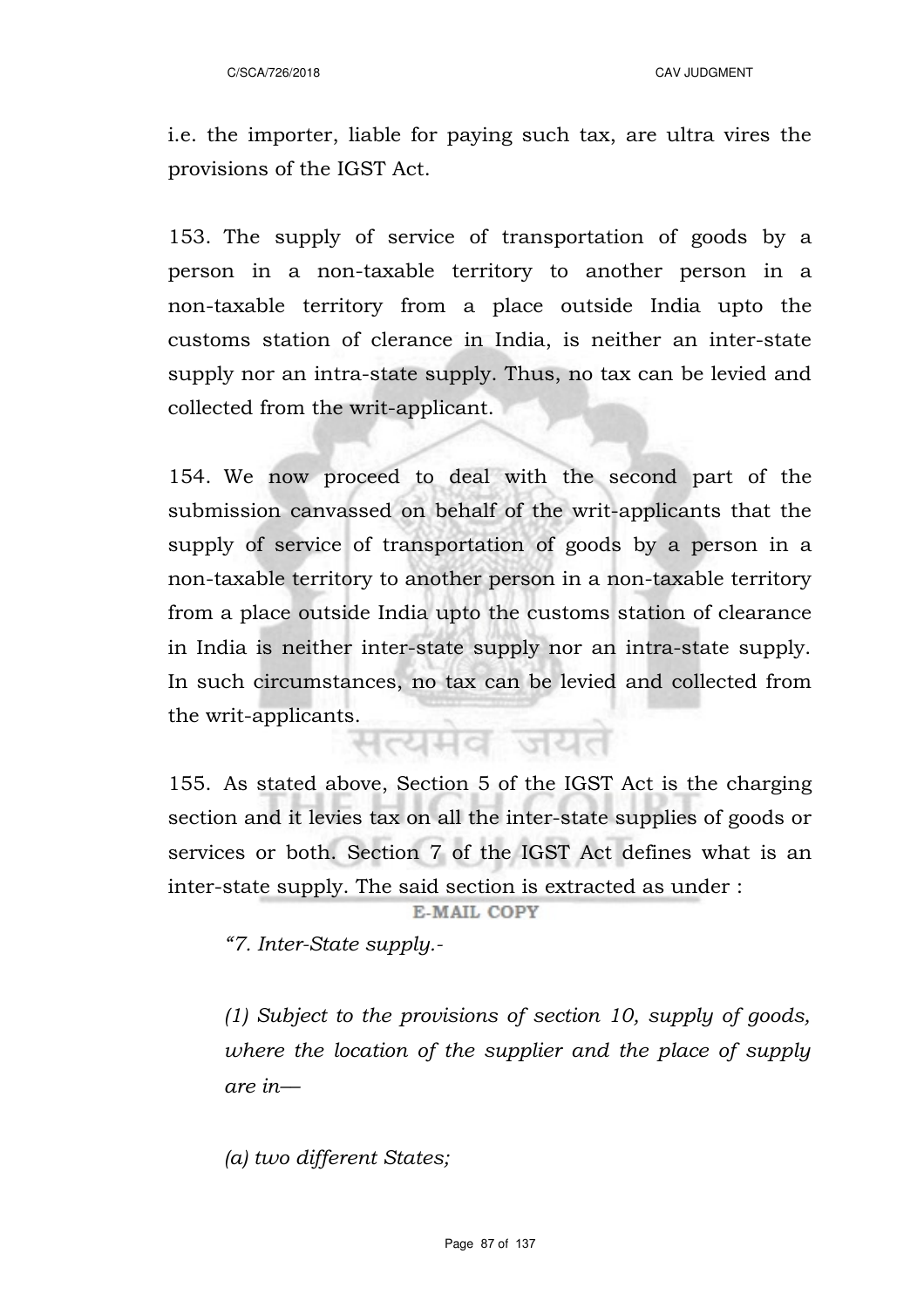i.e. the importer, liable for paying such tax, are ultra vires the provisions of the IGST Act.

153. The supply of service of transportation of goods by a person in a non-taxable territory to another person in a non-taxable territory from a place outside India upto the customs station of clerance in India, is neither an inter-state supply nor an intra-state supply. Thus, no tax can be levied and collected from the writ-applicant.

154. We now proceed to deal with the second part of the submission canvassed on behalf of the writ-applicants that the supply of service of transportation of goods by a person in a non-taxable territory to another person in a non-taxable territory from a place outside India upto the customs station of clearance in India is neither inter-state supply nor an intra-state supply. In such circumstances, no tax can be levied and collected from the writ-applicants.

155. As stated above, Section 5 of the IGST Act is the charging section and it levies tax on all the inter-state supplies of goods or services or both. Section 7 of the IGST Act defines what is an inter-state supply. The said section is extracted as under :

*"7. Inter-State supply.-*

*(1) Subject to the provisions of section 10, supply of goods, where the location of the supplier and the place of supply are in—*

*(a) two different States;*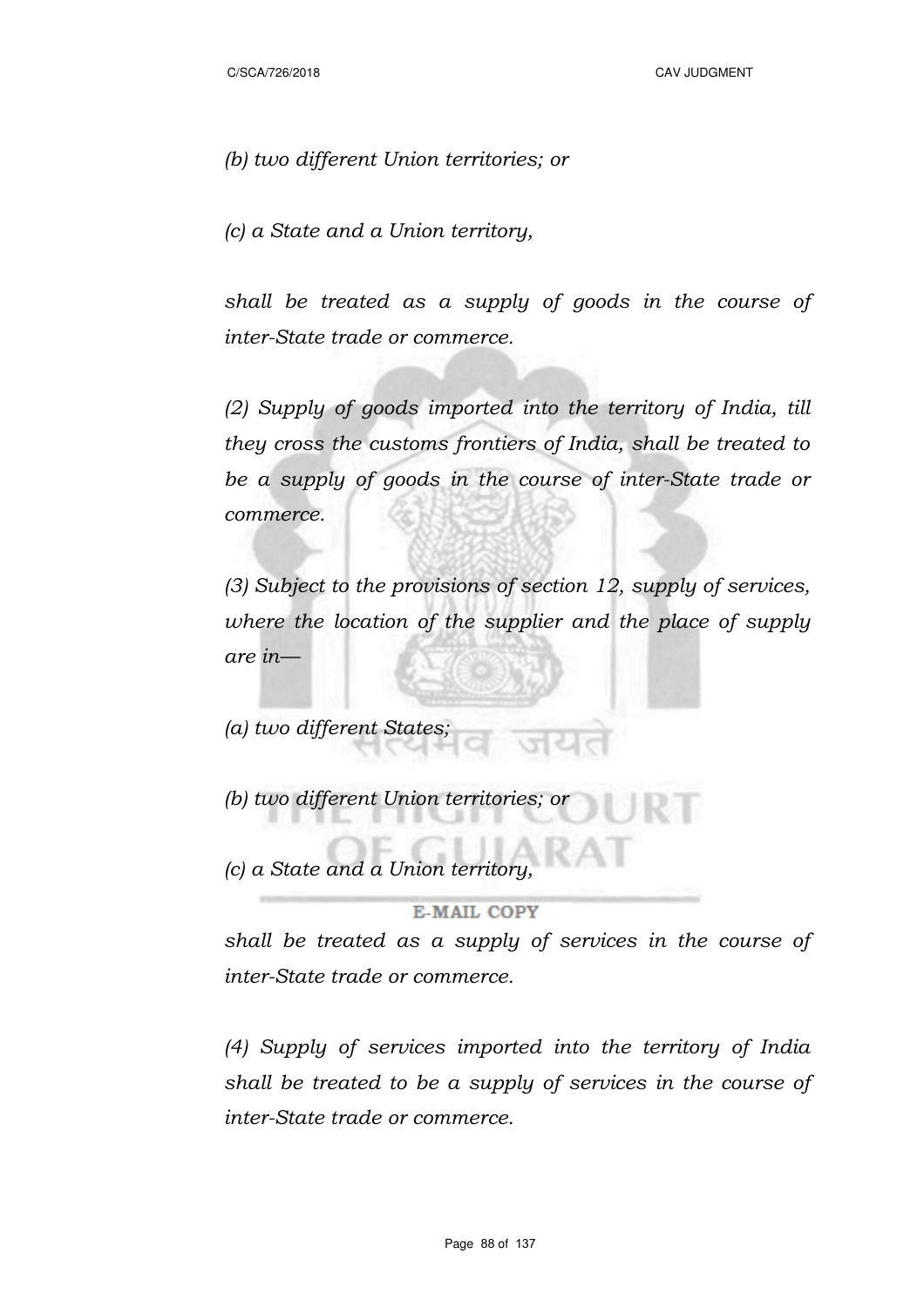*(b) two different Union territories; or*

*(c) a State and a Union territory,*

*shall be treated as a supply of goods in the course of inter-State trade or commerce.*

*(2) Supply of goods imported into the territory of India, till they cross the customs frontiers of India, shall be treated to be a supply of goods in the course of inter-State trade or commerce.*

*(3) Subject to the provisions of section 12, supply of services, where the location of the supplier and the place of supply are in—*

*(a) two different States;*

*(b) two different Union territories; or*

*(c) a State and a Union territory,*

*shall be treated as a supply of services in the course of inter-State trade or commerce.*

*(4) Supply of services imported into the territory of India shall be treated to be a supply of services in the course of inter-State trade or commerce.*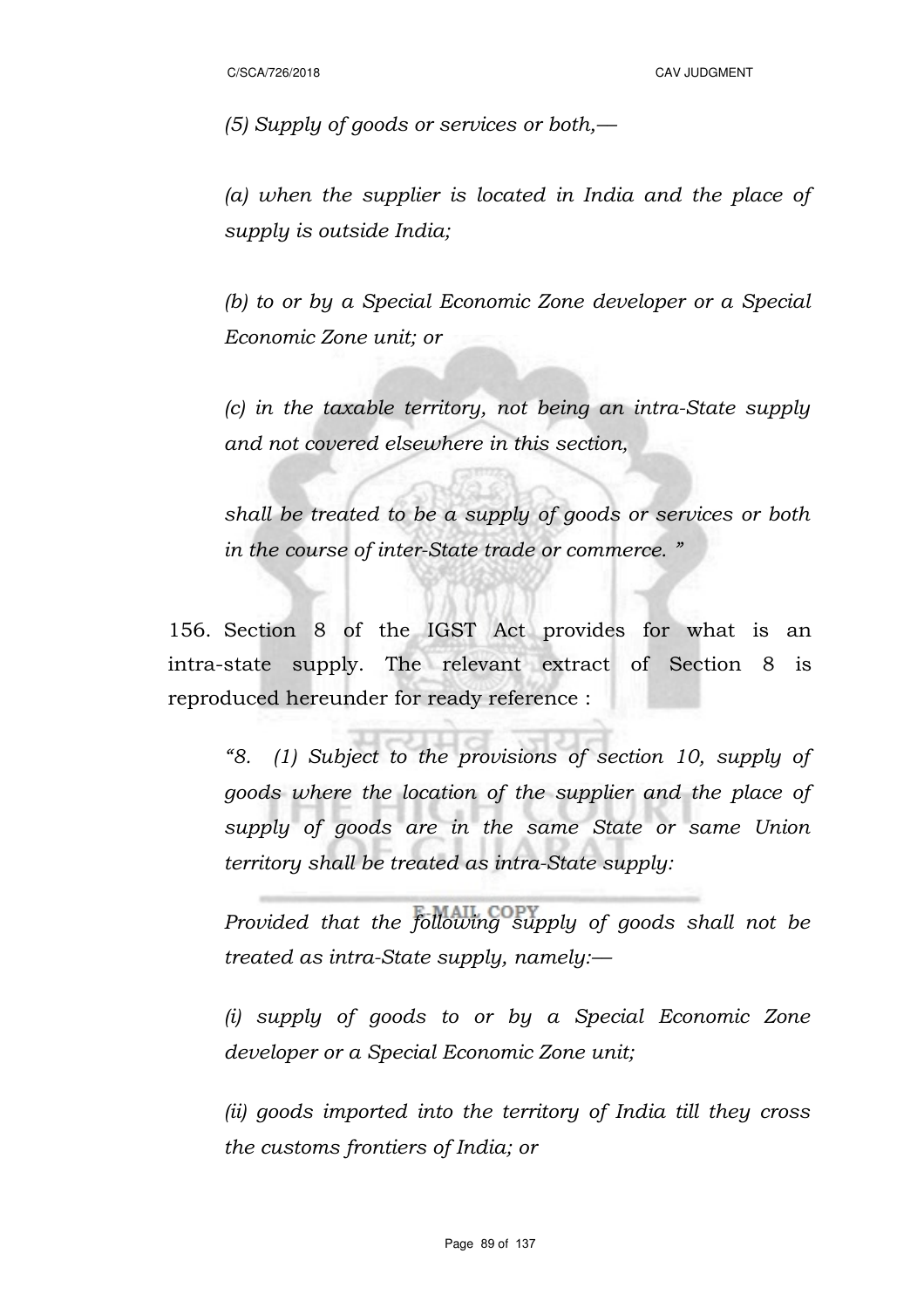*(5) Supply of goods or services or both,—*

*(a) when the supplier is located in India and the place of supply is outside India;*

*(b) to or by a Special Economic Zone developer or a Special Economic Zone unit; or*

*(c) in the taxable territory, not being an intra-State supply and not covered elsewhere in this section,*

*shall be treated to be a supply of goods or services or both in the course of inter-State trade or commerce. "*

156. Section 8 of the IGST Act provides for what is an intra-state supply. The relevant extract of Section 8 is reproduced hereunder for ready reference :

*"8. (1) Subject to the provisions of section 10, supply of goods where the location of the supplier and the place of supply of goods are in the same State or same Union territory shall be treated as intra-State supply:*

*Provided that the following supply of goods shall not be treated as intra-State supply, namely:—*

*(i) supply of goods to or by a Special Economic Zone developer or a Special Economic Zone unit;*

*(ii) goods imported into the territory of India till they cross the customs frontiers of India; or*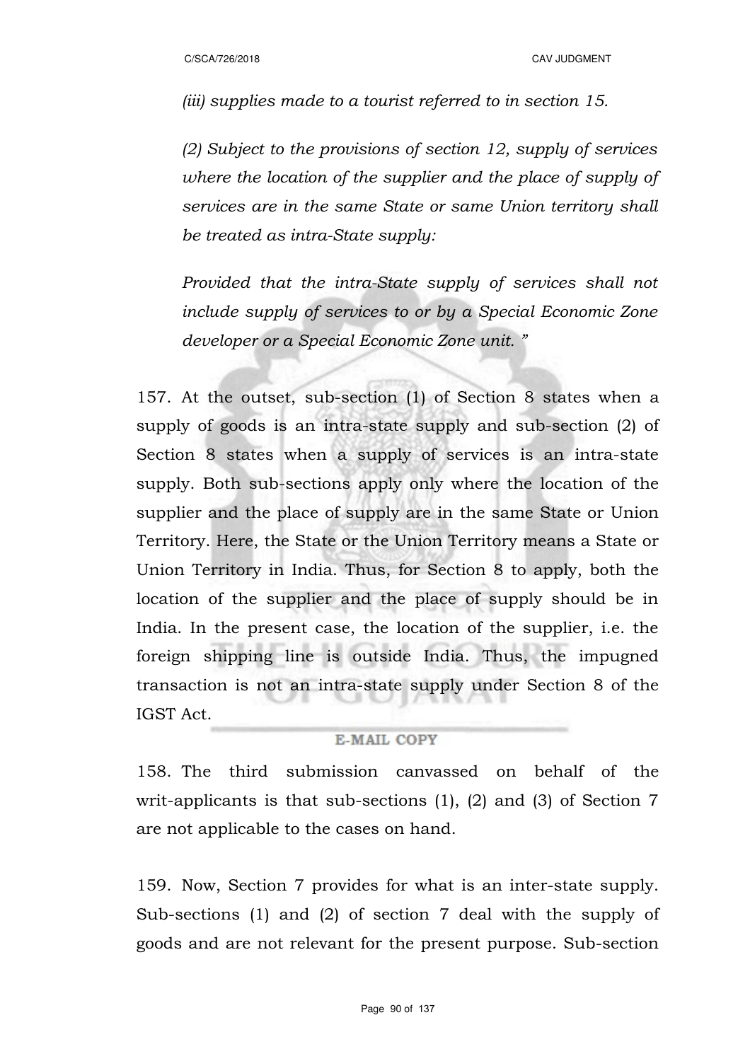*(iii) supplies made to a tourist referred to in section 15.*

*(2) Subject to the provisions of section 12, supply of services where the location of the supplier and the place of supply of services are in the same State or same Union territory shall be treated as intra-State supply:*

*Provided that the intra-State supply of services shall not include supply of services to or by a Special Economic Zone developer or a Special Economic Zone unit. "*

157. At the outset, sub-section (1) of Section 8 states when a supply of goods is an intra-state supply and sub-section (2) of Section 8 states when a supply of services is an intra-state supply. Both sub-sections apply only where the location of the supplier and the place of supply are in the same State or Union Territory. Here, the State or the Union Territory means a State or Union Territory in India. Thus, for Section 8 to apply, both the location of the supplier and the place of supply should be in India. In the present case, the location of the supplier, i.e. the foreign shipping line is outside India. Thus, the impugned transaction is not an intra-state supply under Section 8 of the IGST Act.

158. The third submission canvassed on behalf of the writ-applicants is that sub-sections (1), (2) and (3) of Section 7 are not applicable to the cases on hand.

159. Now, Section 7 provides for what is an inter-state supply. Sub-sections (1) and (2) of section 7 deal with the supply of goods and are not relevant for the present purpose. Sub-section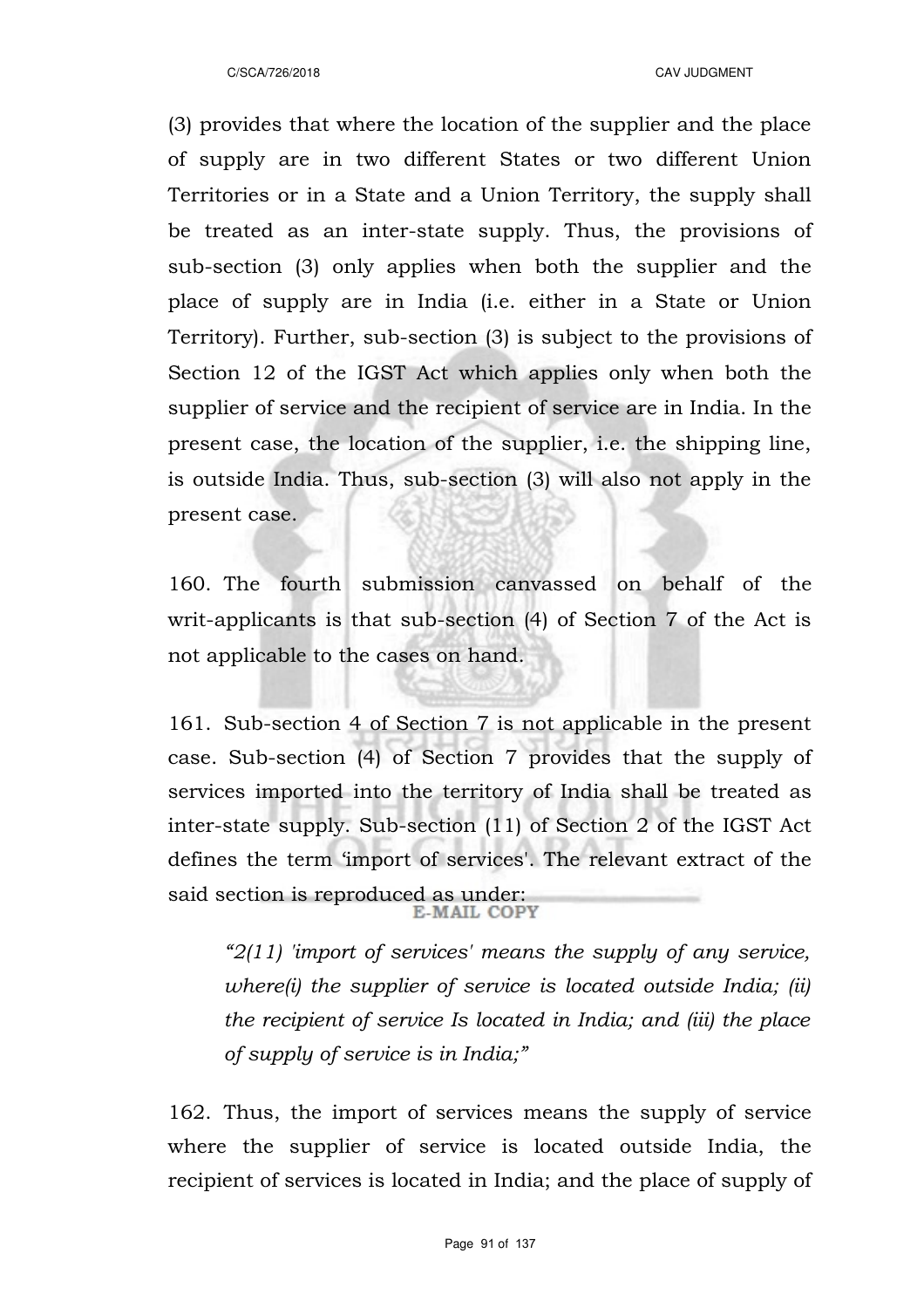(3) provides that where the location of the supplier and the place of supply are in two different States or two different Union Territories or in a State and a Union Territory, the supply shall be treated as an inter-state supply. Thus, the provisions of sub-section (3) only applies when both the supplier and the place of supply are in India (i.e. either in a State or Union Territory). Further, sub-section (3) is subject to the provisions of Section 12 of the IGST Act which applies only when both the supplier of service and the recipient of service are in India. In the present case, the location of the supplier, i.e. the shipping line, is outside India. Thus, sub-section (3) will also not apply in the present case.

160. The fourth submission canvassed on behalf of the writ-applicants is that sub-section (4) of Section 7 of the Act is not applicable to the cases on hand.

161. Sub-section 4 of Section 7 is not applicable in the present case. Sub-section (4) of Section 7 provides that the supply of services imported into the territory of India shall be treated as inter-state supply. Sub-section (11) of Section 2 of the IGST Act defines the term 'import of services'. The relevant extract of the said section is reproduced as under:

> *"2(11) 'import of services' means the supply of any service, where(i) the supplier of service is located outside India; (ii) the recipient of service Is located in India; and (iii) the place of supply of service is in India;"*

162. Thus, the import of services means the supply of service where the supplier of service is located outside India, the recipient of services is located in India; and the place of supply of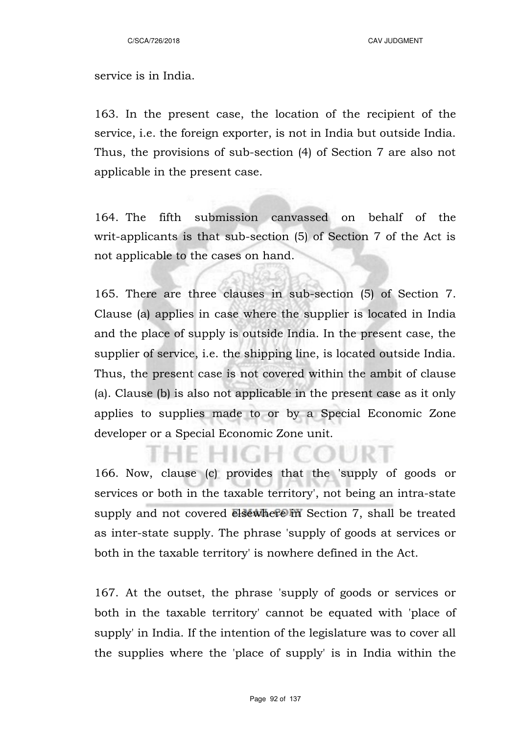service is in India.

163. In the present case, the location of the recipient of the service, i.e. the foreign exporter, is not in India but outside India. Thus, the provisions of sub-section (4) of Section 7 are also not applicable in the present case.

164. The fifth submission canvassed on behalf of the writ-applicants is that sub-section (5) of Section 7 of the Act is not applicable to the cases on hand.

165. There are three clauses in sub-section (5) of Section 7. Clause (a) applies in case where the supplier is located in India and the place of supply is outside India. In the present case, the supplier of service, i.e. the shipping line, is located outside India. Thus, the present case is not covered within the ambit of clause (a). Clause (b) is also not applicable in the present case as it only applies to supplies made to or by a Special Economic Zone developer or a Special Economic Zone unit.

166. Now, clause (c) provides that the 'supply of goods or services or both in the taxable territory', not being an intra-state supply and not covered elsewhere in Section 7, shall be treated as inter-state supply. The phrase 'supply of goods at services or both in the taxable territory' is nowhere defined in the Act.

167. At the outset, the phrase 'supply of goods or services or both in the taxable territory' cannot be equated with 'place of supply' in India. If the intention of the legislature was to cover all the supplies where the 'place of supply' is in India within the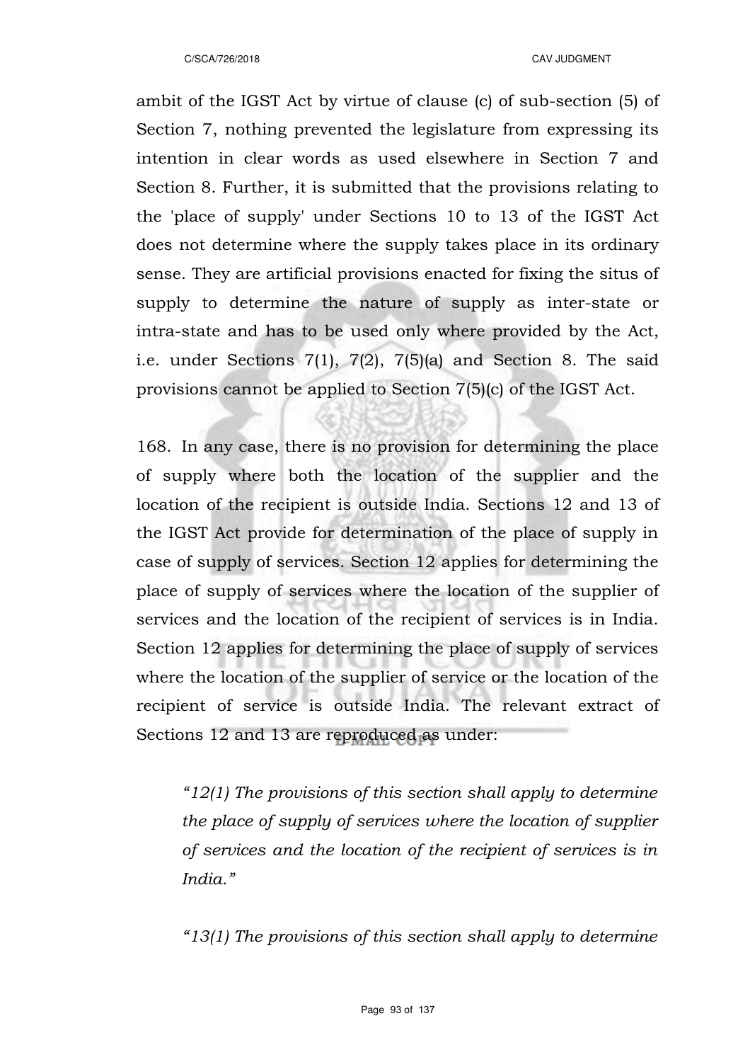ambit of the IGST Act by virtue of clause (c) of sub-section (5) of Section 7, nothing prevented the legislature from expressing its intention in clear words as used elsewhere in Section 7 and Section 8. Further, it is submitted that the provisions relating to the 'place of supply' under Sections 10 to 13 of the IGST Act does not determine where the supply takes place in its ordinary sense. They are artificial provisions enacted for fixing the situs of supply to determine the nature of supply as inter-state or intra-state and has to be used only where provided by the Act, i.e. under Sections 7(1), 7(2), 7(5)(a) and Section 8. The said provisions cannot be applied to Section 7(5)(c) of the IGST Act.

168. In any case, there is no provision for determining the place of supply where both the location of the supplier and the location of the recipient is outside India. Sections 12 and 13 of the IGST Act provide for determination of the place of supply in case of supply of services. Section 12 applies for determining the place of supply of services where the location of the supplier of services and the location of the recipient of services is in India. Section 12 applies for determining the place of supply of services where the location of the supplier of service or the location of the recipient of service is outside India. The relevant extract of Sections 12 and 13 are reproduced as under:

> *"12(1) The provisions of this section shall apply to determine the place of supply of services where the location of supplier of services and the location of the recipient of services is in India."*
>
> *"13(1) The provisions of this section shall apply to determine*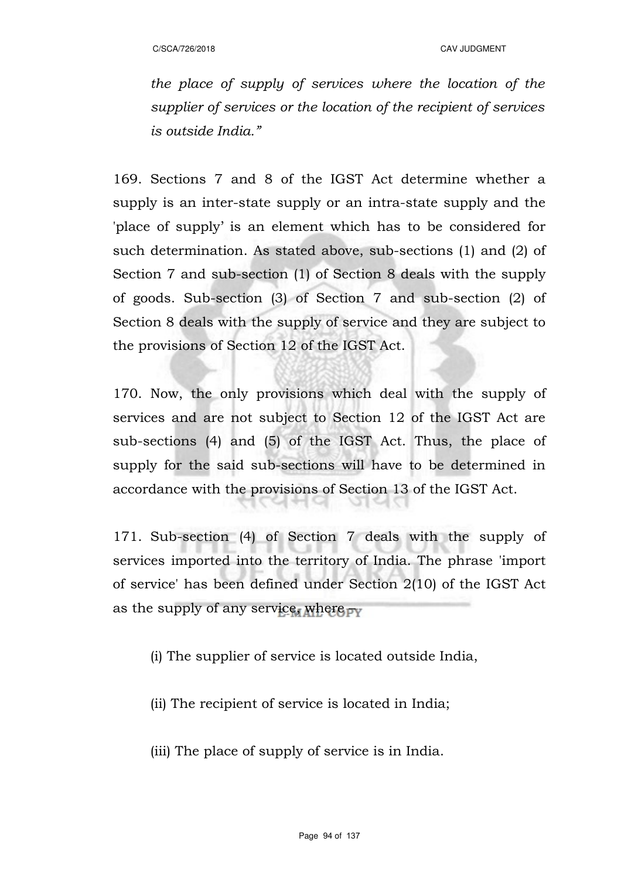*the place of supply of services where the location of the supplier of services or the location of the recipient of services is outside India."*

169. Sections 7 and 8 of the IGST Act determine whether a supply is an inter-state supply or an intra-state supply and the 'place of supply' is an element which has to be considered for such determination. As stated above, sub-sections (1) and (2) of Section 7 and sub-section (1) of Section 8 deals with the supply of goods. Sub-section (3) of Section 7 and sub-section (2) of Section 8 deals with the supply of service and they are subject to the provisions of Section 12 of the IGST Act.

170. Now, the only provisions which deal with the supply of services and are not subject to Section 12 of the IGST Act are sub-sections (4) and (5) of the IGST Act. Thus, the place of supply for the said sub-sections will have to be determined in accordance with the provisions of Section 13 of the IGST Act.

171. Sub-section (4) of Section 7 deals with the supply of services imported into the territory of India. The phrase 'import of service' has been defined under Section 2(10) of the IGST Act as the supply of any service, where –

(i) The supplier of service is located outside India,

(ii) The recipient of service is located in India;

(iii) The place of supply of service is in India.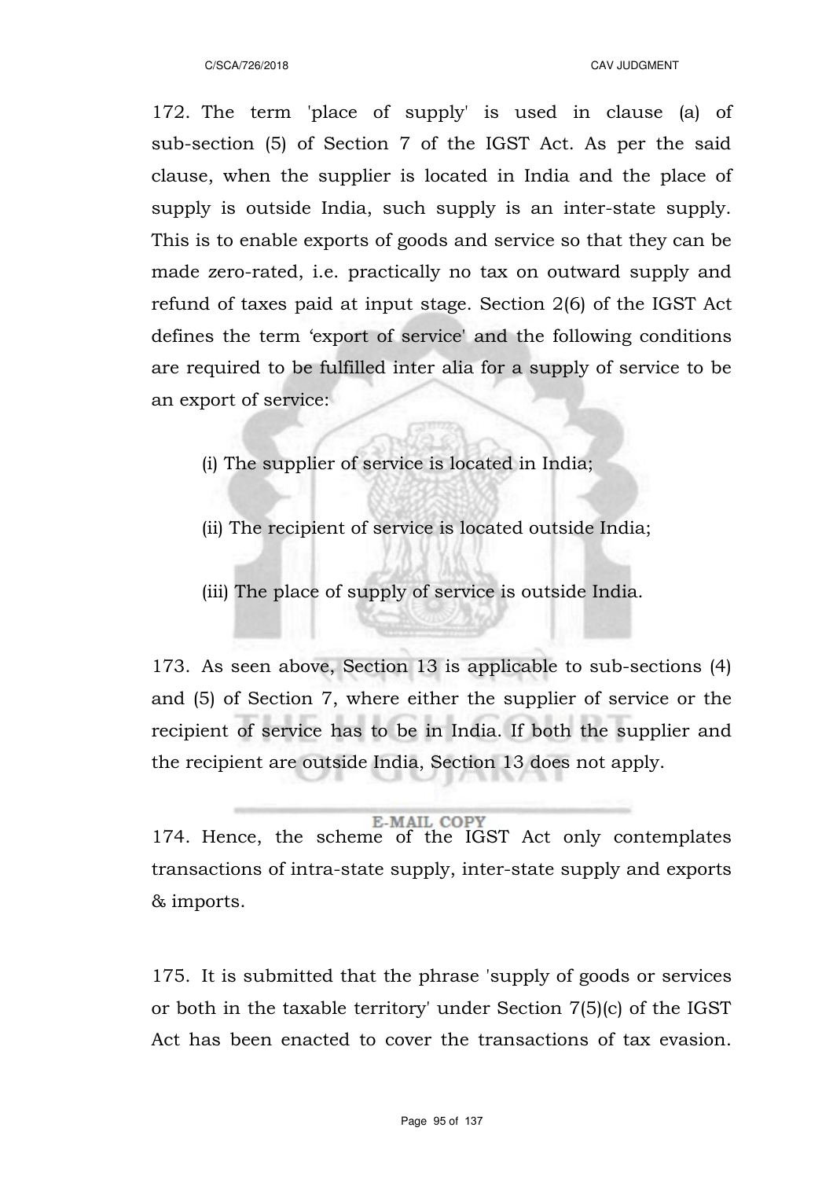172. The term 'place of supply' is used in clause (a) of sub-section (5) of Section 7 of the IGST Act. As per the said clause, when the supplier is located in India and the place of supply is outside India, such supply is an inter-state supply. This is to enable exports of goods and service so that they can be made zero-rated, i.e. practically no tax on outward supply and refund of taxes paid at input stage. Section 2(6) of the IGST Act defines the term 'export of service' and the following conditions are required to be fulfilled inter alia for a supply of service to be an export of service:

(i) The supplier of service is located in India;

(ii) The recipient of service is located outside India;

(iii) The place of supply of service is outside India.

173. As seen above, Section 13 is applicable to sub-sections (4) and (5) of Section 7, where either the supplier of service or the recipient of service has to be in India. If both the supplier and the recipient are outside India, Section 13 does not apply.

174. Hence, the scheme of the IGST Act only contemplates transactions of intra-state supply, inter-state supply and exports & imports.

175. It is submitted that the phrase 'supply of goods or services or both in the taxable territory' under Section 7(5)(c) of the IGST Act has been enacted to cover the transactions of tax evasion.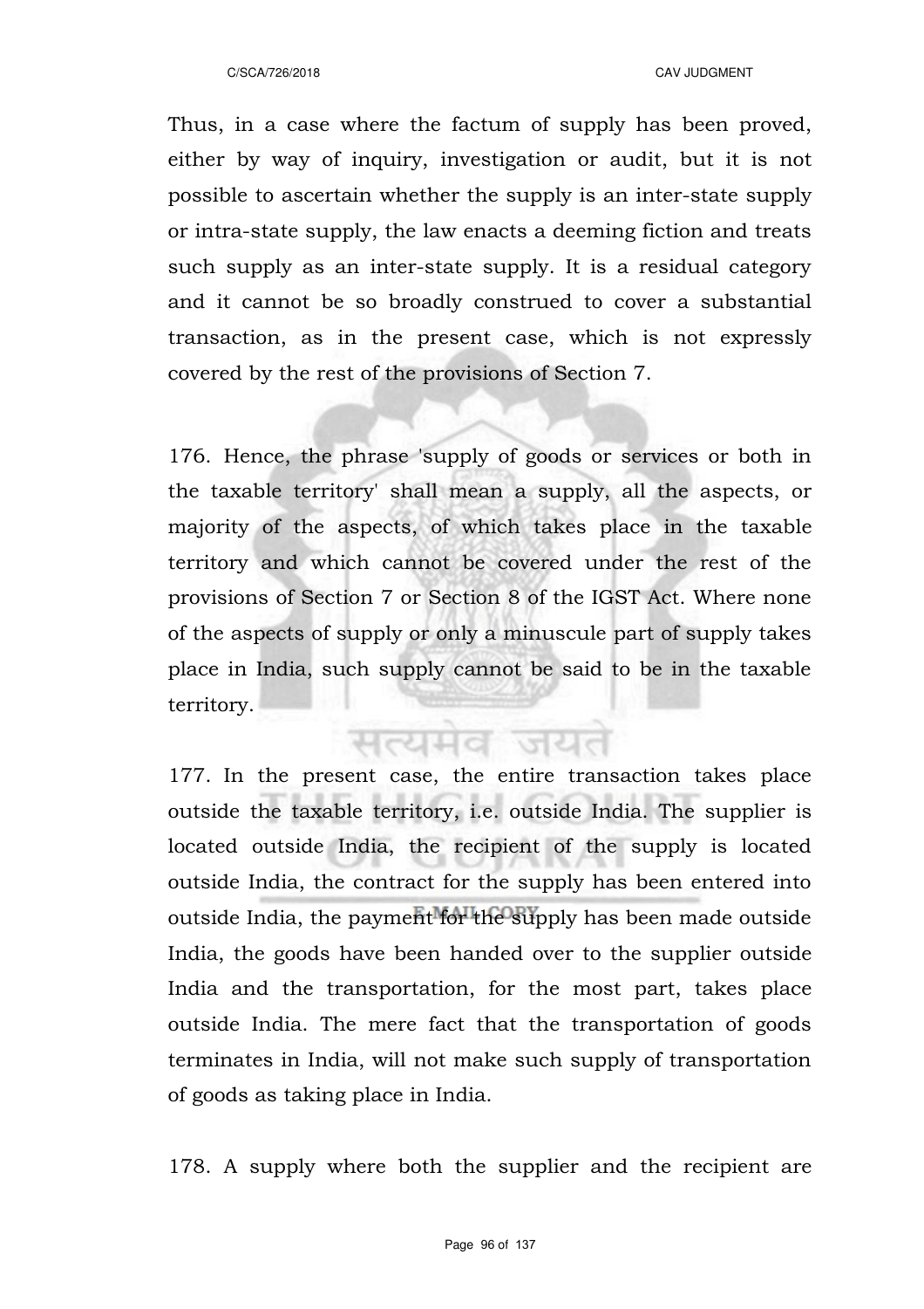Thus, in a case where the factum of supply has been proved, either by way of inquiry, investigation or audit, but it is not possible to ascertain whether the supply is an inter-state supply or intra-state supply, the law enacts a deeming fiction and treats such supply as an inter-state supply. It is a residual category and it cannot be so broadly construed to cover a substantial transaction, as in the present case, which is not expressly covered by the rest of the provisions of Section 7.

176. Hence, the phrase 'supply of goods or services or both in the taxable territory' shall mean a supply, all the aspects, or majority of the aspects, of which takes place in the taxable territory and which cannot be covered under the rest of the provisions of Section 7 or Section 8 of the IGST Act. Where none of the aspects of supply or only a minuscule part of supply takes place in India, such supply cannot be said to be in the taxable territory.

177. In the present case, the entire transaction takes place outside the taxable territory, i.e. outside India. The supplier is located outside India, the recipient of the supply is located outside India, the contract for the supply has been entered into outside India, the payment for the supply has been made outside India, the goods have been handed over to the supplier outside India and the transportation, for the most part, takes place outside India. The mere fact that the transportation of goods terminates in India, will not make such supply of transportation of goods as taking place in India.

178. A supply where both the supplier and the recipient are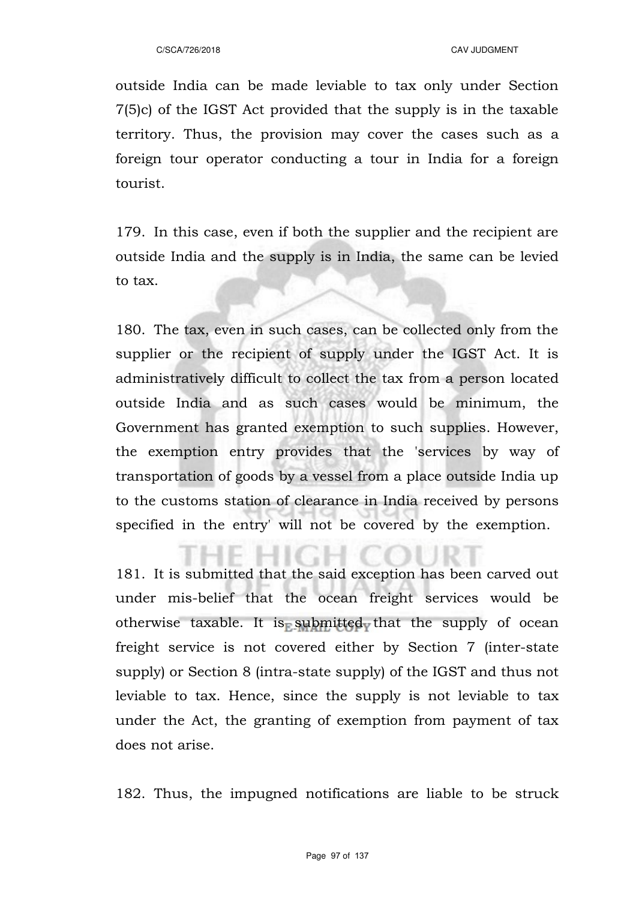outside India can be made leviable to tax only under Section 7(5)c) of the IGST Act provided that the supply is in the taxable territory. Thus, the provision may cover the cases such as a foreign tour operator conducting a tour in India for a foreign tourist.

179. In this case, even if both the supplier and the recipient are outside India and the supply is in India, the same can be levied to tax.

180. The tax, even in such cases, can be collected only from the supplier or the recipient of supply under the IGST Act. It is administratively difficult to collect the tax from a person located outside India and as such cases would be minimum, the Government has granted exemption to such supplies. However, the exemption entry provides that the 'services by way of transportation of goods by a vessel from a place outside India up to the customs station of clearance in India received by persons specified in the entry' will not be covered by the exemption.

181. It is submitted that the said exception has been carved out under mis-belief that the ocean freight services would be otherwise taxable. It is submitted that the supply of ocean freight service is not covered either by Section 7 (inter-state supply) or Section 8 (intra-state supply) of the IGST and thus not leviable to tax. Hence, since the supply is not leviable to tax under the Act, the granting of exemption from payment of tax does not arise.

182. Thus, the impugned notifications are liable to be struck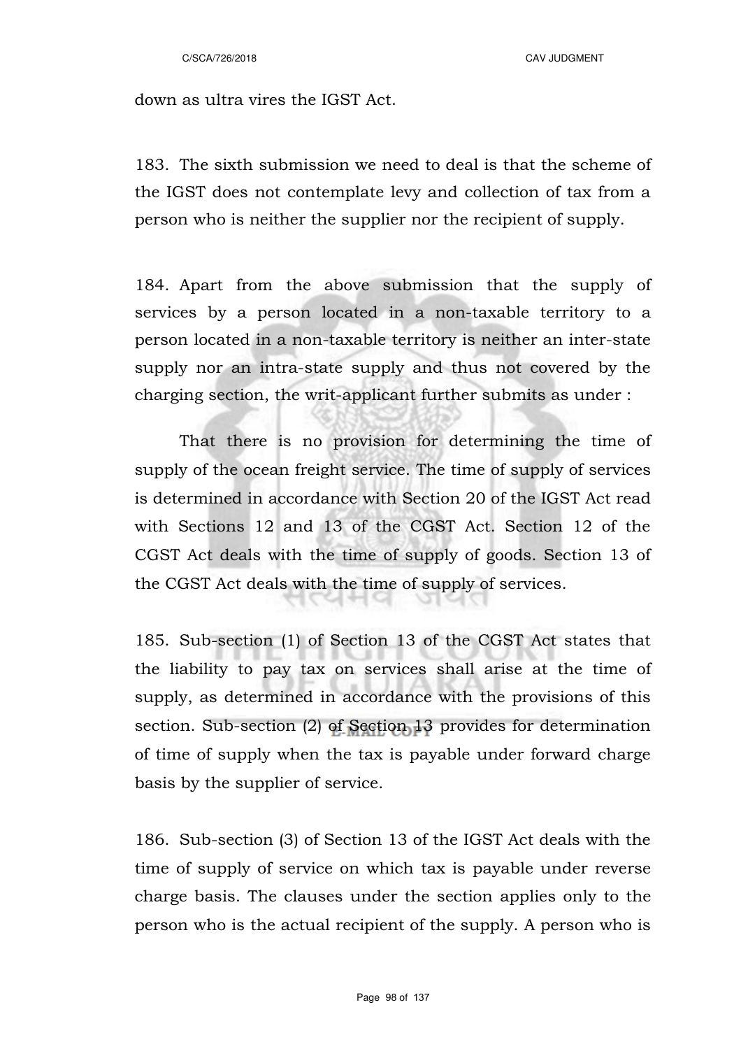down as ultra vires the IGST Act.

183. The sixth submission we need to deal is that the scheme of the IGST does not contemplate levy and collection of tax from a person who is neither the supplier nor the recipient of supply.

184. Apart from the above submission that the supply of services by a person located in a non-taxable territory to a person located in a non-taxable territory is neither an inter-state supply nor an intra-state supply and thus not covered by the charging section, the writ-applicant further submits as under :

That there is no provision for determining the time of supply of the ocean freight service. The time of supply of services is determined in accordance with Section 20 of the IGST Act read with Sections 12 and 13 of the CGST Act. Section 12 of the CGST Act deals with the time of supply of goods. Section 13 of the CGST Act deals with the time of supply of services.

185. Sub-section (1) of Section 13 of the CGST Act states that the liability to pay tax on services shall arise at the time of supply, as determined in accordance with the provisions of this section. Sub-section (2) of Section 13 provides for determination of time of supply when the tax is payable under forward charge basis by the supplier of service.

186. Sub-section (3) of Section 13 of the IGST Act deals with the time of supply of service on which tax is payable under reverse charge basis. The clauses under the section applies only to the person who is the actual recipient of the supply. A person who is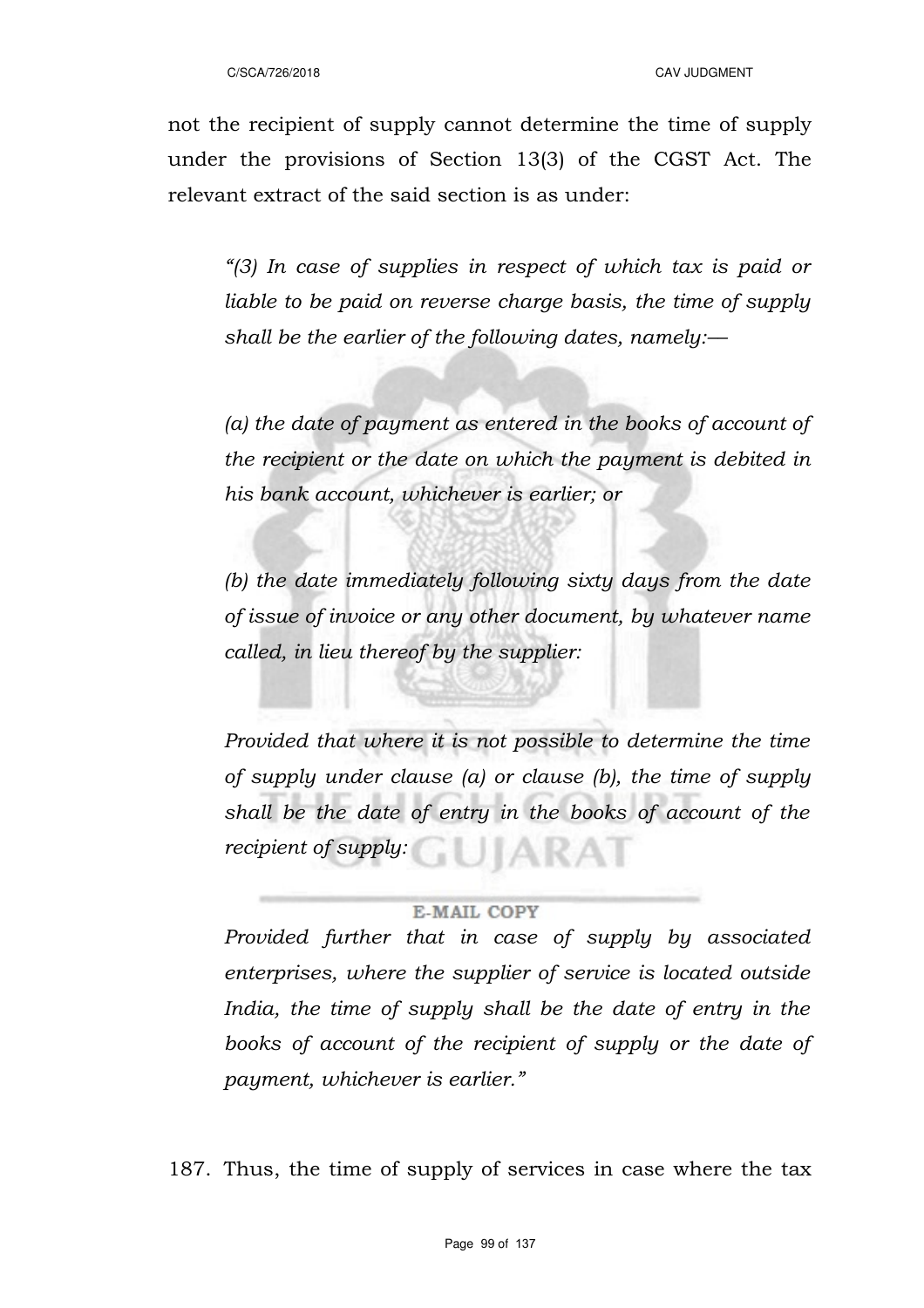not the recipient of supply cannot determine the time of supply under the provisions of Section 13(3) of the CGST Act. The relevant extract of the said section is as under:

> *"(3) In case of supplies in respect of which tax is paid or liable to be paid on reverse charge basis, the time of supply shall be the earlier of the following dates, namely:—*
>
> *(a) the date of payment as entered in the books of account of the recipient or the date on which the payment is debited in his bank account, whichever is earlier; or*
>
> *(b) the date immediately following sixty days from the date of issue of invoice or any other document, by whatever name called, in lieu thereof by the supplier:*
>
> *Provided that where it is not possible to determine the time of supply under clause (a) or clause (b), the time of supply shall be the date of entry in the books of account of the recipient of supply:*
>
> *Provided further that in case of supply by associated enterprises, where the supplier of service is located outside India, the time of supply shall be the date of entry in the books of account of the recipient of supply or the date of payment, whichever is earlier."*

187. Thus, the time of supply of services in case where the tax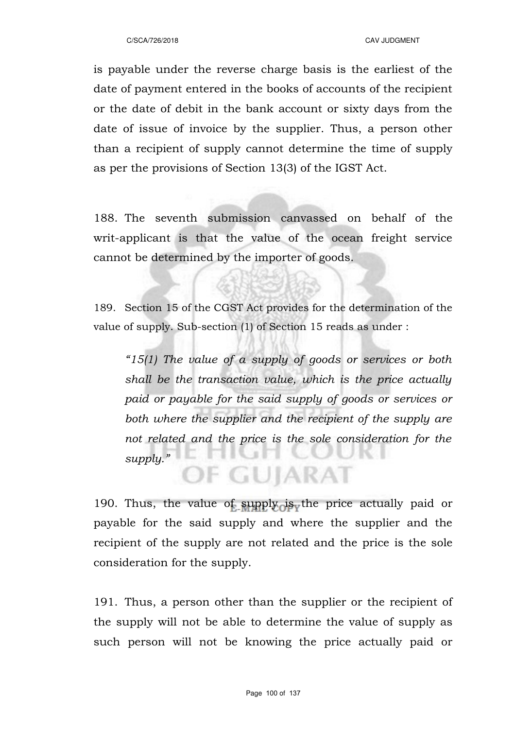is payable under the reverse charge basis is the earliest of the date of payment entered in the books of accounts of the recipient or the date of debit in the bank account or sixty days from the date of issue of invoice by the supplier. Thus, a person other than a recipient of supply cannot determine the time of supply as per the provisions of Section 13(3) of the IGST Act.

188. The seventh submission canvassed on behalf of the writ-applicant is that the value of the ocean freight service cannot be determined by the importer of goods.

189. Section 15 of the CGST Act provides for the determination of the value of supply. Sub-section (1) of Section 15 reads as under :

> *"15(1) The value of a supply of goods or services or both shall be the transaction value, which is the price actually paid or payable for the said supply of goods or services or both where the supplier and the recipient of the supply are not related and the price is the sole consideration for the supply."*

190. Thus, the value of supply is the price actually paid or payable for the said supply and where the supplier and the recipient of the supply are not related and the price is the sole consideration for the supply.

191. Thus, a person other than the supplier or the recipient of the supply will not be able to determine the value of supply as such person will not be knowing the price actually paid or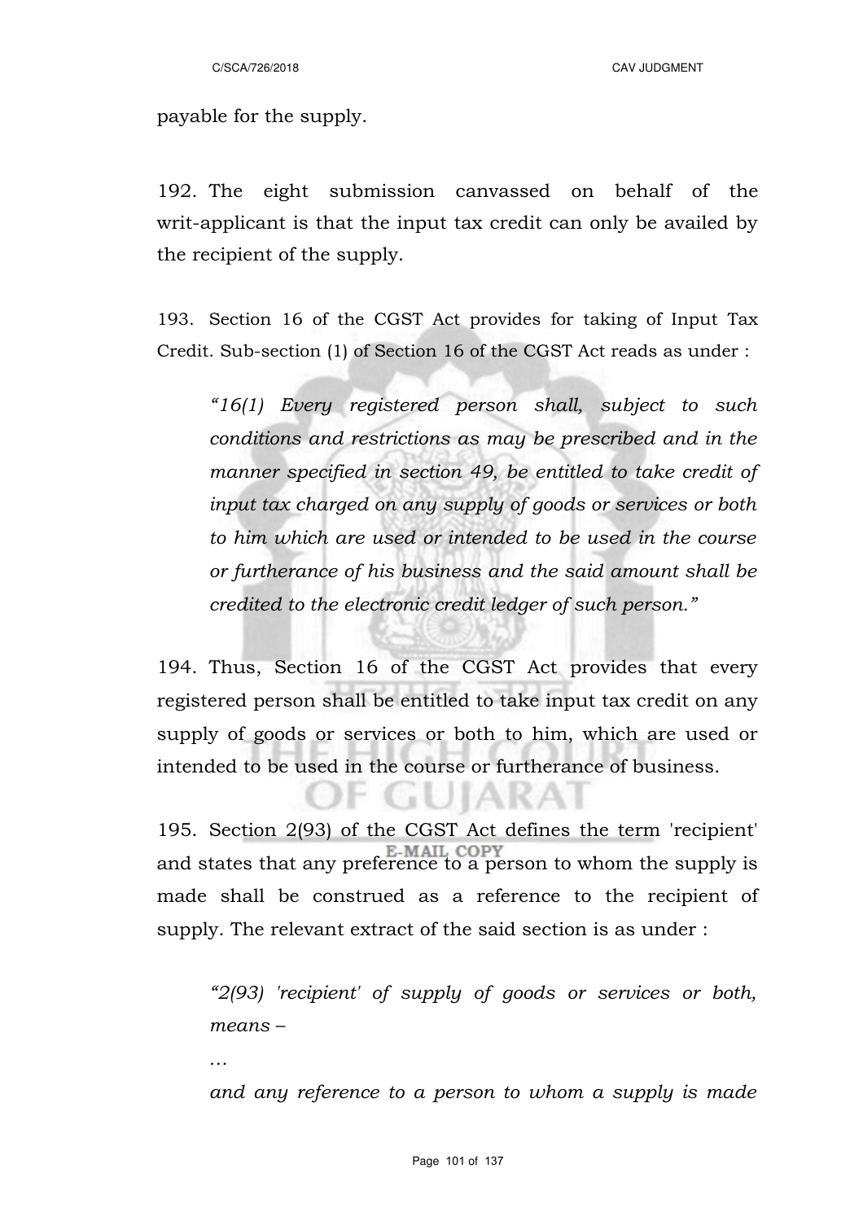payable for the supply.

192. The eight submission canvassed on behalf of the writ-applicant is that the input tax credit can only be availed by the recipient of the supply.

193. Section 16 of the CGST Act provides for taking of Input Tax Credit. Sub-section (1) of Section 16 of the CGST Act reads as under :

> *"16(1) Every registered person shall, subject to such conditions and restrictions as may be prescribed and in the manner specified in section 49, be entitled to take credit of input tax charged on any supply of goods or services or both to him which are used or intended to be used in the course or furtherance of his business and the said amount shall be credited to the electronic credit ledger of such person."*

194. Thus, Section 16 of the CGST Act provides that every registered person shall be entitled to take input tax credit on any supply of goods or services or both to him, which are used or intended to be used in the course or furtherance of business.

195. Section 2(93) of the CGST Act defines the term 'recipient' and states that any preference to a person to whom the supply is made shall be construed as a reference to the recipient of supply. The relevant extract of the said section is as under :

> *"2(93) 'recipient' of supply of goods or services or both, means –*
>
> *…*
>
> *and any reference to a person to whom a supply is made*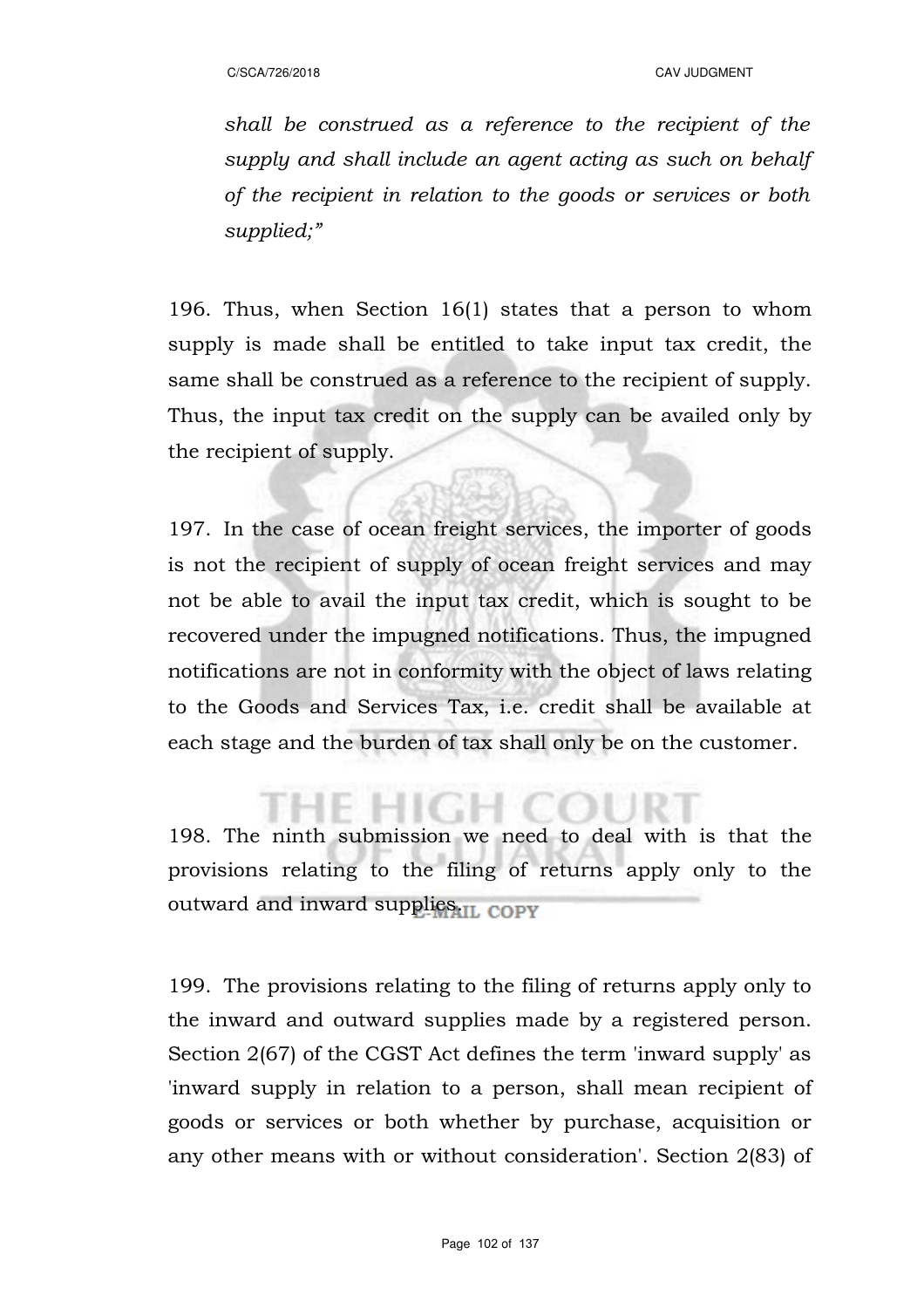*shall be construed as a reference to the recipient of the supply and shall include an agent acting as such on behalf of the recipient in relation to the goods or services or both supplied;"*

196. Thus, when Section 16(1) states that a person to whom supply is made shall be entitled to take input tax credit, the same shall be construed as a reference to the recipient of supply. Thus, the input tax credit on the supply can be availed only by the recipient of supply.

197. In the case of ocean freight services, the importer of goods is not the recipient of supply of ocean freight services and may not be able to avail the input tax credit, which is sought to be recovered under the impugned notifications. Thus, the impugned notifications are not in conformity with the object of laws relating to the Goods and Services Tax, i.e. credit shall be available at each stage and the burden of tax shall only be on the customer.

198. The ninth submission we need to deal with is that the provisions relating to the filing of returns apply only to the outward and inward supplies.

199. The provisions relating to the filing of returns apply only to the inward and outward supplies made by a registered person. Section 2(67) of the CGST Act defines the term 'inward supply' as 'inward supply in relation to a person, shall mean recipient of goods or services or both whether by purchase, acquisition or any other means with or without consideration'. Section 2(83) of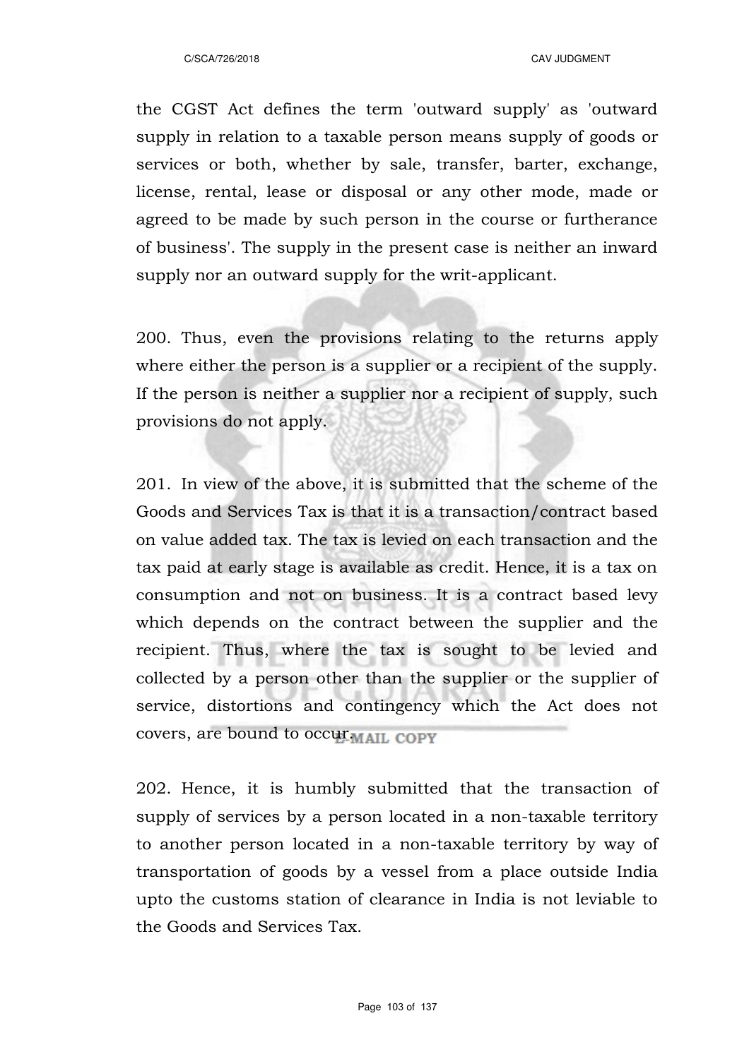the CGST Act defines the term 'outward supply' as 'outward supply in relation to a taxable person means supply of goods or services or both, whether by sale, transfer, barter, exchange, license, rental, lease or disposal or any other mode, made or agreed to be made by such person in the course or furtherance of business'. The supply in the present case is neither an inward supply nor an outward supply for the writ-applicant.

200. Thus, even the provisions relating to the returns apply where either the person is a supplier or a recipient of the supply. If the person is neither a supplier nor a recipient of supply, such provisions do not apply.

201. In view of the above, it is submitted that the scheme of the Goods and Services Tax is that it is a transaction/contract based on value added tax. The tax is levied on each transaction and the tax paid at early stage is available as credit. Hence, it is a tax on consumption and not on business. It is a contract based levy which depends on the contract between the supplier and the recipient. Thus, where the tax is sought to be levied and collected by a person other than the supplier or the supplier of service, distortions and contingency which the Act does not covers, are bound to occur.

202. Hence, it is humbly submitted that the transaction of supply of services by a person located in a non-taxable territory to another person located in a non-taxable territory by way of transportation of goods by a vessel from a place outside India upto the customs station of clearance in India is not leviable to the Goods and Services Tax.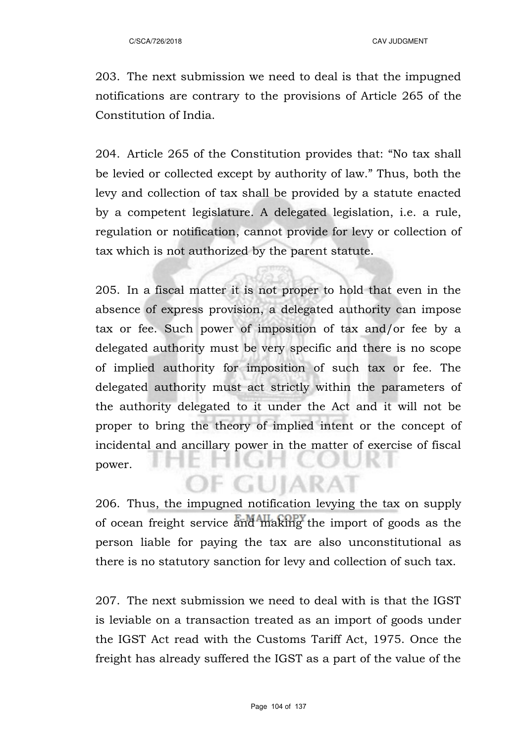203. The next submission we need to deal is that the impugned notifications are contrary to the provisions of Article 265 of the Constitution of India.

204. Article 265 of the Constitution provides that: "No tax shall be levied or collected except by authority of law." Thus, both the levy and collection of tax shall be provided by a statute enacted by a competent legislature. A delegated legislation, i.e. a rule, regulation or notification, cannot provide for levy or collection of tax which is not authorized by the parent statute.

205. In a fiscal matter it is not proper to hold that even in the absence of express provision, a delegated authority can impose tax or fee. Such power of imposition of tax and/or fee by a delegated authority must be very specific and there is no scope of implied authority for imposition of such tax or fee. The delegated authority must act strictly within the parameters of the authority delegated to it under the Act and it will not be proper to bring the theory of implied intent or the concept of incidental and ancillary power in the matter of exercise of fiscal power.

206. Thus, the impugned notification levying the tax on supply of ocean freight service and making the import of goods as the person liable for paying the tax are also unconstitutional as there is no statutory sanction for levy and collection of such tax.

207. The next submission we need to deal with is that the IGST is leviable on a transaction treated as an import of goods under the IGST Act read with the Customs Tariff Act, 1975. Once the freight has already suffered the IGST as a part of the value of the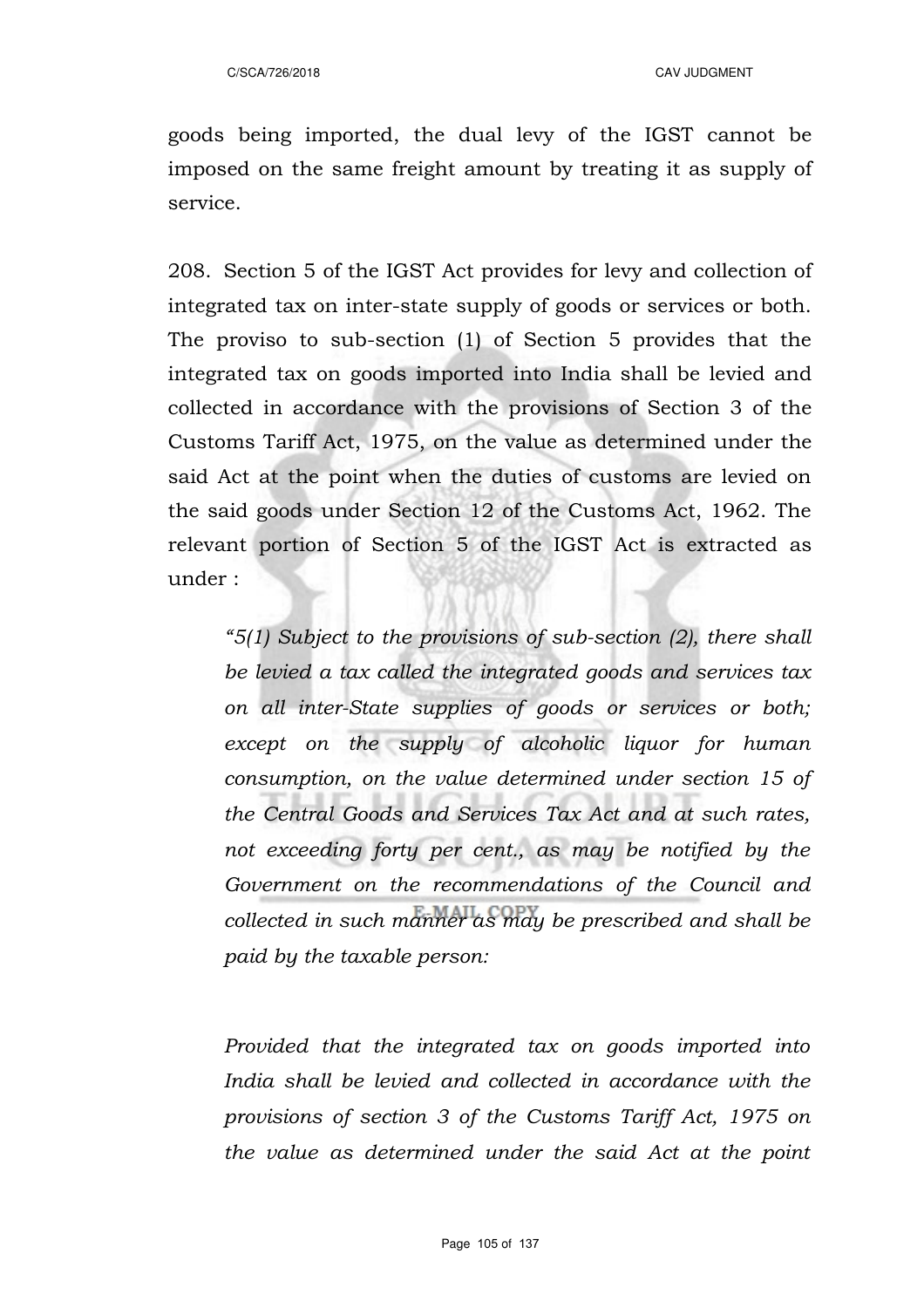goods being imported, the dual levy of the IGST cannot be imposed on the same freight amount by treating it as supply of service.

208. Section 5 of the IGST Act provides for levy and collection of integrated tax on inter-state supply of goods or services or both. The proviso to sub-section (1) of Section 5 provides that the integrated tax on goods imported into India shall be levied and collected in accordance with the provisions of Section 3 of the Customs Tariff Act, 1975, on the value as determined under the said Act at the point when the duties of customs are levied on the said goods under Section 12 of the Customs Act, 1962. The relevant portion of Section 5 of the IGST Act is extracted as under :

> *"5(1) Subject to the provisions of sub-section (2), there shall be levied a tax called the integrated goods and services tax on all inter-State supplies of goods or services or both; except on the supply of alcoholic liquor for human consumption, on the value determined under section 15 of the Central Goods and Services Tax Act and at such rates, not exceeding forty per cent., as may be notified by the Government on the recommendations of the Council and collected in such manner as may be prescribed and shall be paid by the taxable person:*
>
> *Provided that the integrated tax on goods imported into India shall be levied and collected in accordance with the provisions of section 3 of the Customs Tariff Act, 1975 on the value as determined under the said Act at the point*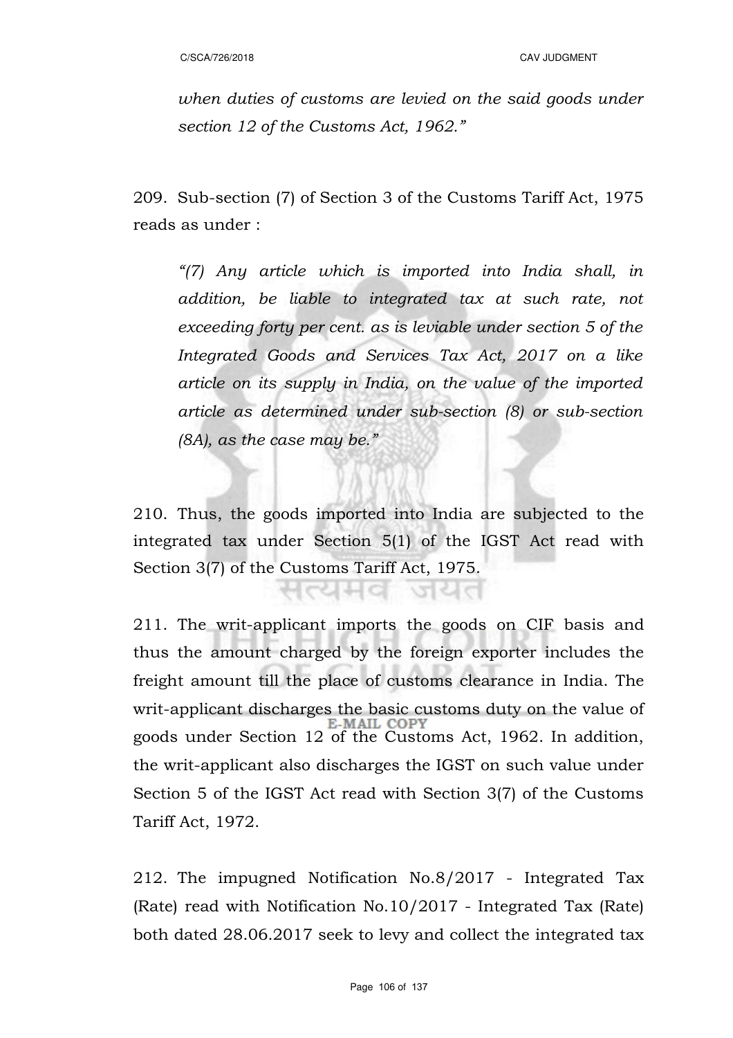*when duties of customs are levied on the said goods under section 12 of the Customs Act, 1962."*

209. Sub-section (7) of Section 3 of the Customs Tariff Act, 1975 reads as under :

> *"(7) Any article which is imported into India shall, in addition, be liable to integrated tax at such rate, not exceeding forty per cent. as is leviable under section 5 of the Integrated Goods and Services Tax Act, 2017 on a like article on its supply in India, on the value of the imported article as determined under sub-section (8) or sub-section (8A), as the case may be."*

210. Thus, the goods imported into India are subjected to the integrated tax under Section 5(1) of the IGST Act read with Section 3(7) of the Customs Tariff Act, 1975.

211. The writ-applicant imports the goods on CIF basis and thus the amount charged by the foreign exporter includes the freight amount till the place of customs clearance in India. The writ-applicant discharges the basic customs duty on the value of goods under Section 12 of the Customs Act, 1962. In addition, the writ-applicant also discharges the IGST on such value under Section 5 of the IGST Act read with Section 3(7) of the Customs Tariff Act, 1972.

212. The impugned Notification No.8/2017 - Integrated Tax (Rate) read with Notification No.10/2017 - Integrated Tax (Rate) both dated 28.06.2017 seek to levy and collect the integrated tax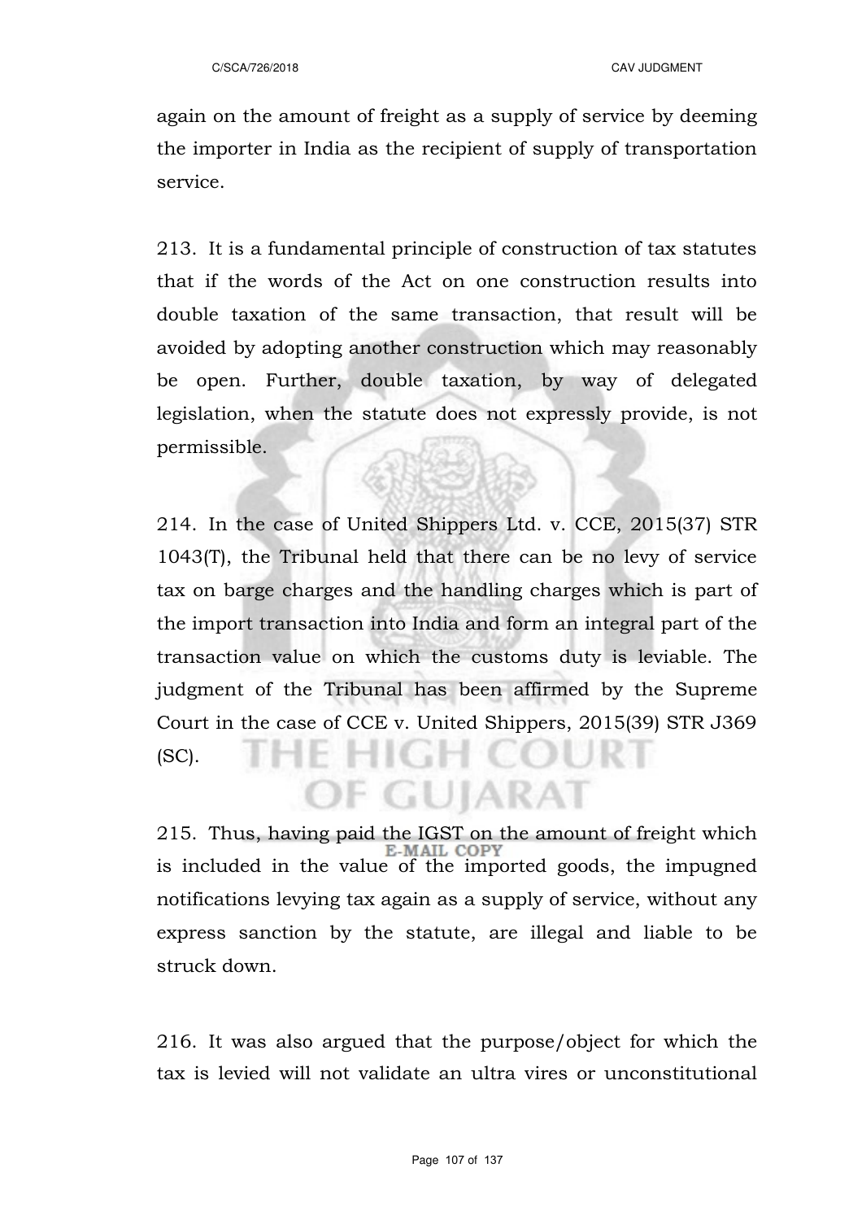again on the amount of freight as a supply of service by deeming the importer in India as the recipient of supply of transportation service.

213. It is a fundamental principle of construction of tax statutes that if the words of the Act on one construction results into double taxation of the same transaction, that result will be avoided by adopting another construction which may reasonably be open. Further, double taxation, by way of delegated legislation, when the statute does not expressly provide, is not permissible.

214. In the case of United Shippers Ltd. v. CCE, 2015(37) STR 1043(T), the Tribunal held that there can be no levy of service tax on barge charges and the handling charges which is part of the import transaction into India and form an integral part of the transaction value on which the customs duty is leviable. The judgment of the Tribunal has been affirmed by the Supreme Court in the case of CCE v. United Shippers, 2015(39) STR J369 (SC).

215. Thus, having paid the IGST on the amount of freight which is included in the value of the imported goods, the impugned notifications levying tax again as a supply of service, without any express sanction by the statute, are illegal and liable to be struck down.

216. It was also argued that the purpose/object for which the tax is levied will not validate an ultra vires or unconstitutional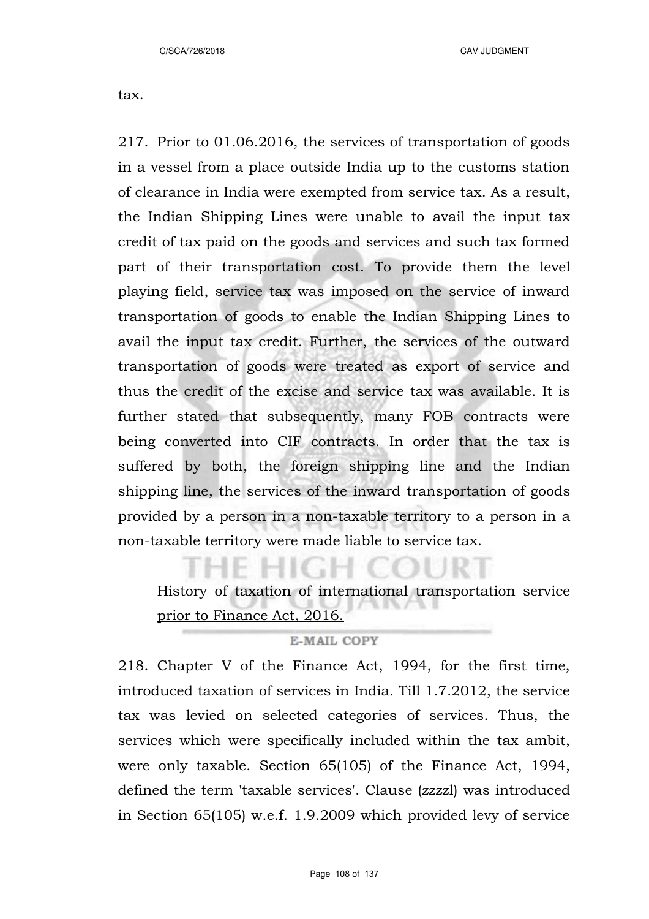tax.

217. Prior to 01.06.2016, the services of transportation of goods in a vessel from a place outside India up to the customs station of clearance in India were exempted from service tax. As a result, the Indian Shipping Lines were unable to avail the input tax credit of tax paid on the goods and services and such tax formed part of their transportation cost. To provide them the level playing field, service tax was imposed on the service of inward transportation of goods to enable the Indian Shipping Lines to avail the input tax credit. Further, the services of the outward transportation of goods were treated as export of service and thus the credit of the excise and service tax was available. It is further stated that subsequently, many FOB contracts were being converted into CIF contracts. In order that the tax is suffered by both, the foreign shipping line and the Indian shipping line, the services of the inward transportation of goods provided by a person in a non-taxable territory to a person in a non-taxable territory were made liable to service tax.

<u>History of taxation of international transportation service prior to Finance Act, 2016.</u>

218. Chapter V of the Finance Act, 1994, for the first time, introduced taxation of services in India. Till 1.7.2012, the service tax was levied on selected categories of services. Thus, the services which were specifically included within the tax ambit, were only taxable. Section 65(105) of the Finance Act, 1994, defined the term 'taxable services'. Clause (zzzzl) was introduced in Section 65(105) w.e.f. 1.9.2009 which provided levy of service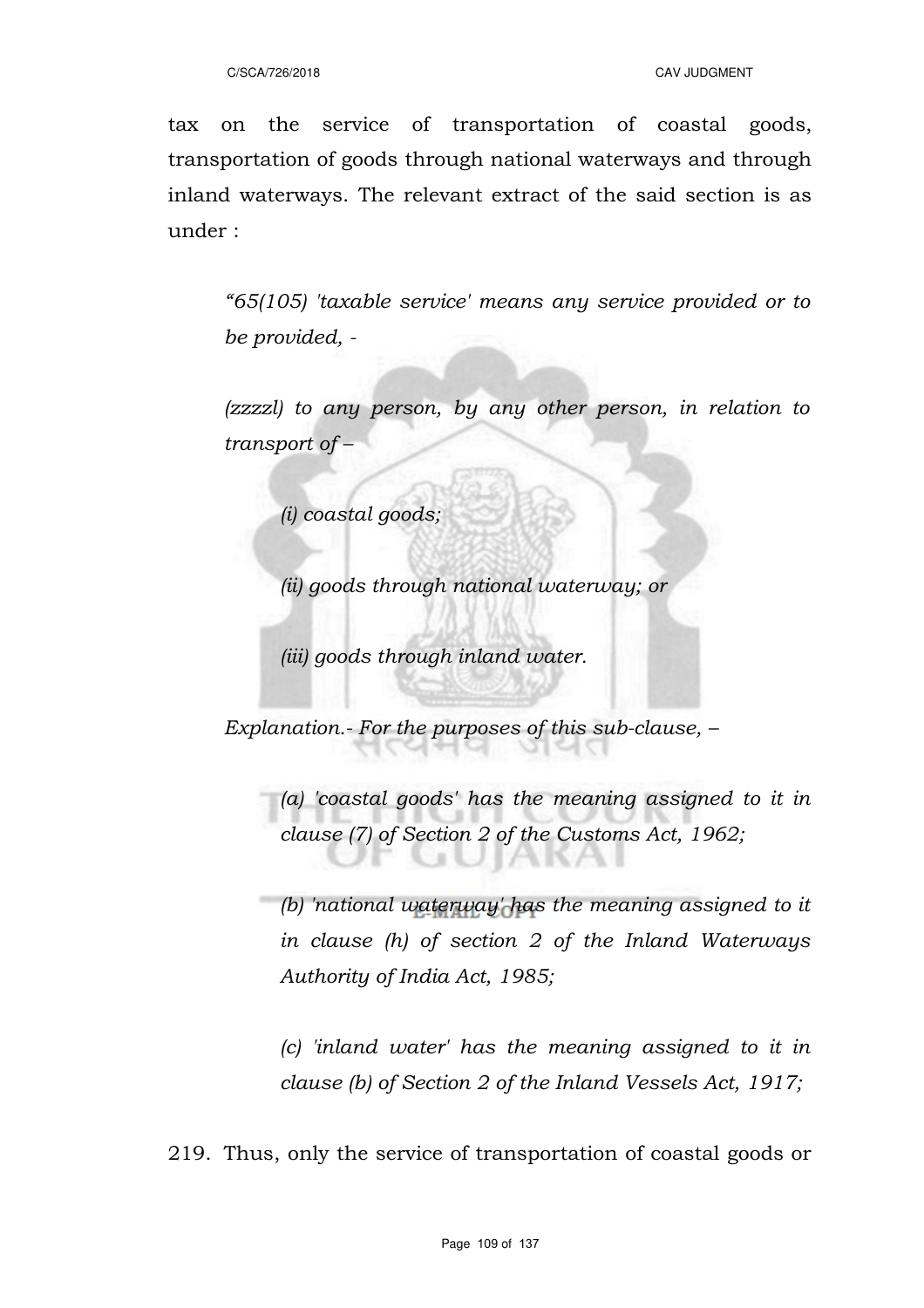tax on the service of transportation of coastal goods, transportation of goods through national waterways and through inland waterways. The relevant extract of the said section is as under :

> *"65(105) 'taxable service' means any service provided or to be provided, -*
>
> *(zzzzl) to any person, by any other person, in relation to transport of –*
>
> > *(i) coastal goods;*
> >
> > *(ii) goods through national waterway; or*
> >
> > *(iii) goods through inland water.*
>
> *Explanation.- For the purposes of this sub-clause, –*
>
> > *(a) 'coastal goods' has the meaning assigned to it in clause (7) of Section 2 of the Customs Act, 1962;*
> >
> > *(b) 'national waterway' has the meaning assigned to it in clause (h) of section 2 of the Inland Waterways Authority of India Act, 1985;*
> >
> > *(c) 'inland water' has the meaning assigned to it in clause (b) of Section 2 of the Inland Vessels Act, 1917;*

219. Thus, only the service of transportation of coastal goods or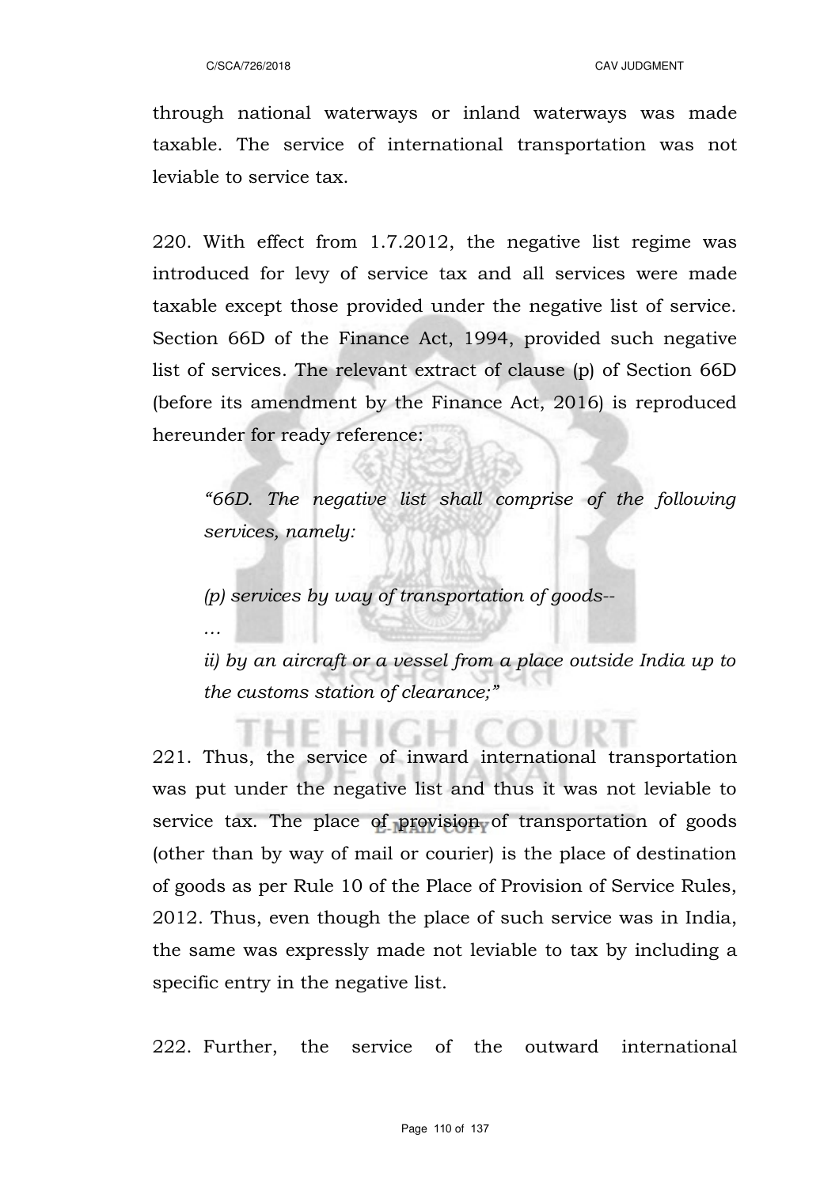through national waterways or inland waterways was made taxable. The service of international transportation was not leviable to service tax.

220. With effect from 1.7.2012, the negative list regime was introduced for levy of service tax and all services were made taxable except those provided under the negative list of service. Section 66D of the Finance Act, 1994, provided such negative list of services. The relevant extract of clause (p) of Section 66D (before its amendment by the Finance Act, 2016) is reproduced hereunder for ready reference:

> *"66D. The negative list shall comprise of the following services, namely:*
>
> *(p) services by way of transportation of goods--*
>
> *…*
>
> *ii) by an aircraft or a vessel from a place outside India up to the customs station of clearance;"*

221. Thus, the service of inward international transportation was put under the negative list and thus it was not leviable to service tax. The place of provision of transportation of goods (other than by way of mail or courier) is the place of destination of goods as per Rule 10 of the Place of Provision of Service Rules, 2012. Thus, even though the place of such service was in India, the same was expressly made not leviable to tax by including a specific entry in the negative list.

222. Further, the service of the outward international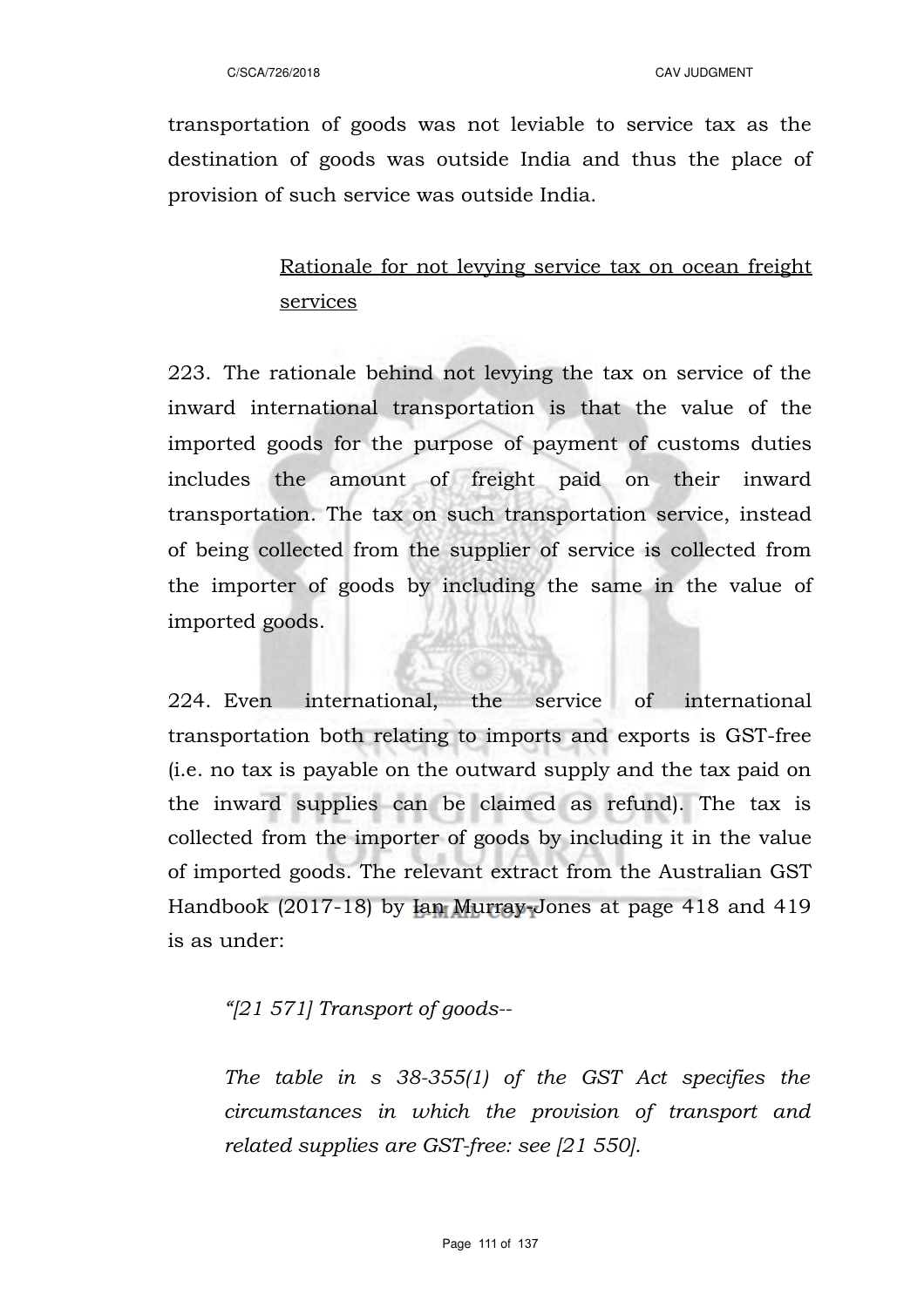transportation of goods was not leviable to service tax as the destination of goods was outside India and thus the place of provision of such service was outside India.

<u>Rationale for not levying service tax on ocean freight services</u>

223. The rationale behind not levying the tax on service of the inward international transportation is that the value of the imported goods for the purpose of payment of customs duties includes the amount of freight paid on their inward transportation. The tax on such transportation service, instead of being collected from the supplier of service is collected from the importer of goods by including the same in the value of imported goods.

224. Even international, the service of international transportation both relating to imports and exports is GST-free (i.e. no tax is payable on the outward supply and the tax paid on the inward supplies can be claimed as refund). The tax is collected from the importer of goods by including it in the value of imported goods. The relevant extract from the Australian GST Handbook (2017-18) by Ian Murray-Jones at page 418 and 419 is as under:

*"[21 571] Transport of goods--*

*The table in s 38-355(1) of the GST Act specifies the circumstances in which the provision of transport and related supplies are GST-free: see [21 550].*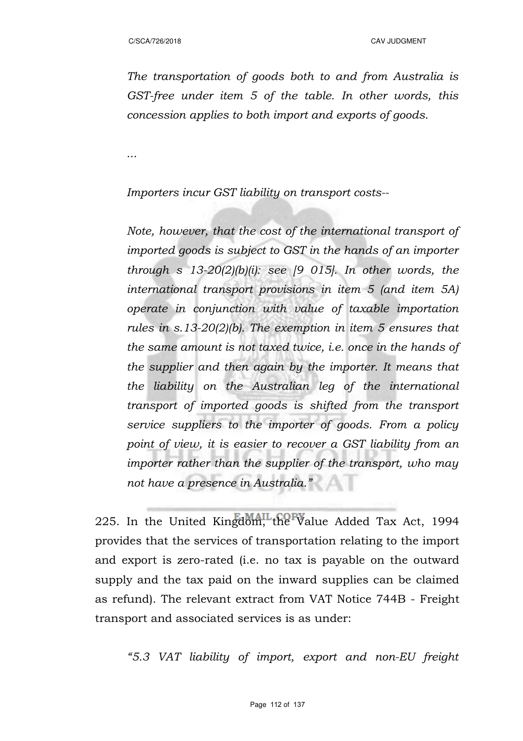*The transportation of goods both to and from Australia is GST-free under item 5 of the table. In other words, this concession applies to both import and exports of goods.*

*...*

*Importers incur GST liability on transport costs--*

*Note, however, that the cost of the international transport of imported goods is subject to GST in the hands of an importer through s 13-20(2)(b)(i): see [9 015]. In other words, the international transport provisions in item 5 (and item 5A) operate in conjunction with value of taxable importation rules in s.13-20(2)(b). The exemption in item 5 ensures that the same amount is not taxed twice, i.e. once in the hands of the supplier and then again by the importer. It means that the liability on the Australian leg of the international transport of imported goods is shifted from the transport service suppliers to the importer of goods. From a policy point of view, it is easier to recover a GST liability from an importer rather than the supplier of the transport, who may not have a presence in Australia."*

225. In the United Kingdom, the Value Added Tax Act, 1994 provides that the services of transportation relating to the import and export is zero-rated (i.e. no tax is payable on the outward supply and the tax paid on the inward supplies can be claimed as refund). The relevant extract from VAT Notice 744B - Freight transport and associated services is as under:

*"5.3 VAT liability of import, export and non-EU freight*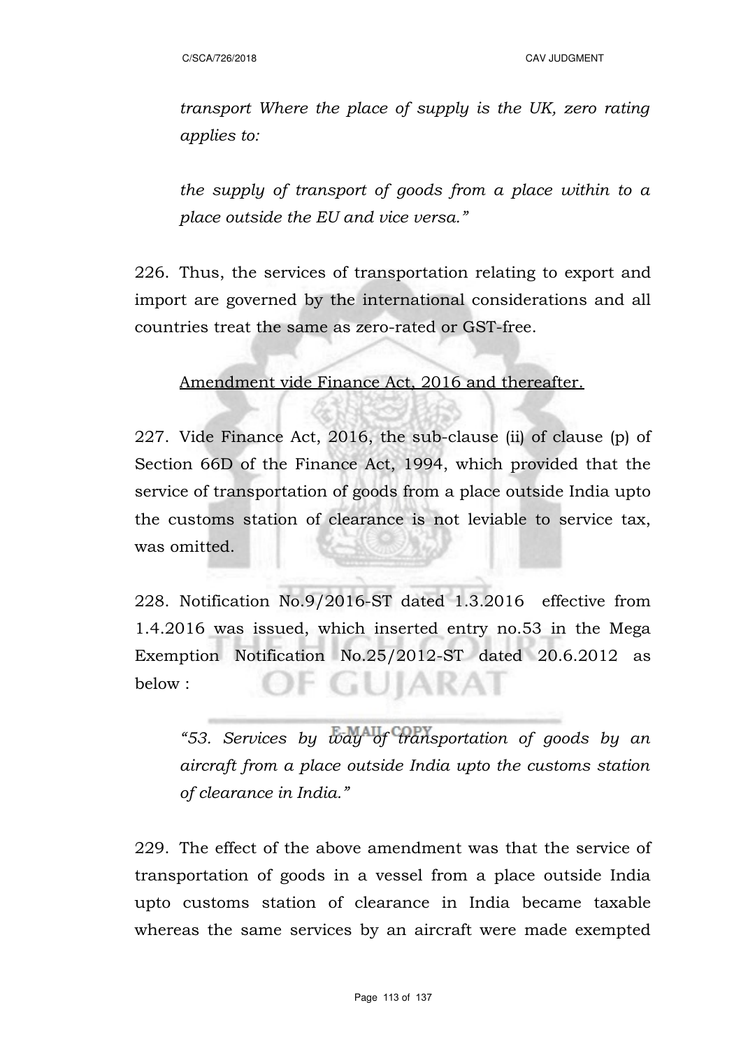*transport Where the place of supply is the UK, zero rating applies to:*

*the supply of transport of goods from a place within to a place outside the EU and vice versa."*

226. Thus, the services of transportation relating to export and import are governed by the international considerations and all countries treat the same as zero-rated or GST-free.

<u>Amendment vide Finance Act, 2016 and thereafter.</u>

227. Vide Finance Act, 2016, the sub-clause (ii) of clause (p) of Section 66D of the Finance Act, 1994, which provided that the service of transportation of goods from a place outside India upto the customs station of clearance is not leviable to service tax, was omitted.

228. Notification No.9/2016-ST dated 1.3.2016 effective from 1.4.2016 was issued, which inserted entry no.53 in the Mega Exemption Notification No.25/2012-ST dated 20.6.2012 as below :

*"53. Services by way of transportation of goods by an aircraft from a place outside India upto the customs station of clearance in India."*

229. The effect of the above amendment was that the service of transportation of goods in a vessel from a place outside India upto customs station of clearance in India became taxable whereas the same services by an aircraft were made exempted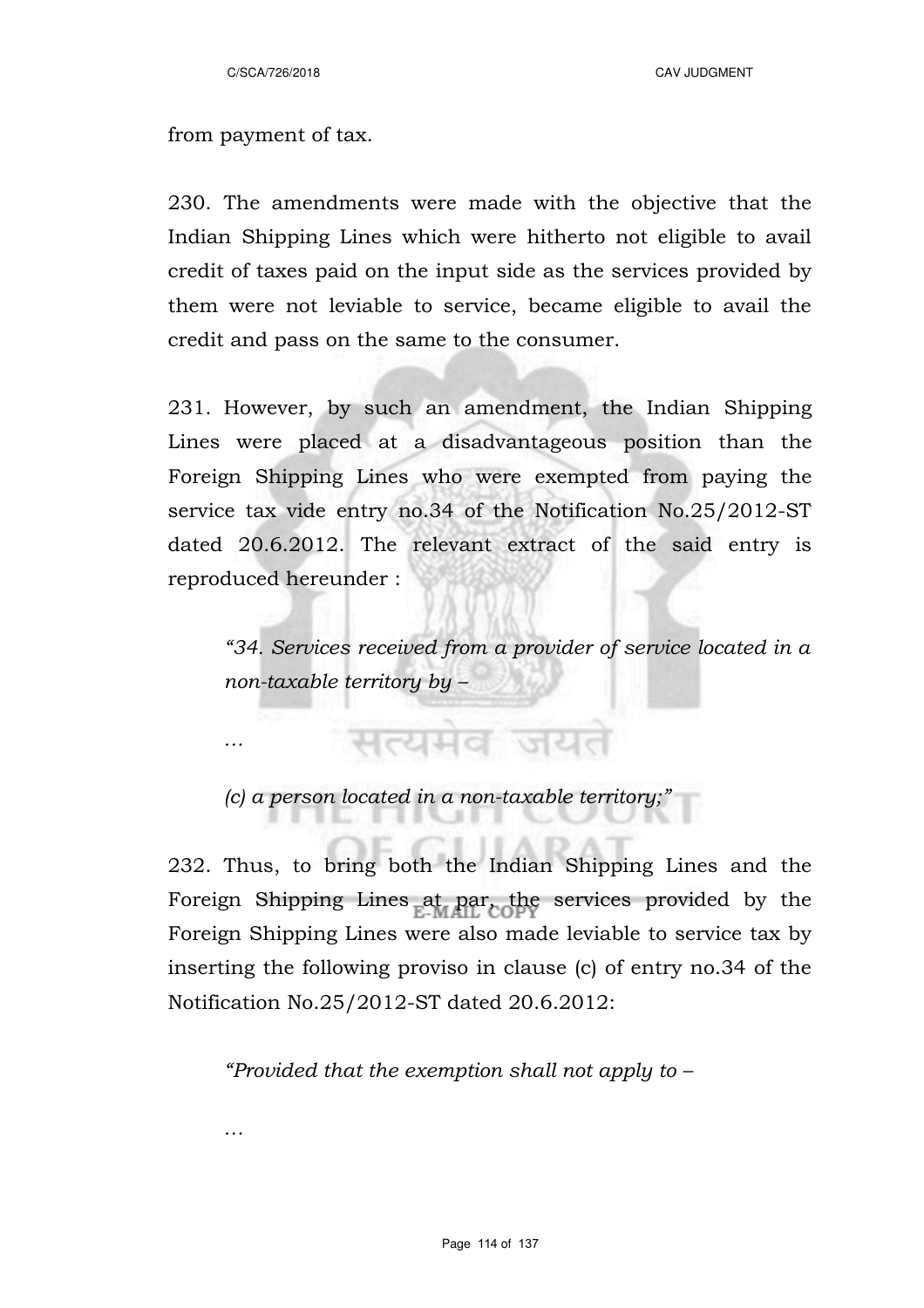from payment of tax.

230. The amendments were made with the objective that the Indian Shipping Lines which were hitherto not eligible to avail credit of taxes paid on the input side as the services provided by them were not leviable to service, became eligible to avail the credit and pass on the same to the consumer.

231. However, by such an amendment, the Indian Shipping Lines were placed at a disadvantageous position than the Foreign Shipping Lines who were exempted from paying the service tax vide entry no.34 of the Notification No.25/2012-ST dated 20.6.2012. The relevant extract of the said entry is reproduced hereunder :

> *"34. Services received from a provider of service located in a non-taxable territory by –*
>
> *…*
>
> *(c) a person located in a non-taxable territory;"*

232. Thus, to bring both the Indian Shipping Lines and the Foreign Shipping Lines at par, the services provided by the Foreign Shipping Lines were also made leviable to service tax by inserting the following proviso in clause (c) of entry no.34 of the Notification No.25/2012-ST dated 20.6.2012:

> *"Provided that the exemption shall not apply to –*
>
> *…*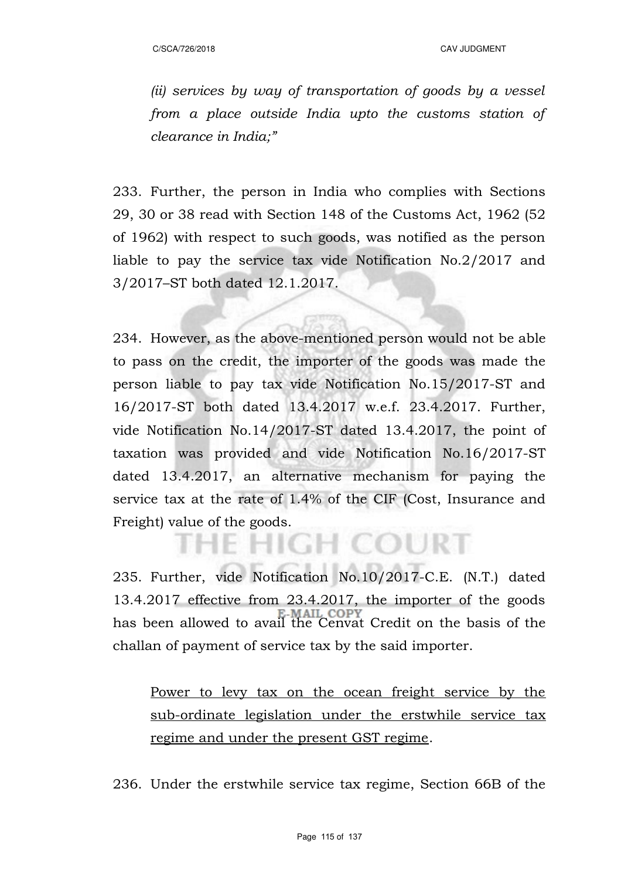*(ii) services by way of transportation of goods by a vessel from a place outside India upto the customs station of clearance in India;"*

233. Further, the person in India who complies with Sections 29, 30 or 38 read with Section 148 of the Customs Act, 1962 (52 of 1962) with respect to such goods, was notified as the person liable to pay the service tax vide Notification No.2/2017 and 3/2017–ST both dated 12.1.2017.

234. However, as the above-mentioned person would not be able to pass on the credit, the importer of the goods was made the person liable to pay tax vide Notification No.15/2017-ST and 16/2017-ST both dated 13.4.2017 w.e.f. 23.4.2017. Further, vide Notification No.14/2017-ST dated 13.4.2017, the point of taxation was provided and vide Notification No.16/2017-ST dated 13.4.2017, an alternative mechanism for paying the service tax at the rate of 1.4% of the CIF (Cost, Insurance and Freight) value of the goods.

235. Further, vide Notification No.10/2017-C.E. (N.T.) dated 13.4.2017 effective from 23.4.2017, the importer of the goods has been allowed to avail the Cenvat Credit on the basis of the challan of payment of service tax by the said importer.

<u>Power to levy tax on the ocean freight service by the sub-ordinate legislation under the erstwhile service tax regime and under the present GST regime</u>.

236. Under the erstwhile service tax regime, Section 66B of the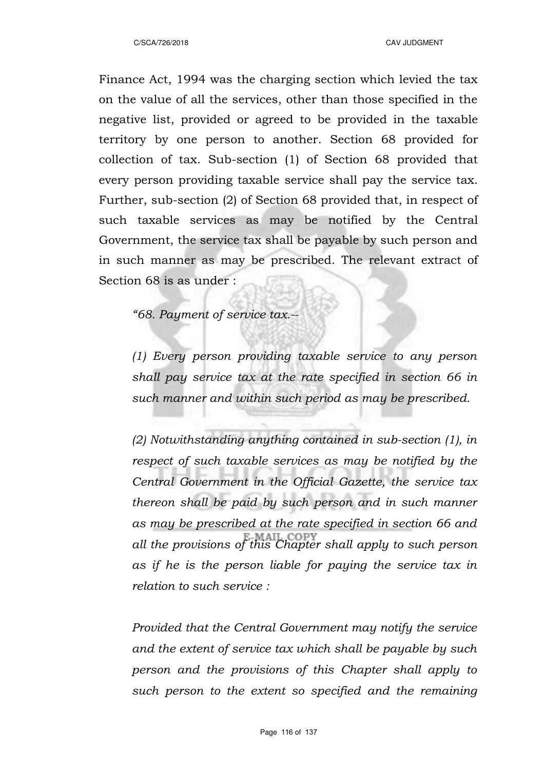Finance Act, 1994 was the charging section which levied the tax on the value of all the services, other than those specified in the negative list, provided or agreed to be provided in the taxable territory by one person to another. Section 68 provided for collection of tax. Sub-section (1) of Section 68 provided that every person providing taxable service shall pay the service tax. Further, sub-section (2) of Section 68 provided that, in respect of such taxable services as may be notified by the Central Government, the service tax shall be payable by such person and in such manner as may be prescribed. The relevant extract of Section 68 is as under :

> *"68. Payment of service tax.--*
>
> *(1) Every person providing taxable service to any person shall pay service tax at the rate specified in section 66 in such manner and within such period as may be prescribed.*
>
> *(2) Notwithstanding anything contained in sub-section (1), in respect of such taxable services as may be notified by the Central Government in the Official Gazette, the service tax thereon shall be paid by such person and in such manner as may be prescribed at the rate specified in section 66 and all the provisions of this Chapter shall apply to such person as if he is the person liable for paying the service tax in relation to such service :*
>
> *Provided that the Central Government may notify the service and the extent of service tax which shall be payable by such person and the provisions of this Chapter shall apply to such person to the extent so specified and the remaining*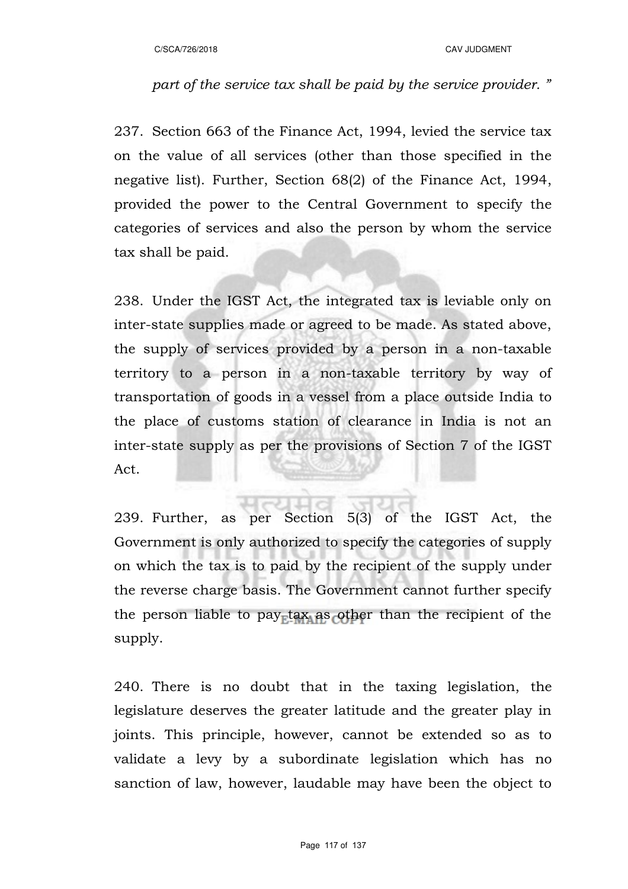*part of the service tax shall be paid by the service provider. "*

237. Section 663 of the Finance Act, 1994, levied the service tax on the value of all services (other than those specified in the negative list). Further, Section 68(2) of the Finance Act, 1994, provided the power to the Central Government to specify the categories of services and also the person by whom the service tax shall be paid.

238. Under the IGST Act, the integrated tax is leviable only on inter-state supplies made or agreed to be made. As stated above, the supply of services provided by a person in a non-taxable territory to a person in a non-taxable territory by way of transportation of goods in a vessel from a place outside India to the place of customs station of clearance in India is not an inter-state supply as per the provisions of Section 7 of the IGST Act.

239. Further, as per Section 5(3) of the IGST Act, the Government is only authorized to specify the categories of supply on which the tax is to paid by the recipient of the supply under the reverse charge basis. The Government cannot further specify the person liable to pay tax as other than the recipient of the supply.

240. There is no doubt that in the taxing legislation, the legislature deserves the greater latitude and the greater play in joints. This principle, however, cannot be extended so as to validate a levy by a subordinate legislation which has no sanction of law, however, laudable may have been the object to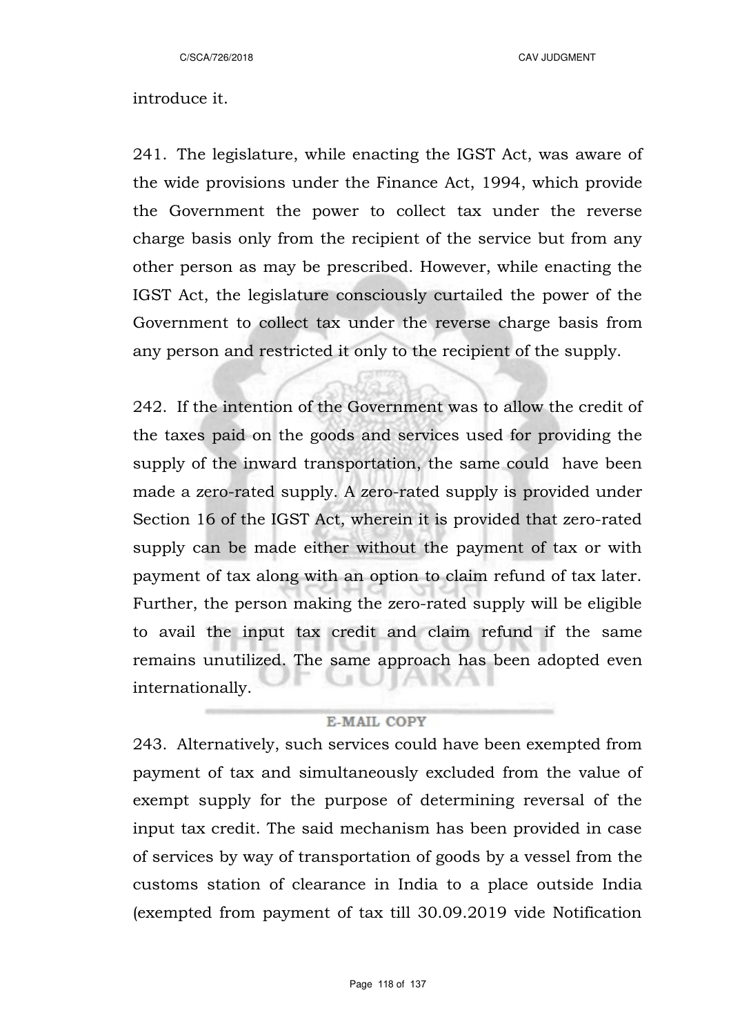introduce it.

241. The legislature, while enacting the IGST Act, was aware of the wide provisions under the Finance Act, 1994, which provide the Government the power to collect tax under the reverse charge basis only from the recipient of the service but from any other person as may be prescribed. However, while enacting the IGST Act, the legislature consciously curtailed the power of the Government to collect tax under the reverse charge basis from any person and restricted it only to the recipient of the supply.

242. If the intention of the Government was to allow the credit of the taxes paid on the goods and services used for providing the supply of the inward transportation, the same could have been made a zero-rated supply. A zero-rated supply is provided under Section 16 of the IGST Act, wherein it is provided that zero-rated supply can be made either without the payment of tax or with payment of tax along with an option to claim refund of tax later. Further, the person making the zero-rated supply will be eligible to avail the input tax credit and claim refund if the same remains unutilized. The same approach has been adopted even internationally.

243. Alternatively, such services could have been exempted from payment of tax and simultaneously excluded from the value of exempt supply for the purpose of determining reversal of the input tax credit. The said mechanism has been provided in case of services by way of transportation of goods by a vessel from the customs station of clearance in India to a place outside India (exempted from payment of tax till 30.09.2019 vide Notification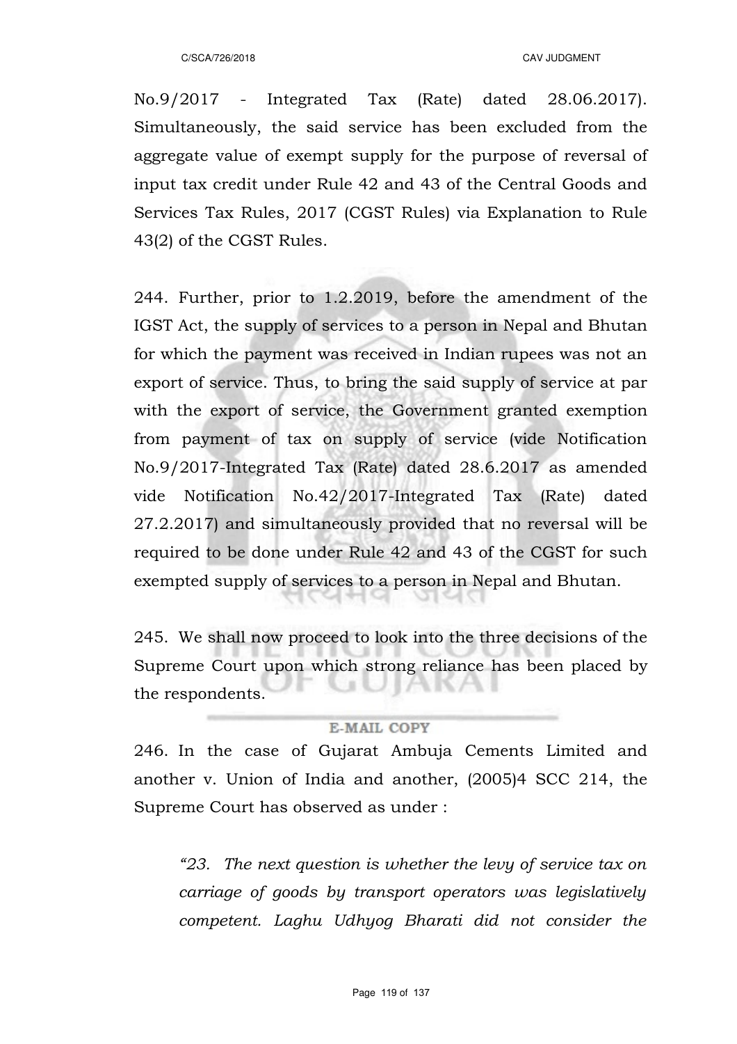No.9/2017 - Integrated Tax (Rate) dated 28.06.2017). Simultaneously, the said service has been excluded from the aggregate value of exempt supply for the purpose of reversal of input tax credit under Rule 42 and 43 of the Central Goods and Services Tax Rules, 2017 (CGST Rules) via Explanation to Rule 43(2) of the CGST Rules.

244. Further, prior to 1.2.2019, before the amendment of the IGST Act, the supply of services to a person in Nepal and Bhutan for which the payment was received in Indian rupees was not an export of service. Thus, to bring the said supply of service at par with the export of service, the Government granted exemption from payment of tax on supply of service (vide Notification No.9/2017-Integrated Tax (Rate) dated 28.6.2017 as amended vide Notification No.42/2017-Integrated Tax (Rate) dated 27.2.2017) and simultaneously provided that no reversal will be required to be done under Rule 42 and 43 of the CGST for such exempted supply of services to a person in Nepal and Bhutan.

245. We shall now proceed to look into the three decisions of the Supreme Court upon which strong reliance has been placed by the respondents.

246. In the case of Gujarat Ambuja Cements Limited and another v. Union of India and another, (2005)4 SCC 214, the Supreme Court has observed as under :

> *"23. The next question is whether the levy of service tax on carriage of goods by transport operators was legislatively competent. Laghu Udhyog Bharati did not consider the*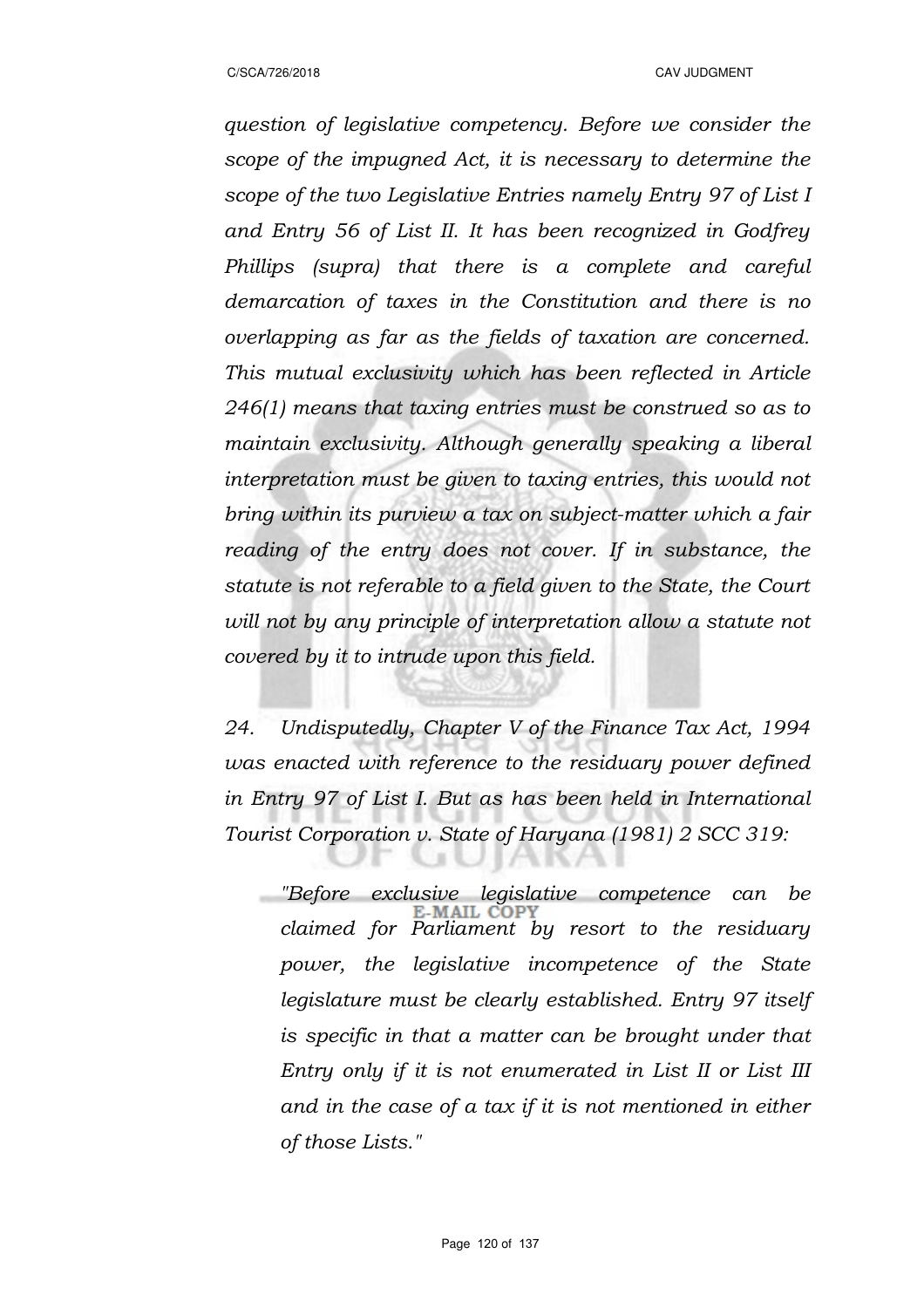*question of legislative competency. Before we consider the scope of the impugned Act, it is necessary to determine the scope of the two Legislative Entries namely Entry 97 of List I and Entry 56 of List II. It has been recognized in Godfrey Phillips (supra) that there is a complete and careful demarcation of taxes in the Constitution and there is no overlapping as far as the fields of taxation are concerned. This mutual exclusivity which has been reflected in Article 246(1) means that taxing entries must be construed so as to maintain exclusivity. Although generally speaking a liberal interpretation must be given to taxing entries, this would not bring within its purview a tax on subject-matter which a fair reading of the entry does not cover. If in substance, the statute is not referable to a field given to the State, the Court will not by any principle of interpretation allow a statute not covered by it to intrude upon this field.*

*24. Undisputedly, Chapter V of the Finance Tax Act, 1994 was enacted with reference to the residuary power defined in Entry 97 of List I. But as has been held in International Tourist Corporation v. State of Haryana (1981) 2 SCC 319:*

> *"Before exclusive legislative competence can be claimed for Parliament by resort to the residuary power, the legislative incompetence of the State legislature must be clearly established. Entry 97 itself is specific in that a matter can be brought under that Entry only if it is not enumerated in List II or List III and in the case of a tax if it is not mentioned in either of those Lists."*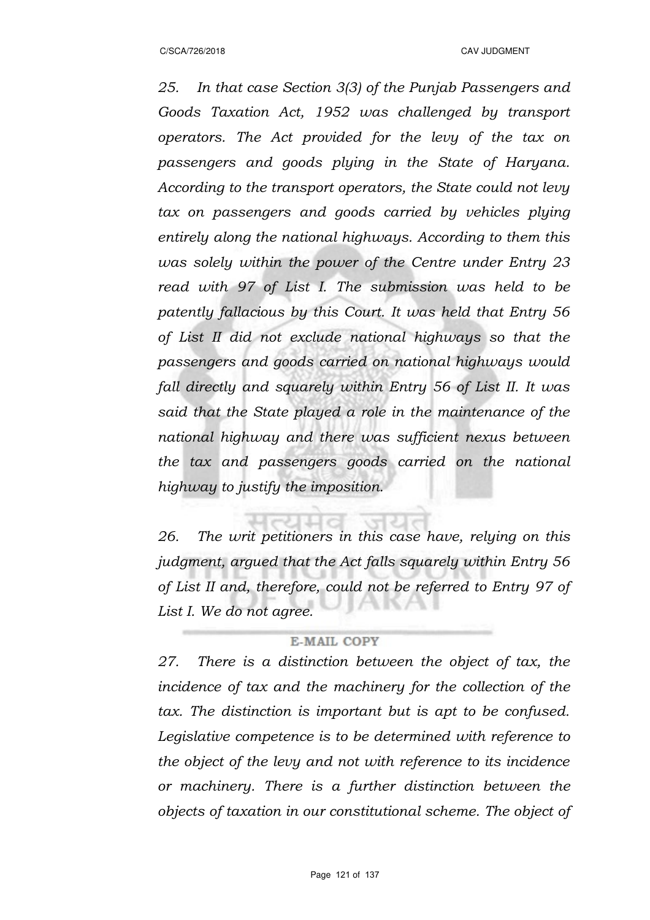*25. In that case Section 3(3) of the Punjab Passengers and Goods Taxation Act, 1952 was challenged by transport operators. The Act provided for the levy of the tax on passengers and goods plying in the State of Haryana. According to the transport operators, the State could not levy tax on passengers and goods carried by vehicles plying entirely along the national highways. According to them this was solely within the power of the Centre under Entry 23 read with 97 of List I. The submission was held to be patently fallacious by this Court. It was held that Entry 56 of List II did not exclude national highways so that the passengers and goods carried on national highways would fall directly and squarely within Entry 56 of List II. It was said that the State played a role in the maintenance of the national highway and there was sufficient nexus between the tax and passengers goods carried on the national highway to justify the imposition.*

*26. The writ petitioners in this case have, relying on this judgment, argued that the Act falls squarely within Entry 56 of List II and, therefore, could not be referred to Entry 97 of List I. We do not agree.*

*27. There is a distinction between the object of tax, the incidence of tax and the machinery for the collection of the tax. The distinction is important but is apt to be confused. Legislative competence is to be determined with reference to the object of the levy and not with reference to its incidence or machinery. There is a further distinction between the objects of taxation in our constitutional scheme. The object of*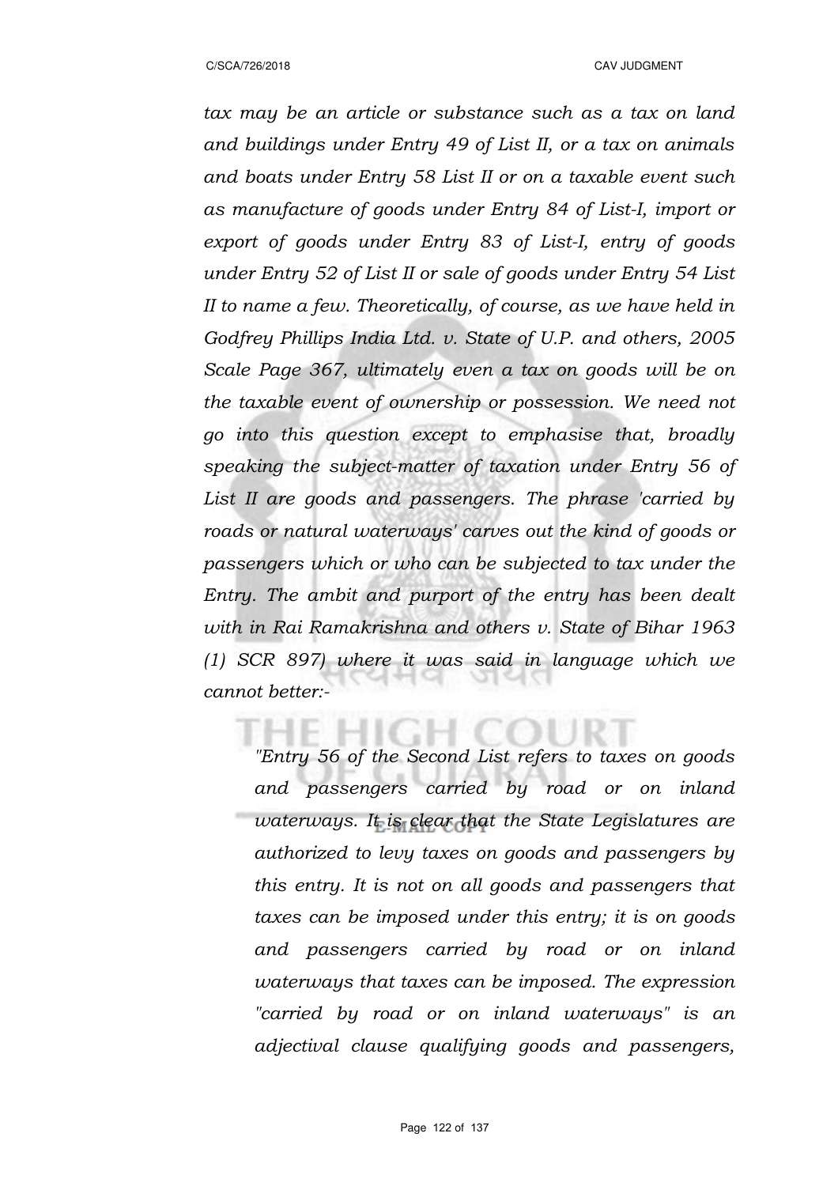*tax may be an article or substance such as a tax on land and buildings under Entry 49 of List II, or a tax on animals and boats under Entry 58 List II or on a taxable event such as manufacture of goods under Entry 84 of List-I, import or export of goods under Entry 83 of List-I, entry of goods under Entry 52 of List II or sale of goods under Entry 54 List II to name a few. Theoretically, of course, as we have held in Godfrey Phillips India Ltd. v. State of U.P. and others, 2005 Scale Page 367, ultimately even a tax on goods will be on the taxable event of ownership or possession. We need not go into this question except to emphasise that, broadly speaking the subject-matter of taxation under Entry 56 of List II are goods and passengers. The phrase 'carried by roads or natural waterways' carves out the kind of goods or passengers which or who can be subjected to tax under the Entry. The ambit and purport of the entry has been dealt with in Rai Ramakrishna and others v. State of Bihar 1963 (1) SCR 897) where it was said in language which we cannot better:-*

> *"Entry 56 of the Second List refers to taxes on goods and passengers carried by road or on inland waterways. It is clear that the State Legislatures are authorized to levy taxes on goods and passengers by this entry. It is not on all goods and passengers that taxes can be imposed under this entry; it is on goods and passengers carried by road or on inland waterways that taxes can be imposed. The expression "carried by road or on inland waterways" is an adjectival clause qualifying goods and passengers,*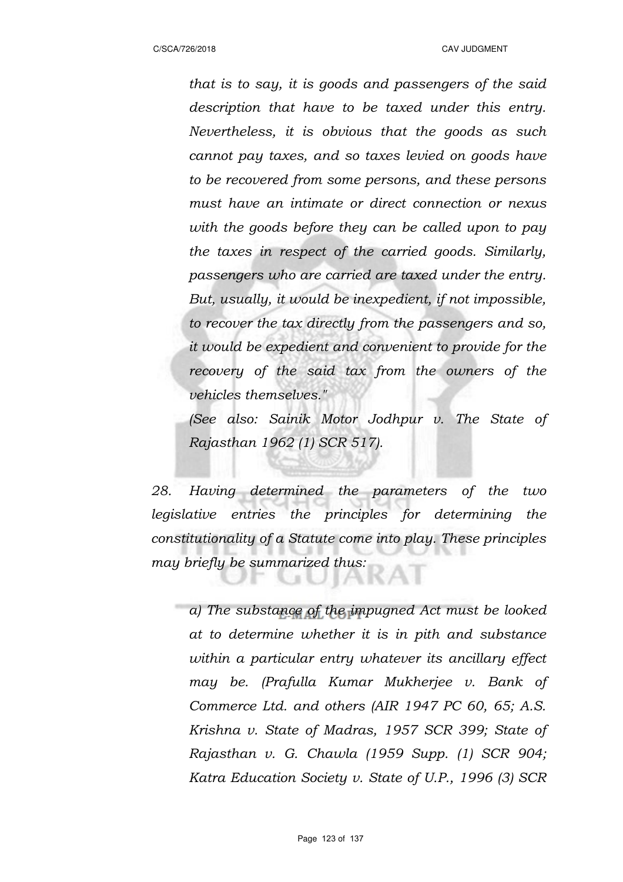*that is to say, it is goods and passengers of the said description that have to be taxed under this entry. Nevertheless, it is obvious that the goods as such cannot pay taxes, and so taxes levied on goods have to be recovered from some persons, and these persons must have an intimate or direct connection or nexus with the goods before they can be called upon to pay the taxes in respect of the carried goods. Similarly, passengers who are carried are taxed under the entry. But, usually, it would be inexpedient, if not impossible, to recover the tax directly from the passengers and so, it would be expedient and convenient to provide for the recovery of the said tax from the owners of the vehicles themselves."*

*(See also: Sainik Motor Jodhpur v. The State of Rajasthan 1962 (1) SCR 517).*

*28. Having determined the parameters of the two legislative entries the principles for determining the constitutionality of a Statute come into play. These principles may briefly be summarized thus:*

*a) The substance of the impugned Act must be looked at to determine whether it is in pith and substance within a particular entry whatever its ancillary effect may be. (Prafulla Kumar Mukherjee v. Bank of Commerce Ltd. and others (AIR 1947 PC 60, 65; A.S. Krishna v. State of Madras, 1957 SCR 399; State of Rajasthan v. G. Chawla (1959 Supp. (1) SCR 904; Katra Education Society v. State of U.P., 1996 (3) SCR*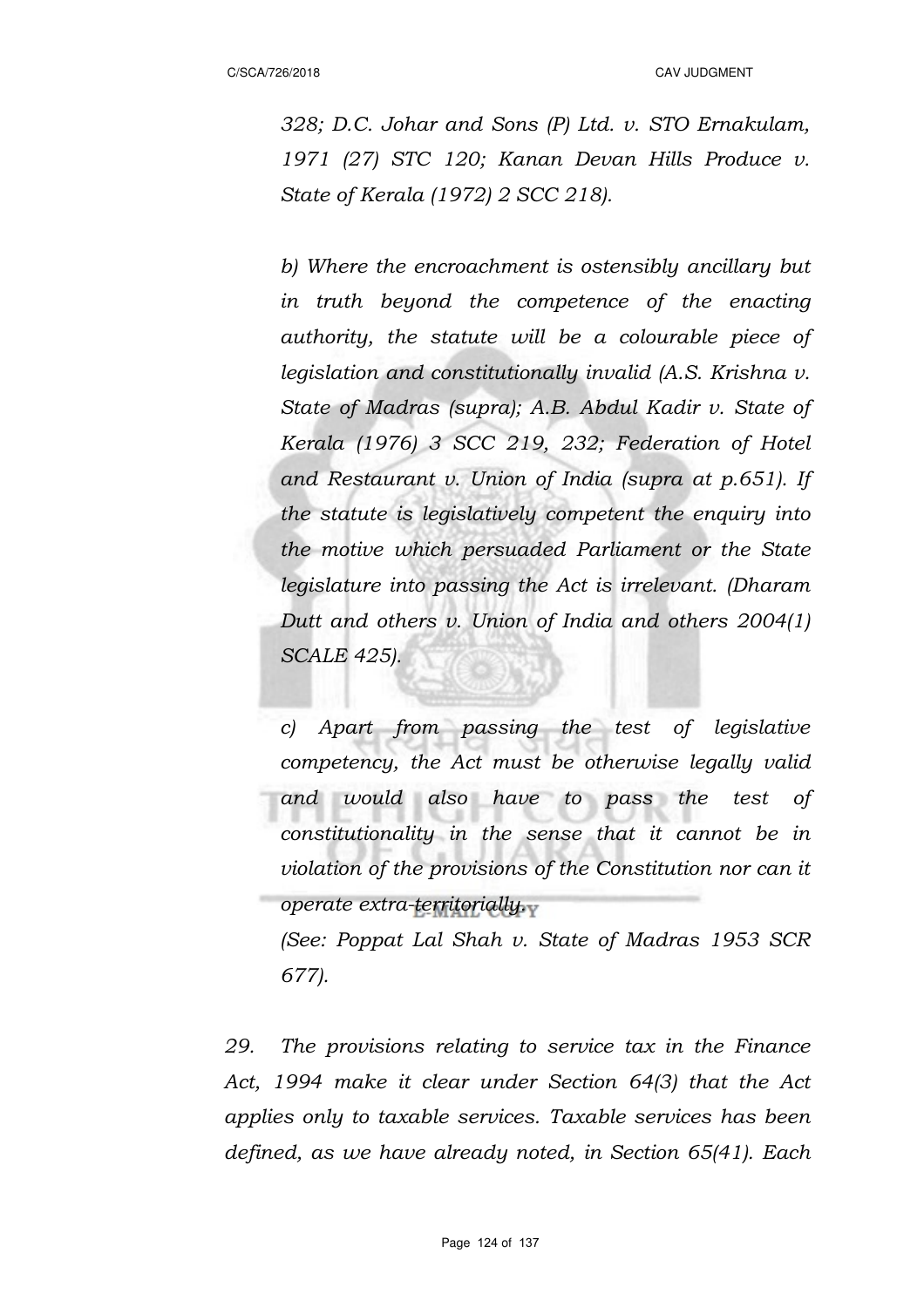*328; D.C. Johar and Sons (P) Ltd. v. STO Ernakulam, 1971 (27) STC 120; Kanan Devan Hills Produce v. State of Kerala (1972) 2 SCC 218).*

*b) Where the encroachment is ostensibly ancillary but in truth beyond the competence of the enacting authority, the statute will be a colourable piece of legislation and constitutionally invalid (A.S. Krishna v. State of Madras (supra); A.B. Abdul Kadir v. State of Kerala (1976) 3 SCC 219, 232; Federation of Hotel and Restaurant v. Union of India (supra at p.651). If the statute is legislatively competent the enquiry into the motive which persuaded Parliament or the State legislature into passing the Act is irrelevant. (Dharam Dutt and others v. Union of India and others 2004(1) SCALE 425).*

*c) Apart from passing the test of legislative competency, the Act must be otherwise legally valid and would also have to pass the test of constitutionality in the sense that it cannot be in violation of the provisions of the Constitution nor can it operate extra-territorially.*

*(See: Poppat Lal Shah v. State of Madras 1953 SCR 677).*

*29. The provisions relating to service tax in the Finance Act, 1994 make it clear under Section 64(3) that the Act applies only to taxable services. Taxable services has been defined, as we have already noted, in Section 65(41). Each*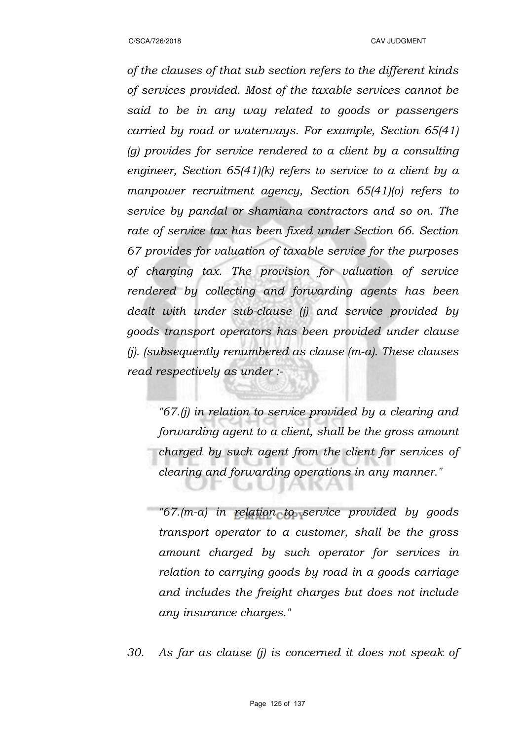*of the clauses of that sub section refers to the different kinds of services provided. Most of the taxable services cannot be said to be in any way related to goods or passengers carried by road or waterways. For example, Section 65(41) (g) provides for service rendered to a client by a consulting engineer, Section 65(41)(k) refers to service to a client by a manpower recruitment agency, Section 65(41)(o) refers to service by pandal or shamiana contractors and so on. The rate of service tax has been fixed under Section 66. Section 67 provides for valuation of taxable service for the purposes of charging tax. The provision for valuation of service rendered by collecting and forwarding agents has been dealt with under sub-clause (j) and service provided by goods transport operators has been provided under clause (j). (subsequently renumbered as clause (m-a). These clauses read respectively as under :-*

> *"67.(j) in relation to service provided by a clearing and forwarding agent to a client, shall be the gross amount charged by such agent from the client for services of clearing and forwarding operations in any manner."*

> *"67.(m-a) in relation to service provided by goods transport operator to a customer, shall be the gross amount charged by such operator for services in relation to carrying goods by road in a goods carriage and includes the freight charges but does not include any insurance charges."*

*30. As far as clause (j) is concerned it does not speak of*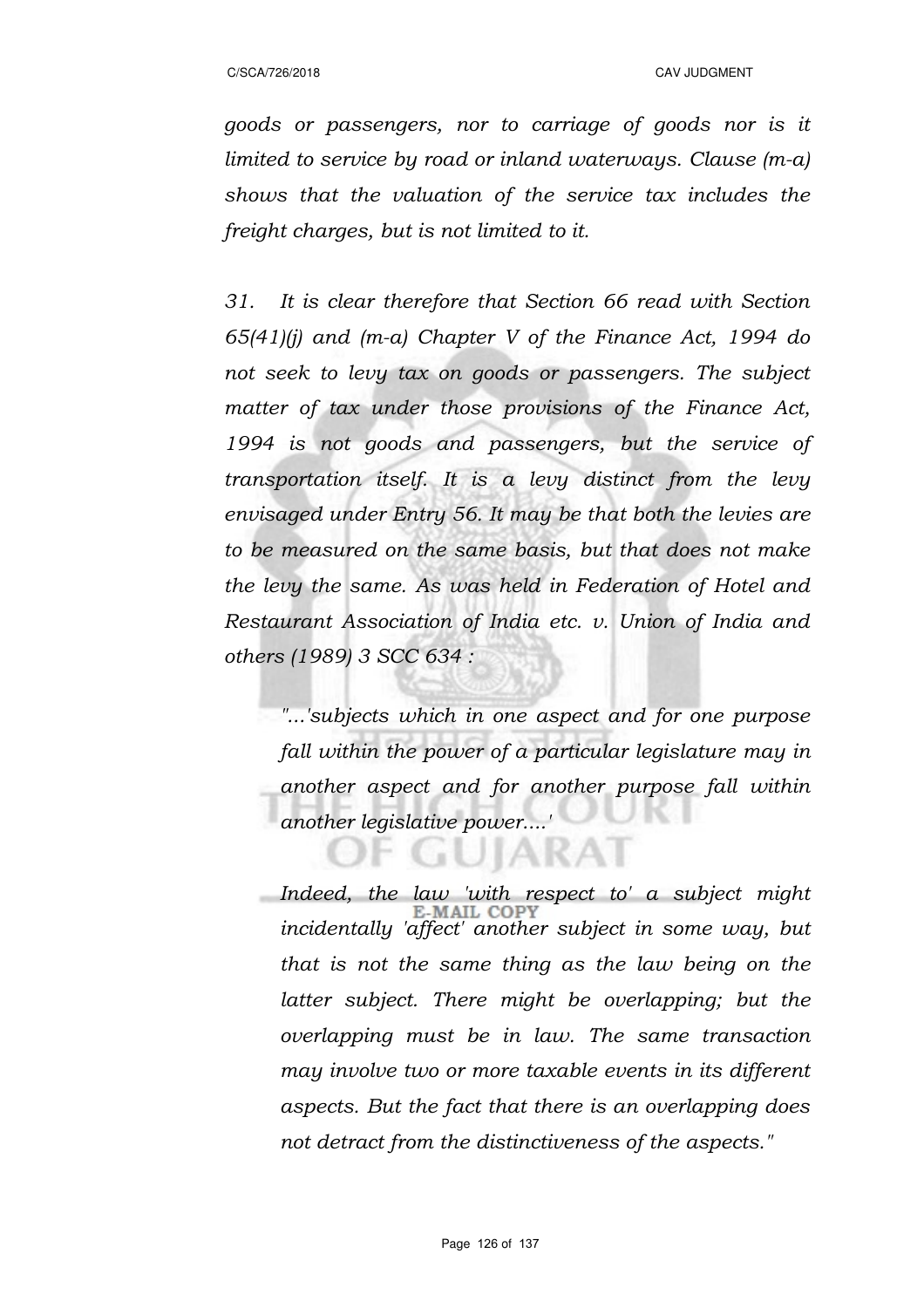*goods or passengers, nor to carriage of goods nor is it limited to service by road or inland waterways. Clause (m-a) shows that the valuation of the service tax includes the freight charges, but is not limited to it.*

*31. It is clear therefore that Section 66 read with Section 65(41)(j) and (m-a) Chapter V of the Finance Act, 1994 do not seek to levy tax on goods or passengers. The subject matter of tax under those provisions of the Finance Act, 1994 is not goods and passengers, but the service of transportation itself. It is a levy distinct from the levy envisaged under Entry 56. It may be that both the levies are to be measured on the same basis, but that does not make the levy the same. As was held in Federation of Hotel and Restaurant Association of India etc. v. Union of India and others (1989) 3 SCC 634 :*

> *"...'subjects which in one aspect and for one purpose fall within the power of a particular legislature may in another aspect and for another purpose fall within another legislative power....'*
>
> *Indeed, the law 'with respect to' a subject might incidentally 'affect' another subject in some way, but that is not the same thing as the law being on the latter subject. There might be overlapping; but the overlapping must be in law. The same transaction may involve two or more taxable events in its different aspects. But the fact that there is an overlapping does not detract from the distinctiveness of the aspects."*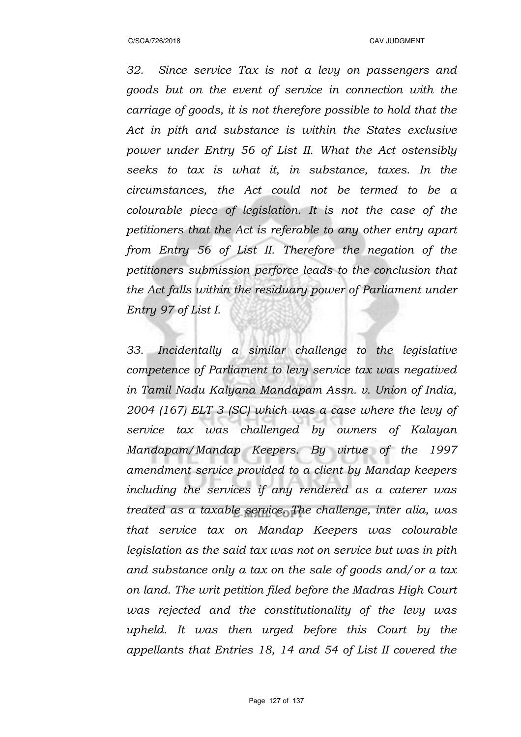*32. Since service Tax is not a levy on passengers and goods but on the event of service in connection with the carriage of goods, it is not therefore possible to hold that the Act in pith and substance is within the States exclusive power under Entry 56 of List II. What the Act ostensibly seeks to tax is what it, in substance, taxes. In the circumstances, the Act could not be termed to be a colourable piece of legislation. It is not the case of the petitioners that the Act is referable to any other entry apart from Entry 56 of List II. Therefore the negation of the petitioners submission perforce leads to the conclusion that the Act falls within the residuary power of Parliament under Entry 97 of List I.*

*33. Incidentally a similar challenge to the legislative competence of Parliament to levy service tax was negatived in Tamil Nadu Kalyana Mandapam Assn. v. Union of India, 2004 (167) ELT 3 (SC) which was a case where the levy of service tax was challenged by owners of Kalayan Mandapam/Mandap Keepers. By virtue of the 1997 amendment service provided to a client by Mandap keepers including the services if any rendered as a caterer was treated as a taxable service. The challenge, inter alia, was that service tax on Mandap Keepers was colourable legislation as the said tax was not on service but was in pith and substance only a tax on the sale of goods and/or a tax on land. The writ petition filed before the Madras High Court was rejected and the constitutionality of the levy was upheld. It was then urged before this Court by the appellants that Entries 18, 14 and 54 of List II covered the*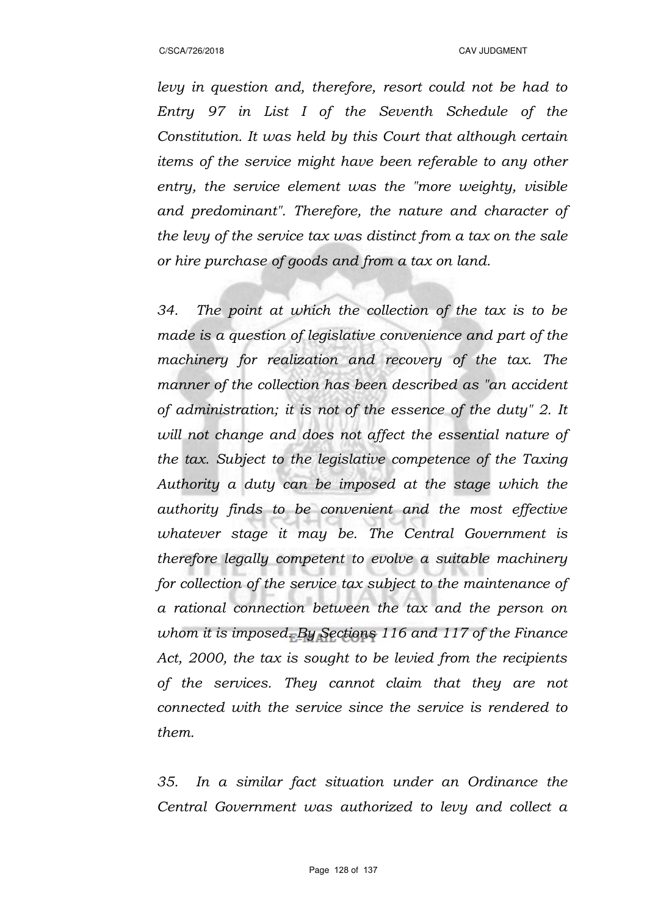*levy in question and, therefore, resort could not be had to Entry 97 in List I of the Seventh Schedule of the Constitution. It was held by this Court that although certain items of the service might have been referable to any other entry, the service element was the "more weighty, visible and predominant". Therefore, the nature and character of the levy of the service tax was distinct from a tax on the sale or hire purchase of goods and from a tax on land.*

*34. The point at which the collection of the tax is to be made is a question of legislative convenience and part of the machinery for realization and recovery of the tax. The manner of the collection has been described as "an accident of administration; it is not of the essence of the duty" 2. It will not change and does not affect the essential nature of the tax. Subject to the legislative competence of the Taxing Authority a duty can be imposed at the stage which the authority finds to be convenient and the most effective whatever stage it may be. The Central Government is therefore legally competent to evolve a suitable machinery for collection of the service tax subject to the maintenance of a rational connection between the tax and the person on whom it is imposed. By Sections 116 and 117 of the Finance Act, 2000, the tax is sought to be levied from the recipients of the services. They cannot claim that they are not connected with the service since the service is rendered to them.*

*35. In a similar fact situation under an Ordinance the Central Government was authorized to levy and collect a*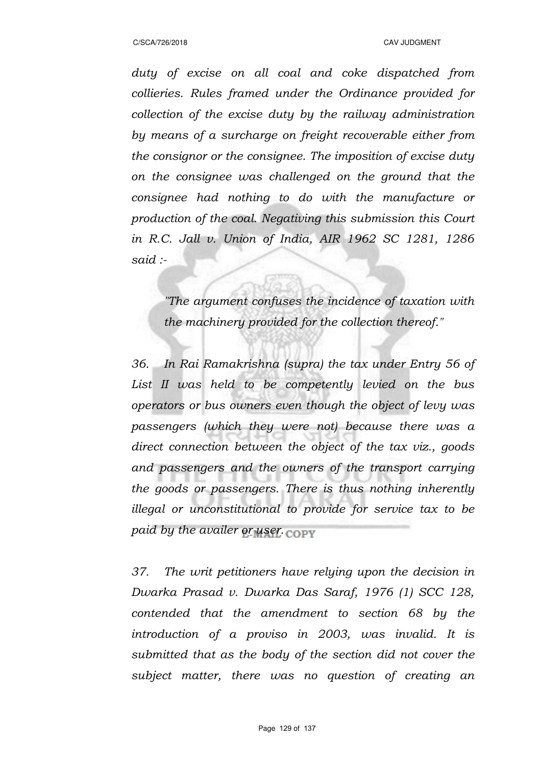*duty of excise on all coal and coke dispatched from collieries. Rules framed under the Ordinance provided for collection of the excise duty by the railway administration by means of a surcharge on freight recoverable either from the consignor or the consignee. The imposition of excise duty on the consignee was challenged on the ground that the consignee had nothing to do with the manufacture or production of the coal. Negativing this submission this Court in R.C. Jall v. Union of India, AIR 1962 SC 1281, 1286 said :-*

> *"The argument confuses the incidence of taxation with the machinery provided for the collection thereof."*

*36. In Rai Ramakrishna (supra) the tax under Entry 56 of List II was held to be competently levied on the bus operators or bus owners even though the object of levy was passengers (which they were not) because there was a direct connection between the object of the tax viz., goods and passengers and the owners of the transport carrying the goods or passengers. There is thus nothing inherently illegal or unconstitutional to provide for service tax to be paid by the availer or user.*

*37. The writ petitioners have relying upon the decision in Dwarka Prasad v. Dwarka Das Saraf, 1976 (1) SCC 128, contended that the amendment to section 68 by the introduction of a proviso in 2003, was invalid. It is submitted that as the body of the section did not cover the subject matter, there was no question of creating an*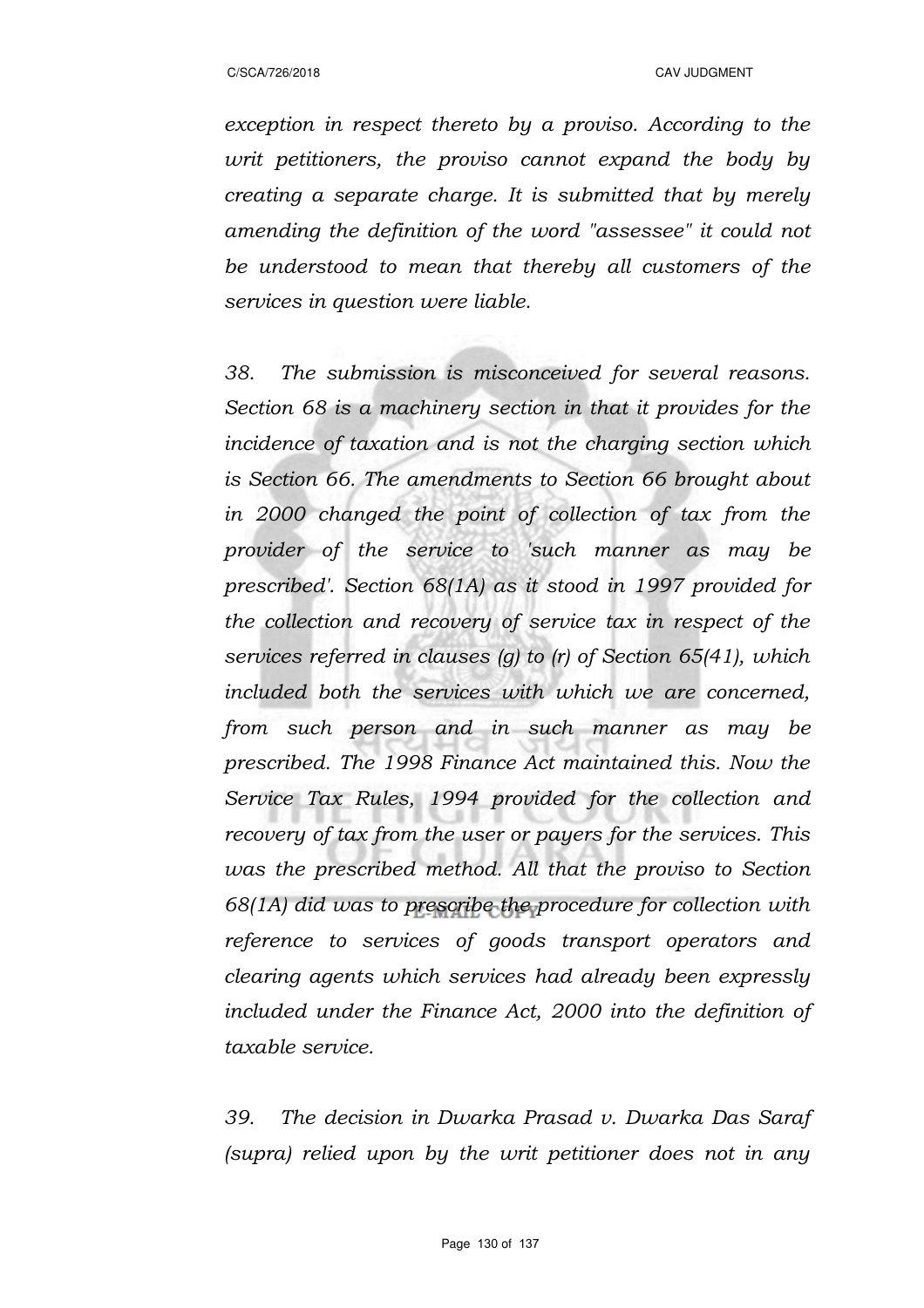*exception in respect thereto by a proviso. According to the writ petitioners, the proviso cannot expand the body by creating a separate charge. It is submitted that by merely amending the definition of the word "assessee" it could not be understood to mean that thereby all customers of the services in question were liable.*

*38. The submission is misconceived for several reasons. Section 68 is a machinery section in that it provides for the incidence of taxation and is not the charging section which is Section 66. The amendments to Section 66 brought about in 2000 changed the point of collection of tax from the provider of the service to 'such manner as may be prescribed'. Section 68(1A) as it stood in 1997 provided for the collection and recovery of service tax in respect of the services referred in clauses (g) to (r) of Section 65(41), which included both the services with which we are concerned, from such person and in such manner as may be prescribed. The 1998 Finance Act maintained this. Now the Service Tax Rules, 1994 provided for the collection and recovery of tax from the user or payers for the services. This was the prescribed method. All that the proviso to Section 68(1A) did was to prescribe the procedure for collection with reference to services of goods transport operators and clearing agents which services had already been expressly included under the Finance Act, 2000 into the definition of taxable service.*

*39. The decision in Dwarka Prasad v. Dwarka Das Saraf (supra) relied upon by the writ petitioner does not in any*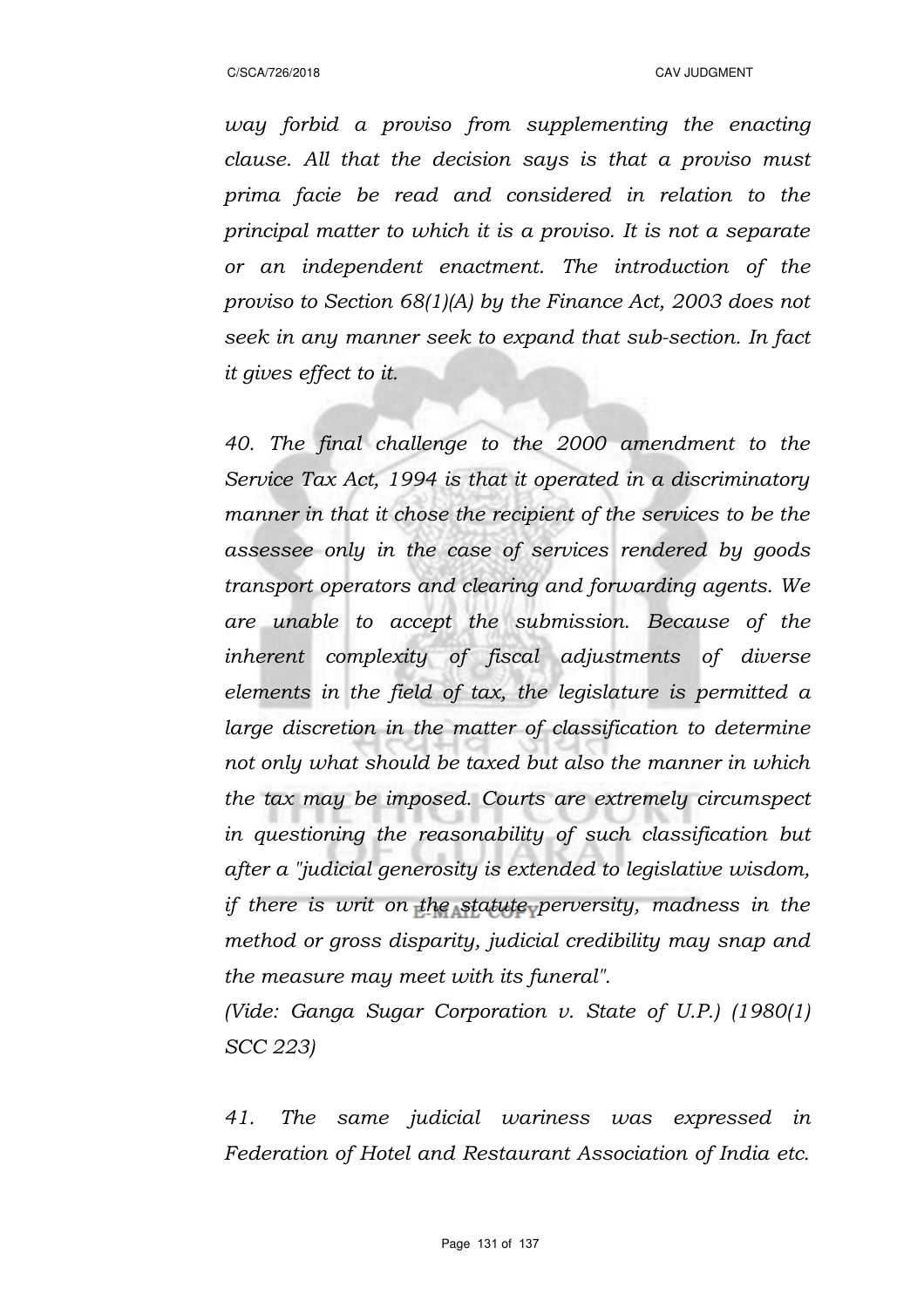*way forbid a proviso from supplementing the enacting clause. All that the decision says is that a proviso must prima facie be read and considered in relation to the principal matter to which it is a proviso. It is not a separate or an independent enactment. The introduction of the proviso to Section 68(1)(A) by the Finance Act, 2003 does not seek in any manner seek to expand that sub-section. In fact it gives effect to it.*

*40. The final challenge to the 2000 amendment to the Service Tax Act, 1994 is that it operated in a discriminatory manner in that it chose the recipient of the services to be the assessee only in the case of services rendered by goods transport operators and clearing and forwarding agents. We are unable to accept the submission. Because of the inherent complexity of fiscal adjustments of diverse elements in the field of tax, the legislature is permitted a large discretion in the matter of classification to determine not only what should be taxed but also the manner in which the tax may be imposed. Courts are extremely circumspect in questioning the reasonability of such classification but after a "judicial generosity is extended to legislative wisdom, if there is writ on the statute perversity, madness in the method or gross disparity, judicial credibility may snap and the measure may meet with its funeral".*

*(Vide: Ganga Sugar Corporation v. State of U.P.) (1980(1) SCC 223)*

*41. The same judicial wariness was expressed in Federation of Hotel and Restaurant Association of India etc.*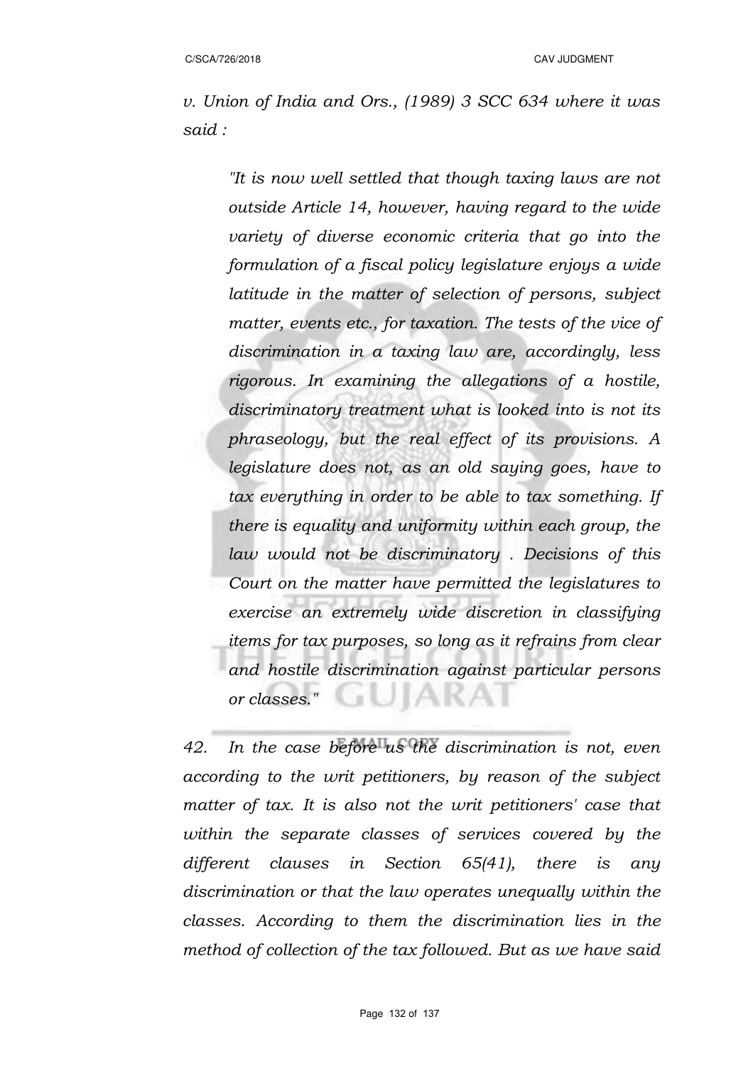*v. Union of India and Ors., (1989) 3 SCC 634 where it was said :*

> *"It is now well settled that though taxing laws are not outside Article 14, however, having regard to the wide variety of diverse economic criteria that go into the formulation of a fiscal policy legislature enjoys a wide latitude in the matter of selection of persons, subject matter, events etc., for taxation. The tests of the vice of discrimination in a taxing law are, accordingly, less rigorous. In examining the allegations of a hostile, discriminatory treatment what is looked into is not its phraseology, but the real effect of its provisions. A legislature does not, as an old saying goes, have to tax everything in order to be able to tax something. If there is equality and uniformity within each group, the law would not be discriminatory . Decisions of this Court on the matter have permitted the legislatures to exercise an extremely wide discretion in classifying items for tax purposes, so long as it refrains from clear and hostile discrimination against particular persons or classes."*

*42. In the case before us the discrimination is not, even according to the writ petitioners, by reason of the subject matter of tax. It is also not the writ petitioners' case that within the separate classes of services covered by the different clauses in Section 65(41), there is any discrimination or that the law operates unequally within the classes. According to them the discrimination lies in the method of collection of the tax followed. But as we have said*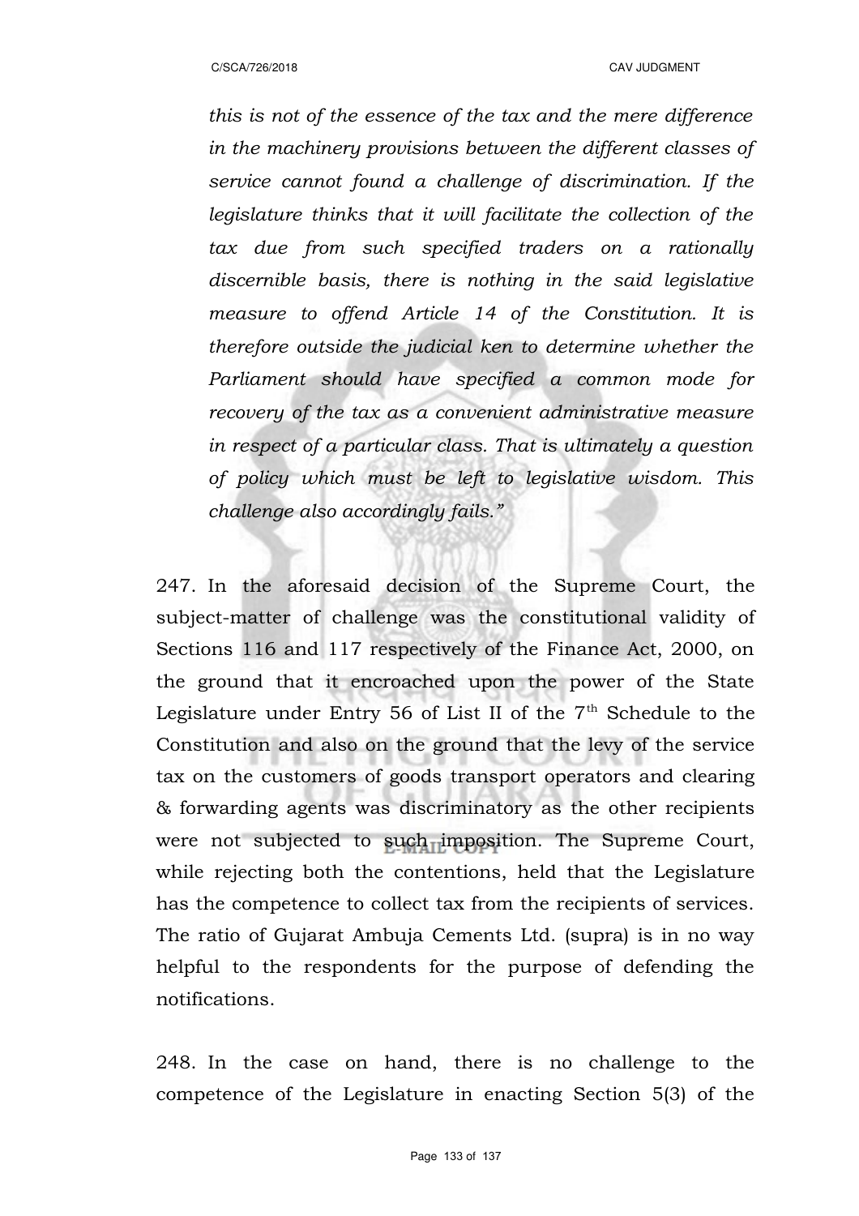*this is not of the essence of the tax and the mere difference in the machinery provisions between the different classes of service cannot found a challenge of discrimination. If the legislature thinks that it will facilitate the collection of the tax due from such specified traders on a rationally discernible basis, there is nothing in the said legislative measure to offend Article 14 of the Constitution. It is therefore outside the judicial ken to determine whether the Parliament should have specified a common mode for recovery of the tax as a convenient administrative measure in respect of a particular class. That is ultimately a question of policy which must be left to legislative wisdom. This challenge also accordingly fails."*

247. In the aforesaid decision of the Supreme Court, the subject-matter of challenge was the constitutional validity of Sections 116 and 117 respectively of the Finance Act, 2000, on the ground that it encroached upon the power of the State Legislature under Entry 56 of List II of the 7th Schedule to the Constitution and also on the ground that the levy of the service tax on the customers of goods transport operators and clearing & forwarding agents was discriminatory as the other recipients were not subjected to such imposition. The Supreme Court, while rejecting both the contentions, held that the Legislature has the competence to collect tax from the recipients of services. The ratio of Gujarat Ambuja Cements Ltd. (supra) is in no way helpful to the respondents for the purpose of defending the notifications.

248. In the case on hand, there is no challenge to the competence of the Legislature in enacting Section 5(3) of the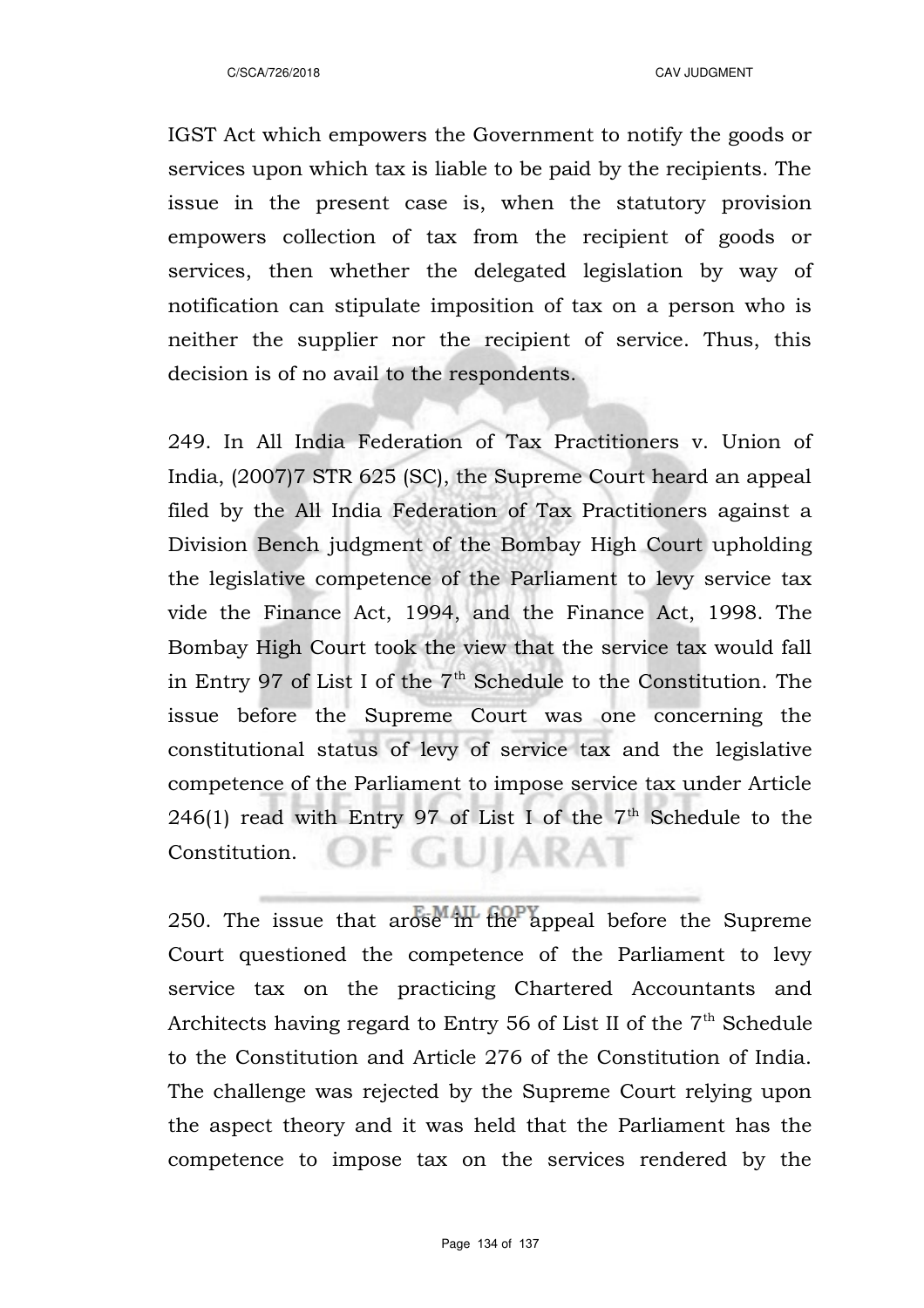IGST Act which empowers the Government to notify the goods or services upon which tax is liable to be paid by the recipients. The issue in the present case is, when the statutory provision empowers collection of tax from the recipient of goods or services, then whether the delegated legislation by way of notification can stipulate imposition of tax on a person who is neither the supplier nor the recipient of service. Thus, this decision is of no avail to the respondents.

249. In All India Federation of Tax Practitioners v. Union of India, (2007)7 STR 625 (SC), the Supreme Court heard an appeal filed by the All India Federation of Tax Practitioners against a Division Bench judgment of the Bombay High Court upholding the legislative competence of the Parliament to levy service tax vide the Finance Act, 1994, and the Finance Act, 1998. The Bombay High Court took the view that the service tax would fall in Entry 97 of List I of the 7th Schedule to the Constitution. The issue before the Supreme Court was one concerning the constitutional status of levy of service tax and the legislative competence of the Parliament to impose service tax under Article 246(1) read with Entry 97 of List I of the 7th Schedule to the Constitution.

250. The issue that arose in the appeal before the Supreme Court questioned the competence of the Parliament to levy service tax on the practicing Chartered Accountants and Architects having regard to Entry 56 of List II of the 7th Schedule to the Constitution and Article 276 of the Constitution of India. The challenge was rejected by the Supreme Court relying upon the aspect theory and it was held that the Parliament has the competence to impose tax on the services rendered by the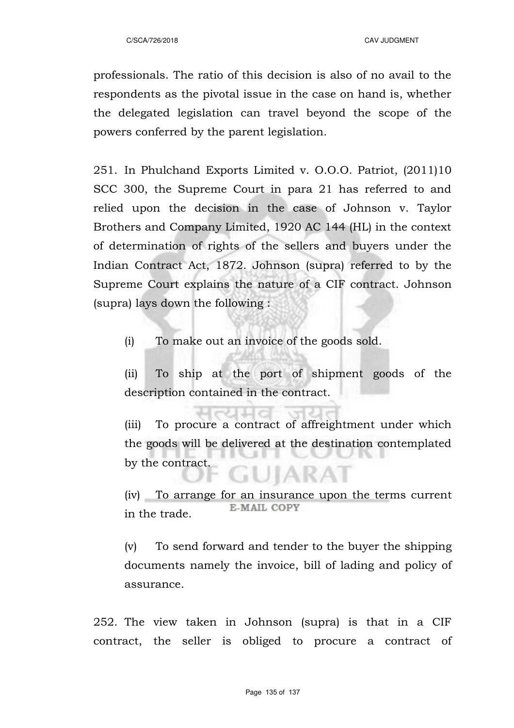professionals. The ratio of this decision is also of no avail to the respondents as the pivotal issue in the case on hand is, whether the delegated legislation can travel beyond the scope of the powers conferred by the parent legislation.

251. In Phulchand Exports Limited v. O.O.O. Patriot, (2011)10 SCC 300, the Supreme Court in para 21 has referred to and relied upon the decision in the case of Johnson v. Taylor Brothers and Company Limited, 1920 AC 144 (HL) in the context of determination of rights of the sellers and buyers under the Indian Contract Act, 1872. Johnson (supra) referred to by the Supreme Court explains the nature of a CIF contract. Johnson (supra) lays down the following :

(i) To make out an invoice of the goods sold.

(ii) To ship at the port of shipment goods of the description contained in the contract.

(iii) To procure a contract of affreightment under which the goods will be delivered at the destination contemplated by the contract.

(iv) To arrange for an insurance upon the terms current in the trade.

(v) To send forward and tender to the buyer the shipping documents namely the invoice, bill of lading and policy of assurance.

252. The view taken in Johnson (supra) is that in a CIF contract, the seller is obliged to procure a contract of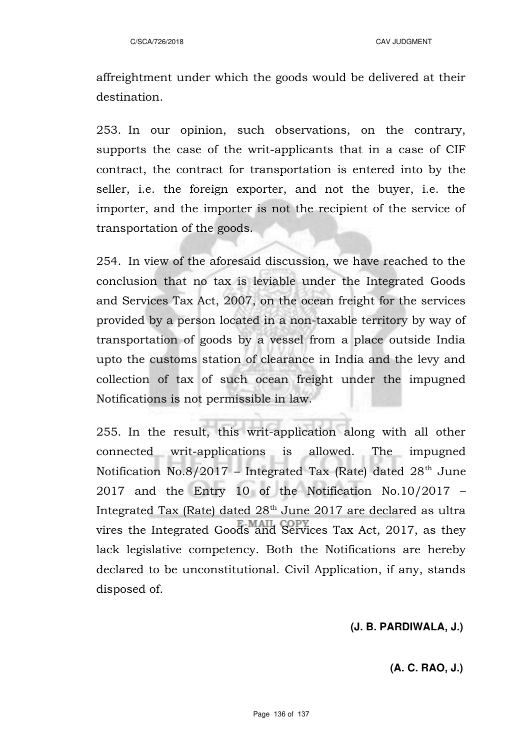affreightment under which the goods would be delivered at their destination.

253. In our opinion, such observations, on the contrary, supports the case of the writ-applicants that in a case of CIF contract, the contract for transportation is entered into by the seller, i.e. the foreign exporter, and not the buyer, i.e. the importer, and the importer is not the recipient of the service of transportation of the goods.

254. In view of the aforesaid discussion, we have reached to the conclusion that no tax is leviable under the Integrated Goods and Services Tax Act, 2007, on the ocean freight for the services provided by a person located in a non-taxable territory by way of transportation of goods by a vessel from a place outside India upto the customs station of clearance in India and the levy and collection of tax of such ocean freight under the impugned Notifications is not permissible in law.

255. In the result, this writ-application along with all other connected writ-applications is allowed. The impugned Notification No.8/2017 – Integrated Tax (Rate) dated 28th June 2017 and the Entry 10 of the Notification No.10/2017 – Integrated Tax (Rate) dated 28th June 2017 are declared as ultra vires the Integrated Goods and Services Tax Act, 2017, as they lack legislative competency. Both the Notifications are hereby declared to be unconstitutional. Civil Application, if any, stands disposed of.

**(J. B. PARDIWALA, J.)**

**(A. C. RAO, J.)**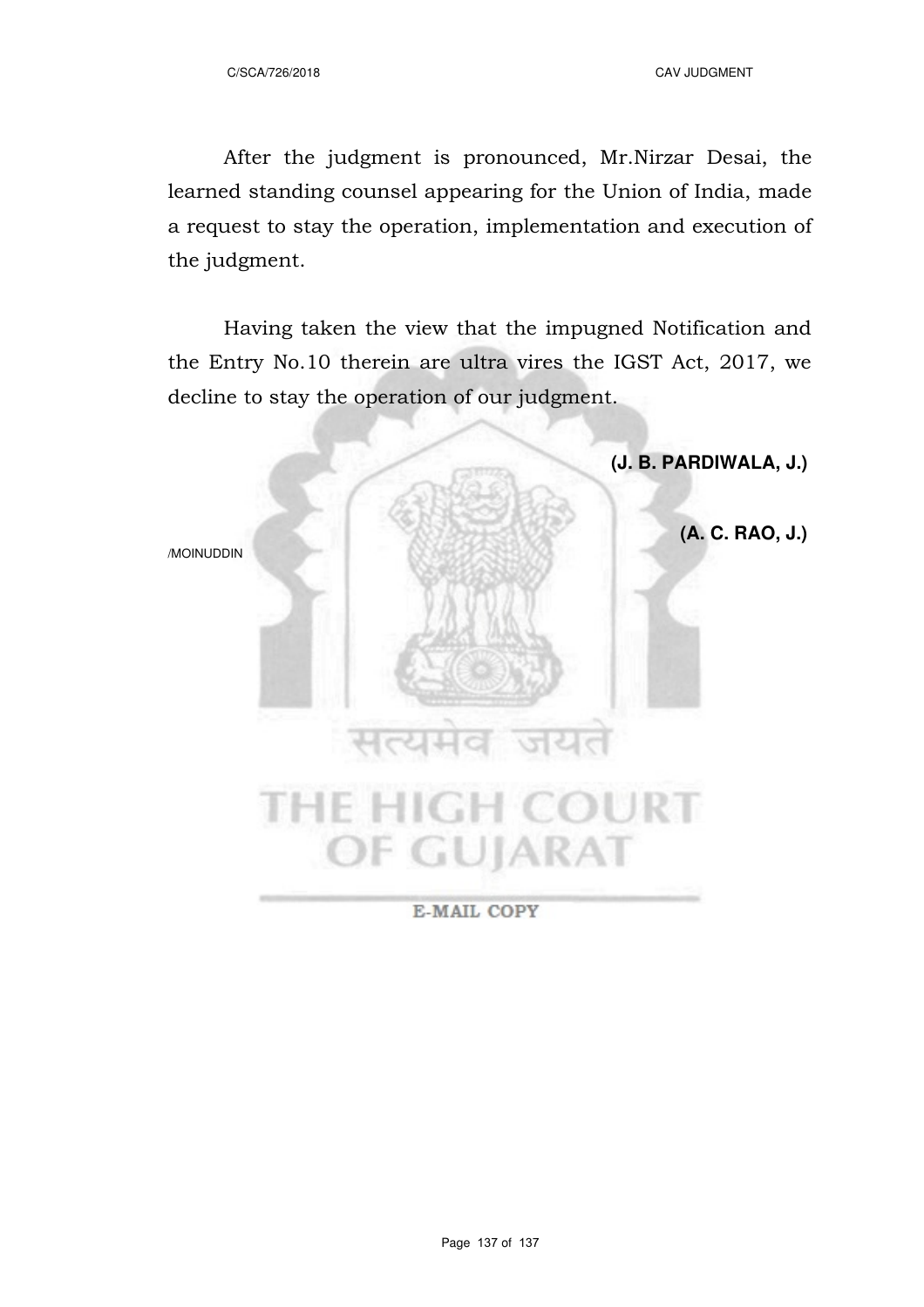After the judgment is pronounced, Mr.Nirzar Desai, the learned standing counsel appearing for the Union of India, made a request to stay the operation, implementation and execution of the judgment.

Having taken the view that the impugned Notification and the Entry No.10 therein are ultra vires the IGST Act, 2017, we decline to stay the operation of our judgment.

**(J. B. PARDIWALA, J.)**

**(A. C. RAO, J.)**

/MOINUDDIN